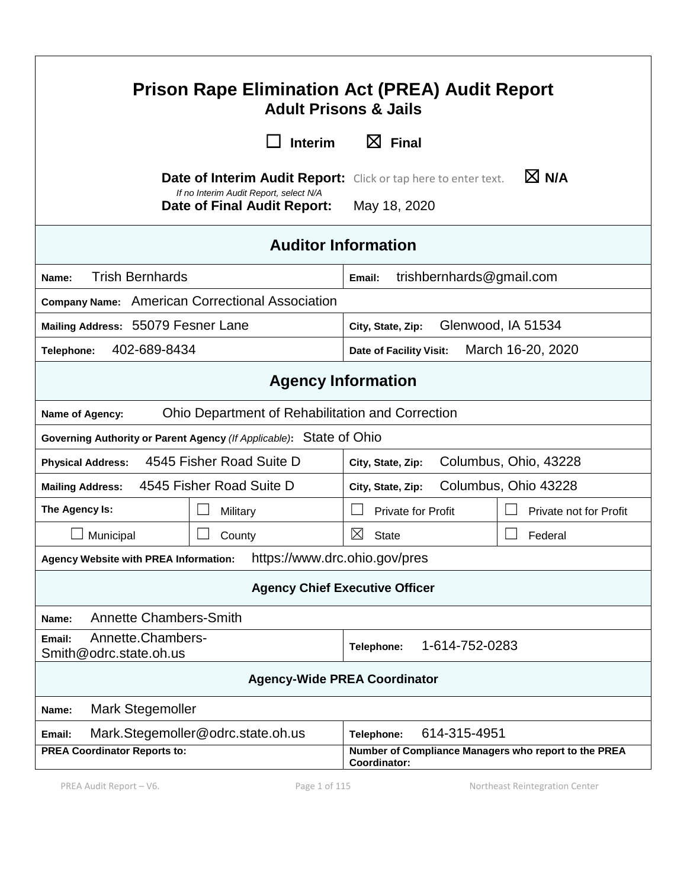# Prison Rape Elimination Act (PREA) Audit Report

## Adult Prisons & Jails

☐ Interim ☒ Final

**Date of Interim Audit Report:** Click or tap here to enter text. ☒ N/A

*If no Interim Audit Report, select N/A*

**Date of Final Audit Report:** May 18, 2020

## Auditor Information

| | |
|---|---|
| **Name:** Trish Bernhards | **Email:** trishbernhards@gmail.com |
| **Company Name:** American Correctional Association | |
| **Mailing Address:** 55079 Fesner Lane | **City, State, Zip:** Glenwood, IA 51534 |
| **Telephone:** 402-689-8434 | **Date of Facility Visit:** March 16-20, 2020 |

## Agency Information

| | | | |
|---|---|---|---|
| **Name of Agency:** Ohio Department of Rehabilitation and Correction | | | |
| **Governing Authority or Parent Agency** *(If Applicable)***:** State of Ohio | | | |
| **Physical Address:** 4545 Fisher Road Suite D | | **City, State, Zip:** Columbus, Ohio, 43228 | |
| **Mailing Address:** 4545 Fisher Road Suite D | | **City, State, Zip:** Columbus, Ohio 43228 | |
| **The Agency Is:** | ☐ Military | ☐ Private for Profit | ☐ Private not for Profit |
| ☐ Municipal | ☐ County | ☒ State | ☐ Federal |
| **Agency Website with PREA Information:** https://www.drc.ohio.gov/pres | | | |

### Agency Chief Executive Officer

| | |
|---|---|
| **Name:** Annette Chambers-Smith | |
| **Email:** Annette.Chambers-Smith@odrc.state.oh.us | **Telephone:** 1-614-752-0283 |

### Agency-Wide PREA Coordinator

| | |
|---|---|
| **Name:** Mark Stegemoller | |
| **Email:** Mark.Stegemoller@odrc.state.oh.us | **Telephone:** 614-315-4951 |
| **PREA Coordinator Reports to:** | **Number of Compliance Managers who report to the PREA Coordinator:** |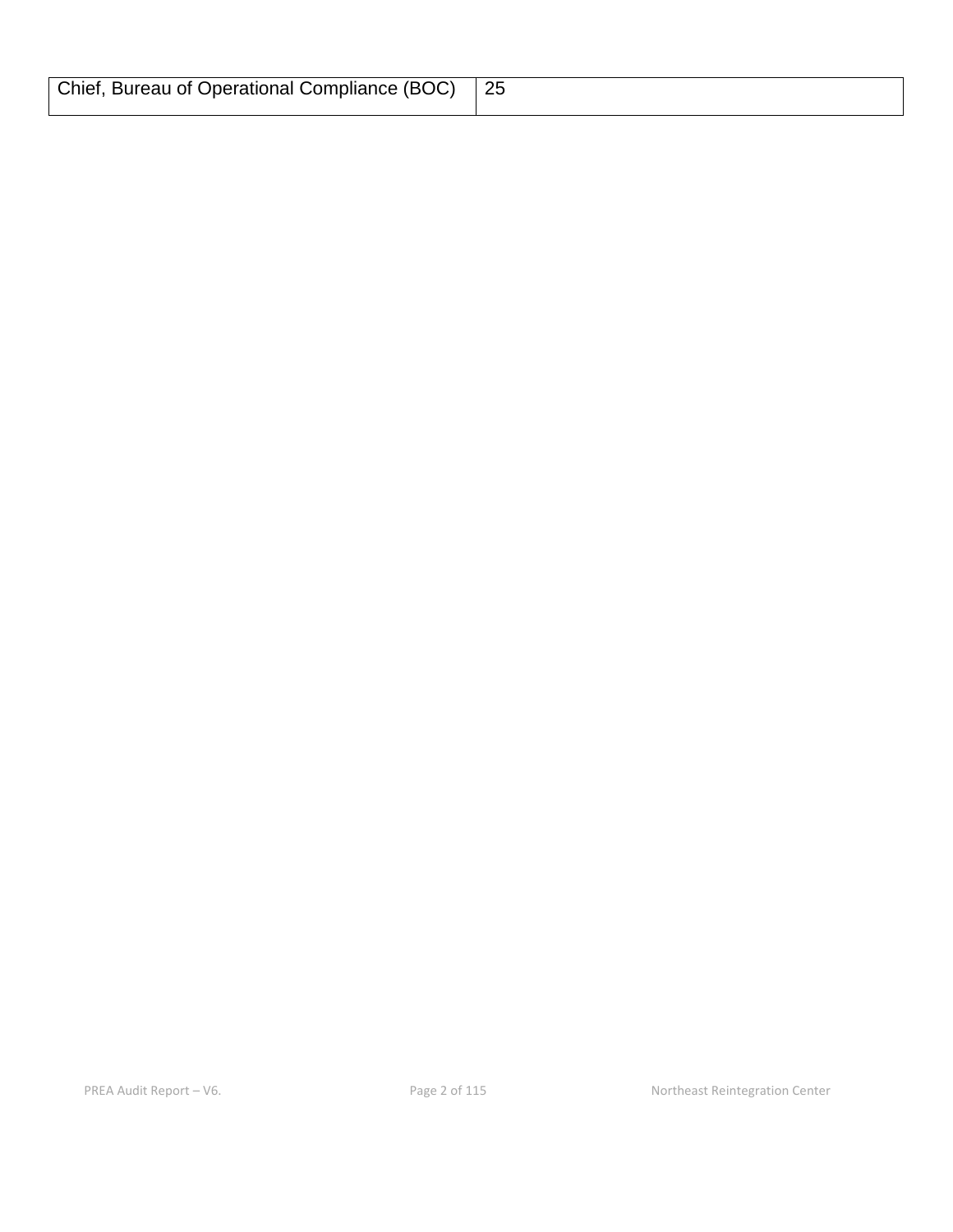| Chief, Bureau of Operational Compliance (BOC) | 25 |
|---|---|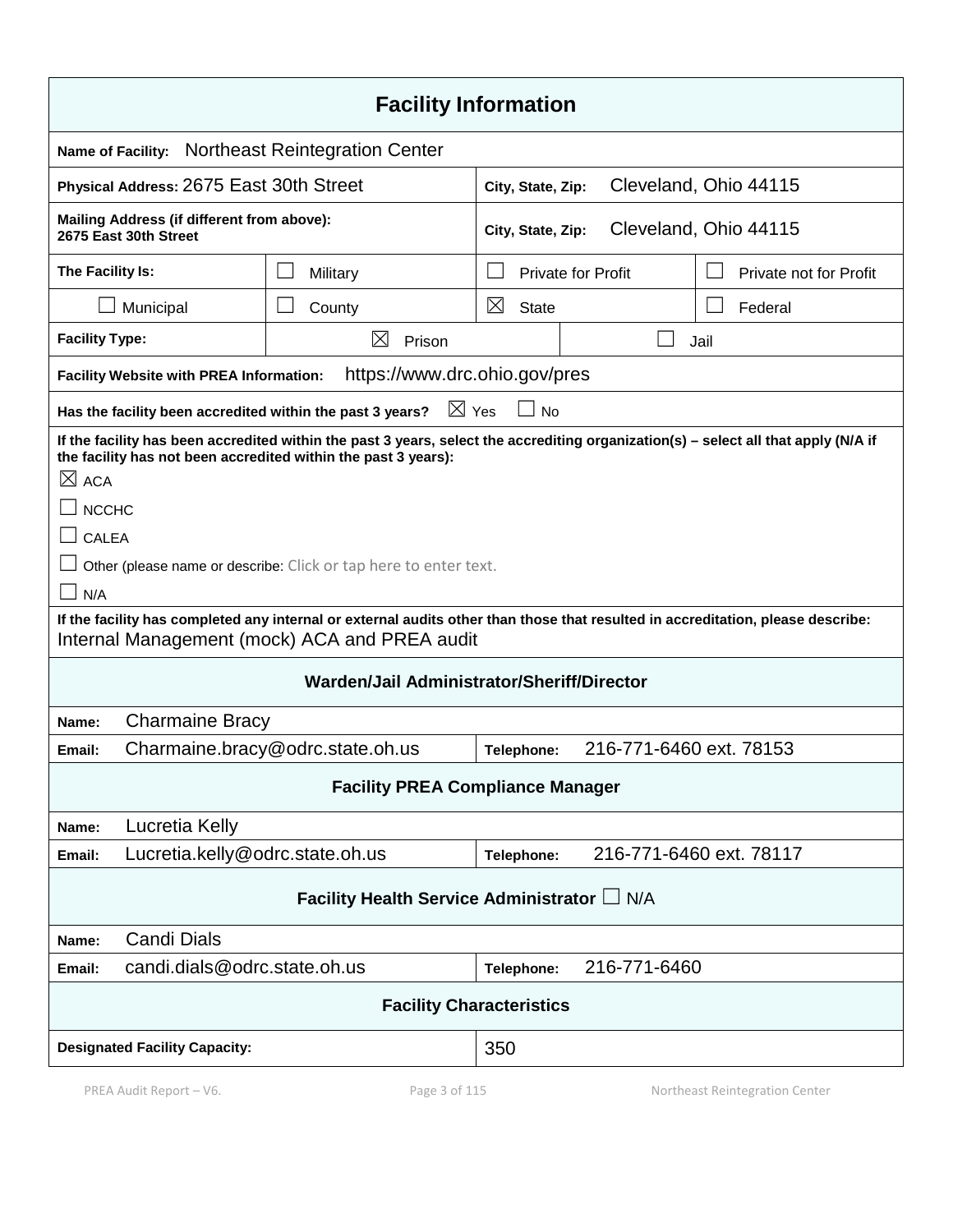## Facility Information

**Name of Facility:** Northeast Reintegration Center

| | |
|---|---|
| **Physical Address:** 2675 East 30th Street | **City, State, Zip:** Cleveland, Ohio 44115 |
| **Mailing Address (if different from above):** 2675 East 30th Street | **City, State, Zip:** Cleveland, Ohio 44115 |

| **The Facility Is:** | ☐ Military | ☐ Private for Profit | ☐ Private not for Profit |
|---|---|---|---|
| ☐ Municipal | ☐ County | ☒ State | ☐ Federal |

| **Facility Type:** | ☒ Prison | ☐ Jail |
|---|---|---|

**Facility Website with PREA Information:** https://www.drc.ohio.gov/pres

**Has the facility been accredited within the past 3 years?** ☒ Yes ☐ No

**If the facility has been accredited within the past 3 years, select the accrediting organization(s) – select all that apply (N/A if the facility has not been accredited within the past 3 years):**

☒ ACA

☐ NCCHC

☐ CALEA

☐ Other (please name or describe: Click or tap here to enter text.

☐ N/A

**If the facility has completed any internal or external audits other than those that resulted in accreditation, please describe:**
Internal Management (mock) ACA and PREA audit

### Warden/Jail Administrator/Sheriff/Director

| | |
|---|---|
| **Name:** Charmaine Bracy | |
| **Email:** Charmaine.bracy@odrc.state.oh.us | **Telephone:** 216-771-6460 ext. 78153 |

### Facility PREA Compliance Manager

| | |
|---|---|
| **Name:** Lucretia Kelly | |
| **Email:** Lucretia.kelly@odrc.state.oh.us | **Telephone:** 216-771-6460 ext. 78117 |

### Facility Health Service Administrator ☐ N/A

| | |
|---|---|
| **Name:** Candi Dials | |
| **Email:** candi.dials@odrc.state.oh.us | **Telephone:** 216-771-6460 |

### Facility Characteristics

| | |
|---|---|
| **Designated Facility Capacity:** | 350 |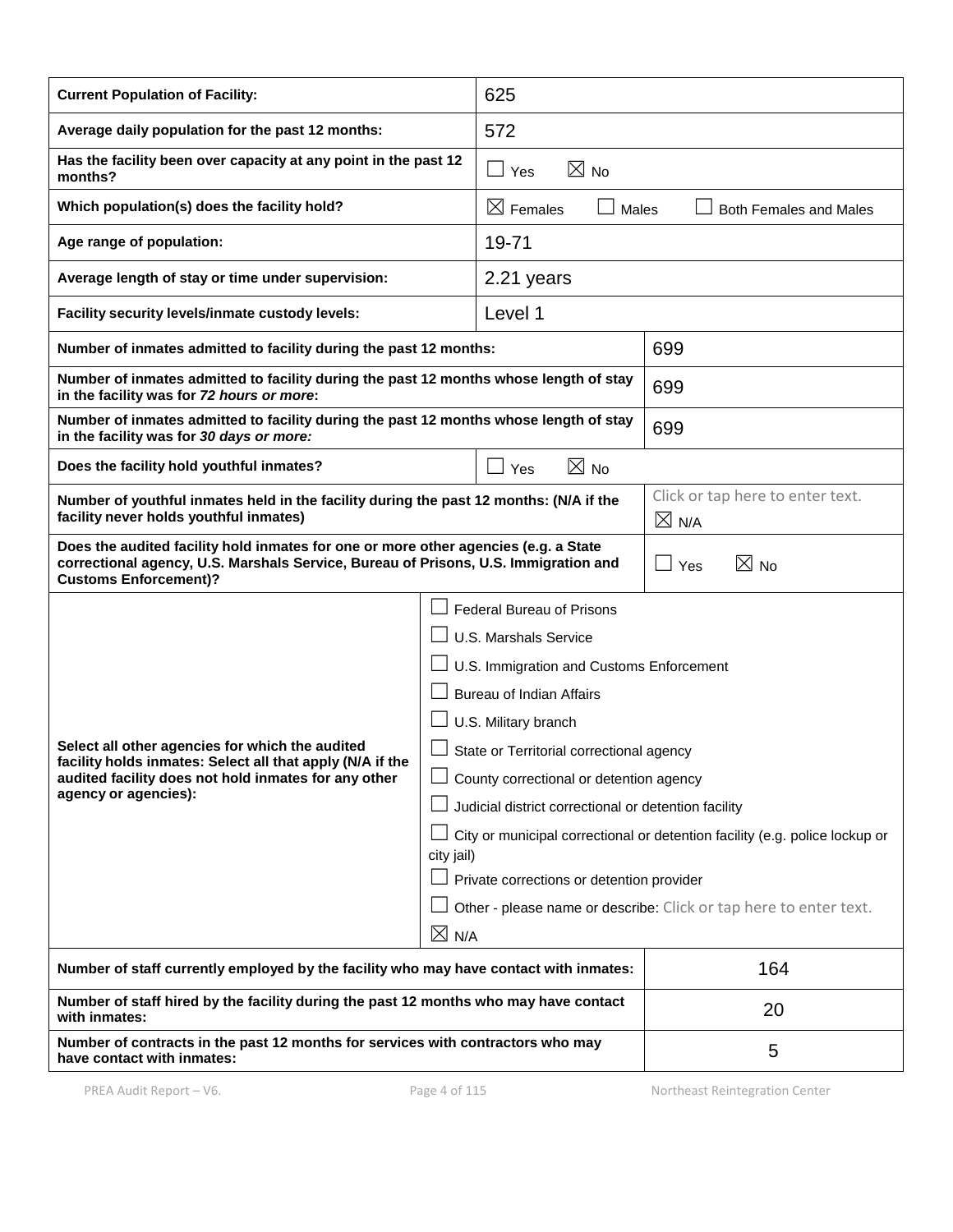| | |
|---|---|
| **Current Population of Facility:** | 625 |
| **Average daily population for the past 12 months:** | 572 |
| **Has the facility been over capacity at any point in the past 12 months?** | ☐ Yes ☒ No |
| **Which population(s) does the facility hold?** | ☒ Females ☐ Males ☐ Both Females and Males |
| **Age range of population:** | 19-71 |
| **Average length of stay or time under supervision:** | 2.21 years |
| **Facility security levels/inmate custody levels:** | Level 1 |
| **Number of inmates admitted to facility during the past 12 months:** | 699 |
| **Number of inmates admitted to facility during the past 12 months whose length of stay in the facility was for *72 hours or more*:** | 699 |
| **Number of inmates admitted to facility during the past 12 months whose length of stay in the facility was for *30 days or more:*** | 699 |
| **Does the facility hold youthful inmates?** | ☐ Yes ☒ No |
| **Number of youthful inmates held in the facility during the past 12 months: (N/A if the facility never holds youthful inmates)** | Click or tap here to enter text. ☒ N/A |
| **Does the audited facility hold inmates for one or more other agencies (e.g. a State correctional agency, U.S. Marshals Service, Bureau of Prisons, U.S. Immigration and Customs Enforcement)?** | ☐ Yes ☒ No |
| **Select all other agencies for which the audited facility holds inmates: Select all that apply (N/A if the audited facility does not hold inmates for any other agency or agencies):** | ☐ Federal Bureau of Prisons<br>☐ U.S. Marshals Service<br>☐ U.S. Immigration and Customs Enforcement<br>☐ Bureau of Indian Affairs<br>☐ U.S. Military branch<br>☐ State or Territorial correctional agency<br>☐ County correctional or detention agency<br>☐ Judicial district correctional or detention facility<br>☐ City or municipal correctional or detention facility (e.g. police lockup or city jail)<br>☐ Private corrections or detention provider<br>☐ Other - please name or describe: Click or tap here to enter text.<br>☒ N/A |
| **Number of staff currently employed by the facility who may have contact with inmates:** | 164 |
| **Number of staff hired by the facility during the past 12 months who may have contact with inmates:** | 20 |
| **Number of contracts in the past 12 months for services with contractors who may have contact with inmates:** | 5 |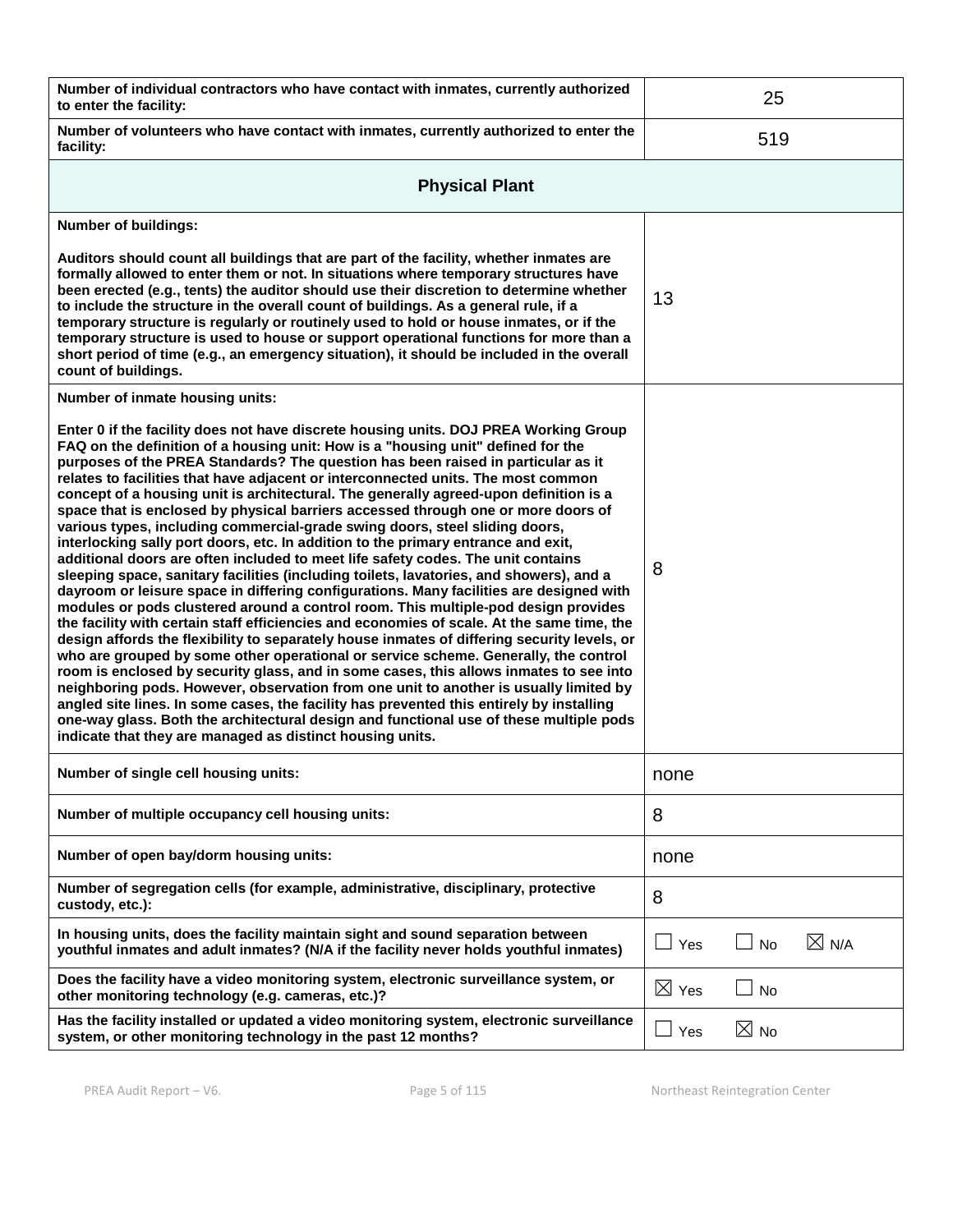| | |
|---|---|
| **Number of individual contractors who have contact with inmates, currently authorized to enter the facility:** | 25 |
| **Number of volunteers who have contact with inmates, currently authorized to enter the facility:** | 519 |
| **Physical Plant** | |
| **Number of buildings:**<br><br>**Auditors should count all buildings that are part of the facility, whether inmates are formally allowed to enter them or not. In situations where temporary structures have been erected (e.g., tents) the auditor should use their discretion to determine whether to include the structure in the overall count of buildings. As a general rule, if a temporary structure is regularly or routinely used to hold or house inmates, or if the temporary structure is used to house or support operational functions for more than a short period of time (e.g., an emergency situation), it should be included in the overall count of buildings.** | 13 |
| **Number of inmate housing units:**<br><br>**Enter 0 if the facility does not have discrete housing units. DOJ PREA Working Group FAQ on the definition of a housing unit: How is a "housing unit" defined for the purposes of the PREA Standards? The question has been raised in particular as it relates to facilities that have adjacent or interconnected units. The most common concept of a housing unit is architectural. The generally agreed-upon definition is a space that is enclosed by physical barriers accessed through one or more doors of various types, including commercial-grade swing doors, steel sliding doors, interlocking sally port doors, etc. In addition to the primary entrance and exit, additional doors are often included to meet life safety codes. The unit contains sleeping space, sanitary facilities (including toilets, lavatories, and showers), and a dayroom or leisure space in differing configurations. Many facilities are designed with modules or pods clustered around a control room. This multiple-pod design provides the facility with certain staff efficiencies and economies of scale. At the same time, the design affords the flexibility to separately house inmates of differing security levels, or who are grouped by some other operational or service scheme. Generally, the control room is enclosed by security glass, and in some cases, this allows inmates to see into neighboring pods. However, observation from one unit to another is usually limited by angled site lines. In some cases, the facility has prevented this entirely by installing one-way glass. Both the architectural design and functional use of these multiple pods indicate that they are managed as distinct housing units.** | 8 |
| **Number of single cell housing units:** | none |
| **Number of multiple occupancy cell housing units:** | 8 |
| **Number of open bay/dorm housing units:** | none |
| **Number of segregation cells (for example, administrative, disciplinary, protective custody, etc.):** | 8 |
| **In housing units, does the facility maintain sight and sound separation between youthful inmates and adult inmates? (N/A if the facility never holds youthful inmates)** | ☐ Yes ☐ No ☒ N/A |
| **Does the facility have a video monitoring system, electronic surveillance system, or other monitoring technology (e.g. cameras, etc.)?** | ☒ Yes ☐ No |
| **Has the facility installed or updated a video monitoring system, electronic surveillance system, or other monitoring technology in the past 12 months?** | ☐ Yes ☒ No |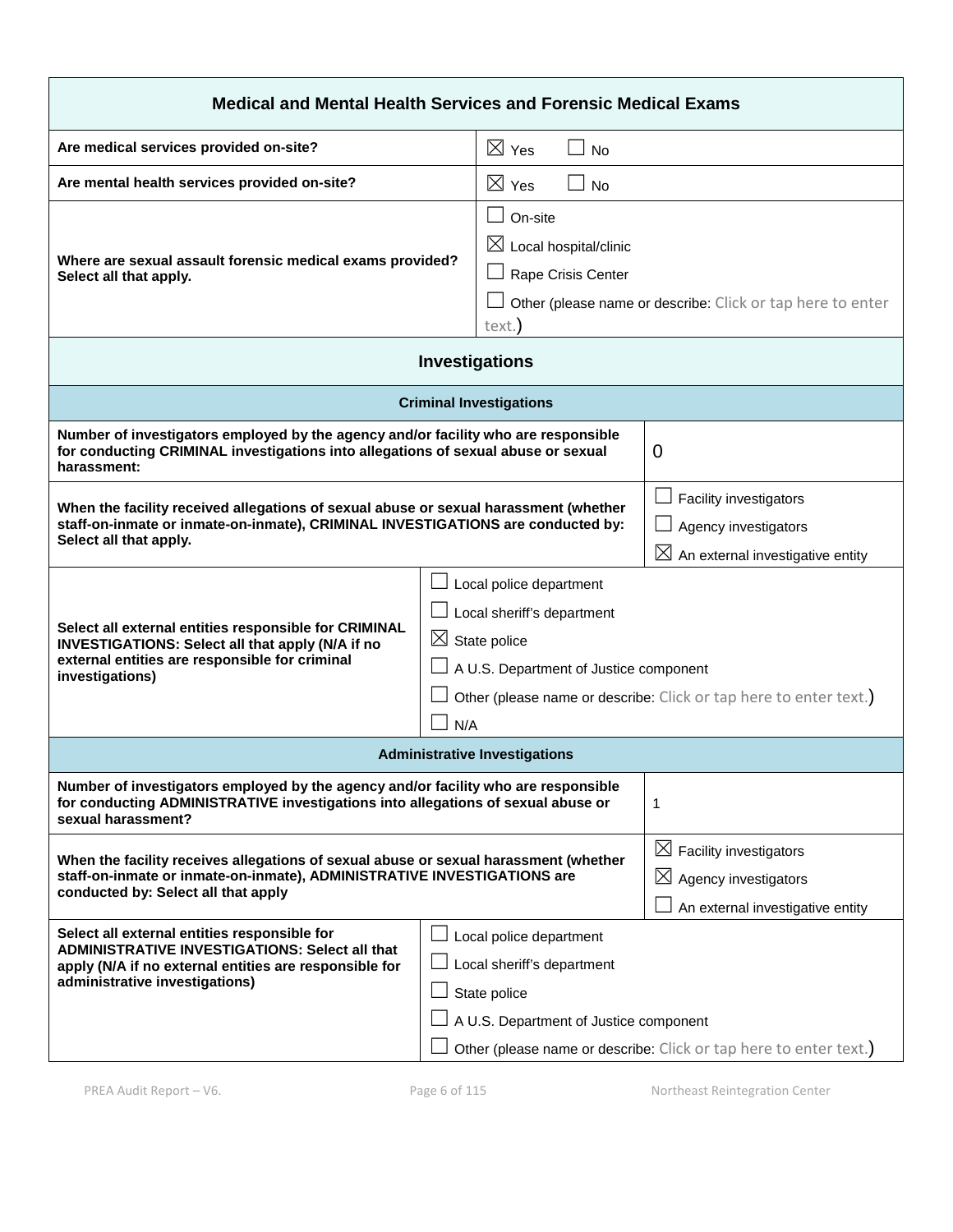## Medical and Mental Health Services and Forensic Medical Exams

| Question | Response |
|---|---|
| **Are medical services provided on-site?** | ☒ Yes ☐ No |
| **Are mental health services provided on-site?** | ☒ Yes ☐ No |
| **Where are sexual assault forensic medical exams provided? Select all that apply.** | ☐ On-site<br>☒ Local hospital/clinic<br>☐ Rape Crisis Center<br>☐ Other (please name or describe: Click or tap here to enter text.) |

## Investigations

### Criminal Investigations

| Question | Response |
|---|---|
| **Number of investigators employed by the agency and/or facility who are responsible for conducting CRIMINAL investigations into allegations of sexual abuse or sexual harassment:** | 0 |
| **When the facility received allegations of sexual abuse or sexual harassment (whether staff-on-inmate or inmate-on-inmate), CRIMINAL INVESTIGATIONS are conducted by: Select all that apply.** | ☐ Facility investigators<br>☐ Agency investigators<br>☒ An external investigative entity |
| **Select all external entities responsible for CRIMINAL INVESTIGATIONS: Select all that apply (N/A if no external entities are responsible for criminal investigations)** | ☐ Local police department<br>☐ Local sheriff's department<br>☒ State police<br>☐ A U.S. Department of Justice component<br>☐ Other (please name or describe: Click or tap here to enter text.)<br>☐ N/A |

### Administrative Investigations

| Question | Response |
|---|---|
| **Number of investigators employed by the agency and/or facility who are responsible for conducting ADMINISTRATIVE investigations into allegations of sexual abuse or sexual harassment?** | 1 |
| **When the facility receives allegations of sexual abuse or sexual harassment (whether staff-on-inmate or inmate-on-inmate), ADMINISTRATIVE INVESTIGATIONS are conducted by: Select all that apply** | ☒ Facility investigators<br>☒ Agency investigators<br>☐ An external investigative entity |
| **Select all external entities responsible for ADMINISTRATIVE INVESTIGATIONS: Select all that apply (N/A if no external entities are responsible for administrative investigations)** | ☐ Local police department<br>☐ Local sheriff's department<br>☐ State police<br>☐ A U.S. Department of Justice component<br>☐ Other (please name or describe: Click or tap here to enter text.) |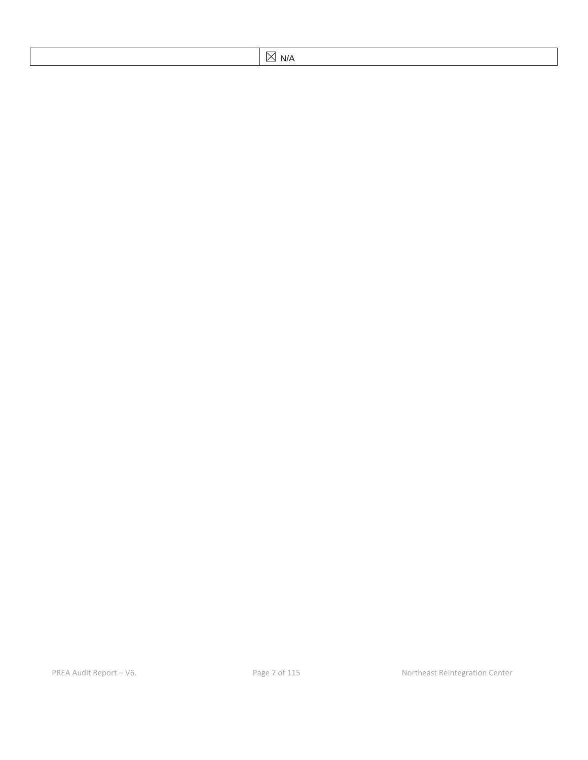| | ☒ N/A |
|---|---|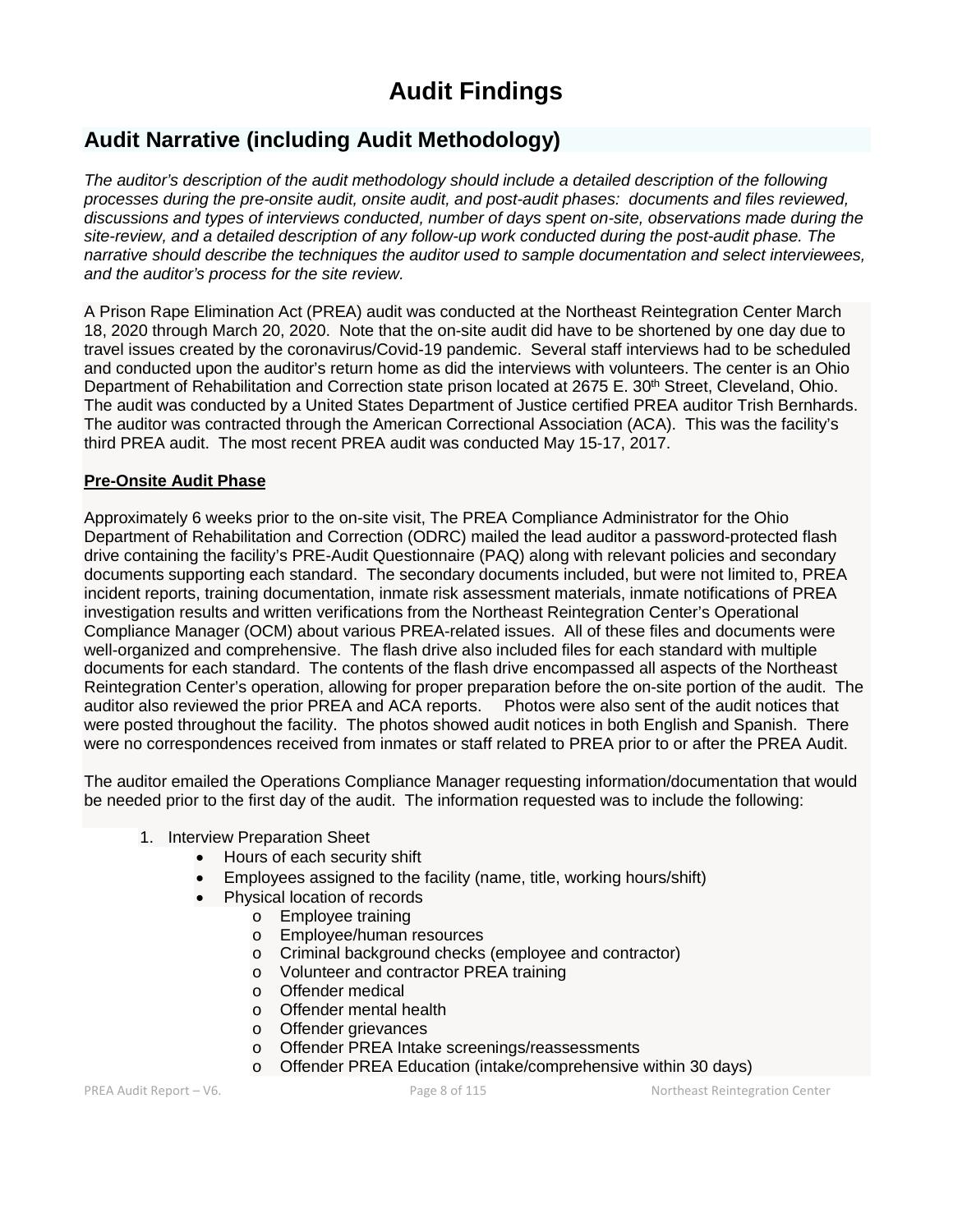# Audit Findings

## Audit Narrative (including Audit Methodology)

*The auditor's description of the audit methodology should include a detailed description of the following processes during the pre-onsite audit, onsite audit, and post-audit phases: documents and files reviewed, discussions and types of interviews conducted, number of days spent on-site, observations made during the site-review, and a detailed description of any follow-up work conducted during the post-audit phase. The narrative should describe the techniques the auditor used to sample documentation and select interviewees, and the auditor's process for the site review.*

A Prison Rape Elimination Act (PREA) audit was conducted at the Northeast Reintegration Center March 18, 2020 through March 20, 2020. Note that the on-site audit did have to be shortened by one day due to travel issues created by the coronavirus/Covid-19 pandemic. Several staff interviews had to be scheduled and conducted upon the auditor's return home as did the interviews with volunteers. The center is an Ohio Department of Rehabilitation and Correction state prison located at 2675 E. 30th Street, Cleveland, Ohio. The audit was conducted by a United States Department of Justice certified PREA auditor Trish Bernhards. The auditor was contracted through the American Correctional Association (ACA). This was the facility's third PREA audit. The most recent PREA audit was conducted May 15-17, 2017.

**Pre-Onsite Audit Phase**

Approximately 6 weeks prior to the on-site visit, The PREA Compliance Administrator for the Ohio Department of Rehabilitation and Correction (ODRC) mailed the lead auditor a password-protected flash drive containing the facility's PRE-Audit Questionnaire (PAQ) along with relevant policies and secondary documents supporting each standard. The secondary documents included, but were not limited to, PREA incident reports, training documentation, inmate risk assessment materials, inmate notifications of PREA investigation results and written verifications from the Northeast Reintegration Center's Operational Compliance Manager (OCM) about various PREA-related issues. All of these files and documents were well-organized and comprehensive. The flash drive also included files for each standard with multiple documents for each standard. The contents of the flash drive encompassed all aspects of the Northeast Reintegration Center's operation, allowing for proper preparation before the on-site portion of the audit. The auditor also reviewed the prior PREA and ACA reports. Photos were also sent of the audit notices that were posted throughout the facility. The photos showed audit notices in both English and Spanish. There were no correspondences received from inmates or staff related to PREA prior to or after the PREA Audit.

The auditor emailed the Operations Compliance Manager requesting information/documentation that would be needed prior to the first day of the audit. The information requested was to include the following:

1. Interview Preparation Sheet
    - Hours of each security shift
    - Employees assigned to the facility (name, title, working hours/shift)
    - Physical location of records
        - Employee training
        - Employee/human resources
        - Criminal background checks (employee and contractor)
        - Volunteer and contractor PREA training
        - Offender medical
        - Offender mental health
        - Offender grievances
        - Offender PREA Intake screenings/reassessments
        - Offender PREA Education (intake/comprehensive within 30 days)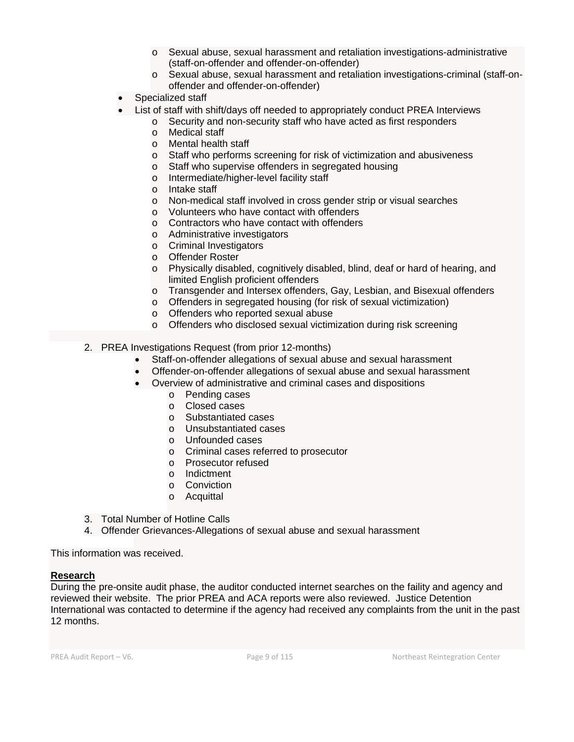- Sexual abuse, sexual harassment and retaliation investigations-administrative (staff-on-offender and offender-on-offender)
    - Sexual abuse, sexual harassment and retaliation investigations-criminal (staff-on-offender and offender-on-offender)
  - Specialized staff
  - List of staff with shift/days off needed to appropriately conduct PREA Interviews
    - Security and non-security staff who have acted as first responders
    - Medical staff
    - Mental health staff
    - Staff who performs screening for risk of victimization and abusiveness
    - Staff who supervise offenders in segregated housing
    - Intermediate/higher-level facility staff
    - Intake staff
    - Non-medical staff involved in cross gender strip or visual searches
    - Volunteers who have contact with offenders
    - Contractors who have contact with offenders
    - Administrative investigators
    - Criminal Investigators
    - Offender Roster
    - Physically disabled, cognitively disabled, blind, deaf or hard of hearing, and limited English proficient offenders
    - Transgender and Intersex offenders, Gay, Lesbian, and Bisexual offenders
    - Offenders in segregated housing (for risk of sexual victimization)
    - Offenders who reported sexual abuse
    - Offenders who disclosed sexual victimization during risk screening

2. PREA Investigations Request (from prior 12-months)
    - Staff-on-offender allegations of sexual abuse and sexual harassment
    - Offender-on-offender allegations of sexual abuse and sexual harassment
    - Overview of administrative and criminal cases and dispositions
      - Pending cases
      - Closed cases
      - Substantiated cases
      - Unsubstantiated cases
      - Unfounded cases
      - Criminal cases referred to prosecutor
      - Prosecutor refused
      - Indictment
      - Conviction
      - Acquittal

3. Total Number of Hotline Calls
4. Offender Grievances-Allegations of sexual abuse and sexual harassment

This information was received.

**Research**

During the pre-onsite audit phase, the auditor conducted internet searches on the faility and agency and reviewed their website. The prior PREA and ACA reports were also reviewed. Justice Detention International was contacted to determine if the agency had received any complaints from the unit in the past 12 months.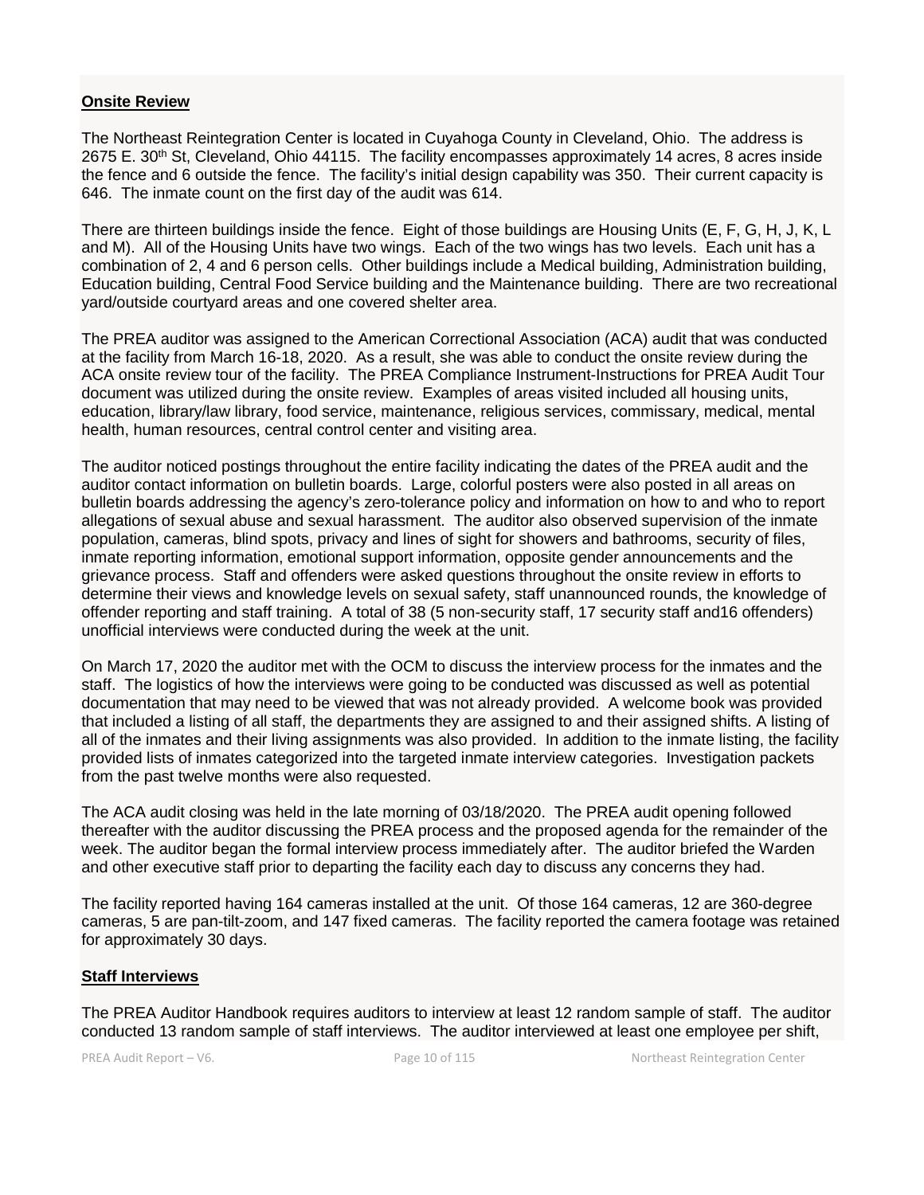**Onsite Review**

The Northeast Reintegration Center is located in Cuyahoga County in Cleveland, Ohio. The address is 2675 E. 30th St, Cleveland, Ohio 44115. The facility encompasses approximately 14 acres, 8 acres inside the fence and 6 outside the fence. The facility's initial design capability was 350. Their current capacity is 646. The inmate count on the first day of the audit was 614.

There are thirteen buildings inside the fence. Eight of those buildings are Housing Units (E, F, G, H, J, K, L and M). All of the Housing Units have two wings. Each of the two wings has two levels. Each unit has a combination of 2, 4 and 6 person cells. Other buildings include a Medical building, Administration building, Education building, Central Food Service building and the Maintenance building. There are two recreational yard/outside courtyard areas and one covered shelter area.

The PREA auditor was assigned to the American Correctional Association (ACA) audit that was conducted at the facility from March 16-18, 2020. As a result, she was able to conduct the onsite review during the ACA onsite review tour of the facility. The PREA Compliance Instrument-Instructions for PREA Audit Tour document was utilized during the onsite review. Examples of areas visited included all housing units, education, library/law library, food service, maintenance, religious services, commissary, medical, mental health, human resources, central control center and visiting area.

The auditor noticed postings throughout the entire facility indicating the dates of the PREA audit and the auditor contact information on bulletin boards. Large, colorful posters were also posted in all areas on bulletin boards addressing the agency's zero-tolerance policy and information on how to and who to report allegations of sexual abuse and sexual harassment. The auditor also observed supervision of the inmate population, cameras, blind spots, privacy and lines of sight for showers and bathrooms, security of files, inmate reporting information, emotional support information, opposite gender announcements and the grievance process. Staff and offenders were asked questions throughout the onsite review in efforts to determine their views and knowledge levels on sexual safety, staff unannounced rounds, the knowledge of offender reporting and staff training. A total of 38 (5 non-security staff, 17 security staff and16 offenders) unofficial interviews were conducted during the week at the unit.

On March 17, 2020 the auditor met with the OCM to discuss the interview process for the inmates and the staff. The logistics of how the interviews were going to be conducted was discussed as well as potential documentation that may need to be viewed that was not already provided. A welcome book was provided that included a listing of all staff, the departments they are assigned to and their assigned shifts. A listing of all of the inmates and their living assignments was also provided. In addition to the inmate listing, the facility provided lists of inmates categorized into the targeted inmate interview categories. Investigation packets from the past twelve months were also requested.

The ACA audit closing was held in the late morning of 03/18/2020. The PREA audit opening followed thereafter with the auditor discussing the PREA process and the proposed agenda for the remainder of the week. The auditor began the formal interview process immediately after. The auditor briefed the Warden and other executive staff prior to departing the facility each day to discuss any concerns they had.

The facility reported having 164 cameras installed at the unit. Of those 164 cameras, 12 are 360-degree cameras, 5 are pan-tilt-zoom, and 147 fixed cameras. The facility reported the camera footage was retained for approximately 30 days.

**Staff Interviews**

The PREA Auditor Handbook requires auditors to interview at least 12 random sample of staff. The auditor conducted 13 random sample of staff interviews. The auditor interviewed at least one employee per shift,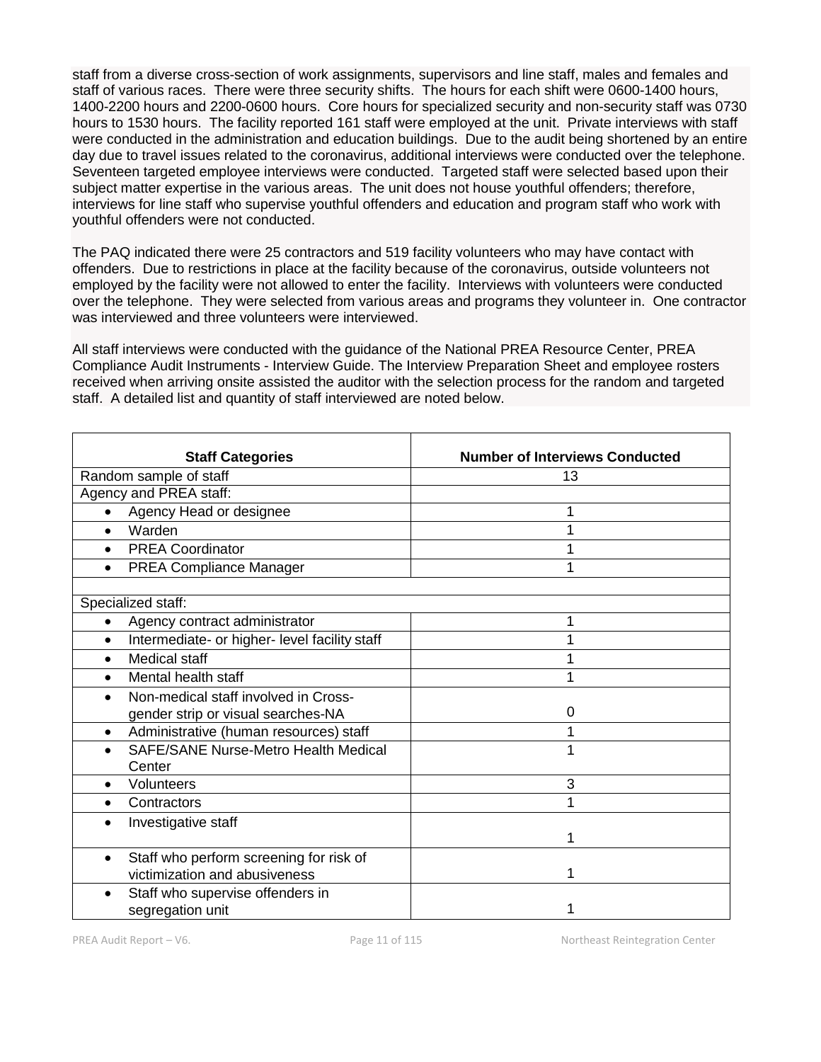staff from a diverse cross-section of work assignments, supervisors and line staff, males and females and staff of various races. There were three security shifts. The hours for each shift were 0600-1400 hours, 1400-2200 hours and 2200-0600 hours. Core hours for specialized security and non-security staff was 0730 hours to 1530 hours. The facility reported 161 staff were employed at the unit. Private interviews with staff were conducted in the administration and education buildings. Due to the audit being shortened by an entire day due to travel issues related to the coronavirus, additional interviews were conducted over the telephone. Seventeen targeted employee interviews were conducted. Targeted staff were selected based upon their subject matter expertise in the various areas. The unit does not house youthful offenders; therefore, interviews for line staff who supervise youthful offenders and education and program staff who work with youthful offenders were not conducted.

The PAQ indicated there were 25 contractors and 519 facility volunteers who may have contact with offenders. Due to restrictions in place at the facility because of the coronavirus, outside volunteers not employed by the facility were not allowed to enter the facility. Interviews with volunteers were conducted over the telephone. They were selected from various areas and programs they volunteer in. One contractor was interviewed and three volunteers were interviewed.

All staff interviews were conducted with the guidance of the National PREA Resource Center, PREA Compliance Audit Instruments - Interview Guide. The Interview Preparation Sheet and employee rosters received when arriving onsite assisted the auditor with the selection process for the random and targeted staff. A detailed list and quantity of staff interviewed are noted below.

| Staff Categories | Number of Interviews Conducted |
|---|---|
| Random sample of staff | 13 |
| Agency and PREA staff: | |
| • Agency Head or designee | 1 |
| • Warden | 1 |
| • PREA Coordinator | 1 |
| • PREA Compliance Manager | 1 |
| | |
| Specialized staff: | |
| • Agency contract administrator | 1 |
| • Intermediate- or higher- level facility staff | 1 |
| • Medical staff | 1 |
| • Mental health staff | 1 |
| • Non-medical staff involved in Cross-gender strip or visual searches-NA | 0 |
| • Administrative (human resources) staff | 1 |
| • SAFE/SANE Nurse-Metro Health Medical Center | 1 |
| • Volunteers | 3 |
| • Contractors | 1 |
| • Investigative staff | 1 |
| • Staff who perform screening for risk of victimization and abusiveness | 1 |
| • Staff who supervise offenders in segregation unit | 1 |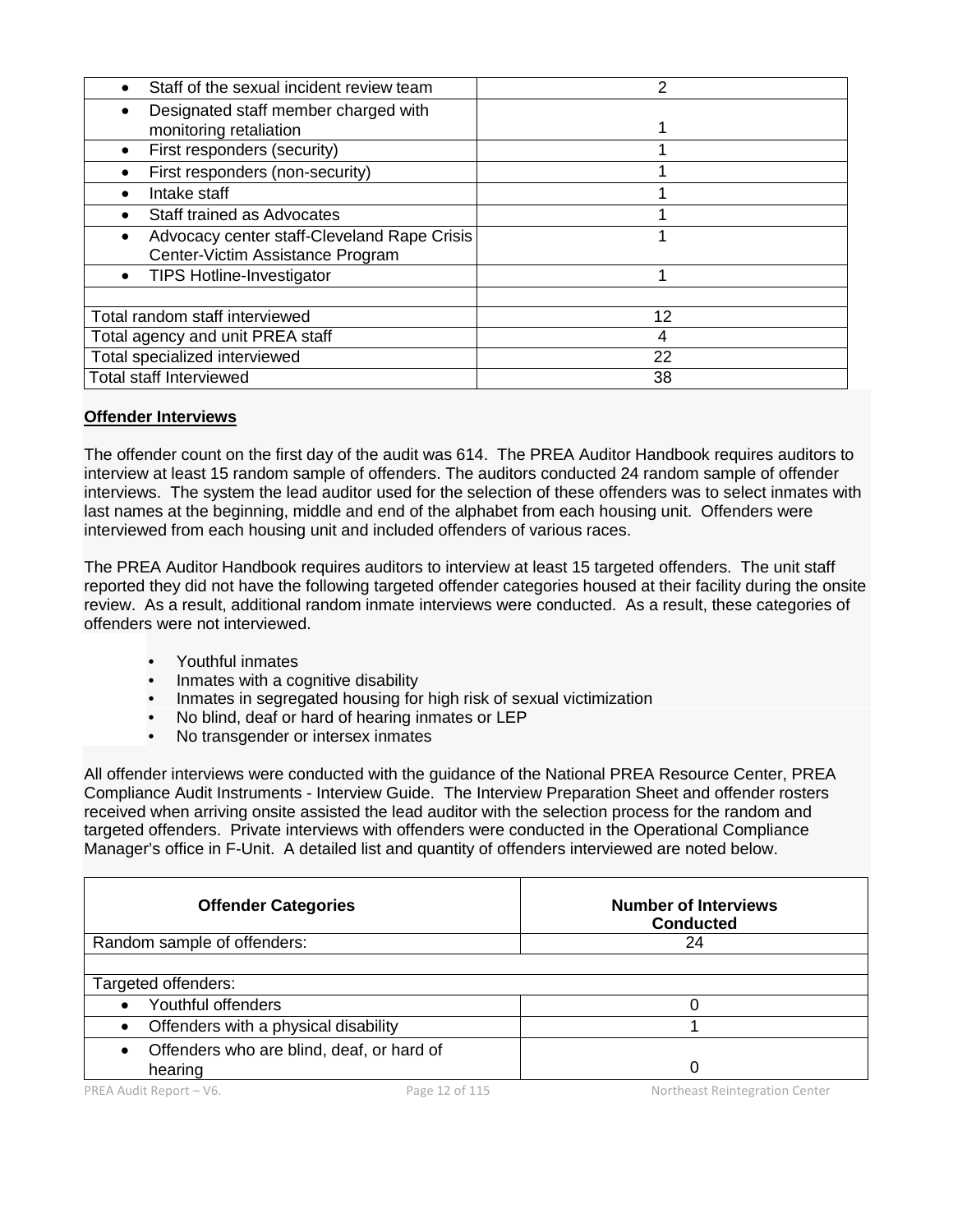| | |
|---|---|
| • Staff of the sexual incident review team | 2 |
| • Designated staff member charged with monitoring retaliation | 1 |
| • First responders (security) | 1 |
| • First responders (non-security) | 1 |
| • Intake staff | 1 |
| • Staff trained as Advocates | 1 |
| • Advocacy center staff-Cleveland Rape Crisis Center-Victim Assistance Program | 1 |
| • TIPS Hotline-Investigator | 1 |
| | |
| Total random staff interviewed | 12 |
| Total agency and unit PREA staff | 4 |
| Total specialized interviewed | 22 |
| Total staff Interviewed | 38 |

**Offender Interviews**

The offender count on the first day of the audit was 614. The PREA Auditor Handbook requires auditors to interview at least 15 random sample of offenders. The auditors conducted 24 random sample of offender interviews. The system the lead auditor used for the selection of these offenders was to select inmates with last names at the beginning, middle and end of the alphabet from each housing unit. Offenders were interviewed from each housing unit and included offenders of various races.

The PREA Auditor Handbook requires auditors to interview at least 15 targeted offenders. The unit staff reported they did not have the following targeted offender categories housed at their facility during the onsite review. As a result, additional random inmate interviews were conducted. As a result, these categories of offenders were not interviewed.

- Youthful inmates
- Inmates with a cognitive disability
- Inmates in segregated housing for high risk of sexual victimization
- No blind, deaf or hard of hearing inmates or LEP
- No transgender or intersex inmates

All offender interviews were conducted with the guidance of the National PREA Resource Center, PREA Compliance Audit Instruments - Interview Guide. The Interview Preparation Sheet and offender rosters received when arriving onsite assisted the lead auditor with the selection process for the random and targeted offenders. Private interviews with offenders were conducted in the Operational Compliance Manager's office in F-Unit. A detailed list and quantity of offenders interviewed are noted below.

| Offender Categories | Number of Interviews Conducted |
|---|---|
| Random sample of offenders: | 24 |
| | |
| Targeted offenders: | |
| • Youthful offenders | 0 |
| • Offenders with a physical disability | 1 |
| • Offenders who are blind, deaf, or hard of hearing | 0 |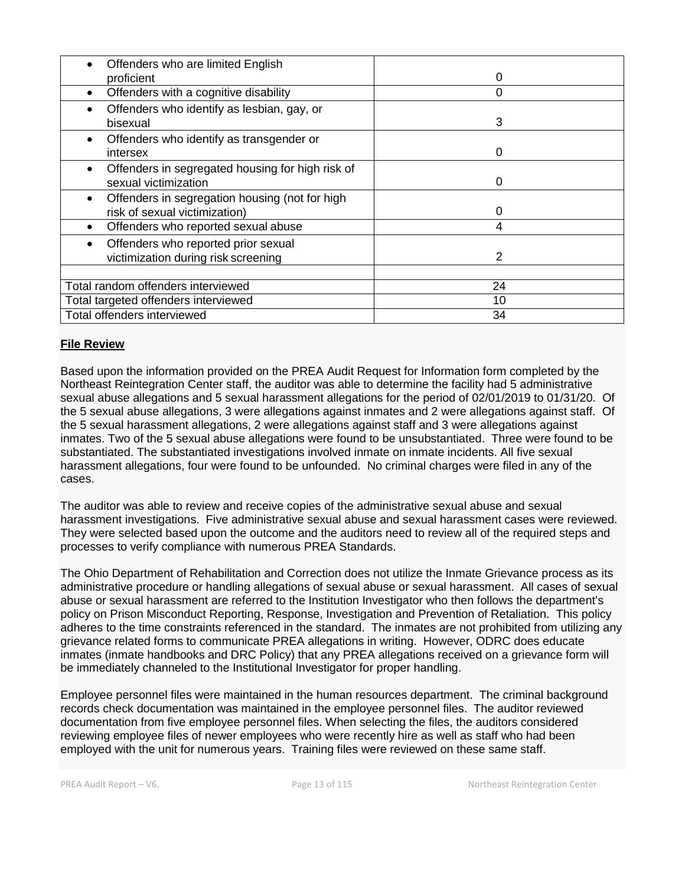| | |
|---|---|
| • Offenders who are limited English proficient | 0 |
| • Offenders with a cognitive disability | 0 |
| • Offenders who identify as lesbian, gay, or bisexual | 3 |
| • Offenders who identify as transgender or intersex | 0 |
| • Offenders in segregated housing for high risk of sexual victimization | 0 |
| • Offenders in segregation housing (not for high risk of sexual victimization) | 0 |
| • Offenders who reported sexual abuse | 4 |
| • Offenders who reported prior sexual victimization during risk screening | 2 |
| | |
| Total random offenders interviewed | 24 |
| Total targeted offenders interviewed | 10 |
| Total offenders interviewed | 34 |

**File Review**

Based upon the information provided on the PREA Audit Request for Information form completed by the Northeast Reintegration Center staff, the auditor was able to determine the facility had 5 administrative sexual abuse allegations and 5 sexual harassment allegations for the period of 02/01/2019 to 01/31/20. Of the 5 sexual abuse allegations, 3 were allegations against inmates and 2 were allegations against staff. Of the 5 sexual harassment allegations, 2 were allegations against staff and 3 were allegations against inmates. Two of the 5 sexual abuse allegations were found to be unsubstantiated. Three were found to be substantiated. The substantiated investigations involved inmate on inmate incidents. All five sexual harassment allegations, four were found to be unfounded. No criminal charges were filed in any of the cases.

The auditor was able to review and receive copies of the administrative sexual abuse and sexual harassment investigations. Five administrative sexual abuse and sexual harassment cases were reviewed. They were selected based upon the outcome and the auditors need to review all of the required steps and processes to verify compliance with numerous PREA Standards.

The Ohio Department of Rehabilitation and Correction does not utilize the Inmate Grievance process as its administrative procedure or handling allegations of sexual abuse or sexual harassment. All cases of sexual abuse or sexual harassment are referred to the Institution Investigator who then follows the department's policy on Prison Misconduct Reporting, Response, Investigation and Prevention of Retaliation. This policy adheres to the time constraints referenced in the standard. The inmates are not prohibited from utilizing any grievance related forms to communicate PREA allegations in writing. However, ODRC does educate inmates (inmate handbooks and DRC Policy) that any PREA allegations received on a grievance form will be immediately channeled to the Institutional Investigator for proper handling.

Employee personnel files were maintained in the human resources department. The criminal background records check documentation was maintained in the employee personnel files. The auditor reviewed documentation from five employee personnel files. When selecting the files, the auditors considered reviewing employee files of newer employees who were recently hire as well as staff who had been employed with the unit for numerous years. Training files were reviewed on these same staff.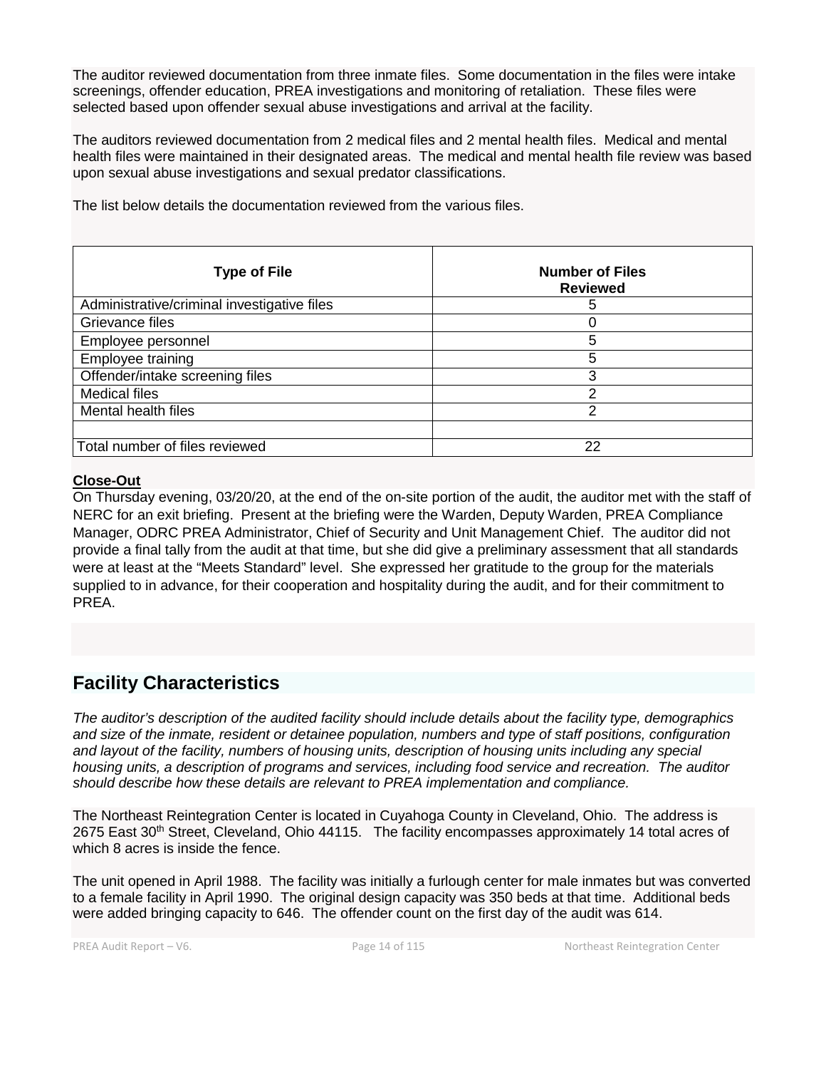The auditor reviewed documentation from three inmate files. Some documentation in the files were intake screenings, offender education, PREA investigations and monitoring of retaliation. These files were selected based upon offender sexual abuse investigations and arrival at the facility.

The auditors reviewed documentation from 2 medical files and 2 mental health files. Medical and mental health files were maintained in their designated areas. The medical and mental health file review was based upon sexual abuse investigations and sexual predator classifications.

The list below details the documentation reviewed from the various files.

| Type of File | Number of Files Reviewed |
|---|---|
| Administrative/criminal investigative files | 5 |
| Grievance files | 0 |
| Employee personnel | 5 |
| Employee training | 5 |
| Offender/intake screening files | 3 |
| Medical files | 2 |
| Mental health files | 2 |
| | |
| Total number of files reviewed | 22 |

**Close-Out**

On Thursday evening, 03/20/20, at the end of the on-site portion of the audit, the auditor met with the staff of NERC for an exit briefing. Present at the briefing were the Warden, Deputy Warden, PREA Compliance Manager, ODRC PREA Administrator, Chief of Security and Unit Management Chief. The auditor did not provide a final tally from the audit at that time, but she did give a preliminary assessment that all standards were at least at the "Meets Standard" level. She expressed her gratitude to the group for the materials supplied to in advance, for their cooperation and hospitality during the audit, and for their commitment to PREA.

## Facility Characteristics

*The auditor's description of the audited facility should include details about the facility type, demographics and size of the inmate, resident or detainee population, numbers and type of staff positions, configuration and layout of the facility, numbers of housing units, description of housing units including any special housing units, a description of programs and services, including food service and recreation. The auditor should describe how these details are relevant to PREA implementation and compliance.*

The Northeast Reintegration Center is located in Cuyahoga County in Cleveland, Ohio. The address is 2675 East 30th Street, Cleveland, Ohio 44115. The facility encompasses approximately 14 total acres of which 8 acres is inside the fence.

The unit opened in April 1988. The facility was initially a furlough center for male inmates but was converted to a female facility in April 1990. The original design capacity was 350 beds at that time. Additional beds were added bringing capacity to 646. The offender count on the first day of the audit was 614.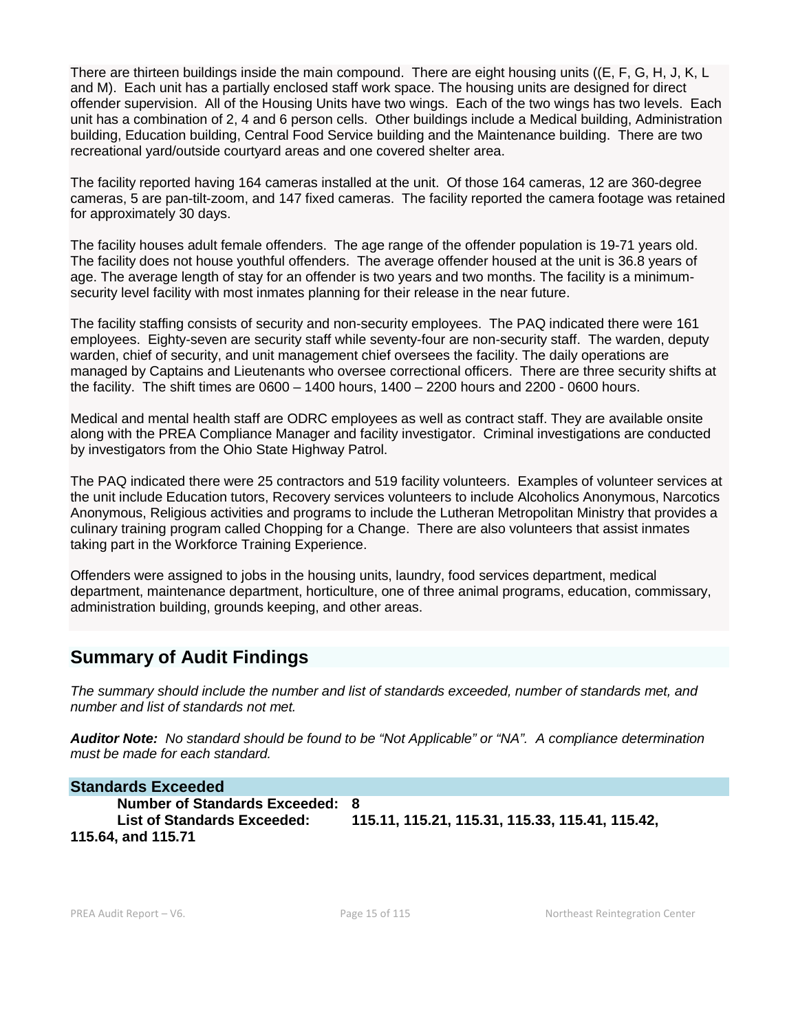There are thirteen buildings inside the main compound. There are eight housing units ((E, F, G, H, J, K, L and M). Each unit has a partially enclosed staff work space. The housing units are designed for direct offender supervision. All of the Housing Units have two wings. Each of the two wings has two levels. Each unit has a combination of 2, 4 and 6 person cells. Other buildings include a Medical building, Administration building, Education building, Central Food Service building and the Maintenance building. There are two recreational yard/outside courtyard areas and one covered shelter area.

The facility reported having 164 cameras installed at the unit. Of those 164 cameras, 12 are 360-degree cameras, 5 are pan-tilt-zoom, and 147 fixed cameras. The facility reported the camera footage was retained for approximately 30 days.

The facility houses adult female offenders. The age range of the offender population is 19-71 years old. The facility does not house youthful offenders. The average offender housed at the unit is 36.8 years of age. The average length of stay for an offender is two years and two months. The facility is a minimum-security level facility with most inmates planning for their release in the near future.

The facility staffing consists of security and non-security employees. The PAQ indicated there were 161 employees. Eighty-seven are security staff while seventy-four are non-security staff. The warden, deputy warden, chief of security, and unit management chief oversees the facility. The daily operations are managed by Captains and Lieutenants who oversee correctional officers. There are three security shifts at the facility. The shift times are 0600 – 1400 hours, 1400 – 2200 hours and 2200 - 0600 hours.

Medical and mental health staff are ODRC employees as well as contract staff. They are available onsite along with the PREA Compliance Manager and facility investigator. Criminal investigations are conducted by investigators from the Ohio State Highway Patrol.

The PAQ indicated there were 25 contractors and 519 facility volunteers. Examples of volunteer services at the unit include Education tutors, Recovery services volunteers to include Alcoholics Anonymous, Narcotics Anonymous, Religious activities and programs to include the Lutheran Metropolitan Ministry that provides a culinary training program called Chopping for a Change. There are also volunteers that assist inmates taking part in the Workforce Training Experience.

Offenders were assigned to jobs in the housing units, laundry, food services department, medical department, maintenance department, horticulture, one of three animal programs, education, commissary, administration building, grounds keeping, and other areas.

## Summary of Audit Findings

*The summary should include the number and list of standards exceeded, number of standards met, and number and list of standards not met.*

***Auditor Note:*** *No standard should be found to be "Not Applicable" or "NA". A compliance determination must be made for each standard.*

### Standards Exceeded

**Number of Standards Exceeded: 8**

**List of Standards Exceeded: 115.11, 115.21, 115.31, 115.33, 115.41, 115.42, 115.64, and 115.71**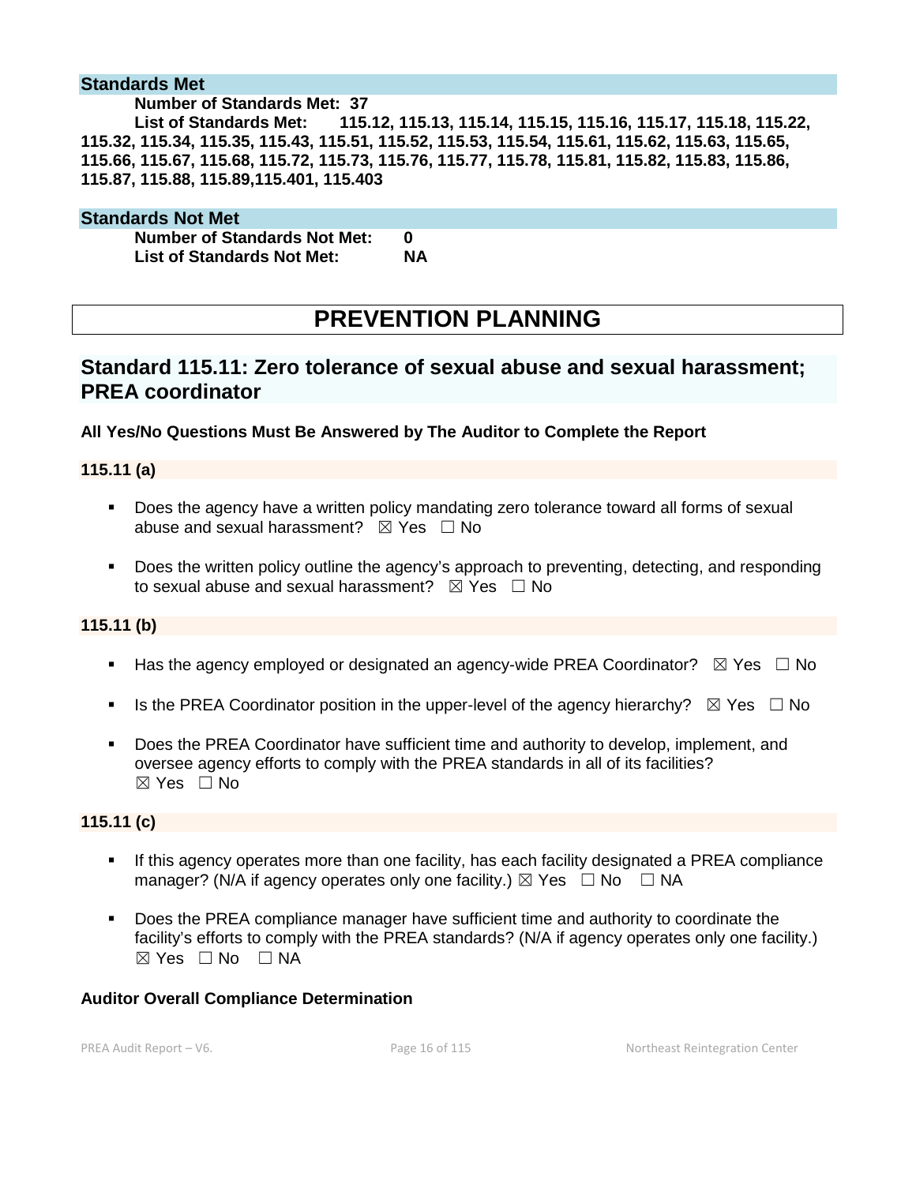### Standards Met

**Number of Standards Met: 37**

**List of Standards Met: 115.12, 115.13, 115.14, 115.15, 115.16, 115.17, 115.18, 115.22, 115.32, 115.34, 115.35, 115.43, 115.51, 115.52, 115.53, 115.54, 115.61, 115.62, 115.63, 115.65, 115.66, 115.67, 115.68, 115.72, 115.73, 115.76, 115.77, 115.78, 115.81, 115.82, 115.83, 115.86, 115.87, 115.88, 115.89,115.401, 115.403**

### Standards Not Met

**Number of Standards Not Met: 0**

**List of Standards Not Met: NA**

# PREVENTION PLANNING

## Standard 115.11: Zero tolerance of sexual abuse and sexual harassment; PREA coordinator

**All Yes/No Questions Must Be Answered by The Auditor to Complete the Report**

### 115.11 (a)

- Does the agency have a written policy mandating zero tolerance toward all forms of sexual abuse and sexual harassment? ☒ Yes ☐ No
- Does the written policy outline the agency's approach to preventing, detecting, and responding to sexual abuse and sexual harassment? ☒ Yes ☐ No

### 115.11 (b)

- Has the agency employed or designated an agency-wide PREA Coordinator? ☒ Yes ☐ No
- Is the PREA Coordinator position in the upper-level of the agency hierarchy? ☒ Yes ☐ No
- Does the PREA Coordinator have sufficient time and authority to develop, implement, and oversee agency efforts to comply with the PREA standards in all of its facilities? ☒ Yes ☐ No

### 115.11 (c)

- If this agency operates more than one facility, has each facility designated a PREA compliance manager? (N/A if agency operates only one facility.) ☒ Yes ☐ No ☐ NA
- Does the PREA compliance manager have sufficient time and authority to coordinate the facility's efforts to comply with the PREA standards? (N/A if agency operates only one facility.) ☒ Yes ☐ No ☐ NA

**Auditor Overall Compliance Determination**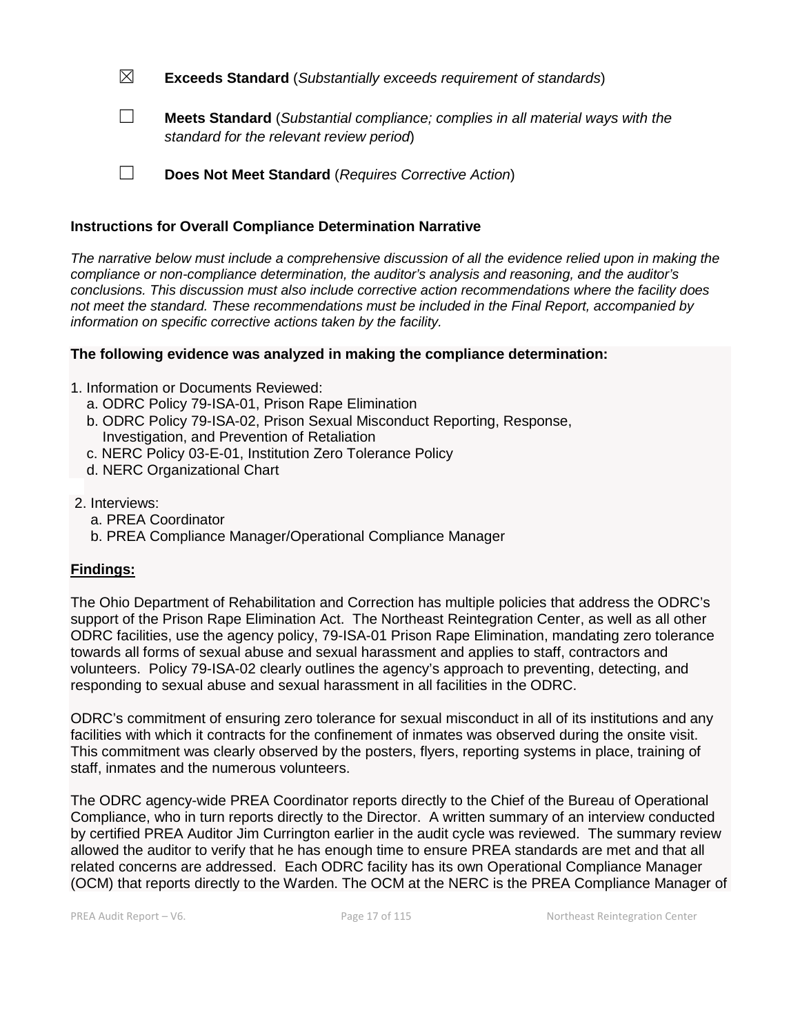☒ **Exceeds Standard** (*Substantially exceeds requirement of standards*)

☐ **Meets Standard** (*Substantial compliance; complies in all material ways with the standard for the relevant review period*)

☐ **Does Not Meet Standard** (*Requires Corrective Action*)

**Instructions for Overall Compliance Determination Narrative**

*The narrative below must include a comprehensive discussion of all the evidence relied upon in making the compliance or non-compliance determination, the auditor's analysis and reasoning, and the auditor's conclusions. This discussion must also include corrective action recommendations where the facility does not meet the standard. These recommendations must be included in the Final Report, accompanied by information on specific corrective actions taken by the facility.*

**The following evidence was analyzed in making the compliance determination:**

1. Information or Documents Reviewed:
   a. ODRC Policy 79-ISA-01, Prison Rape Elimination
   b. ODRC Policy 79-ISA-02, Prison Sexual Misconduct Reporting, Response, Investigation, and Prevention of Retaliation
   c. NERC Policy 03-E-01, Institution Zero Tolerance Policy
   d. NERC Organizational Chart

2. Interviews:
   a. PREA Coordinator
   b. PREA Compliance Manager/Operational Compliance Manager

**Findings:**

The Ohio Department of Rehabilitation and Correction has multiple policies that address the ODRC's support of the Prison Rape Elimination Act. The Northeast Reintegration Center, as well as all other ODRC facilities, use the agency policy, 79-ISA-01 Prison Rape Elimination, mandating zero tolerance towards all forms of sexual abuse and sexual harassment and applies to staff, contractors and volunteers. Policy 79-ISA-02 clearly outlines the agency's approach to preventing, detecting, and responding to sexual abuse and sexual harassment in all facilities in the ODRC.

ODRC's commitment of ensuring zero tolerance for sexual misconduct in all of its institutions and any facilities with which it contracts for the confinement of inmates was observed during the onsite visit. This commitment was clearly observed by the posters, flyers, reporting systems in place, training of staff, inmates and the numerous volunteers.

The ODRC agency-wide PREA Coordinator reports directly to the Chief of the Bureau of Operational Compliance, who in turn reports directly to the Director. A written summary of an interview conducted by certified PREA Auditor Jim Currington earlier in the audit cycle was reviewed. The summary review allowed the auditor to verify that he has enough time to ensure PREA standards are met and that all related concerns are addressed. Each ODRC facility has its own Operational Compliance Manager (OCM) that reports directly to the Warden. The OCM at the NERC is the PREA Compliance Manager of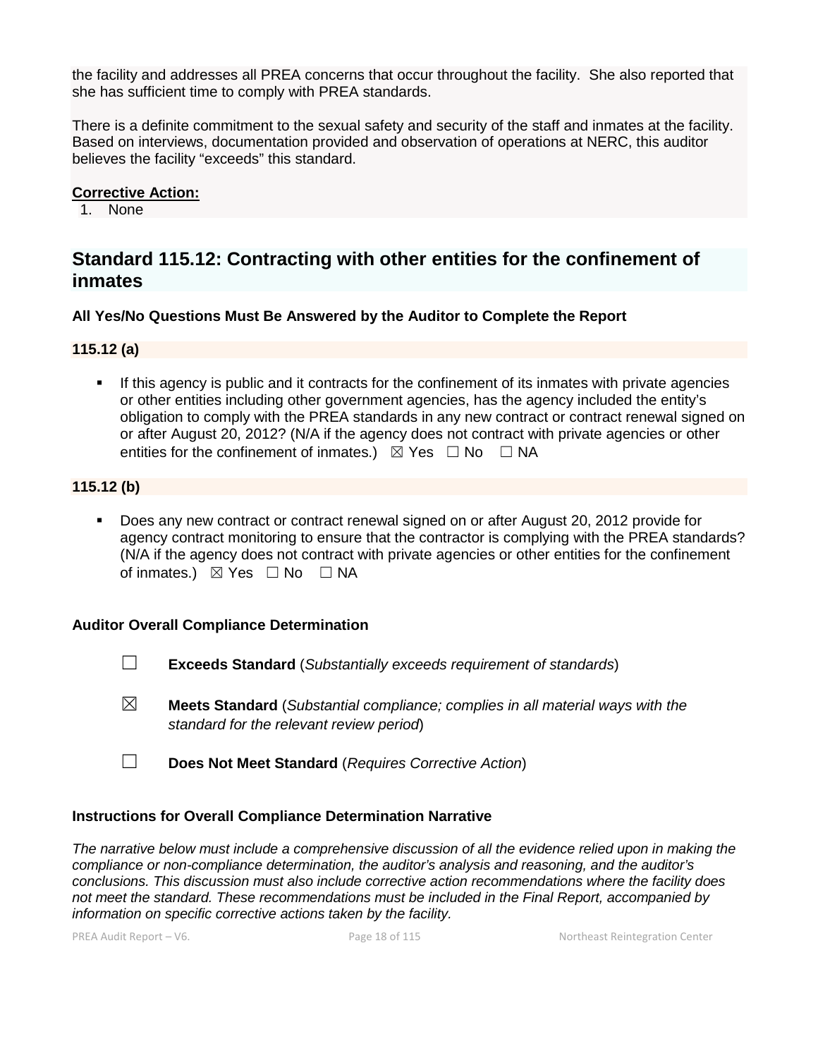the facility and addresses all PREA concerns that occur throughout the facility. She also reported that she has sufficient time to comply with PREA standards.

There is a definite commitment to the sexual safety and security of the staff and inmates at the facility. Based on interviews, documentation provided and observation of operations at NERC, this auditor believes the facility "exceeds" this standard.

**Corrective Action:**

1. None

## Standard 115.12: Contracting with other entities for the confinement of inmates

**All Yes/No Questions Must Be Answered by the Auditor to Complete the Report**

**115.12 (a)**

- If this agency is public and it contracts for the confinement of its inmates with private agencies or other entities including other government agencies, has the agency included the entity's obligation to comply with the PREA standards in any new contract or contract renewal signed on or after August 20, 2012? (N/A if the agency does not contract with private agencies or other entities for the confinement of inmates.) ☒ Yes ☐ No ☐ NA

**115.12 (b)**

- Does any new contract or contract renewal signed on or after August 20, 2012 provide for agency contract monitoring to ensure that the contractor is complying with the PREA standards? (N/A if the agency does not contract with private agencies or other entities for the confinement of inmates.) ☒ Yes ☐ No ☐ NA

**Auditor Overall Compliance Determination**

☐ **Exceeds Standard** (*Substantially exceeds requirement of standards*)

☒ **Meets Standard** (*Substantial compliance; complies in all material ways with the standard for the relevant review period*)

☐ **Does Not Meet Standard** (*Requires Corrective Action*)

**Instructions for Overall Compliance Determination Narrative**

*The narrative below must include a comprehensive discussion of all the evidence relied upon in making the compliance or non-compliance determination, the auditor's analysis and reasoning, and the auditor's conclusions. This discussion must also include corrective action recommendations where the facility does not meet the standard. These recommendations must be included in the Final Report, accompanied by information on specific corrective actions taken by the facility.*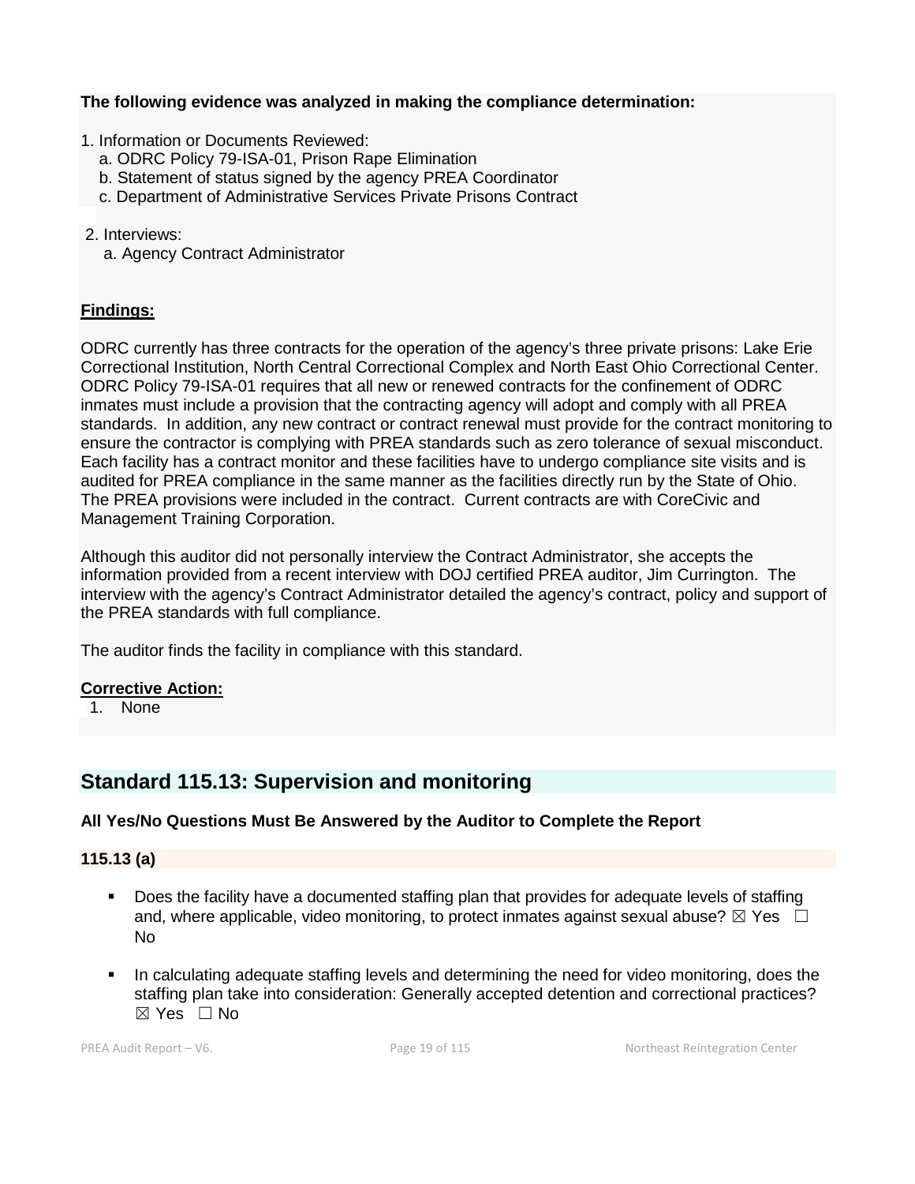**The following evidence was analyzed in making the compliance determination:**

1. Information or Documents Reviewed:
   a. ODRC Policy 79-ISA-01, Prison Rape Elimination
   b. Statement of status signed by the agency PREA Coordinator
   c. Department of Administrative Services Private Prisons Contract

2. Interviews:
   a. Agency Contract Administrator

**Findings:**

ODRC currently has three contracts for the operation of the agency's three private prisons: Lake Erie Correctional Institution, North Central Correctional Complex and North East Ohio Correctional Center. ODRC Policy 79-ISA-01 requires that all new or renewed contracts for the confinement of ODRC inmates must include a provision that the contracting agency will adopt and comply with all PREA standards. In addition, any new contract or contract renewal must provide for the contract monitoring to ensure the contractor is complying with PREA standards such as zero tolerance of sexual misconduct. Each facility has a contract monitor and these facilities have to undergo compliance site visits and is audited for PREA compliance in the same manner as the facilities directly run by the State of Ohio. The PREA provisions were included in the contract. Current contracts are with CoreCivic and Management Training Corporation.

Although this auditor did not personally interview the Contract Administrator, she accepts the information provided from a recent interview with DOJ certified PREA auditor, Jim Currington. The interview with the agency's Contract Administrator detailed the agency's contract, policy and support of the PREA standards with full compliance.

The auditor finds the facility in compliance with this standard.

**Corrective Action:**

1. None

## Standard 115.13: Supervision and monitoring

**All Yes/No Questions Must Be Answered by the Auditor to Complete the Report**

**115.13 (a)**

- Does the facility have a documented staffing plan that provides for adequate levels of staffing and, where applicable, video monitoring, to protect inmates against sexual abuse? ☒ Yes ☐ No

- In calculating adequate staffing levels and determining the need for video monitoring, does the staffing plan take into consideration: Generally accepted detention and correctional practices? ☒ Yes ☐ No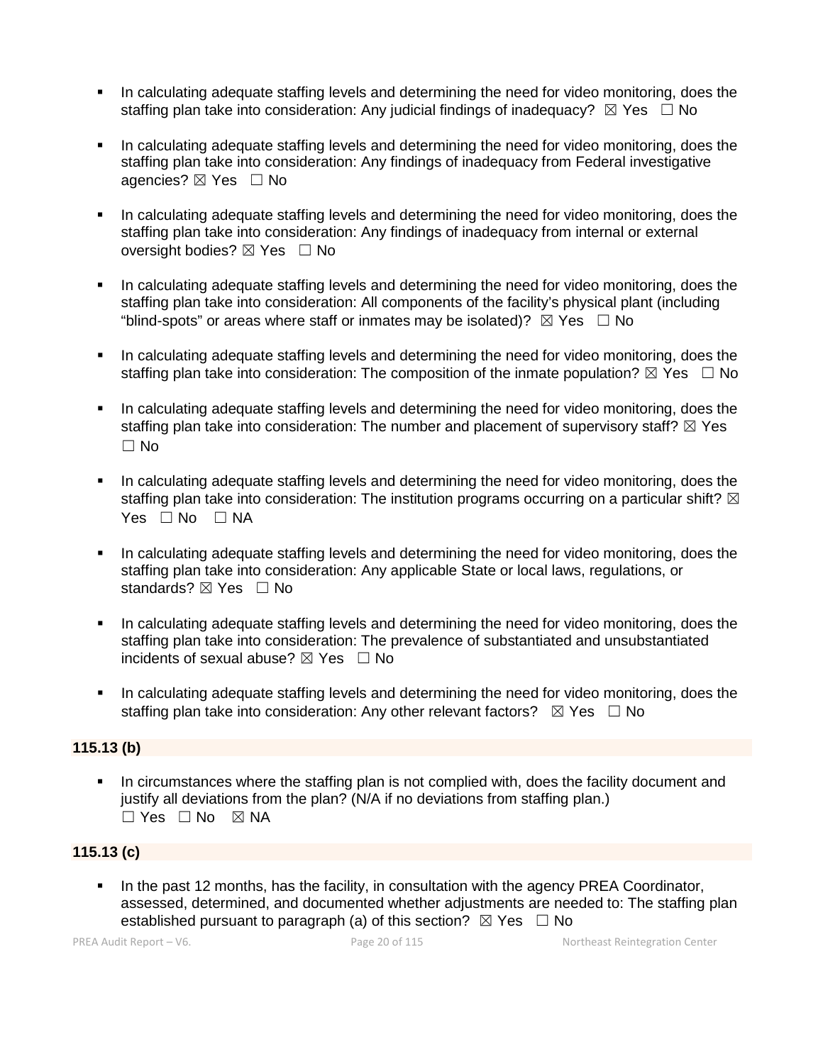- In calculating adequate staffing levels and determining the need for video monitoring, does the staffing plan take into consideration: Any judicial findings of inadequacy? ☒ Yes ☐ No

- In calculating adequate staffing levels and determining the need for video monitoring, does the staffing plan take into consideration: Any findings of inadequacy from Federal investigative agencies? ☒ Yes ☐ No

- In calculating adequate staffing levels and determining the need for video monitoring, does the staffing plan take into consideration: Any findings of inadequacy from internal or external oversight bodies? ☒ Yes ☐ No

- In calculating adequate staffing levels and determining the need for video monitoring, does the staffing plan take into consideration: All components of the facility's physical plant (including "blind-spots" or areas where staff or inmates may be isolated)? ☒ Yes ☐ No

- In calculating adequate staffing levels and determining the need for video monitoring, does the staffing plan take into consideration: The composition of the inmate population? ☒ Yes ☐ No

- In calculating adequate staffing levels and determining the need for video monitoring, does the staffing plan take into consideration: The number and placement of supervisory staff? ☒ Yes ☐ No

- In calculating adequate staffing levels and determining the need for video monitoring, does the staffing plan take into consideration: The institution programs occurring on a particular shift? ☒ Yes ☐ No ☐ NA

- In calculating adequate staffing levels and determining the need for video monitoring, does the staffing plan take into consideration: Any applicable State or local laws, regulations, or standards? ☒ Yes ☐ No

- In calculating adequate staffing levels and determining the need for video monitoring, does the staffing plan take into consideration: The prevalence of substantiated and unsubstantiated incidents of sexual abuse? ☒ Yes ☐ No

- In calculating adequate staffing levels and determining the need for video monitoring, does the staffing plan take into consideration: Any other relevant factors? ☒ Yes ☐ No

**115.13 (b)**

- In circumstances where the staffing plan is not complied with, does the facility document and justify all deviations from the plan? (N/A if no deviations from staffing plan.) ☐ Yes ☐ No ☒ NA

**115.13 (c)**

- In the past 12 months, has the facility, in consultation with the agency PREA Coordinator, assessed, determined, and documented whether adjustments are needed to: The staffing plan established pursuant to paragraph (a) of this section? ☒ Yes ☐ No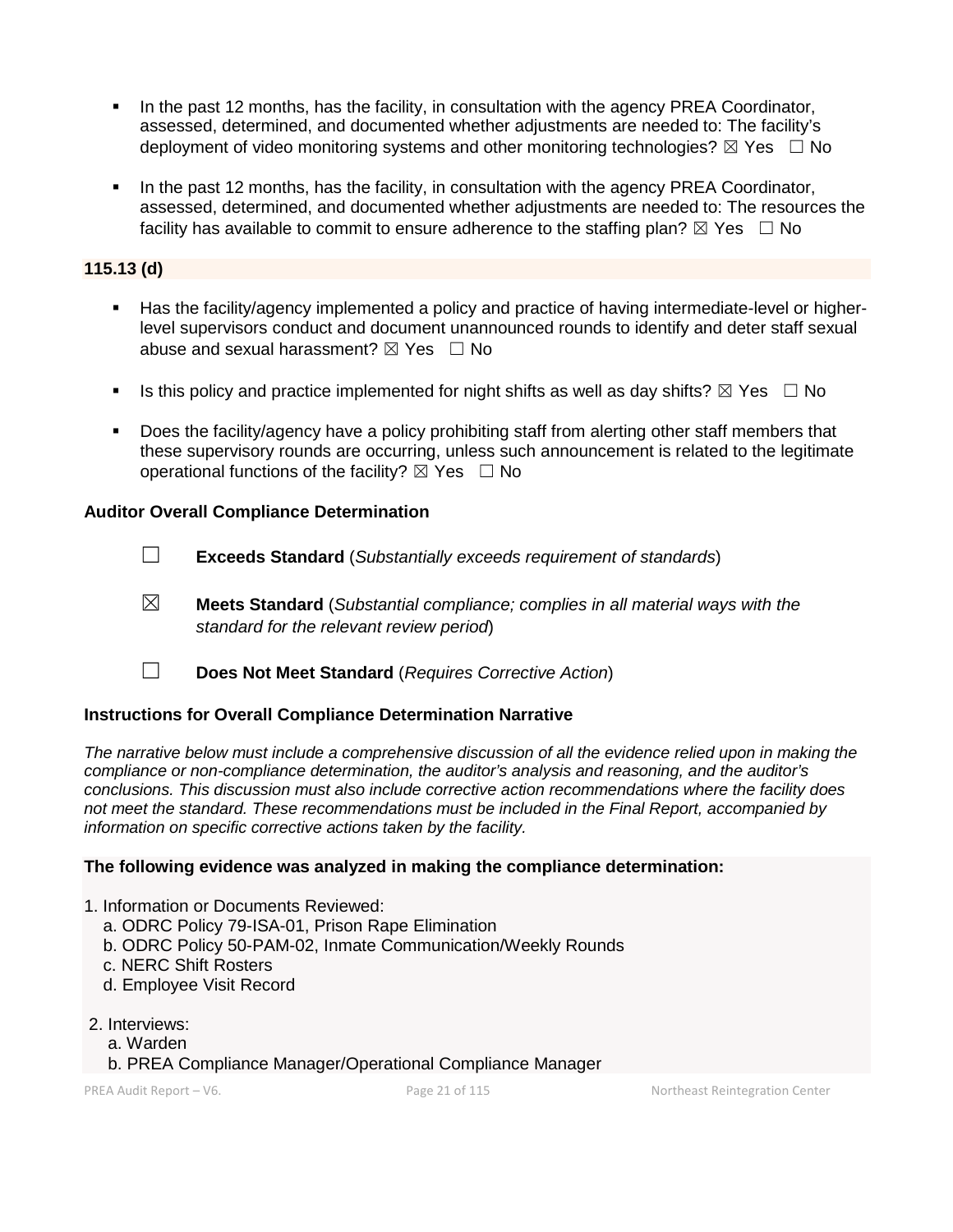- In the past 12 months, has the facility, in consultation with the agency PREA Coordinator, assessed, determined, and documented whether adjustments are needed to: The facility's deployment of video monitoring systems and other monitoring technologies? ☒ Yes ☐ No

- In the past 12 months, has the facility, in consultation with the agency PREA Coordinator, assessed, determined, and documented whether adjustments are needed to: The resources the facility has available to commit to ensure adherence to the staffing plan? ☒ Yes ☐ No

### 115.13 (d)

- Has the facility/agency implemented a policy and practice of having intermediate-level or higher-level supervisors conduct and document unannounced rounds to identify and deter staff sexual abuse and sexual harassment? ☒ Yes ☐ No

- Is this policy and practice implemented for night shifts as well as day shifts? ☒ Yes ☐ No

- Does the facility/agency have a policy prohibiting staff from alerting other staff members that these supervisory rounds are occurring, unless such announcement is related to the legitimate operational functions of the facility? ☒ Yes ☐ No

### Auditor Overall Compliance Determination

☐ **Exceeds Standard** (*Substantially exceeds requirement of standards*)

☒ **Meets Standard** (*Substantial compliance; complies in all material ways with the standard for the relevant review period*)

☐ **Does Not Meet Standard** (*Requires Corrective Action*)

### Instructions for Overall Compliance Determination Narrative

*The narrative below must include a comprehensive discussion of all the evidence relied upon in making the compliance or non-compliance determination, the auditor's analysis and reasoning, and the auditor's conclusions. This discussion must also include corrective action recommendations where the facility does not meet the standard. These recommendations must be included in the Final Report, accompanied by information on specific corrective actions taken by the facility.*

**The following evidence was analyzed in making the compliance determination:**

1. Information or Documents Reviewed:
   a. ODRC Policy 79-ISA-01, Prison Rape Elimination
   b. ODRC Policy 50-PAM-02, Inmate Communication/Weekly Rounds
   c. NERC Shift Rosters
   d. Employee Visit Record

2. Interviews:
   a. Warden
   b. PREA Compliance Manager/Operational Compliance Manager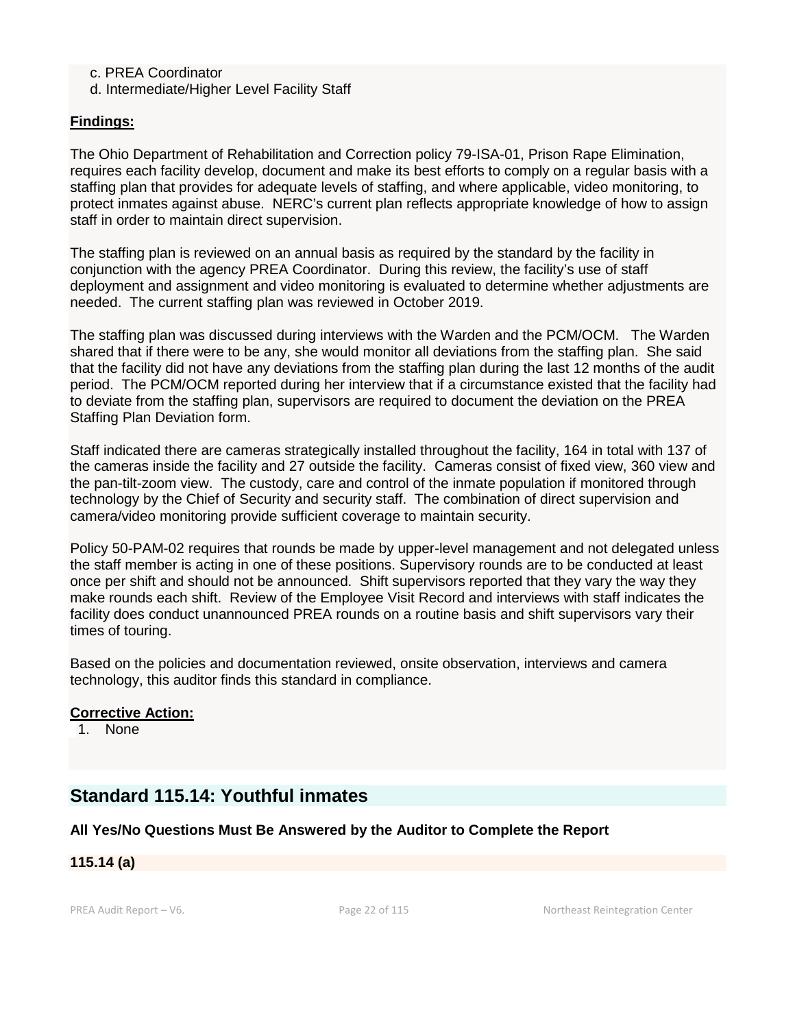c. PREA Coordinator
d. Intermediate/Higher Level Facility Staff

**Findings:**

The Ohio Department of Rehabilitation and Correction policy 79-ISA-01, Prison Rape Elimination, requires each facility develop, document and make its best efforts to comply on a regular basis with a staffing plan that provides for adequate levels of staffing, and where applicable, video monitoring, to protect inmates against abuse. NERC's current plan reflects appropriate knowledge of how to assign staff in order to maintain direct supervision.

The staffing plan is reviewed on an annual basis as required by the standard by the facility in conjunction with the agency PREA Coordinator. During this review, the facility's use of staff deployment and assignment and video monitoring is evaluated to determine whether adjustments are needed. The current staffing plan was reviewed in October 2019.

The staffing plan was discussed during interviews with the Warden and the PCM/OCM. The Warden shared that if there were to be any, she would monitor all deviations from the staffing plan. She said that the facility did not have any deviations from the staffing plan during the last 12 months of the audit period. The PCM/OCM reported during her interview that if a circumstance existed that the facility had to deviate from the staffing plan, supervisors are required to document the deviation on the PREA Staffing Plan Deviation form.

Staff indicated there are cameras strategically installed throughout the facility, 164 in total with 137 of the cameras inside the facility and 27 outside the facility. Cameras consist of fixed view, 360 view and the pan-tilt-zoom view. The custody, care and control of the inmate population if monitored through technology by the Chief of Security and security staff. The combination of direct supervision and camera/video monitoring provide sufficient coverage to maintain security.

Policy 50-PAM-02 requires that rounds be made by upper-level management and not delegated unless the staff member is acting in one of these positions. Supervisory rounds are to be conducted at least once per shift and should not be announced. Shift supervisors reported that they vary the way they make rounds each shift. Review of the Employee Visit Record and interviews with staff indicates the facility does conduct unannounced PREA rounds on a routine basis and shift supervisors vary their times of touring.

Based on the policies and documentation reviewed, onsite observation, interviews and camera technology, this auditor finds this standard in compliance.

**Corrective Action:**

1. None

## Standard 115.14: Youthful inmates

**All Yes/No Questions Must Be Answered by the Auditor to Complete the Report**

**115.14 (a)**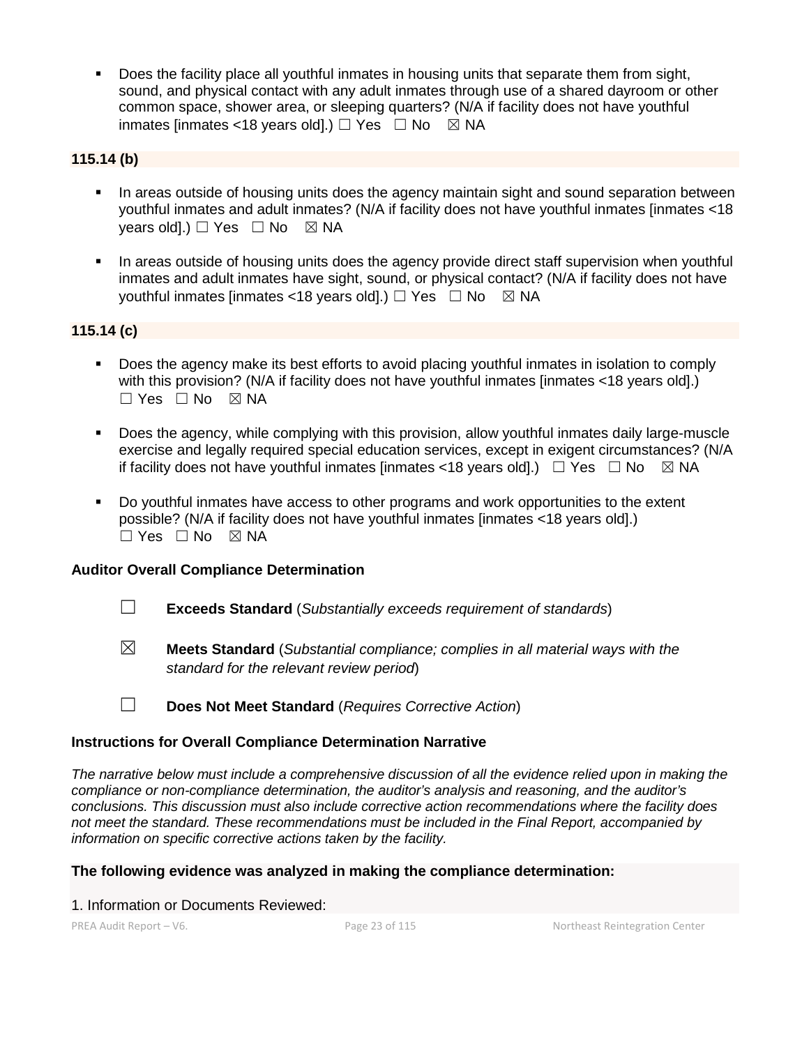- Does the facility place all youthful inmates in housing units that separate them from sight, sound, and physical contact with any adult inmates through use of a shared dayroom or other common space, shower area, or sleeping quarters? (N/A if facility does not have youthful inmates [inmates <18 years old].) ☐ Yes ☐ No ☒ NA

**115.14 (b)**

- In areas outside of housing units does the agency maintain sight and sound separation between youthful inmates and adult inmates? (N/A if facility does not have youthful inmates [inmates <18 years old].) ☐ Yes ☐ No ☒ NA

- In areas outside of housing units does the agency provide direct staff supervision when youthful inmates and adult inmates have sight, sound, or physical contact? (N/A if facility does not have youthful inmates [inmates <18 years old].) ☐ Yes ☐ No ☒ NA

**115.14 (c)**

- Does the agency make its best efforts to avoid placing youthful inmates in isolation to comply with this provision? (N/A if facility does not have youthful inmates [inmates <18 years old].) ☐ Yes ☐ No ☒ NA

- Does the agency, while complying with this provision, allow youthful inmates daily large-muscle exercise and legally required special education services, except in exigent circumstances? (N/A if facility does not have youthful inmates [inmates <18 years old].) ☐ Yes ☐ No ☒ NA

- Do youthful inmates have access to other programs and work opportunities to the extent possible? (N/A if facility does not have youthful inmates [inmates <18 years old].) ☐ Yes ☐ No ☒ NA

**Auditor Overall Compliance Determination**

☐ **Exceeds Standard** (*Substantially exceeds requirement of standards*)

☒ **Meets Standard** (*Substantial compliance; complies in all material ways with the standard for the relevant review period*)

☐ **Does Not Meet Standard** (*Requires Corrective Action*)

**Instructions for Overall Compliance Determination Narrative**

*The narrative below must include a comprehensive discussion of all the evidence relied upon in making the compliance or non-compliance determination, the auditor's analysis and reasoning, and the auditor's conclusions. This discussion must also include corrective action recommendations where the facility does not meet the standard. These recommendations must be included in the Final Report, accompanied by information on specific corrective actions taken by the facility.*

**The following evidence was analyzed in making the compliance determination:**

1. Information or Documents Reviewed: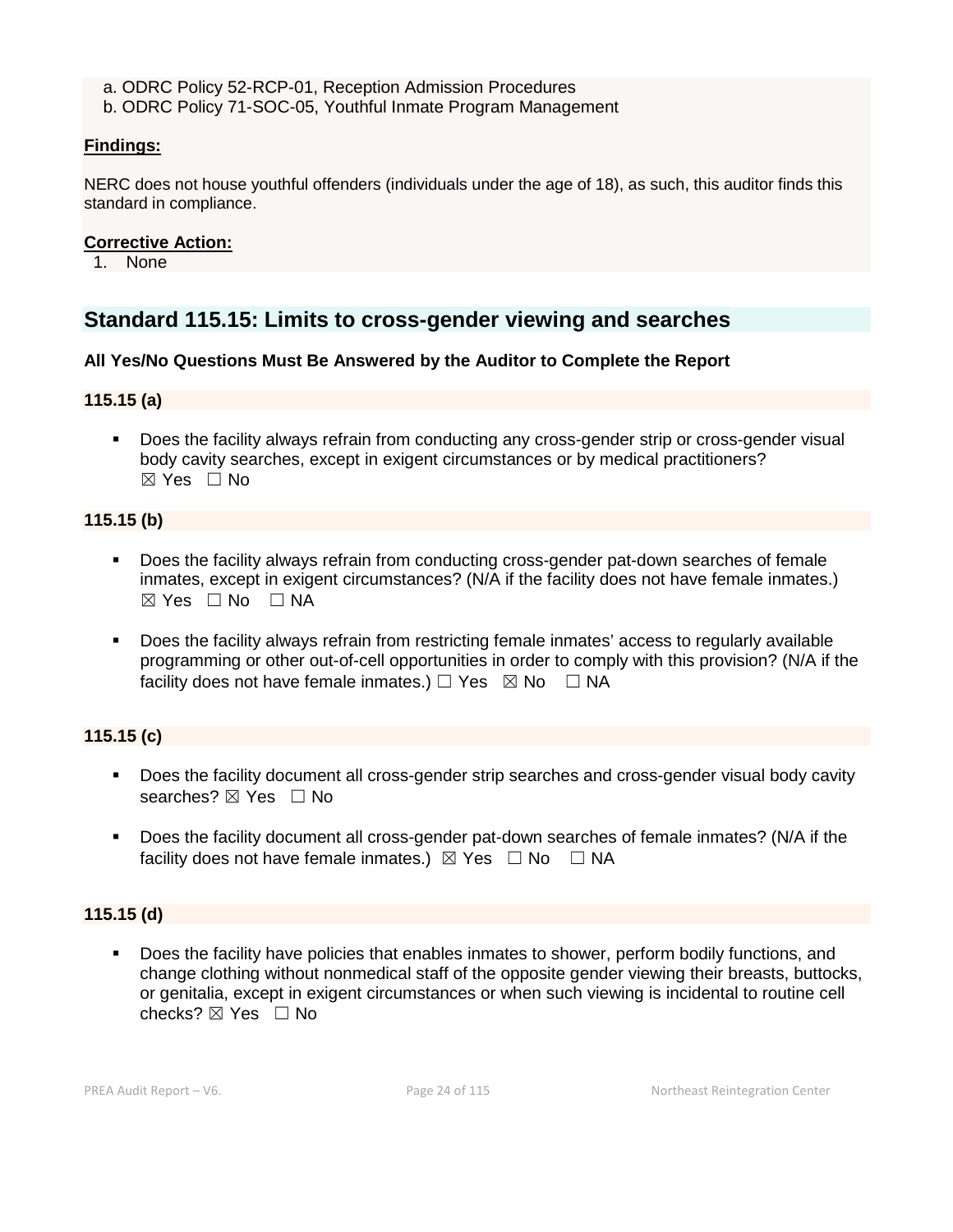a. ODRC Policy 52-RCP-01, Reception Admission Procedures
b. ODRC Policy 71-SOC-05, Youthful Inmate Program Management

**Findings:**

NERC does not house youthful offenders (individuals under the age of 18), as such, this auditor finds this standard in compliance.

**Corrective Action:**

1. None

## Standard 115.15: Limits to cross-gender viewing and searches

**All Yes/No Questions Must Be Answered by the Auditor to Complete the Report**

**115.15 (a)**

- Does the facility always refrain from conducting any cross-gender strip or cross-gender visual body cavity searches, except in exigent circumstances or by medical practitioners? ☒ Yes ☐ No

**115.15 (b)**

- Does the facility always refrain from conducting cross-gender pat-down searches of female inmates, except in exigent circumstances? (N/A if the facility does not have female inmates.) ☒ Yes ☐ No ☐ NA
- Does the facility always refrain from restricting female inmates' access to regularly available programming or other out-of-cell opportunities in order to comply with this provision? (N/A if the facility does not have female inmates.) ☐ Yes ☒ No ☐ NA

**115.15 (c)**

- Does the facility document all cross-gender strip searches and cross-gender visual body cavity searches? ☒ Yes ☐ No
- Does the facility document all cross-gender pat-down searches of female inmates? (N/A if the facility does not have female inmates.) ☒ Yes ☐ No ☐ NA

**115.15 (d)**

- Does the facility have policies that enables inmates to shower, perform bodily functions, and change clothing without nonmedical staff of the opposite gender viewing their breasts, buttocks, or genitalia, except in exigent circumstances or when such viewing is incidental to routine cell checks? ☒ Yes ☐ No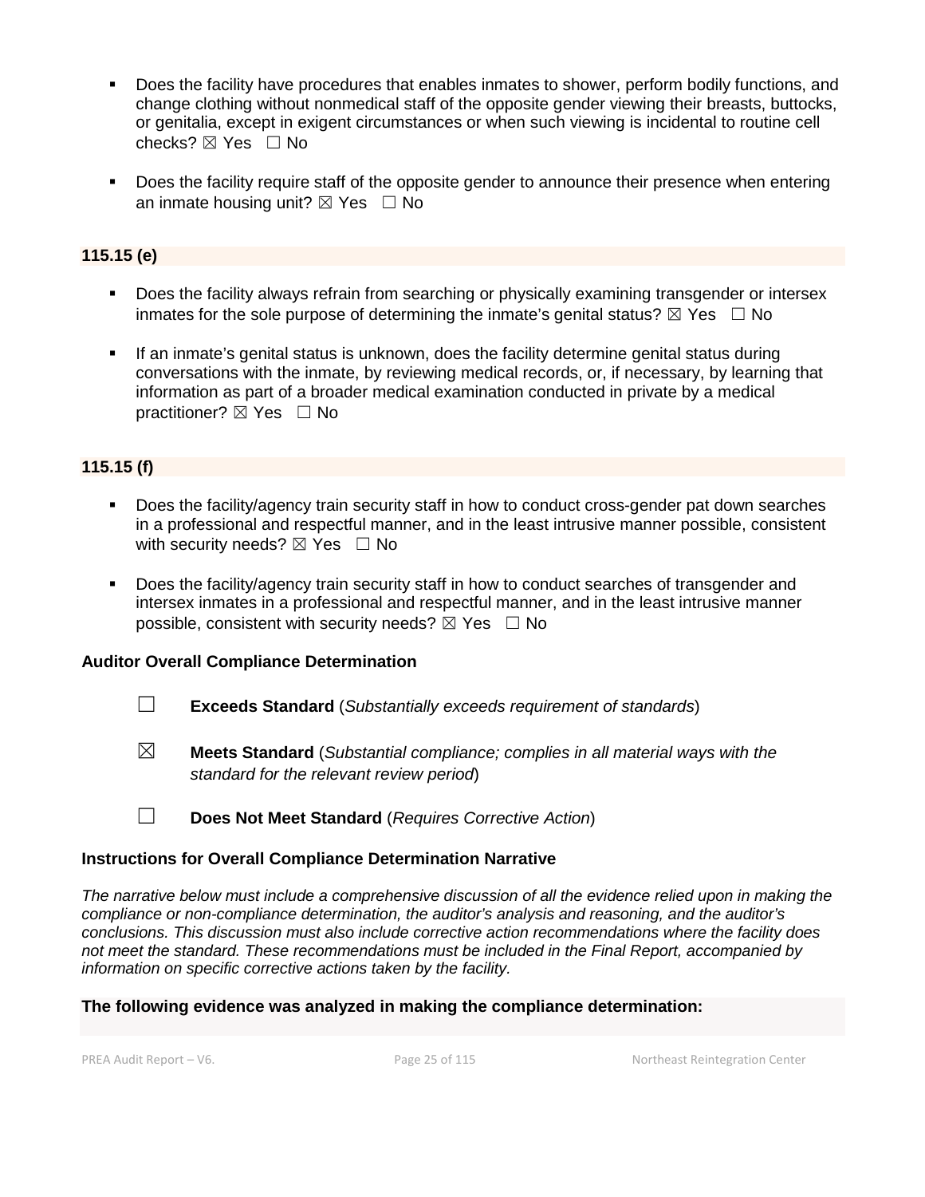- Does the facility have procedures that enables inmates to shower, perform bodily functions, and change clothing without nonmedical staff of the opposite gender viewing their breasts, buttocks, or genitalia, except in exigent circumstances or when such viewing is incidental to routine cell checks? ☒ Yes ☐ No

- Does the facility require staff of the opposite gender to announce their presence when entering an inmate housing unit? ☒ Yes ☐ No

### 115.15 (e)

- Does the facility always refrain from searching or physically examining transgender or intersex inmates for the sole purpose of determining the inmate's genital status? ☒ Yes ☐ No

- If an inmate's genital status is unknown, does the facility determine genital status during conversations with the inmate, by reviewing medical records, or, if necessary, by learning that information as part of a broader medical examination conducted in private by a medical practitioner? ☒ Yes ☐ No

### 115.15 (f)

- Does the facility/agency train security staff in how to conduct cross-gender pat down searches in a professional and respectful manner, and in the least intrusive manner possible, consistent with security needs? ☒ Yes ☐ No

- Does the facility/agency train security staff in how to conduct searches of transgender and intersex inmates in a professional and respectful manner, and in the least intrusive manner possible, consistent with security needs? ☒ Yes ☐ No

**Auditor Overall Compliance Determination**

☐ **Exceeds Standard** (*Substantially exceeds requirement of standards*)

☒ **Meets Standard** (*Substantial compliance; complies in all material ways with the standard for the relevant review period*)

☐ **Does Not Meet Standard** (*Requires Corrective Action*)

**Instructions for Overall Compliance Determination Narrative**

*The narrative below must include a comprehensive discussion of all the evidence relied upon in making the compliance or non-compliance determination, the auditor's analysis and reasoning, and the auditor's conclusions. This discussion must also include corrective action recommendations where the facility does not meet the standard. These recommendations must be included in the Final Report, accompanied by information on specific corrective actions taken by the facility.*

**The following evidence was analyzed in making the compliance determination:**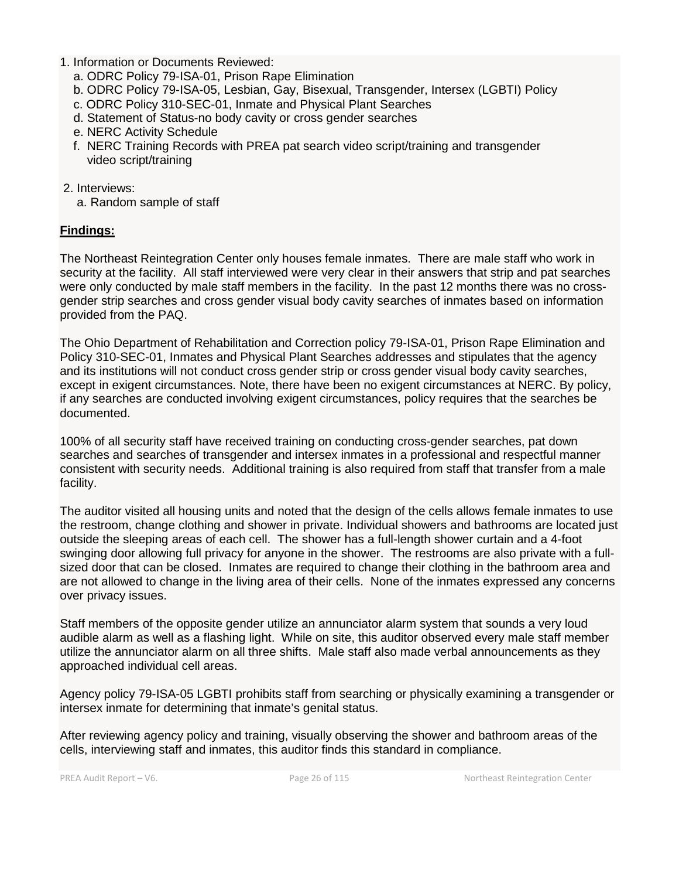1. Information or Documents Reviewed:
   a. ODRC Policy 79-ISA-01, Prison Rape Elimination
   b. ODRC Policy 79-ISA-05, Lesbian, Gay, Bisexual, Transgender, Intersex (LGBTI) Policy
   c. ODRC Policy 310-SEC-01, Inmate and Physical Plant Searches
   d. Statement of Status-no body cavity or cross gender searches
   e. NERC Activity Schedule
   f. NERC Training Records with PREA pat search video script/training and transgender video script/training

2. Interviews:
   a. Random sample of staff

**Findings:**

The Northeast Reintegration Center only houses female inmates. There are male staff who work in security at the facility. All staff interviewed were very clear in their answers that strip and pat searches were only conducted by male staff members in the facility. In the past 12 months there was no cross-gender strip searches and cross gender visual body cavity searches of inmates based on information provided from the PAQ.

The Ohio Department of Rehabilitation and Correction policy 79-ISA-01, Prison Rape Elimination and Policy 310-SEC-01, Inmates and Physical Plant Searches addresses and stipulates that the agency and its institutions will not conduct cross gender strip or cross gender visual body cavity searches, except in exigent circumstances. Note, there have been no exigent circumstances at NERC. By policy, if any searches are conducted involving exigent circumstances, policy requires that the searches be documented.

100% of all security staff have received training on conducting cross-gender searches, pat down searches and searches of transgender and intersex inmates in a professional and respectful manner consistent with security needs. Additional training is also required from staff that transfer from a male facility.

The auditor visited all housing units and noted that the design of the cells allows female inmates to use the restroom, change clothing and shower in private. Individual showers and bathrooms are located just outside the sleeping areas of each cell. The shower has a full-length shower curtain and a 4-foot swinging door allowing full privacy for anyone in the shower. The restrooms are also private with a full-sized door that can be closed. Inmates are required to change their clothing in the bathroom area and are not allowed to change in the living area of their cells. None of the inmates expressed any concerns over privacy issues.

Staff members of the opposite gender utilize an annunciator alarm system that sounds a very loud audible alarm as well as a flashing light. While on site, this auditor observed every male staff member utilize the annunciator alarm on all three shifts. Male staff also made verbal announcements as they approached individual cell areas.

Agency policy 79-ISA-05 LGBTI prohibits staff from searching or physically examining a transgender or intersex inmate for determining that inmate's genital status.

After reviewing agency policy and training, visually observing the shower and bathroom areas of the cells, interviewing staff and inmates, this auditor finds this standard in compliance.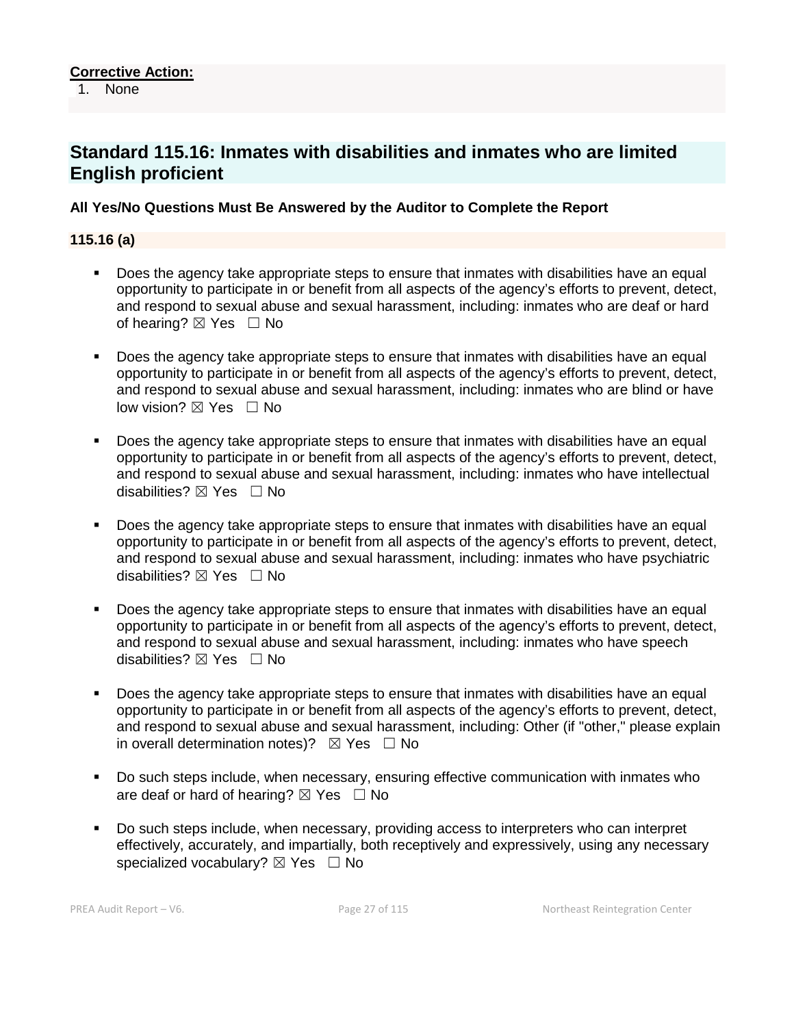**Corrective Action:**

1. None

## Standard 115.16: Inmates with disabilities and inmates who are limited English proficient

**All Yes/No Questions Must Be Answered by the Auditor to Complete the Report**

**115.16 (a)**

- Does the agency take appropriate steps to ensure that inmates with disabilities have an equal opportunity to participate in or benefit from all aspects of the agency's efforts to prevent, detect, and respond to sexual abuse and sexual harassment, including: inmates who are deaf or hard of hearing? ☒ Yes ☐ No

- Does the agency take appropriate steps to ensure that inmates with disabilities have an equal opportunity to participate in or benefit from all aspects of the agency's efforts to prevent, detect, and respond to sexual abuse and sexual harassment, including: inmates who are blind or have low vision? ☒ Yes ☐ No

- Does the agency take appropriate steps to ensure that inmates with disabilities have an equal opportunity to participate in or benefit from all aspects of the agency's efforts to prevent, detect, and respond to sexual abuse and sexual harassment, including: inmates who have intellectual disabilities? ☒ Yes ☐ No

- Does the agency take appropriate steps to ensure that inmates with disabilities have an equal opportunity to participate in or benefit from all aspects of the agency's efforts to prevent, detect, and respond to sexual abuse and sexual harassment, including: inmates who have psychiatric disabilities? ☒ Yes ☐ No

- Does the agency take appropriate steps to ensure that inmates with disabilities have an equal opportunity to participate in or benefit from all aspects of the agency's efforts to prevent, detect, and respond to sexual abuse and sexual harassment, including: inmates who have speech disabilities? ☒ Yes ☐ No

- Does the agency take appropriate steps to ensure that inmates with disabilities have an equal opportunity to participate in or benefit from all aspects of the agency's efforts to prevent, detect, and respond to sexual abuse and sexual harassment, including: Other (if "other," please explain in overall determination notes)? ☒ Yes ☐ No

- Do such steps include, when necessary, ensuring effective communication with inmates who are deaf or hard of hearing? ☒ Yes ☐ No

- Do such steps include, when necessary, providing access to interpreters who can interpret effectively, accurately, and impartially, both receptively and expressively, using any necessary specialized vocabulary? ☒ Yes ☐ No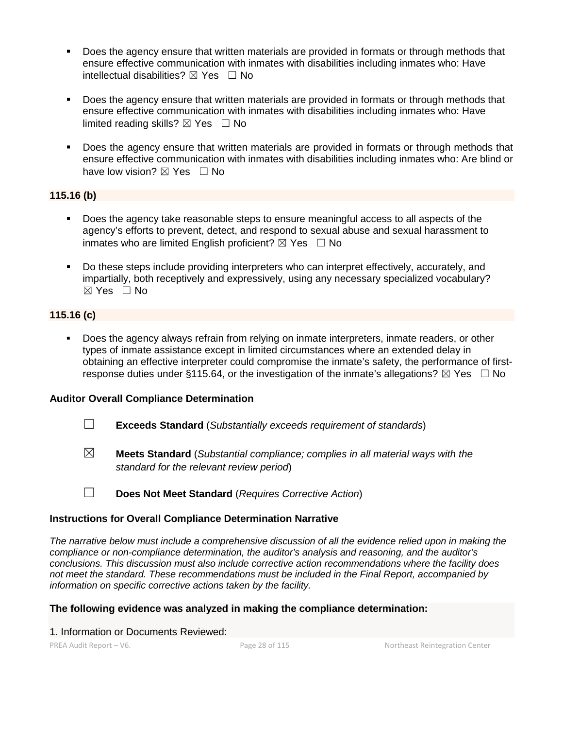- Does the agency ensure that written materials are provided in formats or through methods that ensure effective communication with inmates with disabilities including inmates who: Have intellectual disabilities? ☒ Yes ☐ No

- Does the agency ensure that written materials are provided in formats or through methods that ensure effective communication with inmates with disabilities including inmates who: Have limited reading skills? ☒ Yes ☐ No

- Does the agency ensure that written materials are provided in formats or through methods that ensure effective communication with inmates with disabilities including inmates who: Are blind or have low vision? ☒ Yes ☐ No

**115.16 (b)**

- Does the agency take reasonable steps to ensure meaningful access to all aspects of the agency's efforts to prevent, detect, and respond to sexual abuse and sexual harassment to inmates who are limited English proficient? ☒ Yes ☐ No

- Do these steps include providing interpreters who can interpret effectively, accurately, and impartially, both receptively and expressively, using any necessary specialized vocabulary? ☒ Yes ☐ No

**115.16 (c)**

- Does the agency always refrain from relying on inmate interpreters, inmate readers, or other types of inmate assistance except in limited circumstances where an extended delay in obtaining an effective interpreter could compromise the inmate's safety, the performance of first-response duties under §115.64, or the investigation of the inmate's allegations? ☒ Yes ☐ No

**Auditor Overall Compliance Determination**

☐ **Exceeds Standard** (*Substantially exceeds requirement of standards*)

☒ **Meets Standard** (*Substantial compliance; complies in all material ways with the standard for the relevant review period*)

☐ **Does Not Meet Standard** (*Requires Corrective Action*)

**Instructions for Overall Compliance Determination Narrative**

*The narrative below must include a comprehensive discussion of all the evidence relied upon in making the compliance or non-compliance determination, the auditor's analysis and reasoning, and the auditor's conclusions. This discussion must also include corrective action recommendations where the facility does not meet the standard. These recommendations must be included in the Final Report, accompanied by information on specific corrective actions taken by the facility.*

**The following evidence was analyzed in making the compliance determination:**

1. Information or Documents Reviewed: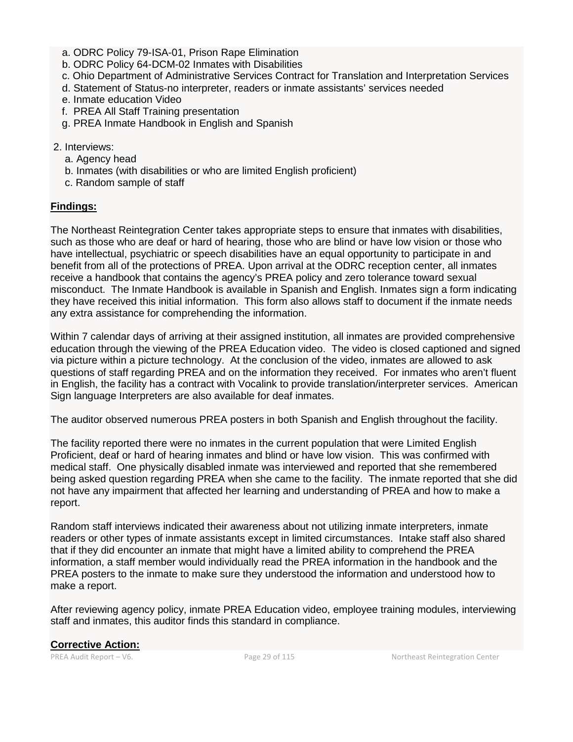a. ODRC Policy 79-ISA-01, Prison Rape Elimination
b. ODRC Policy 64-DCM-02 Inmates with Disabilities
c. Ohio Department of Administrative Services Contract for Translation and Interpretation Services
d. Statement of Status-no interpreter, readers or inmate assistants' services needed
e. Inmate education Video
f. PREA All Staff Training presentation
g. PREA Inmate Handbook in English and Spanish

2. Interviews:
   a. Agency head
   b. Inmates (with disabilities or who are limited English proficient)
   c. Random sample of staff

**Findings:**

The Northeast Reintegration Center takes appropriate steps to ensure that inmates with disabilities, such as those who are deaf or hard of hearing, those who are blind or have low vision or those who have intellectual, psychiatric or speech disabilities have an equal opportunity to participate in and benefit from all of the protections of PREA. Upon arrival at the ODRC reception center, all inmates receive a handbook that contains the agency's PREA policy and zero tolerance toward sexual misconduct. The Inmate Handbook is available in Spanish and English. Inmates sign a form indicating they have received this initial information. This form also allows staff to document if the inmate needs any extra assistance for comprehending the information.

Within 7 calendar days of arriving at their assigned institution, all inmates are provided comprehensive education through the viewing of the PREA Education video. The video is closed captioned and signed via picture within a picture technology. At the conclusion of the video, inmates are allowed to ask questions of staff regarding PREA and on the information they received. For inmates who aren't fluent in English, the facility has a contract with Vocalink to provide translation/interpreter services. American Sign language Interpreters are also available for deaf inmates.

The auditor observed numerous PREA posters in both Spanish and English throughout the facility.

The facility reported there were no inmates in the current population that were Limited English Proficient, deaf or hard of hearing inmates and blind or have low vision. This was confirmed with medical staff. One physically disabled inmate was interviewed and reported that she remembered being asked question regarding PREA when she came to the facility. The inmate reported that she did not have any impairment that affected her learning and understanding of PREA and how to make a report.

Random staff interviews indicated their awareness about not utilizing inmate interpreters, inmate readers or other types of inmate assistants except in limited circumstances. Intake staff also shared that if they did encounter an inmate that might have a limited ability to comprehend the PREA information, a staff member would individually read the PREA information in the handbook and the PREA posters to the inmate to make sure they understood the information and understood how to make a report.

After reviewing agency policy, inmate PREA Education video, employee training modules, interviewing staff and inmates, this auditor finds this standard in compliance.

**Corrective Action:**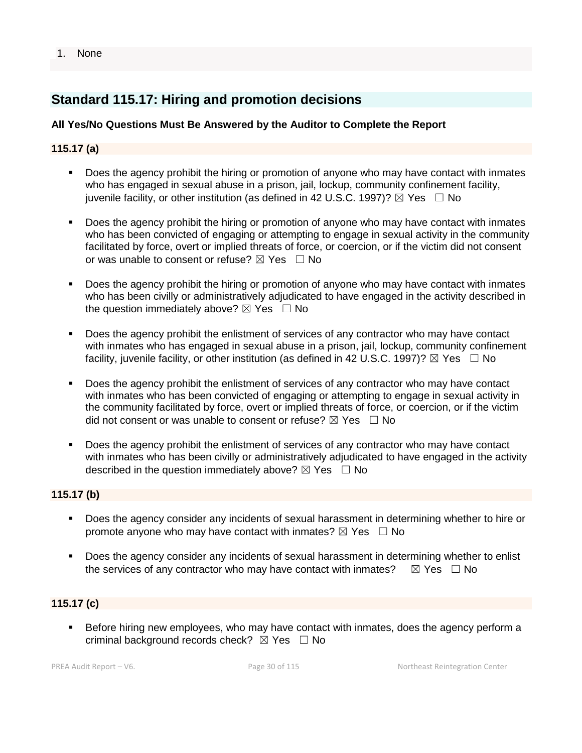1. None

## Standard 115.17: Hiring and promotion decisions

**All Yes/No Questions Must Be Answered by the Auditor to Complete the Report**

**115.17 (a)**

- Does the agency prohibit the hiring or promotion of anyone who may have contact with inmates who has engaged in sexual abuse in a prison, jail, lockup, community confinement facility, juvenile facility, or other institution (as defined in 42 U.S.C. 1997)? ☒ Yes ☐ No
- Does the agency prohibit the hiring or promotion of anyone who may have contact with inmates who has been convicted of engaging or attempting to engage in sexual activity in the community facilitated by force, overt or implied threats of force, or coercion, or if the victim did not consent or was unable to consent or refuse? ☒ Yes ☐ No
- Does the agency prohibit the hiring or promotion of anyone who may have contact with inmates who has been civilly or administratively adjudicated to have engaged in the activity described in the question immediately above? ☒ Yes ☐ No
- Does the agency prohibit the enlistment of services of any contractor who may have contact with inmates who has engaged in sexual abuse in a prison, jail, lockup, community confinement facility, juvenile facility, or other institution (as defined in 42 U.S.C. 1997)? ☒ Yes ☐ No
- Does the agency prohibit the enlistment of services of any contractor who may have contact with inmates who has been convicted of engaging or attempting to engage in sexual activity in the community facilitated by force, overt or implied threats of force, or coercion, or if the victim did not consent or was unable to consent or refuse? ☒ Yes ☐ No
- Does the agency prohibit the enlistment of services of any contractor who may have contact with inmates who has been civilly or administratively adjudicated to have engaged in the activity described in the question immediately above? ☒ Yes ☐ No

**115.17 (b)**

- Does the agency consider any incidents of sexual harassment in determining whether to hire or promote anyone who may have contact with inmates? ☒ Yes ☐ No
- Does the agency consider any incidents of sexual harassment in determining whether to enlist the services of any contractor who may have contact with inmates? ☒ Yes ☐ No

**115.17 (c)**

- Before hiring new employees, who may have contact with inmates, does the agency perform a criminal background records check? ☒ Yes ☐ No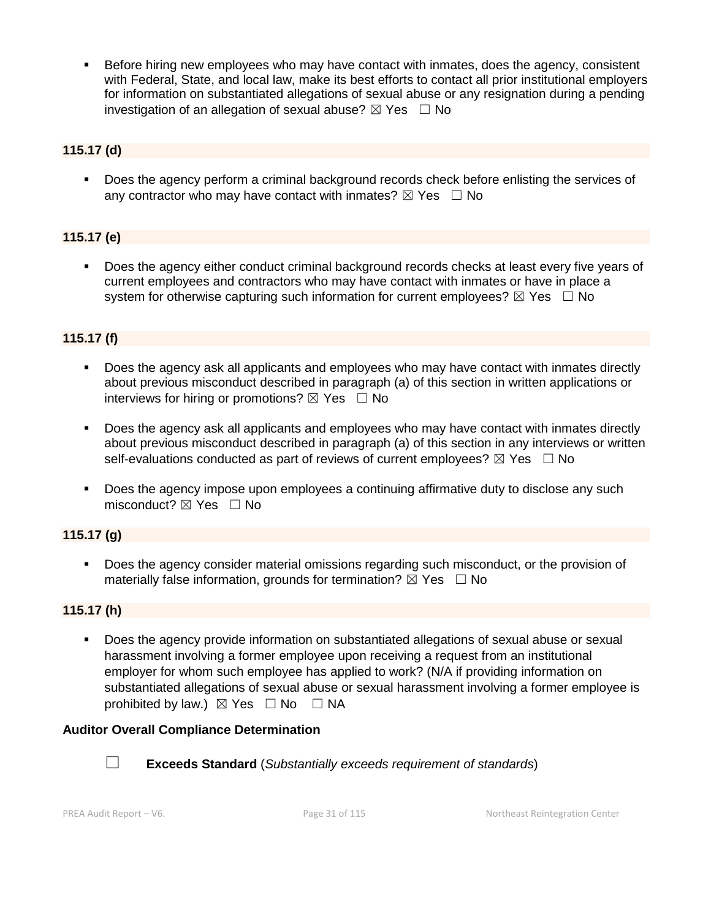- Before hiring new employees who may have contact with inmates, does the agency, consistent with Federal, State, and local law, make its best efforts to contact all prior institutional employers for information on substantiated allegations of sexual abuse or any resignation during a pending investigation of an allegation of sexual abuse? ☒ Yes ☐ No

### 115.17 (d)

- Does the agency perform a criminal background records check before enlisting the services of any contractor who may have contact with inmates? ☒ Yes ☐ No

### 115.17 (e)

- Does the agency either conduct criminal background records checks at least every five years of current employees and contractors who may have contact with inmates or have in place a system for otherwise capturing such information for current employees? ☒ Yes ☐ No

### 115.17 (f)

- Does the agency ask all applicants and employees who may have contact with inmates directly about previous misconduct described in paragraph (a) of this section in written applications or interviews for hiring or promotions? ☒ Yes ☐ No
- Does the agency ask all applicants and employees who may have contact with inmates directly about previous misconduct described in paragraph (a) of this section in any interviews or written self-evaluations conducted as part of reviews of current employees? ☒ Yes ☐ No
- Does the agency impose upon employees a continuing affirmative duty to disclose any such misconduct? ☒ Yes ☐ No

### 115.17 (g)

- Does the agency consider material omissions regarding such misconduct, or the provision of materially false information, grounds for termination? ☒ Yes ☐ No

### 115.17 (h)

- Does the agency provide information on substantiated allegations of sexual abuse or sexual harassment involving a former employee upon receiving a request from an institutional employer for whom such employee has applied to work? (N/A if providing information on substantiated allegations of sexual abuse or sexual harassment involving a former employee is prohibited by law.) ☒ Yes ☐ No ☐ NA

**Auditor Overall Compliance Determination**

☐ **Exceeds Standard** (*Substantially exceeds requirement of standards*)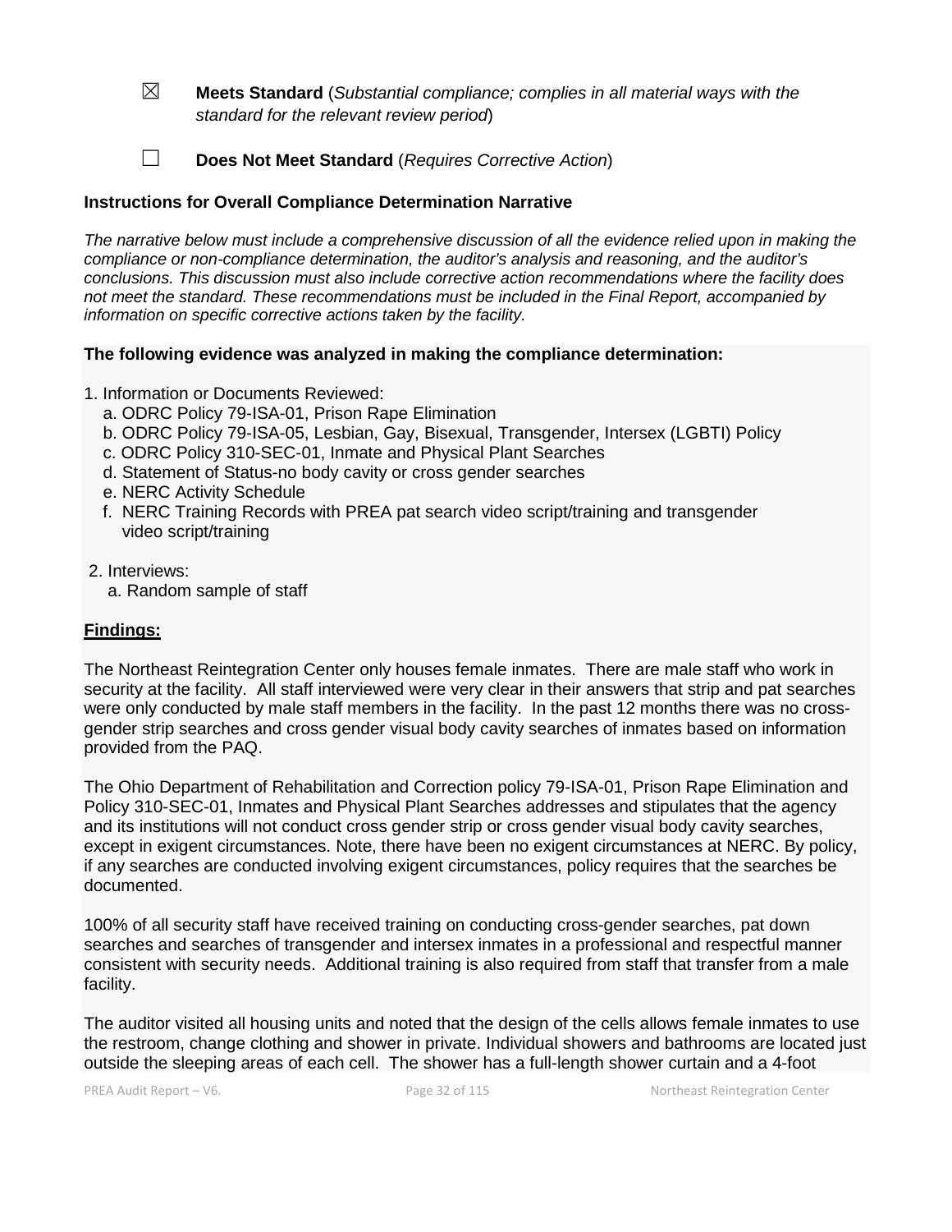☒ **Meets Standard** (*Substantial compliance; complies in all material ways with the standard for the relevant review period*)

☐ **Does Not Meet Standard** (*Requires Corrective Action*)

**Instructions for Overall Compliance Determination Narrative**

*The narrative below must include a comprehensive discussion of all the evidence relied upon in making the compliance or non-compliance determination, the auditor's analysis and reasoning, and the auditor's conclusions. This discussion must also include corrective action recommendations where the facility does not meet the standard. These recommendations must be included in the Final Report, accompanied by information on specific corrective actions taken by the facility.*

**The following evidence was analyzed in making the compliance determination:**

1. Information or Documents Reviewed:
   a. ODRC Policy 79-ISA-01, Prison Rape Elimination
   b. ODRC Policy 79-ISA-05, Lesbian, Gay, Bisexual, Transgender, Intersex (LGBTI) Policy
   c. ODRC Policy 310-SEC-01, Inmate and Physical Plant Searches
   d. Statement of Status-no body cavity or cross gender searches
   e. NERC Activity Schedule
   f. NERC Training Records with PREA pat search video script/training and transgender video script/training

2. Interviews:
   a. Random sample of staff

**Findings:**

The Northeast Reintegration Center only houses female inmates. There are male staff who work in security at the facility. All staff interviewed were very clear in their answers that strip and pat searches were only conducted by male staff members in the facility. In the past 12 months there was no cross-gender strip searches and cross gender visual body cavity searches of inmates based on information provided from the PAQ.

The Ohio Department of Rehabilitation and Correction policy 79-ISA-01, Prison Rape Elimination and Policy 310-SEC-01, Inmates and Physical Plant Searches addresses and stipulates that the agency and its institutions will not conduct cross gender strip or cross gender visual body cavity searches, except in exigent circumstances. Note, there have been no exigent circumstances at NERC. By policy, if any searches are conducted involving exigent circumstances, policy requires that the searches be documented.

100% of all security staff have received training on conducting cross-gender searches, pat down searches and searches of transgender and intersex inmates in a professional and respectful manner consistent with security needs. Additional training is also required from staff that transfer from a male facility.

The auditor visited all housing units and noted that the design of the cells allows female inmates to use the restroom, change clothing and shower in private. Individual showers and bathrooms are located just outside the sleeping areas of each cell. The shower has a full-length shower curtain and a 4-foot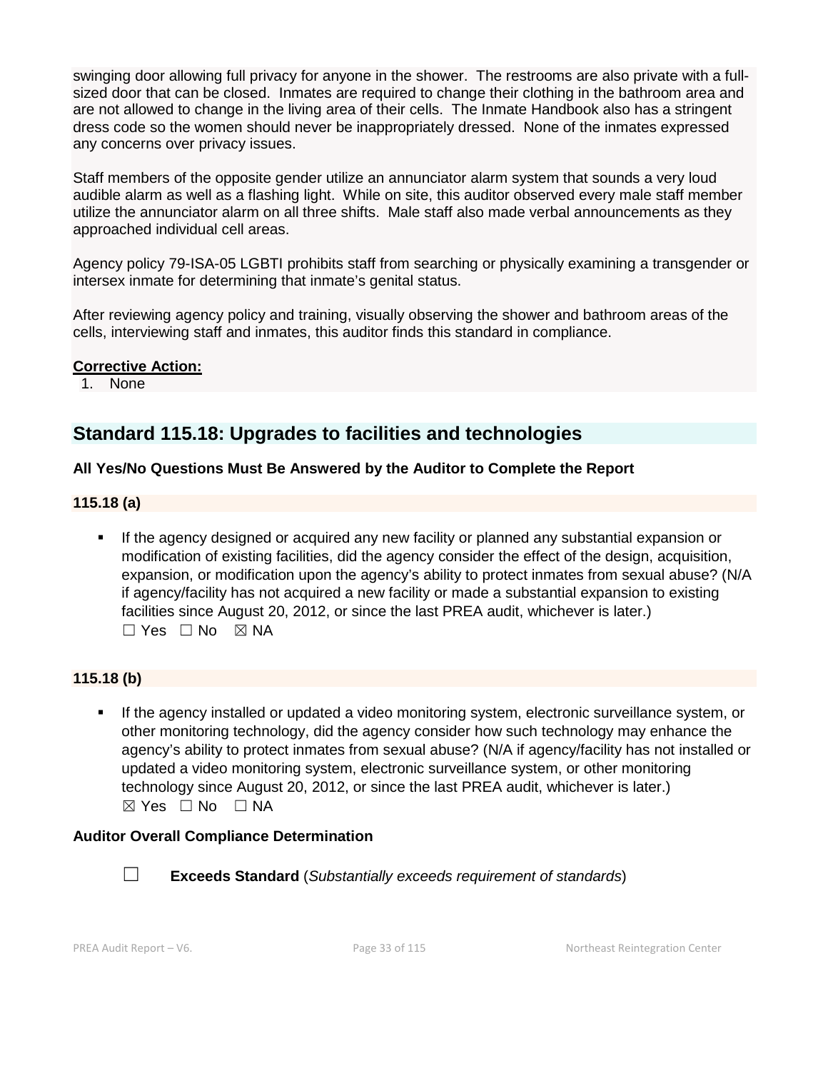swinging door allowing full privacy for anyone in the shower. The restrooms are also private with a full-sized door that can be closed. Inmates are required to change their clothing in the bathroom area and are not allowed to change in the living area of their cells. The Inmate Handbook also has a stringent dress code so the women should never be inappropriately dressed. None of the inmates expressed any concerns over privacy issues.

Staff members of the opposite gender utilize an annunciator alarm system that sounds a very loud audible alarm as well as a flashing light. While on site, this auditor observed every male staff member utilize the annunciator alarm on all three shifts. Male staff also made verbal announcements as they approached individual cell areas.

Agency policy 79-ISA-05 LGBTI prohibits staff from searching or physically examining a transgender or intersex inmate for determining that inmate's genital status.

After reviewing agency policy and training, visually observing the shower and bathroom areas of the cells, interviewing staff and inmates, this auditor finds this standard in compliance.

**Corrective Action:**

1. None

## Standard 115.18: Upgrades to facilities and technologies

**All Yes/No Questions Must Be Answered by the Auditor to Complete the Report**

**115.18 (a)**

- If the agency designed or acquired any new facility or planned any substantial expansion or modification of existing facilities, did the agency consider the effect of the design, acquisition, expansion, or modification upon the agency's ability to protect inmates from sexual abuse? (N/A if agency/facility has not acquired a new facility or made a substantial expansion to existing facilities since August 20, 2012, or since the last PREA audit, whichever is later.)
  ☐ Yes ☐ No ☒ NA

**115.18 (b)**

- If the agency installed or updated a video monitoring system, electronic surveillance system, or other monitoring technology, did the agency consider how such technology may enhance the agency's ability to protect inmates from sexual abuse? (N/A if agency/facility has not installed or updated a video monitoring system, electronic surveillance system, or other monitoring technology since August 20, 2012, or since the last PREA audit, whichever is later.)
  ☒ Yes ☐ No ☐ NA

**Auditor Overall Compliance Determination**

☐ **Exceeds Standard** (*Substantially exceeds requirement of standards*)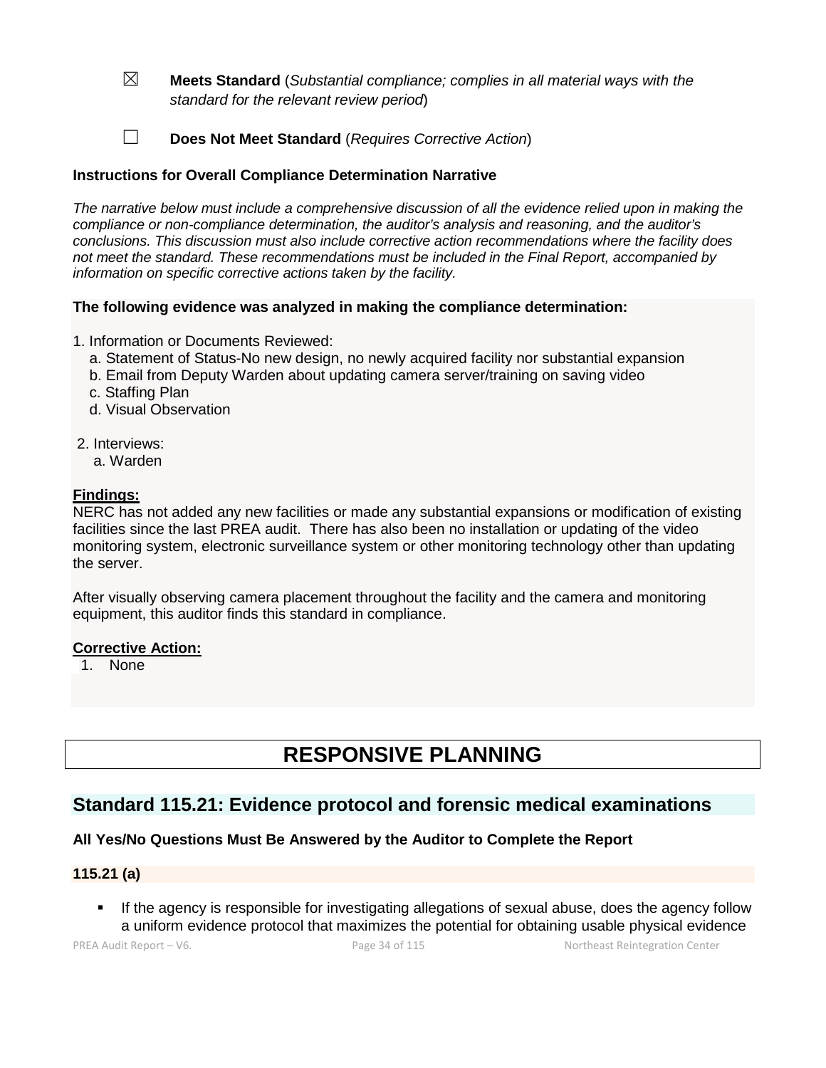☒ **Meets Standard** (*Substantial compliance; complies in all material ways with the standard for the relevant review period*)

☐ **Does Not Meet Standard** (*Requires Corrective Action*)

**Instructions for Overall Compliance Determination Narrative**

*The narrative below must include a comprehensive discussion of all the evidence relied upon in making the compliance or non-compliance determination, the auditor's analysis and reasoning, and the auditor's conclusions. This discussion must also include corrective action recommendations where the facility does not meet the standard. These recommendations must be included in the Final Report, accompanied by information on specific corrective actions taken by the facility.*

**The following evidence was analyzed in making the compliance determination:**

1. Information or Documents Reviewed:
   a. Statement of Status-No new design, no newly acquired facility nor substantial expansion
   b. Email from Deputy Warden about updating camera server/training on saving video
   c. Staffing Plan
   d. Visual Observation

2. Interviews:
   a. Warden

**Findings:**

NERC has not added any new facilities or made any substantial expansions or modification of existing facilities since the last PREA audit. There has also been no installation or updating of the video monitoring system, electronic surveillance system or other monitoring technology other than updating the server.

After visually observing camera placement throughout the facility and the camera and monitoring equipment, this auditor finds this standard in compliance.

**Corrective Action:**

1. None

# RESPONSIVE PLANNING

## Standard 115.21: Evidence protocol and forensic medical examinations

**All Yes/No Questions Must Be Answered by the Auditor to Complete the Report**

**115.21 (a)**

- If the agency is responsible for investigating allegations of sexual abuse, does the agency follow a uniform evidence protocol that maximizes the potential for obtaining usable physical evidence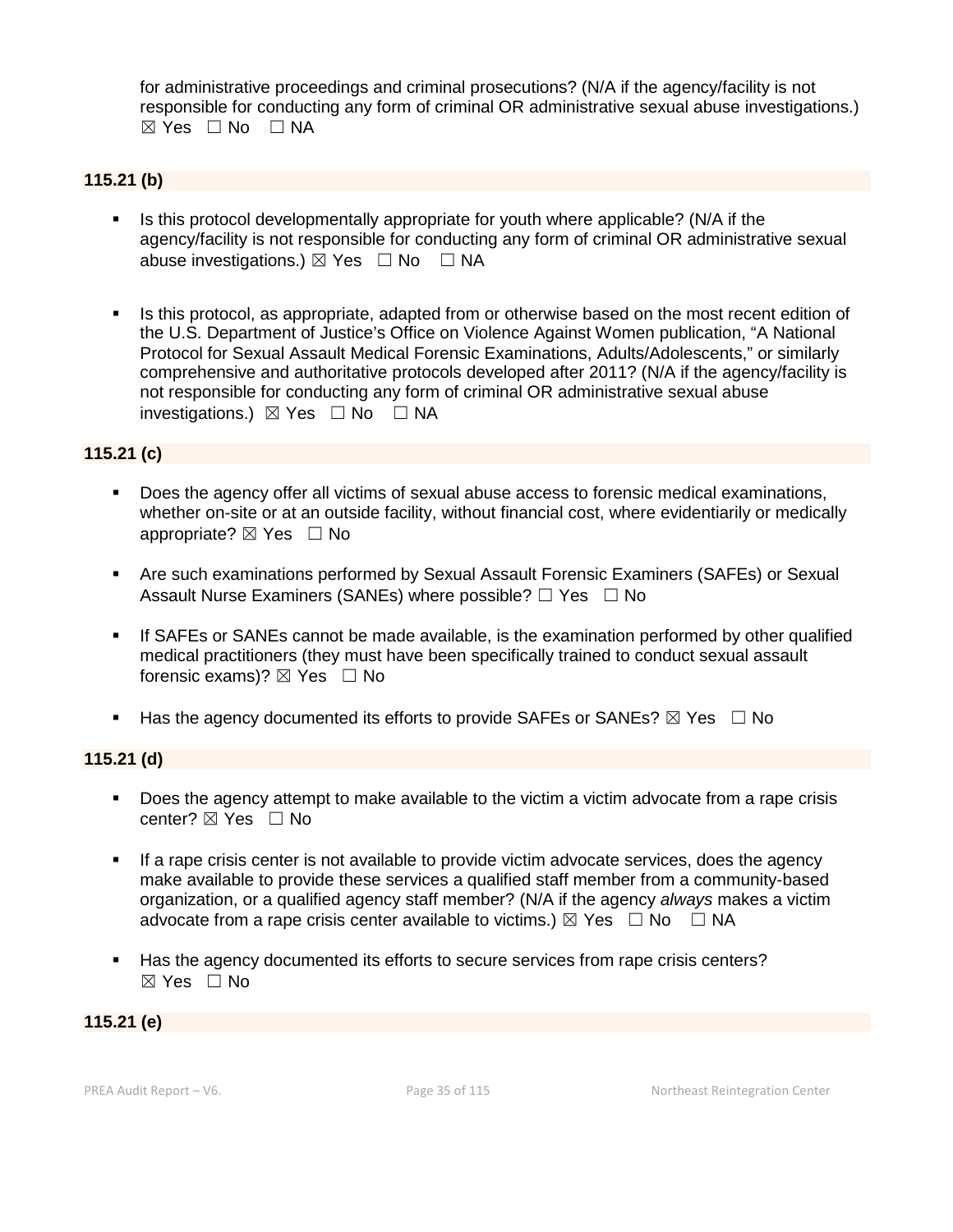for administrative proceedings and criminal prosecutions? (N/A if the agency/facility is not responsible for conducting any form of criminal OR administrative sexual abuse investigations.) ☒ Yes ☐ No ☐ NA

**115.21 (b)**

- Is this protocol developmentally appropriate for youth where applicable? (N/A if the agency/facility is not responsible for conducting any form of criminal OR administrative sexual abuse investigations.) ☒ Yes ☐ No ☐ NA
- Is this protocol, as appropriate, adapted from or otherwise based on the most recent edition of the U.S. Department of Justice's Office on Violence Against Women publication, "A National Protocol for Sexual Assault Medical Forensic Examinations, Adults/Adolescents," or similarly comprehensive and authoritative protocols developed after 2011? (N/A if the agency/facility is not responsible for conducting any form of criminal OR administrative sexual abuse investigations.) ☒ Yes ☐ No ☐ NA

**115.21 (c)**

- Does the agency offer all victims of sexual abuse access to forensic medical examinations, whether on-site or at an outside facility, without financial cost, where evidentiarily or medically appropriate? ☒ Yes ☐ No
- Are such examinations performed by Sexual Assault Forensic Examiners (SAFEs) or Sexual Assault Nurse Examiners (SANEs) where possible? ☐ Yes ☐ No
- If SAFEs or SANEs cannot be made available, is the examination performed by other qualified medical practitioners (they must have been specifically trained to conduct sexual assault forensic exams)? ☒ Yes ☐ No
- Has the agency documented its efforts to provide SAFEs or SANEs? ☒ Yes ☐ No

**115.21 (d)**

- Does the agency attempt to make available to the victim a victim advocate from a rape crisis center? ☒ Yes ☐ No
- If a rape crisis center is not available to provide victim advocate services, does the agency make available to provide these services a qualified staff member from a community-based organization, or a qualified agency staff member? (N/A if the agency *always* makes a victim advocate from a rape crisis center available to victims.) ☒ Yes ☐ No ☐ NA
- Has the agency documented its efforts to secure services from rape crisis centers? ☒ Yes ☐ No

**115.21 (e)**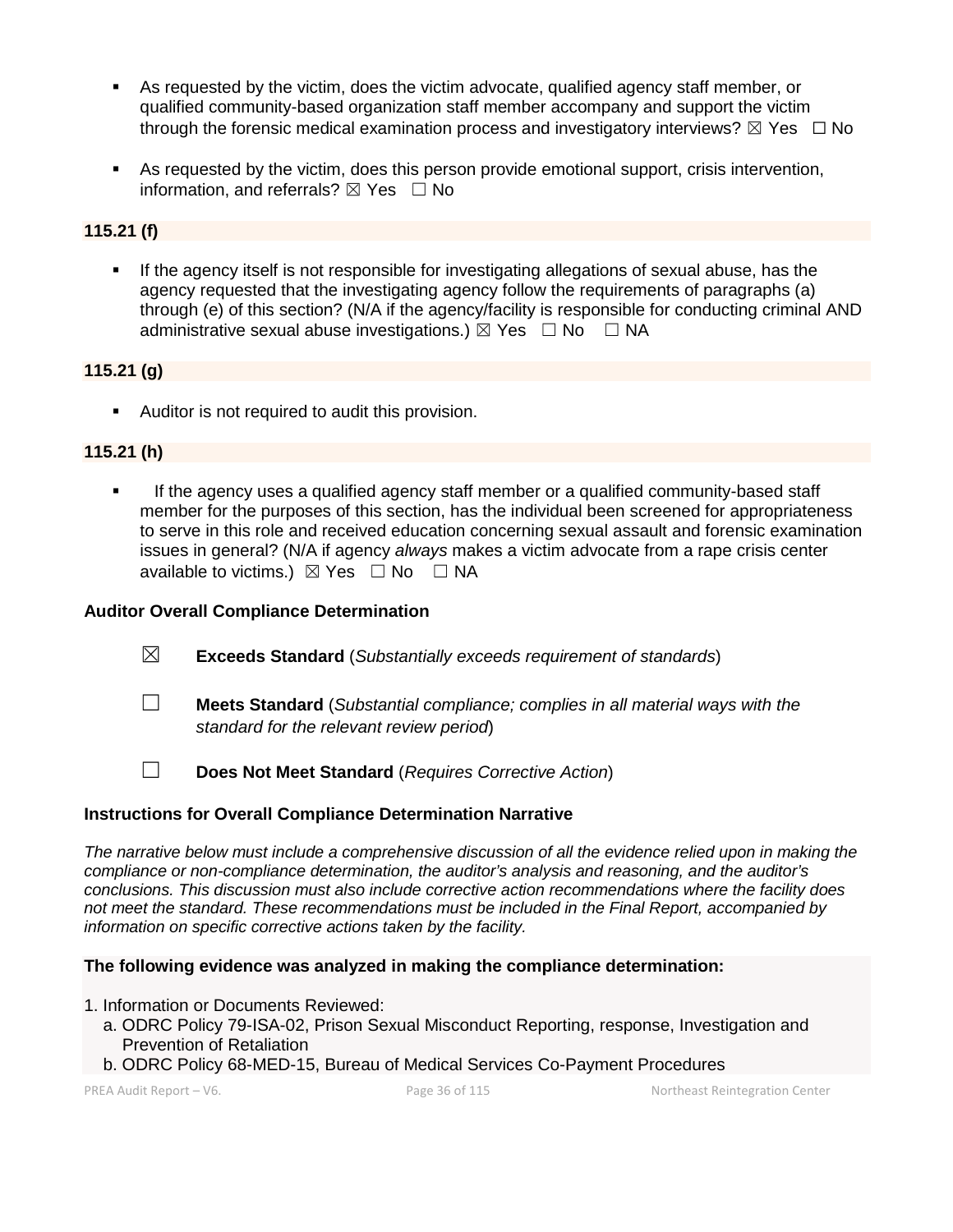- As requested by the victim, does the victim advocate, qualified agency staff member, or qualified community-based organization staff member accompany and support the victim through the forensic medical examination process and investigatory interviews? ☒ Yes ☐ No

- As requested by the victim, does this person provide emotional support, crisis intervention, information, and referrals? ☒ Yes ☐ No

**115.21 (f)**

- If the agency itself is not responsible for investigating allegations of sexual abuse, has the agency requested that the investigating agency follow the requirements of paragraphs (a) through (e) of this section? (N/A if the agency/facility is responsible for conducting criminal AND administrative sexual abuse investigations.) ☒ Yes ☐ No ☐ NA

**115.21 (g)**

- Auditor is not required to audit this provision.

**115.21 (h)**

- If the agency uses a qualified agency staff member or a qualified community-based staff member for the purposes of this section, has the individual been screened for appropriateness to serve in this role and received education concerning sexual assault and forensic examination issues in general? (N/A if agency *always* makes a victim advocate from a rape crisis center available to victims.) ☒ Yes ☐ No ☐ NA

**Auditor Overall Compliance Determination**

☒ **Exceeds Standard** (*Substantially exceeds requirement of standards*)

☐ **Meets Standard** (*Substantial compliance; complies in all material ways with the standard for the relevant review period*)

☐ **Does Not Meet Standard** (*Requires Corrective Action*)

**Instructions for Overall Compliance Determination Narrative**

*The narrative below must include a comprehensive discussion of all the evidence relied upon in making the compliance or non-compliance determination, the auditor's analysis and reasoning, and the auditor's conclusions. This discussion must also include corrective action recommendations where the facility does not meet the standard. These recommendations must be included in the Final Report, accompanied by information on specific corrective actions taken by the facility.*

**The following evidence was analyzed in making the compliance determination:**

1. Information or Documents Reviewed:
   a. ODRC Policy 79-ISA-02, Prison Sexual Misconduct Reporting, response, Investigation and Prevention of Retaliation
   b. ODRC Policy 68-MED-15, Bureau of Medical Services Co-Payment Procedures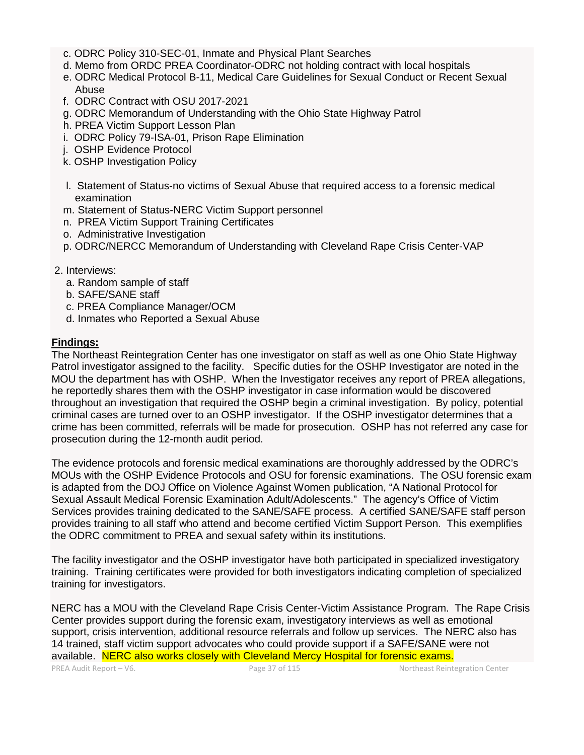c. ODRC Policy 310-SEC-01, Inmate and Physical Plant Searches
d. Memo from ORDC PREA Coordinator-ODRC not holding contract with local hospitals
e. ODRC Medical Protocol B-11, Medical Care Guidelines for Sexual Conduct or Recent Sexual Abuse
f. ODRC Contract with OSU 2017-2021
g. ODRC Memorandum of Understanding with the Ohio State Highway Patrol
h. PREA Victim Support Lesson Plan
i. ODRC Policy 79-ISA-01, Prison Rape Elimination
j. OSHP Evidence Protocol
k. OSHP Investigation Policy

l. Statement of Status-no victims of Sexual Abuse that required access to a forensic medical examination
m. Statement of Status-NERC Victim Support personnel
n. PREA Victim Support Training Certificates
o. Administrative Investigation
p. ODRC/NERCC Memorandum of Understanding with Cleveland Rape Crisis Center-VAP

2. Interviews:
   a. Random sample of staff
   b. SAFE/SANE staff
   c. PREA Compliance Manager/OCM
   d. Inmates who Reported a Sexual Abuse

**Findings:**

The Northeast Reintegration Center has one investigator on staff as well as one Ohio State Highway Patrol investigator assigned to the facility. Specific duties for the OSHP Investigator are noted in the MOU the department has with OSHP. When the Investigator receives any report of PREA allegations, he reportedly shares them with the OSHP investigator in case information would be discovered throughout an investigation that required the OSHP begin a criminal investigation. By policy, potential criminal cases are turned over to an OSHP investigator. If the OSHP investigator determines that a crime has been committed, referrals will be made for prosecution. OSHP has not referred any case for prosecution during the 12-month audit period.

The evidence protocols and forensic medical examinations are thoroughly addressed by the ODRC's MOUs with the OSHP Evidence Protocols and OSU for forensic examinations. The OSU forensic exam is adapted from the DOJ Office on Violence Against Women publication, "A National Protocol for Sexual Assault Medical Forensic Examination Adult/Adolescents." The agency's Office of Victim Services provides training dedicated to the SANE/SAFE process. A certified SANE/SAFE staff person provides training to all staff who attend and become certified Victim Support Person. This exemplifies the ODRC commitment to PREA and sexual safety within its institutions.

The facility investigator and the OSHP investigator have both participated in specialized investigatory training. Training certificates were provided for both investigators indicating completion of specialized training for investigators.

NERC has a MOU with the Cleveland Rape Crisis Center-Victim Assistance Program. The Rape Crisis Center provides support during the forensic exam, investigatory interviews as well as emotional support, crisis intervention, additional resource referrals and follow up services. The NERC also has 14 trained, staff victim support advocates who could provide support if a SAFE/SANE were not available. NERC also works closely with Cleveland Mercy Hospital for forensic exams.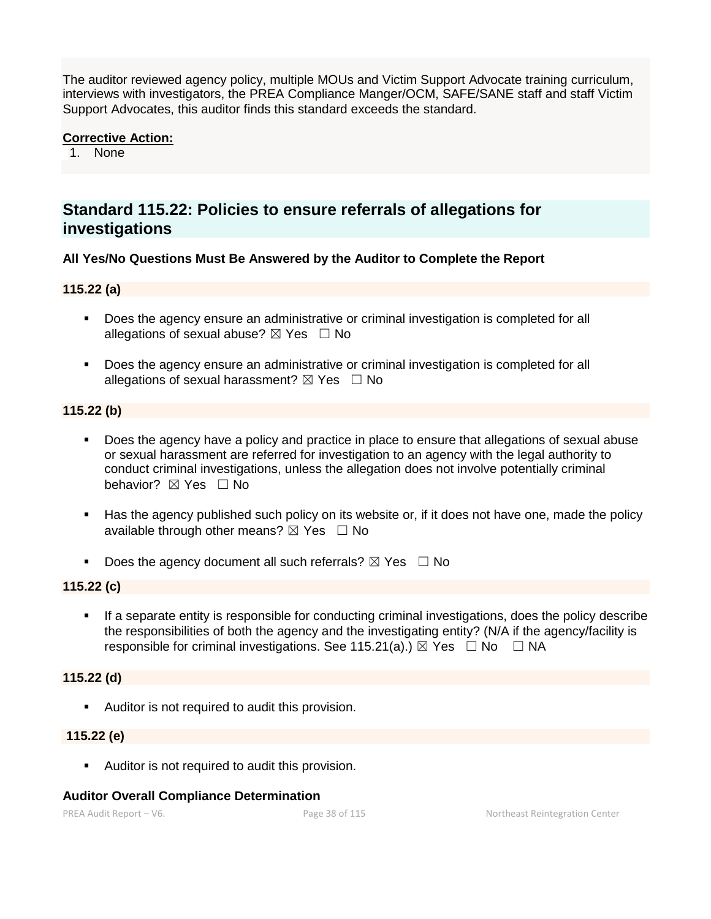The auditor reviewed agency policy, multiple MOUs and Victim Support Advocate training curriculum, interviews with investigators, the PREA Compliance Manger/OCM, SAFE/SANE staff and staff Victim Support Advocates, this auditor finds this standard exceeds the standard.

**Corrective Action:**

1. None

## Standard 115.22: Policies to ensure referrals of allegations for investigations

**All Yes/No Questions Must Be Answered by the Auditor to Complete the Report**

**115.22 (a)**

- Does the agency ensure an administrative or criminal investigation is completed for all allegations of sexual abuse? ☒ Yes ☐ No
- Does the agency ensure an administrative or criminal investigation is completed for all allegations of sexual harassment? ☒ Yes ☐ No

**115.22 (b)**

- Does the agency have a policy and practice in place to ensure that allegations of sexual abuse or sexual harassment are referred for investigation to an agency with the legal authority to conduct criminal investigations, unless the allegation does not involve potentially criminal behavior? ☒ Yes ☐ No
- Has the agency published such policy on its website or, if it does not have one, made the policy available through other means? ☒ Yes ☐ No
- Does the agency document all such referrals? ☒ Yes ☐ No

**115.22 (c)**

- If a separate entity is responsible for conducting criminal investigations, does the policy describe the responsibilities of both the agency and the investigating entity? (N/A if the agency/facility is responsible for criminal investigations. See 115.21(a).) ☒ Yes ☐ No ☐ NA

**115.22 (d)**

- Auditor is not required to audit this provision.

**115.22 (e)**

- Auditor is not required to audit this provision.

**Auditor Overall Compliance Determination**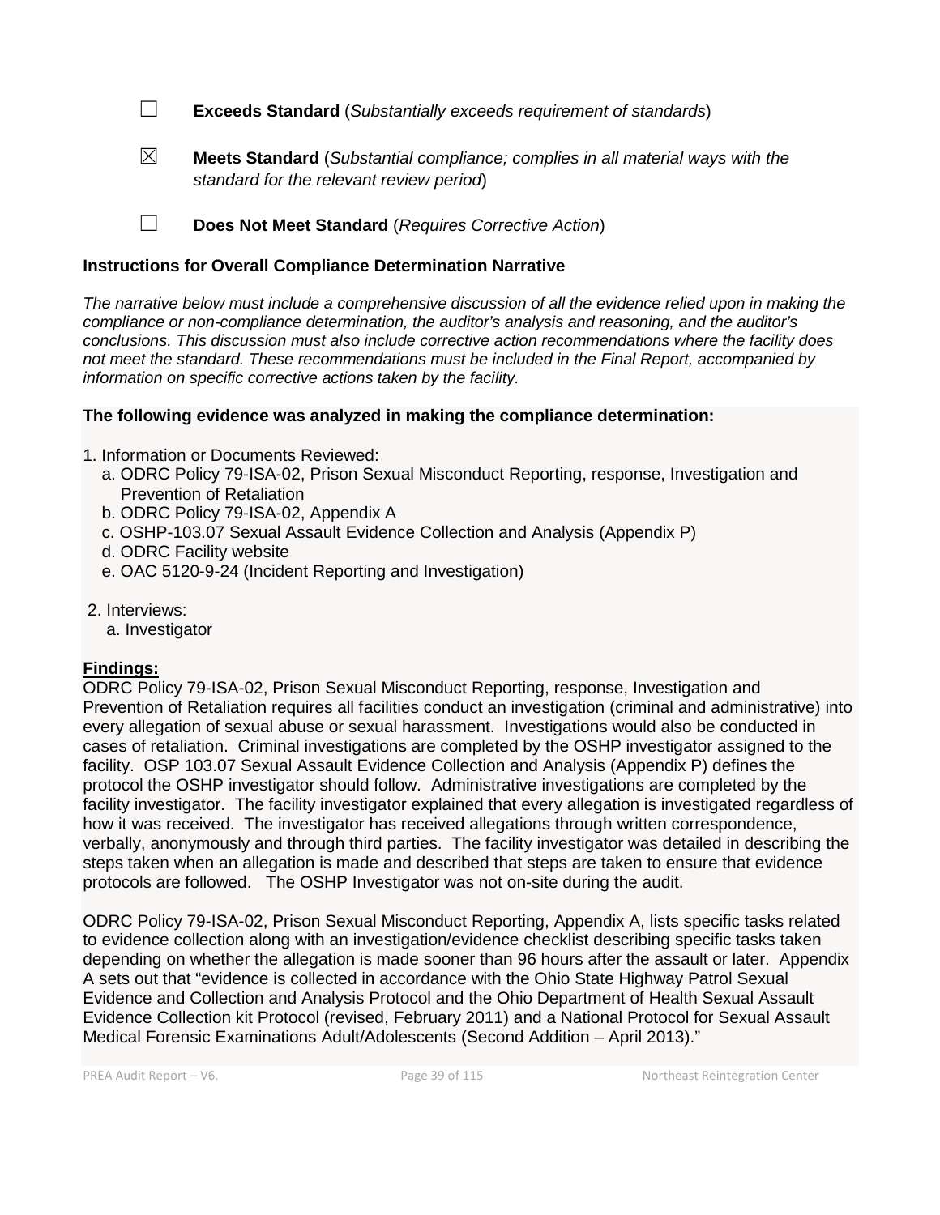☐ **Exceeds Standard** (*Substantially exceeds requirement of standards*)

☒ **Meets Standard** (*Substantial compliance; complies in all material ways with the standard for the relevant review period*)

☐ **Does Not Meet Standard** (*Requires Corrective Action*)

**Instructions for Overall Compliance Determination Narrative**

*The narrative below must include a comprehensive discussion of all the evidence relied upon in making the compliance or non-compliance determination, the auditor's analysis and reasoning, and the auditor's conclusions. This discussion must also include corrective action recommendations where the facility does not meet the standard. These recommendations must be included in the Final Report, accompanied by information on specific corrective actions taken by the facility.*

**The following evidence was analyzed in making the compliance determination:**

1. Information or Documents Reviewed:
   a. ODRC Policy 79-ISA-02, Prison Sexual Misconduct Reporting, response, Investigation and Prevention of Retaliation
   b. ODRC Policy 79-ISA-02, Appendix A
   c. OSHP-103.07 Sexual Assault Evidence Collection and Analysis (Appendix P)
   d. ODRC Facility website
   e. OAC 5120-9-24 (Incident Reporting and Investigation)

2. Interviews:
   a. Investigator

**Findings:**

ODRC Policy 79-ISA-02, Prison Sexual Misconduct Reporting, response, Investigation and Prevention of Retaliation requires all facilities conduct an investigation (criminal and administrative) into every allegation of sexual abuse or sexual harassment. Investigations would also be conducted in cases of retaliation. Criminal investigations are completed by the OSHP investigator assigned to the facility. OSP 103.07 Sexual Assault Evidence Collection and Analysis (Appendix P) defines the protocol the OSHP investigator should follow. Administrative investigations are completed by the facility investigator. The facility investigator explained that every allegation is investigated regardless of how it was received. The investigator has received allegations through written correspondence, verbally, anonymously and through third parties. The facility investigator was detailed in describing the steps taken when an allegation is made and described that steps are taken to ensure that evidence protocols are followed. The OSHP Investigator was not on-site during the audit.

ODRC Policy 79-ISA-02, Prison Sexual Misconduct Reporting, Appendix A, lists specific tasks related to evidence collection along with an investigation/evidence checklist describing specific tasks taken depending on whether the allegation is made sooner than 96 hours after the assault or later. Appendix A sets out that "evidence is collected in accordance with the Ohio State Highway Patrol Sexual Evidence and Collection and Analysis Protocol and the Ohio Department of Health Sexual Assault Evidence Collection kit Protocol (revised, February 2011) and a National Protocol for Sexual Assault Medical Forensic Examinations Adult/Adolescents (Second Addition – April 2013)."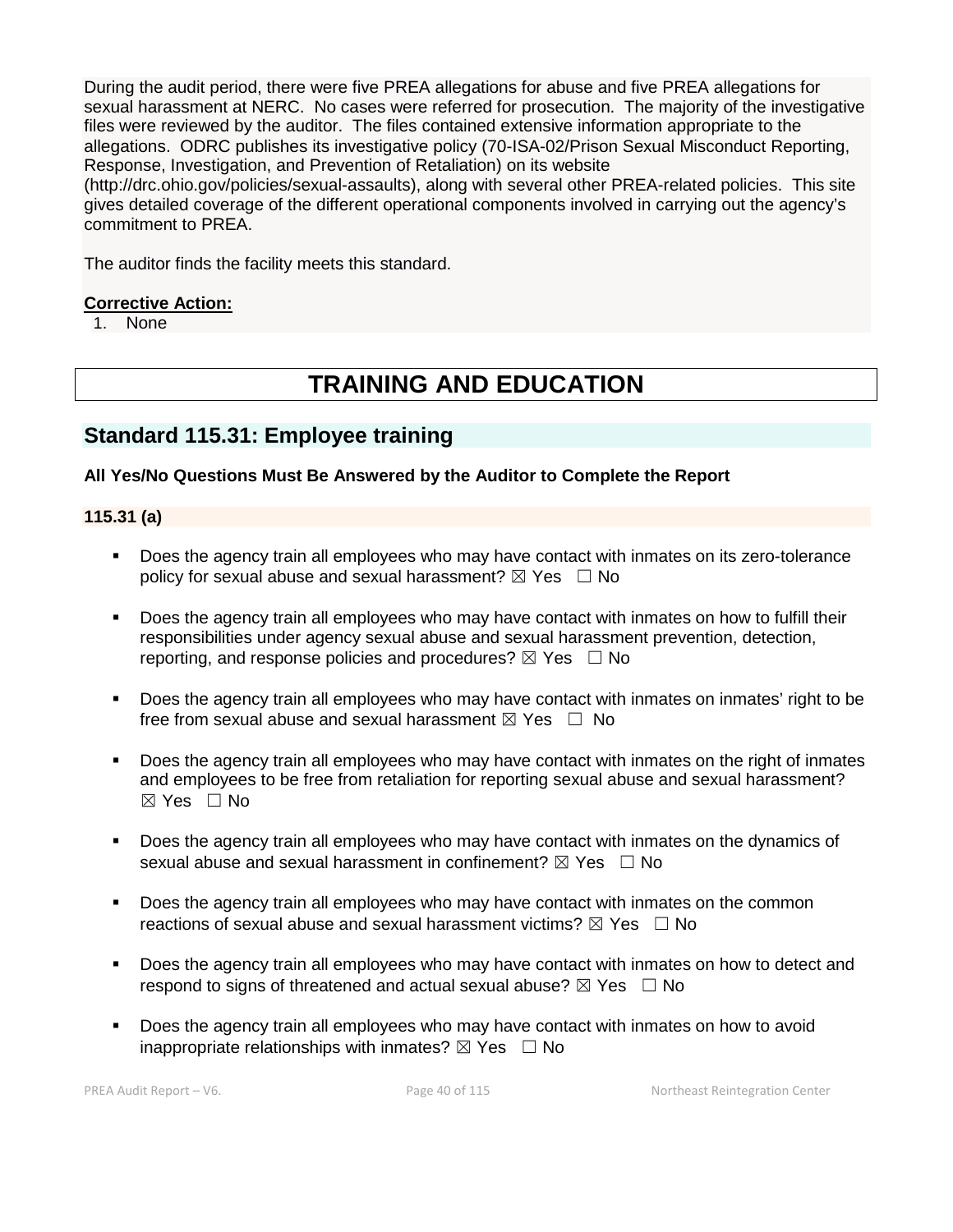During the audit period, there were five PREA allegations for abuse and five PREA allegations for sexual harassment at NERC. No cases were referred for prosecution. The majority of the investigative files were reviewed by the auditor. The files contained extensive information appropriate to the allegations. ODRC publishes its investigative policy (70-ISA-02/Prison Sexual Misconduct Reporting, Response, Investigation, and Prevention of Retaliation) on its website (http://drc.ohio.gov/policies/sexual-assaults), along with several other PREA-related policies. This site gives detailed coverage of the different operational components involved in carrying out the agency's commitment to PREA.

The auditor finds the facility meets this standard.

**Corrective Action:**

1. None

# TRAINING AND EDUCATION

## Standard 115.31: Employee training

**All Yes/No Questions Must Be Answered by the Auditor to Complete the Report**

### 115.31 (a)

- Does the agency train all employees who may have contact with inmates on its zero-tolerance policy for sexual abuse and sexual harassment? ☒ Yes ☐ No
- Does the agency train all employees who may have contact with inmates on how to fulfill their responsibilities under agency sexual abuse and sexual harassment prevention, detection, reporting, and response policies and procedures? ☒ Yes ☐ No
- Does the agency train all employees who may have contact with inmates on inmates' right to be free from sexual abuse and sexual harassment ☒ Yes ☐ No
- Does the agency train all employees who may have contact with inmates on the right of inmates and employees to be free from retaliation for reporting sexual abuse and sexual harassment? ☒ Yes ☐ No
- Does the agency train all employees who may have contact with inmates on the dynamics of sexual abuse and sexual harassment in confinement? ☒ Yes ☐ No
- Does the agency train all employees who may have contact with inmates on the common reactions of sexual abuse and sexual harassment victims? ☒ Yes ☐ No
- Does the agency train all employees who may have contact with inmates on how to detect and respond to signs of threatened and actual sexual abuse? ☒ Yes ☐ No
- Does the agency train all employees who may have contact with inmates on how to avoid inappropriate relationships with inmates? ☒ Yes ☐ No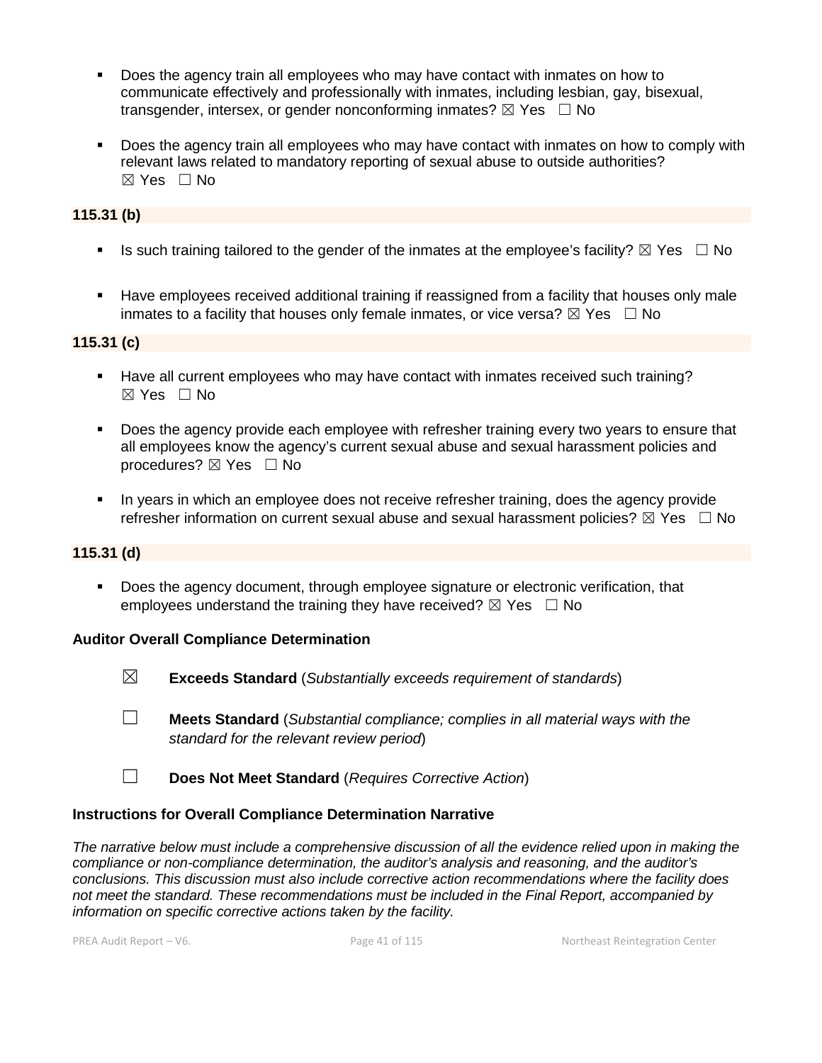- Does the agency train all employees who may have contact with inmates on how to communicate effectively and professionally with inmates, including lesbian, gay, bisexual, transgender, intersex, or gender nonconforming inmates? ☒ Yes ☐ No

- Does the agency train all employees who may have contact with inmates on how to comply with relevant laws related to mandatory reporting of sexual abuse to outside authorities? ☒ Yes ☐ No

**115.31 (b)**

- Is such training tailored to the gender of the inmates at the employee's facility? ☒ Yes ☐ No

- Have employees received additional training if reassigned from a facility that houses only male inmates to a facility that houses only female inmates, or vice versa? ☒ Yes ☐ No

**115.31 (c)**

- Have all current employees who may have contact with inmates received such training? ☒ Yes ☐ No

- Does the agency provide each employee with refresher training every two years to ensure that all employees know the agency's current sexual abuse and sexual harassment policies and procedures? ☒ Yes ☐ No

- In years in which an employee does not receive refresher training, does the agency provide refresher information on current sexual abuse and sexual harassment policies? ☒ Yes ☐ No

**115.31 (d)**

- Does the agency document, through employee signature or electronic verification, that employees understand the training they have received? ☒ Yes ☐ No

**Auditor Overall Compliance Determination**

☒ **Exceeds Standard** (*Substantially exceeds requirement of standards*)

☐ **Meets Standard** (*Substantial compliance; complies in all material ways with the standard for the relevant review period*)

☐ **Does Not Meet Standard** (*Requires Corrective Action*)

**Instructions for Overall Compliance Determination Narrative**

*The narrative below must include a comprehensive discussion of all the evidence relied upon in making the compliance or non-compliance determination, the auditor's analysis and reasoning, and the auditor's conclusions. This discussion must also include corrective action recommendations where the facility does not meet the standard. These recommendations must be included in the Final Report, accompanied by information on specific corrective actions taken by the facility.*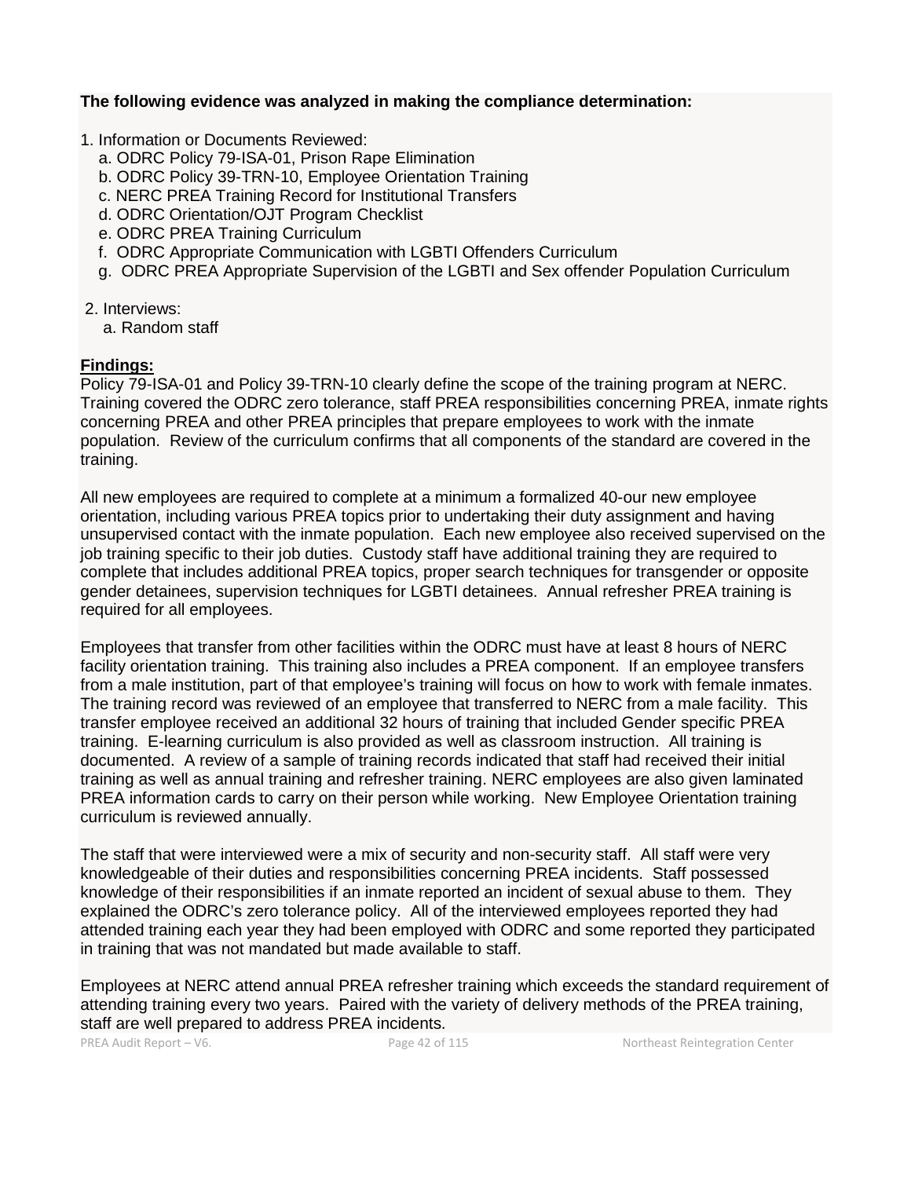**The following evidence was analyzed in making the compliance determination:**

1. Information or Documents Reviewed:
   a. ODRC Policy 79-ISA-01, Prison Rape Elimination
   b. ODRC Policy 39-TRN-10, Employee Orientation Training
   c. NERC PREA Training Record for Institutional Transfers
   d. ODRC Orientation/OJT Program Checklist
   e. ODRC PREA Training Curriculum
   f. ODRC Appropriate Communication with LGBTI Offenders Curriculum
   g. ODRC PREA Appropriate Supervision of the LGBTI and Sex offender Population Curriculum

2. Interviews:
   a. Random staff

**Findings:**

Policy 79-ISA-01 and Policy 39-TRN-10 clearly define the scope of the training program at NERC. Training covered the ODRC zero tolerance, staff PREA responsibilities concerning PREA, inmate rights concerning PREA and other PREA principles that prepare employees to work with the inmate population. Review of the curriculum confirms that all components of the standard are covered in the training.

All new employees are required to complete at a minimum a formalized 40-our new employee orientation, including various PREA topics prior to undertaking their duty assignment and having unsupervised contact with the inmate population. Each new employee also received supervised on the job training specific to their job duties. Custody staff have additional training they are required to complete that includes additional PREA topics, proper search techniques for transgender or opposite gender detainees, supervision techniques for LGBTI detainees. Annual refresher PREA training is required for all employees.

Employees that transfer from other facilities within the ODRC must have at least 8 hours of NERC facility orientation training. This training also includes a PREA component. If an employee transfers from a male institution, part of that employee's training will focus on how to work with female inmates. The training record was reviewed of an employee that transferred to NERC from a male facility. This transfer employee received an additional 32 hours of training that included Gender specific PREA training. E-learning curriculum is also provided as well as classroom instruction. All training is documented. A review of a sample of training records indicated that staff had received their initial training as well as annual training and refresher training. NERC employees are also given laminated PREA information cards to carry on their person while working. New Employee Orientation training curriculum is reviewed annually.

The staff that were interviewed were a mix of security and non-security staff. All staff were very knowledgeable of their duties and responsibilities concerning PREA incidents. Staff possessed knowledge of their responsibilities if an inmate reported an incident of sexual abuse to them. They explained the ODRC's zero tolerance policy. All of the interviewed employees reported they had attended training each year they had been employed with ODRC and some reported they participated in training that was not mandated but made available to staff.

Employees at NERC attend annual PREA refresher training which exceeds the standard requirement of attending training every two years. Paired with the variety of delivery methods of the PREA training, staff are well prepared to address PREA incidents.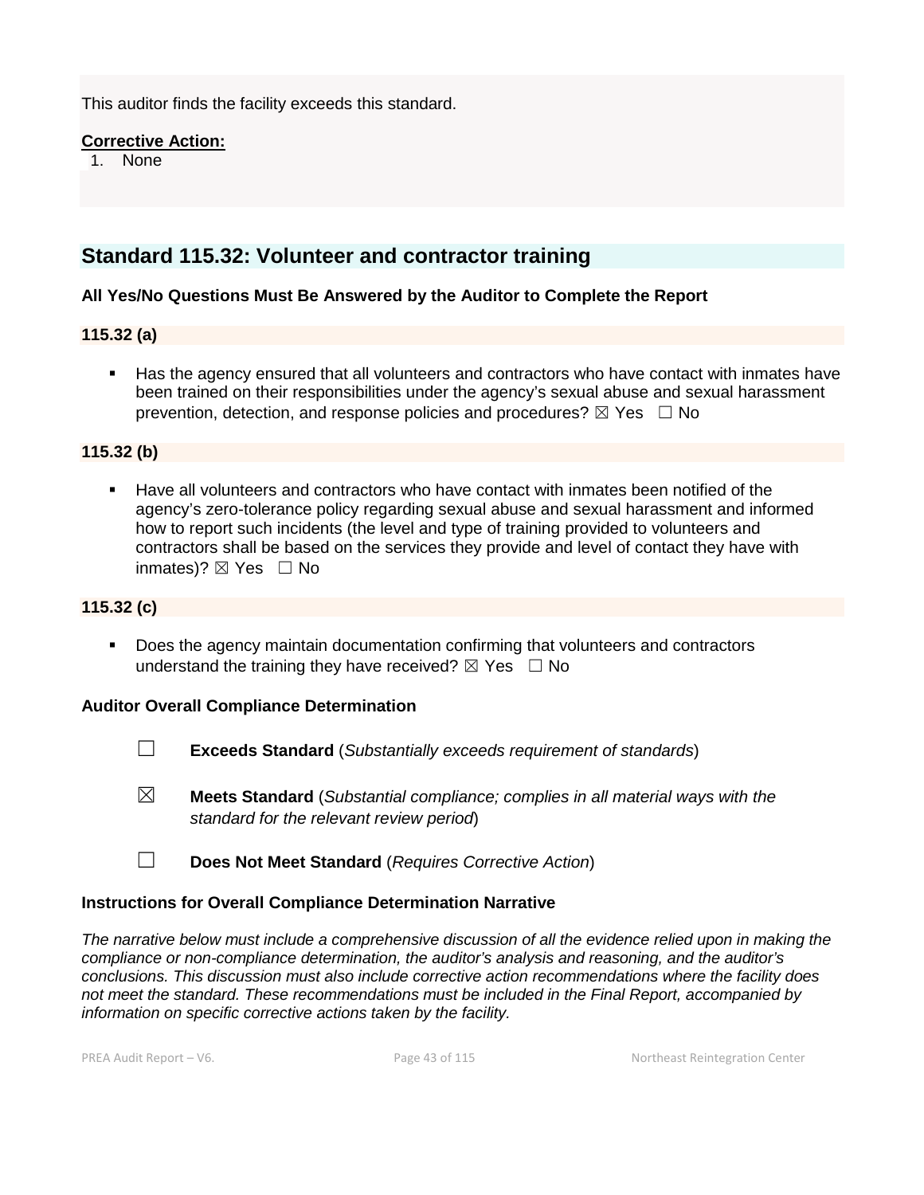This auditor finds the facility exceeds this standard.

**Corrective Action:**

1. None

## Standard 115.32: Volunteer and contractor training

**All Yes/No Questions Must Be Answered by the Auditor to Complete the Report**

**115.32 (a)**

- Has the agency ensured that all volunteers and contractors who have contact with inmates have been trained on their responsibilities under the agency's sexual abuse and sexual harassment prevention, detection, and response policies and procedures? ☒ Yes ☐ No

**115.32 (b)**

- Have all volunteers and contractors who have contact with inmates been notified of the agency's zero-tolerance policy regarding sexual abuse and sexual harassment and informed how to report such incidents (the level and type of training provided to volunteers and contractors shall be based on the services they provide and level of contact they have with inmates)? ☒ Yes ☐ No

**115.32 (c)**

- Does the agency maintain documentation confirming that volunteers and contractors understand the training they have received? ☒ Yes ☐ No

**Auditor Overall Compliance Determination**

☐ **Exceeds Standard** (*Substantially exceeds requirement of standards*)

☒ **Meets Standard** (*Substantial compliance; complies in all material ways with the standard for the relevant review period*)

☐ **Does Not Meet Standard** (*Requires Corrective Action*)

**Instructions for Overall Compliance Determination Narrative**

*The narrative below must include a comprehensive discussion of all the evidence relied upon in making the compliance or non-compliance determination, the auditor's analysis and reasoning, and the auditor's conclusions. This discussion must also include corrective action recommendations where the facility does not meet the standard. These recommendations must be included in the Final Report, accompanied by information on specific corrective actions taken by the facility.*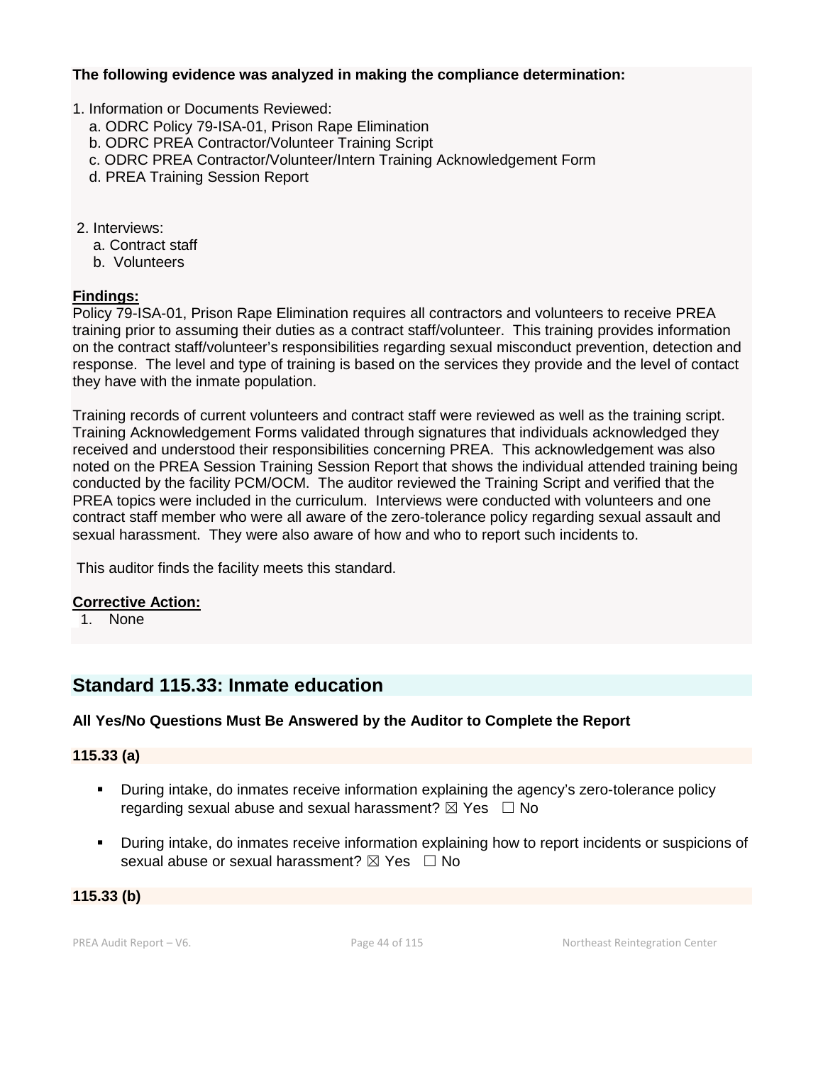**The following evidence was analyzed in making the compliance determination:**

1. Information or Documents Reviewed:
   a. ODRC Policy 79-ISA-01, Prison Rape Elimination
   b. ODRC PREA Contractor/Volunteer Training Script
   c. ODRC PREA Contractor/Volunteer/Intern Training Acknowledgement Form
   d. PREA Training Session Report

2. Interviews:
   a. Contract staff
   b. Volunteers

**Findings:**

Policy 79-ISA-01, Prison Rape Elimination requires all contractors and volunteers to receive PREA training prior to assuming their duties as a contract staff/volunteer. This training provides information on the contract staff/volunteer's responsibilities regarding sexual misconduct prevention, detection and response. The level and type of training is based on the services they provide and the level of contact they have with the inmate population.

Training records of current volunteers and contract staff were reviewed as well as the training script. Training Acknowledgement Forms validated through signatures that individuals acknowledged they received and understood their responsibilities concerning PREA. This acknowledgement was also noted on the PREA Session Training Session Report that shows the individual attended training being conducted by the facility PCM/OCM. The auditor reviewed the Training Script and verified that the PREA topics were included in the curriculum. Interviews were conducted with volunteers and one contract staff member who were all aware of the zero-tolerance policy regarding sexual assault and sexual harassment. They were also aware of how and who to report such incidents to.

This auditor finds the facility meets this standard.

**Corrective Action:**

1. None

## Standard 115.33: Inmate education

**All Yes/No Questions Must Be Answered by the Auditor to Complete the Report**

**115.33 (a)**

- During intake, do inmates receive information explaining the agency's zero-tolerance policy regarding sexual abuse and sexual harassment? ☒ Yes ☐ No
- During intake, do inmates receive information explaining how to report incidents or suspicions of sexual abuse or sexual harassment? ☒ Yes ☐ No

**115.33 (b)**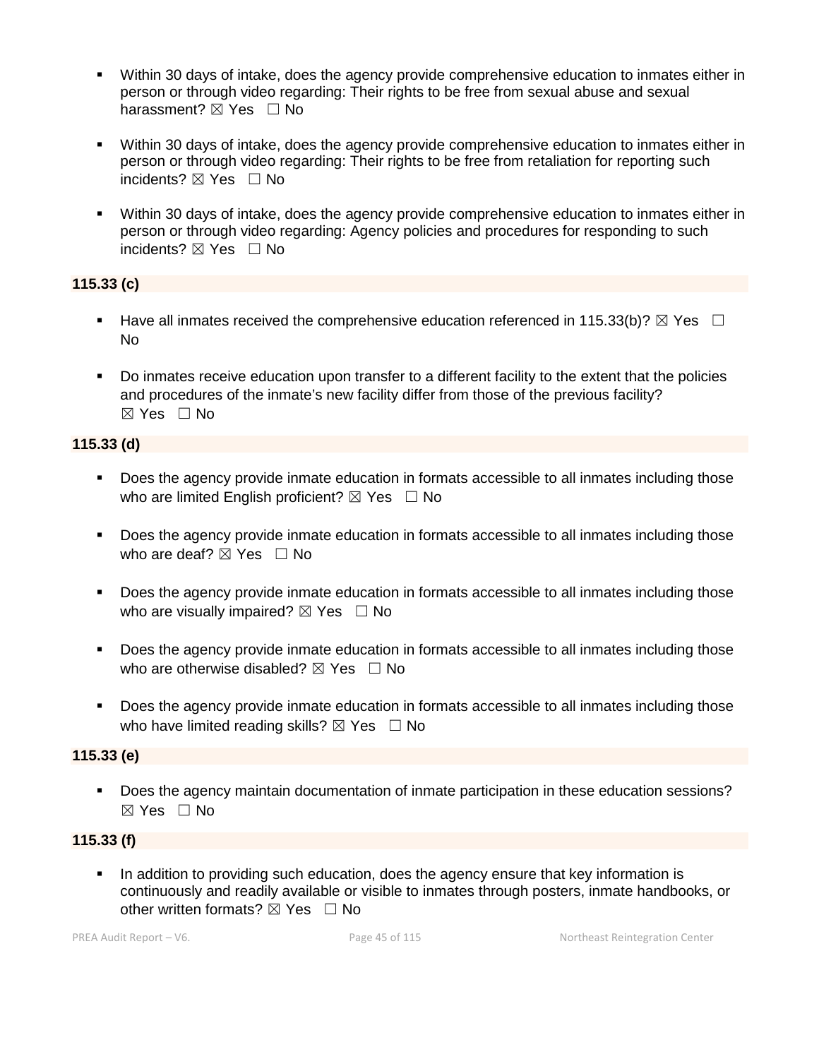- Within 30 days of intake, does the agency provide comprehensive education to inmates either in person or through video regarding: Their rights to be free from sexual abuse and sexual harassment? ☒ Yes ☐ No

- Within 30 days of intake, does the agency provide comprehensive education to inmates either in person or through video regarding: Their rights to be free from retaliation for reporting such incidents? ☒ Yes ☐ No

- Within 30 days of intake, does the agency provide comprehensive education to inmates either in person or through video regarding: Agency policies and procedures for responding to such incidents? ☒ Yes ☐ No

**115.33 (c)**

- Have all inmates received the comprehensive education referenced in 115.33(b)? ☒ Yes ☐ No

- Do inmates receive education upon transfer to a different facility to the extent that the policies and procedures of the inmate's new facility differ from those of the previous facility? ☒ Yes ☐ No

**115.33 (d)**

- Does the agency provide inmate education in formats accessible to all inmates including those who are limited English proficient? ☒ Yes ☐ No

- Does the agency provide inmate education in formats accessible to all inmates including those who are deaf? ☒ Yes ☐ No

- Does the agency provide inmate education in formats accessible to all inmates including those who are visually impaired? ☒ Yes ☐ No

- Does the agency provide inmate education in formats accessible to all inmates including those who are otherwise disabled? ☒ Yes ☐ No

- Does the agency provide inmate education in formats accessible to all inmates including those who have limited reading skills? ☒ Yes ☐ No

**115.33 (e)**

- Does the agency maintain documentation of inmate participation in these education sessions? ☒ Yes ☐ No

**115.33 (f)**

- In addition to providing such education, does the agency ensure that key information is continuously and readily available or visible to inmates through posters, inmate handbooks, or other written formats? ☒ Yes ☐ No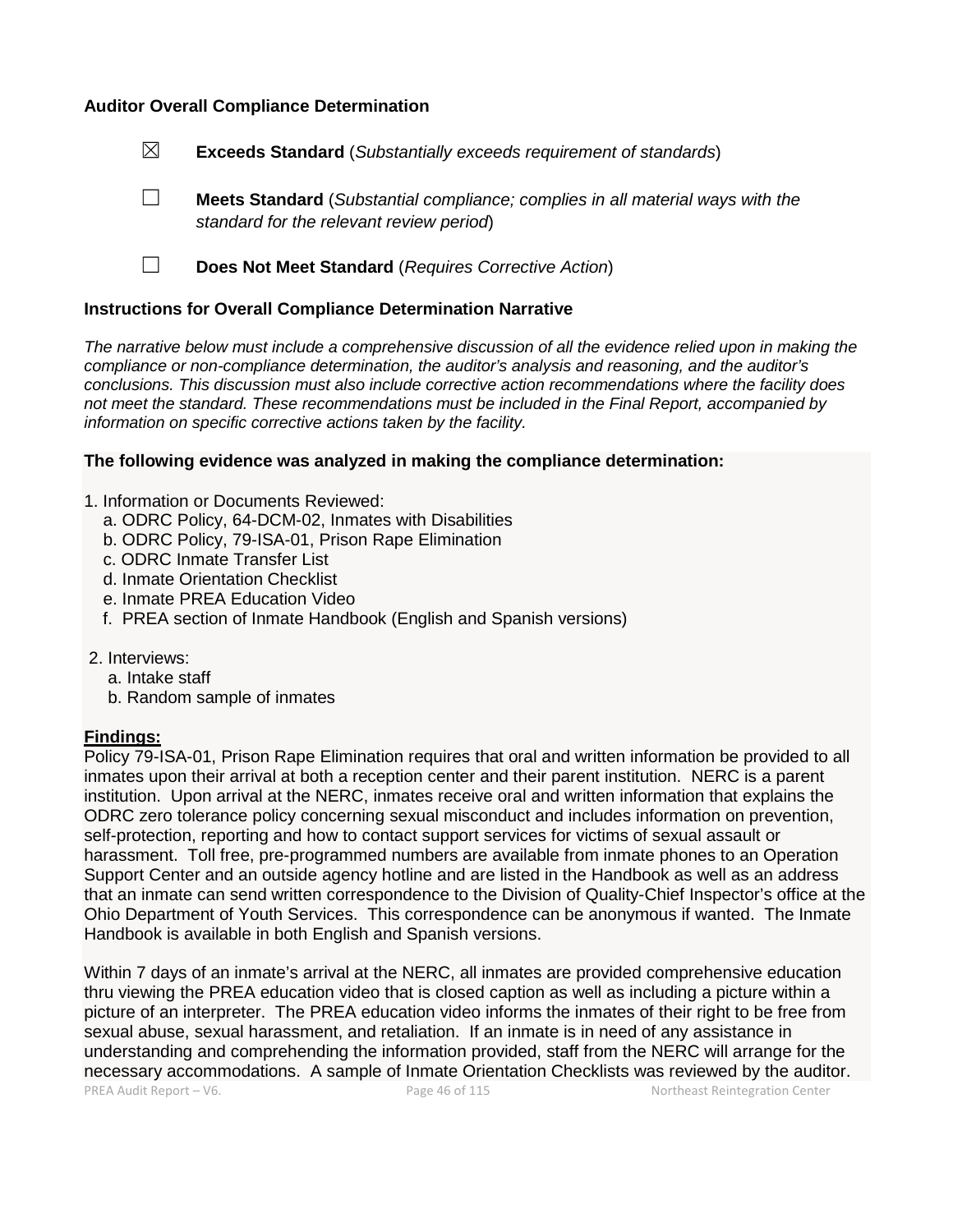**Auditor Overall Compliance Determination**

☒ **Exceeds Standard** (*Substantially exceeds requirement of standards*)

☐ **Meets Standard** (*Substantial compliance; complies in all material ways with the standard for the relevant review period*)

☐ **Does Not Meet Standard** (*Requires Corrective Action*)

**Instructions for Overall Compliance Determination Narrative**

*The narrative below must include a comprehensive discussion of all the evidence relied upon in making the compliance or non-compliance determination, the auditor's analysis and reasoning, and the auditor's conclusions. This discussion must also include corrective action recommendations where the facility does not meet the standard. These recommendations must be included in the Final Report, accompanied by information on specific corrective actions taken by the facility.*

**The following evidence was analyzed in making the compliance determination:**

1. Information or Documents Reviewed:
   a. ODRC Policy, 64-DCM-02, Inmates with Disabilities
   b. ODRC Policy, 79-ISA-01, Prison Rape Elimination
   c. ODRC Inmate Transfer List
   d. Inmate Orientation Checklist
   e. Inmate PREA Education Video
   f. PREA section of Inmate Handbook (English and Spanish versions)

2. Interviews:
   a. Intake staff
   b. Random sample of inmates

**Findings:**

Policy 79-ISA-01, Prison Rape Elimination requires that oral and written information be provided to all inmates upon their arrival at both a reception center and their parent institution. NERC is a parent institution. Upon arrival at the NERC, inmates receive oral and written information that explains the ODRC zero tolerance policy concerning sexual misconduct and includes information on prevention, self-protection, reporting and how to contact support services for victims of sexual assault or harassment. Toll free, pre-programmed numbers are available from inmate phones to an Operation Support Center and an outside agency hotline and are listed in the Handbook as well as an address that an inmate can send written correspondence to the Division of Quality-Chief Inspector's office at the Ohio Department of Youth Services. This correspondence can be anonymous if wanted. The Inmate Handbook is available in both English and Spanish versions.

Within 7 days of an inmate's arrival at the NERC, all inmates are provided comprehensive education thru viewing the PREA education video that is closed caption as well as including a picture within a picture of an interpreter. The PREA education video informs the inmates of their right to be free from sexual abuse, sexual harassment, and retaliation. If an inmate is in need of any assistance in understanding and comprehending the information provided, staff from the NERC will arrange for the necessary accommodations. A sample of Inmate Orientation Checklists was reviewed by the auditor.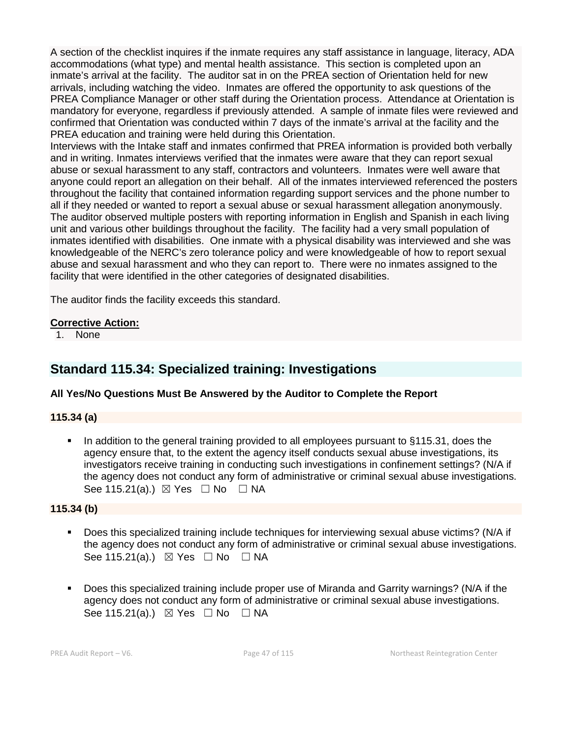A section of the checklist inquires if the inmate requires any staff assistance in language, literacy, ADA accommodations (what type) and mental health assistance. This section is completed upon an inmate's arrival at the facility. The auditor sat in on the PREA section of Orientation held for new arrivals, including watching the video. Inmates are offered the opportunity to ask questions of the PREA Compliance Manager or other staff during the Orientation process. Attendance at Orientation is mandatory for everyone, regardless if previously attended. A sample of inmate files were reviewed and confirmed that Orientation was conducted within 7 days of the inmate's arrival at the facility and the PREA education and training were held during this Orientation.
Interviews with the Intake staff and inmates confirmed that PREA information is provided both verbally and in writing. Inmates interviews verified that the inmates were aware that they can report sexual abuse or sexual harassment to any staff, contractors and volunteers. Inmates were well aware that anyone could report an allegation on their behalf. All of the inmates interviewed referenced the posters throughout the facility that contained information regarding support services and the phone number to all if they needed or wanted to report a sexual abuse or sexual harassment allegation anonymously. The auditor observed multiple posters with reporting information in English and Spanish in each living unit and various other buildings throughout the facility. The facility had a very small population of inmates identified with disabilities. One inmate with a physical disability was interviewed and she was knowledgeable of the NERC's zero tolerance policy and were knowledgeable of how to report sexual abuse and sexual harassment and who they can report to. There were no inmates assigned to the facility that were identified in the other categories of designated disabilities.

The auditor finds the facility exceeds this standard.

**Corrective Action:**

1. None

## Standard 115.34: Specialized training: Investigations

**All Yes/No Questions Must Be Answered by the Auditor to Complete the Report**

**115.34 (a)**

- In addition to the general training provided to all employees pursuant to §115.31, does the agency ensure that, to the extent the agency itself conducts sexual abuse investigations, its investigators receive training in conducting such investigations in confinement settings? (N/A if the agency does not conduct any form of administrative or criminal sexual abuse investigations. See 115.21(a).) ☒ Yes ☐ No ☐ NA

**115.34 (b)**

- Does this specialized training include techniques for interviewing sexual abuse victims? (N/A if the agency does not conduct any form of administrative or criminal sexual abuse investigations. See 115.21(a).) ☒ Yes ☐ No ☐ NA

- Does this specialized training include proper use of Miranda and Garrity warnings? (N/A if the agency does not conduct any form of administrative or criminal sexual abuse investigations. See 115.21(a).) ☒ Yes ☐ No ☐ NA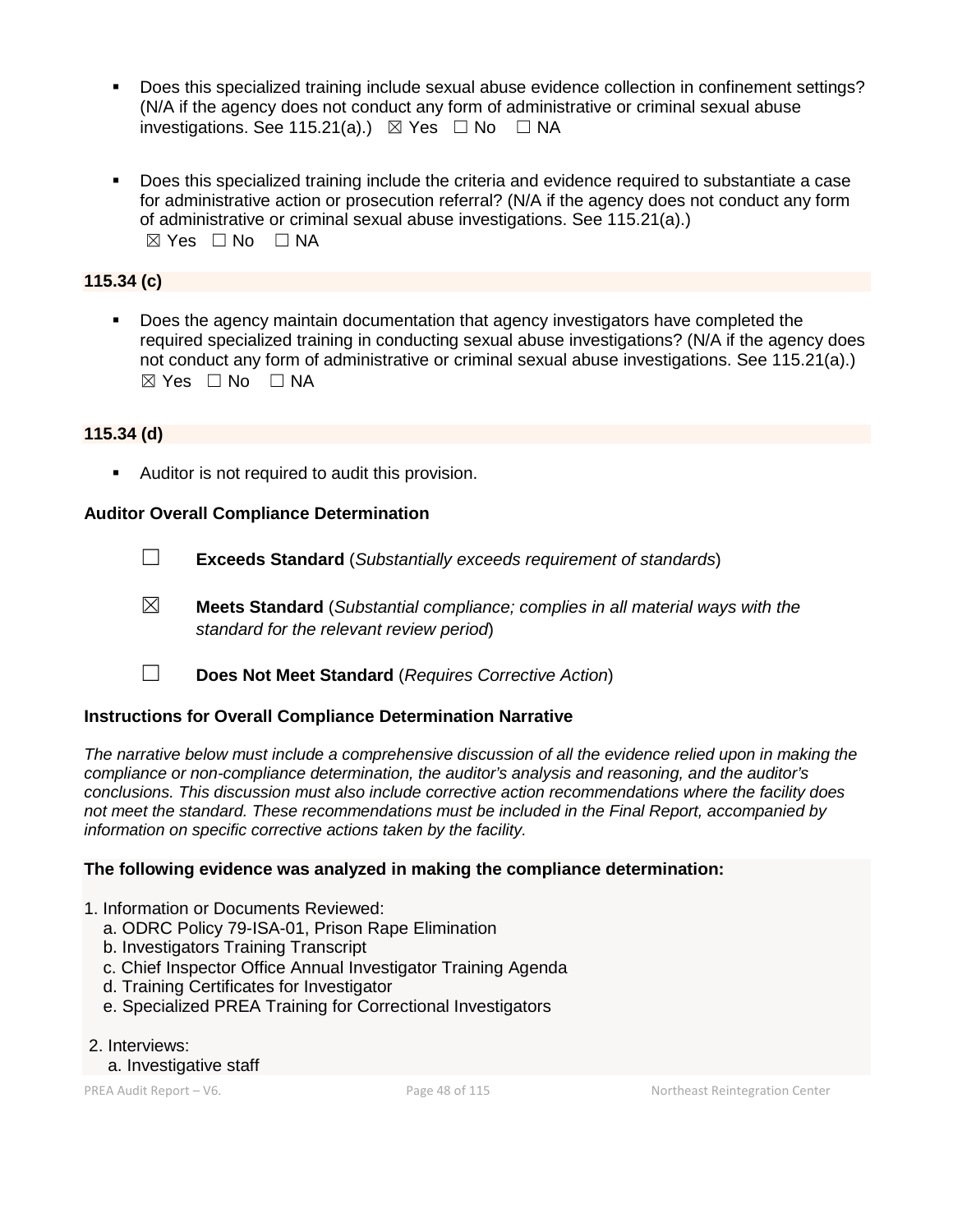- Does this specialized training include sexual abuse evidence collection in confinement settings? (N/A if the agency does not conduct any form of administrative or criminal sexual abuse investigations. See 115.21(a).) ☒ Yes ☐ No ☐ NA

- Does this specialized training include the criteria and evidence required to substantiate a case for administrative action or prosecution referral? (N/A if the agency does not conduct any form of administrative or criminal sexual abuse investigations. See 115.21(a).) ☒ Yes ☐ No ☐ NA

**115.34 (c)**

- Does the agency maintain documentation that agency investigators have completed the required specialized training in conducting sexual abuse investigations? (N/A if the agency does not conduct any form of administrative or criminal sexual abuse investigations. See 115.21(a).) ☒ Yes ☐ No ☐ NA

**115.34 (d)**

- Auditor is not required to audit this provision.

**Auditor Overall Compliance Determination**

☐ **Exceeds Standard** (*Substantially exceeds requirement of standards*)

☒ **Meets Standard** (*Substantial compliance; complies in all material ways with the standard for the relevant review period*)

☐ **Does Not Meet Standard** (*Requires Corrective Action*)

**Instructions for Overall Compliance Determination Narrative**

*The narrative below must include a comprehensive discussion of all the evidence relied upon in making the compliance or non-compliance determination, the auditor's analysis and reasoning, and the auditor's conclusions. This discussion must also include corrective action recommendations where the facility does not meet the standard. These recommendations must be included in the Final Report, accompanied by information on specific corrective actions taken by the facility.*

**The following evidence was analyzed in making the compliance determination:**

1. Information or Documents Reviewed:
   a. ODRC Policy 79-ISA-01, Prison Rape Elimination
   b. Investigators Training Transcript
   c. Chief Inspector Office Annual Investigator Training Agenda
   d. Training Certificates for Investigator
   e. Specialized PREA Training for Correctional Investigators

2. Interviews:
   a. Investigative staff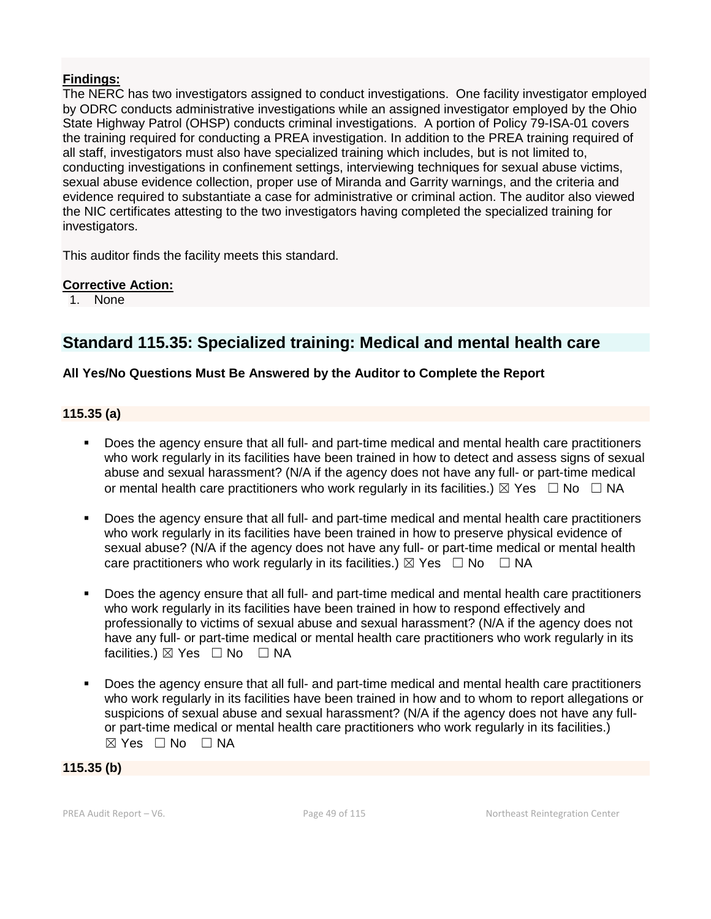**Findings:**
The NERC has two investigators assigned to conduct investigations. One facility investigator employed by ODRC conducts administrative investigations while an assigned investigator employed by the Ohio State Highway Patrol (OHSP) conducts criminal investigations. A portion of Policy 79-ISA-01 covers the training required for conducting a PREA investigation. In addition to the PREA training required of all staff, investigators must also have specialized training which includes, but is not limited to, conducting investigations in confinement settings, interviewing techniques for sexual abuse victims, sexual abuse evidence collection, proper use of Miranda and Garrity warnings, and the criteria and evidence required to substantiate a case for administrative or criminal action. The auditor also viewed the NIC certificates attesting to the two investigators having completed the specialized training for investigators.

This auditor finds the facility meets this standard.

**Corrective Action:**
1. None

## Standard 115.35: Specialized training: Medical and mental health care

**All Yes/No Questions Must Be Answered by the Auditor to Complete the Report**

**115.35 (a)**

- Does the agency ensure that all full- and part-time medical and mental health care practitioners who work regularly in its facilities have been trained in how to detect and assess signs of sexual abuse and sexual harassment? (N/A if the agency does not have any full- or part-time medical or mental health care practitioners who work regularly in its facilities.) ☒ Yes ☐ No ☐ NA
- Does the agency ensure that all full- and part-time medical and mental health care practitioners who work regularly in its facilities have been trained in how to preserve physical evidence of sexual abuse? (N/A if the agency does not have any full- or part-time medical or mental health care practitioners who work regularly in its facilities.) ☒ Yes ☐ No ☐ NA
- Does the agency ensure that all full- and part-time medical and mental health care practitioners who work regularly in its facilities have been trained in how to respond effectively and professionally to victims of sexual abuse and sexual harassment? (N/A if the agency does not have any full- or part-time medical or mental health care practitioners who work regularly in its facilities.) ☒ Yes ☐ No ☐ NA
- Does the agency ensure that all full- and part-time medical and mental health care practitioners who work regularly in its facilities have been trained in how and to whom to report allegations or suspicions of sexual abuse and sexual harassment? (N/A if the agency does not have any full- or part-time medical or mental health care practitioners who work regularly in its facilities.) ☒ Yes ☐ No ☐ NA

**115.35 (b)**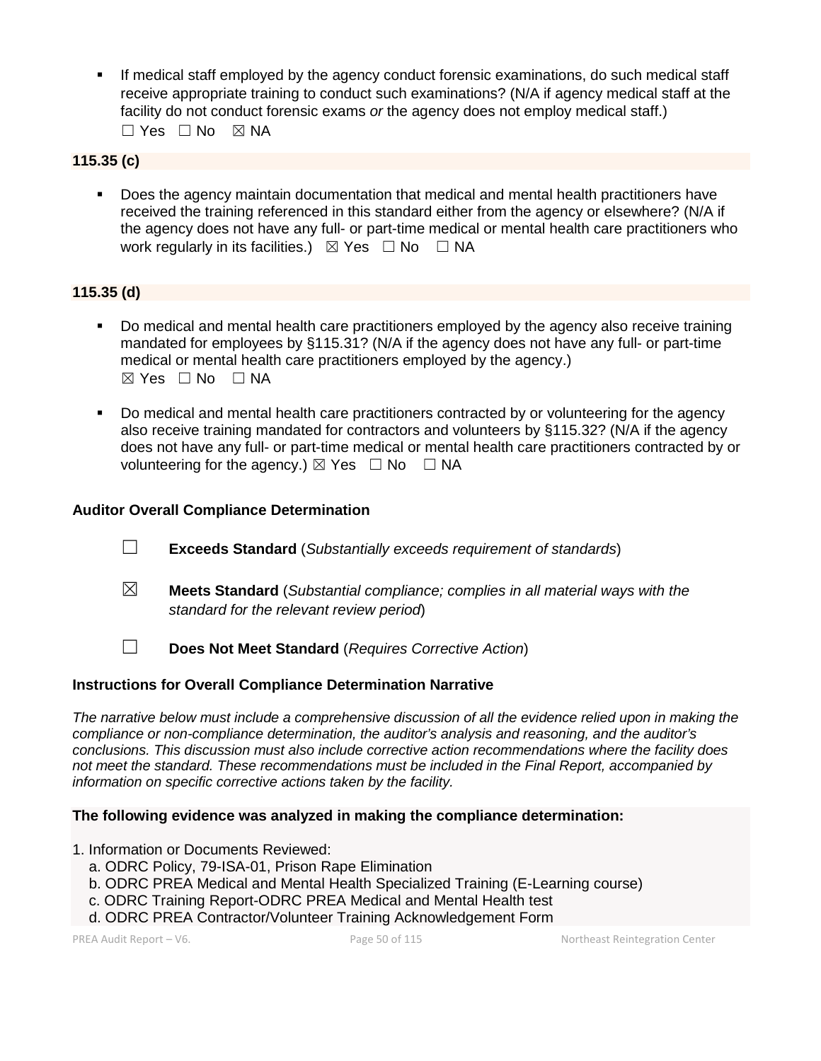- If medical staff employed by the agency conduct forensic examinations, do such medical staff receive appropriate training to conduct such examinations? (N/A if agency medical staff at the facility do not conduct forensic exams *or* the agency does not employ medical staff.)
  ☐ Yes ☐ No ☒ NA

**115.35 (c)**

- Does the agency maintain documentation that medical and mental health practitioners have received the training referenced in this standard either from the agency or elsewhere? (N/A if the agency does not have any full- or part-time medical or mental health care practitioners who work regularly in its facilities.) ☒ Yes ☐ No ☐ NA

**115.35 (d)**

- Do medical and mental health care practitioners employed by the agency also receive training mandated for employees by §115.31? (N/A if the agency does not have any full- or part-time medical or mental health care practitioners employed by the agency.)
  ☒ Yes ☐ No ☐ NA

- Do medical and mental health care practitioners contracted by or volunteering for the agency also receive training mandated for contractors and volunteers by §115.32? (N/A if the agency does not have any full- or part-time medical or mental health care practitioners contracted by or volunteering for the agency.) ☒ Yes ☐ No ☐ NA

**Auditor Overall Compliance Determination**

☐ **Exceeds Standard** (*Substantially exceeds requirement of standards*)

☒ **Meets Standard** (*Substantial compliance; complies in all material ways with the standard for the relevant review period*)

☐ **Does Not Meet Standard** (*Requires Corrective Action*)

**Instructions for Overall Compliance Determination Narrative**

*The narrative below must include a comprehensive discussion of all the evidence relied upon in making the compliance or non-compliance determination, the auditor's analysis and reasoning, and the auditor's conclusions. This discussion must also include corrective action recommendations where the facility does not meet the standard. These recommendations must be included in the Final Report, accompanied by information on specific corrective actions taken by the facility.*

**The following evidence was analyzed in making the compliance determination:**

1. Information or Documents Reviewed:
   a. ODRC Policy, 79-ISA-01, Prison Rape Elimination
   b. ODRC PREA Medical and Mental Health Specialized Training (E-Learning course)
   c. ODRC Training Report-ODRC PREA Medical and Mental Health test
   d. ODRC PREA Contractor/Volunteer Training Acknowledgement Form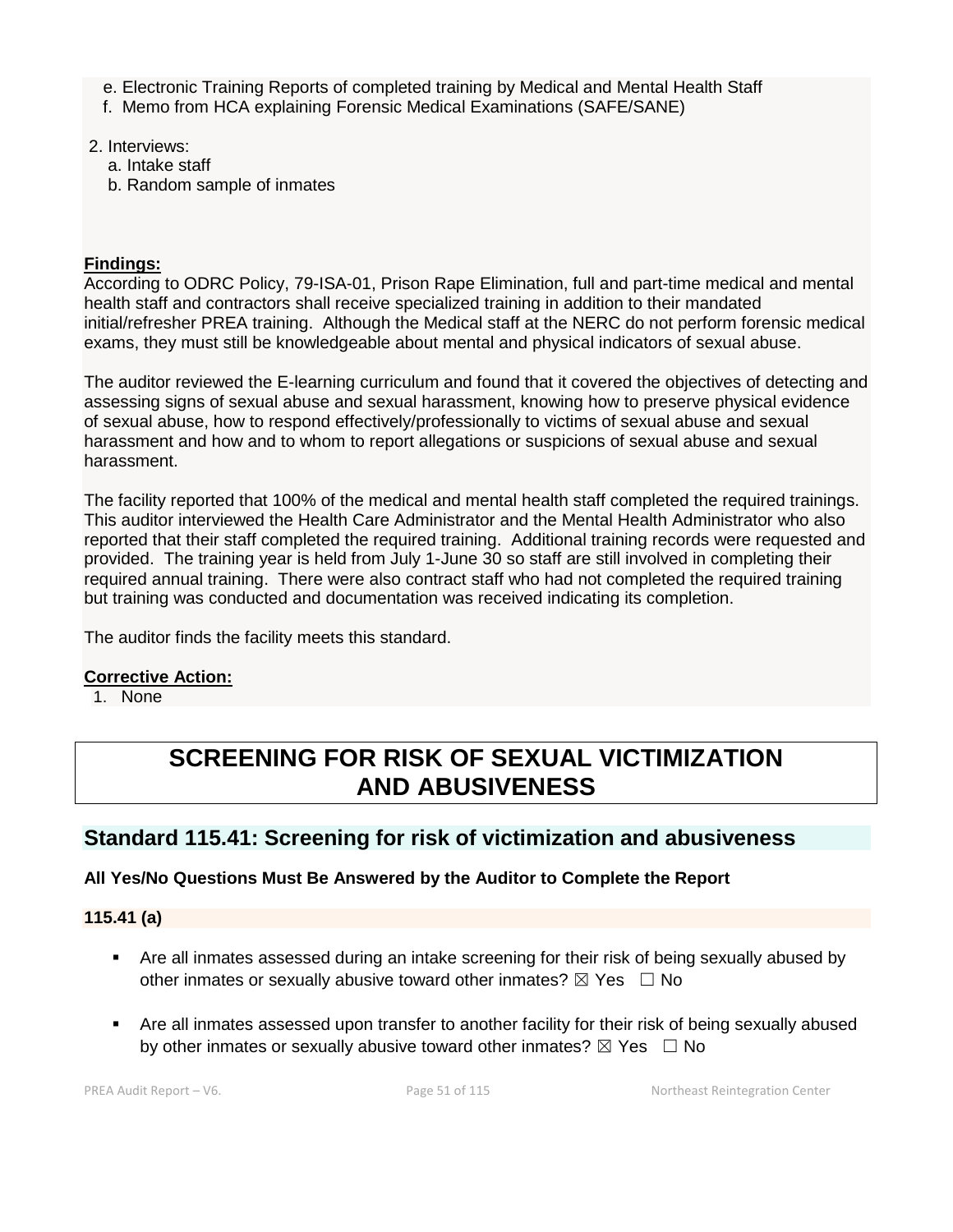e. Electronic Training Reports of completed training by Medical and Mental Health Staff
f. Memo from HCA explaining Forensic Medical Examinations (SAFE/SANE)

2. Interviews:
   a. Intake staff
   b. Random sample of inmates

**Findings:**
According to ODRC Policy, 79-ISA-01, Prison Rape Elimination, full and part-time medical and mental health staff and contractors shall receive specialized training in addition to their mandated initial/refresher PREA training. Although the Medical staff at the NERC do not perform forensic medical exams, they must still be knowledgeable about mental and physical indicators of sexual abuse.

The auditor reviewed the E-learning curriculum and found that it covered the objectives of detecting and assessing signs of sexual abuse and sexual harassment, knowing how to preserve physical evidence of sexual abuse, how to respond effectively/professionally to victims of sexual abuse and sexual harassment and how and to whom to report allegations or suspicions of sexual abuse and sexual harassment.

The facility reported that 100% of the medical and mental health staff completed the required trainings. This auditor interviewed the Health Care Administrator and the Mental Health Administrator who also reported that their staff completed the required training. Additional training records were requested and provided. The training year is held from July 1-June 30 so staff are still involved in completing their required annual training. There were also contract staff who had not completed the required training but training was conducted and documentation was received indicating its completion.

The auditor finds the facility meets this standard.

**Corrective Action:**
1. None

# SCREENING FOR RISK OF SEXUAL VICTIMIZATION AND ABUSIVENESS

## Standard 115.41: Screening for risk of victimization and abusiveness

**All Yes/No Questions Must Be Answered by the Auditor to Complete the Report**

**115.41 (a)**

- Are all inmates assessed during an intake screening for their risk of being sexually abused by other inmates or sexually abusive toward other inmates? ☒ Yes ☐ No

- Are all inmates assessed upon transfer to another facility for their risk of being sexually abused by other inmates or sexually abusive toward other inmates? ☒ Yes ☐ No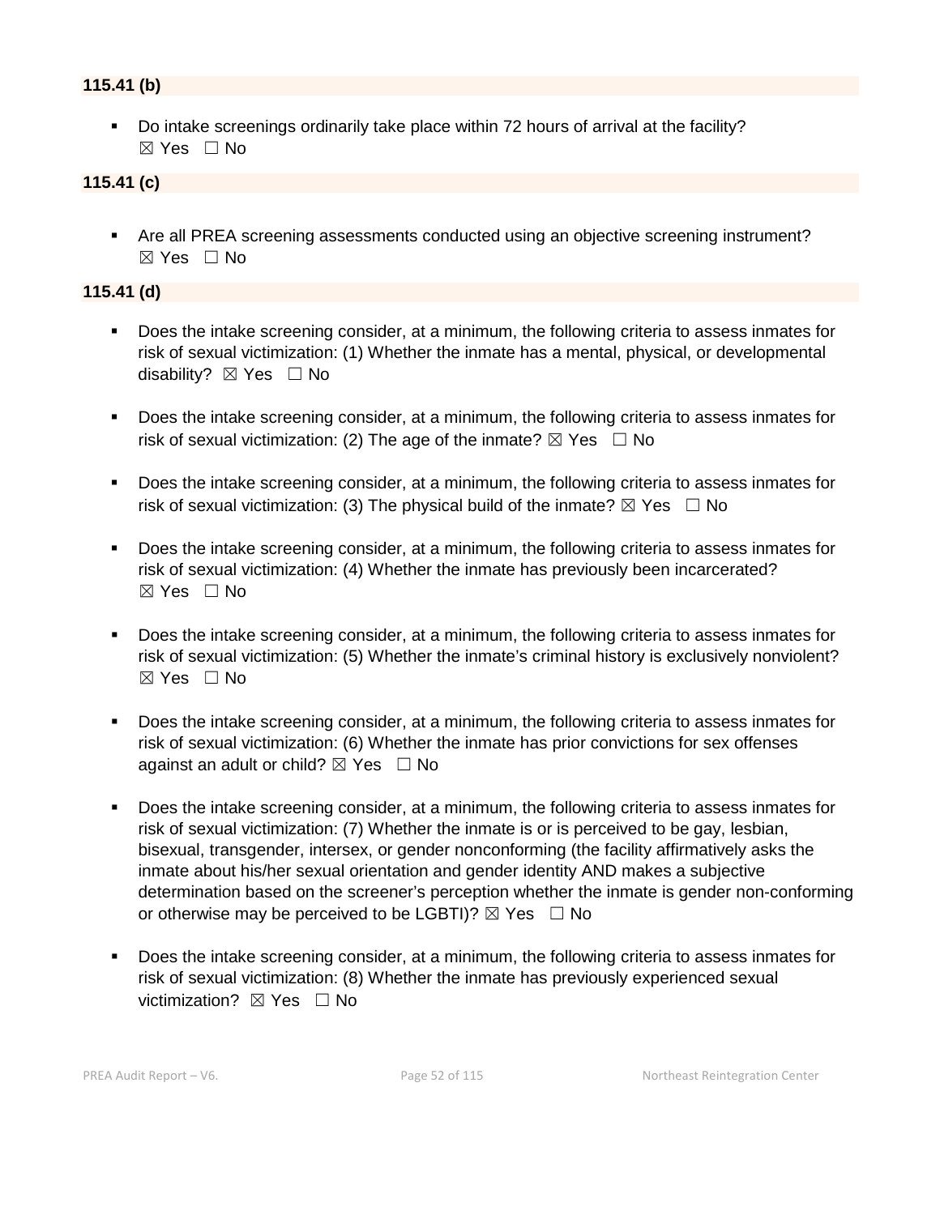**115.41 (b)**

- Do intake screenings ordinarily take place within 72 hours of arrival at the facility? ☒ Yes ☐ No

**115.41 (c)**

- Are all PREA screening assessments conducted using an objective screening instrument? ☒ Yes ☐ No

**115.41 (d)**

- Does the intake screening consider, at a minimum, the following criteria to assess inmates for risk of sexual victimization: (1) Whether the inmate has a mental, physical, or developmental disability? ☒ Yes ☐ No

- Does the intake screening consider, at a minimum, the following criteria to assess inmates for risk of sexual victimization: (2) The age of the inmate? ☒ Yes ☐ No

- Does the intake screening consider, at a minimum, the following criteria to assess inmates for risk of sexual victimization: (3) The physical build of the inmate? ☒ Yes ☐ No

- Does the intake screening consider, at a minimum, the following criteria to assess inmates for risk of sexual victimization: (4) Whether the inmate has previously been incarcerated? ☒ Yes ☐ No

- Does the intake screening consider, at a minimum, the following criteria to assess inmates for risk of sexual victimization: (5) Whether the inmate's criminal history is exclusively nonviolent? ☒ Yes ☐ No

- Does the intake screening consider, at a minimum, the following criteria to assess inmates for risk of sexual victimization: (6) Whether the inmate has prior convictions for sex offenses against an adult or child? ☒ Yes ☐ No

- Does the intake screening consider, at a minimum, the following criteria to assess inmates for risk of sexual victimization: (7) Whether the inmate is or is perceived to be gay, lesbian, bisexual, transgender, intersex, or gender nonconforming (the facility affirmatively asks the inmate about his/her sexual orientation and gender identity AND makes a subjective determination based on the screener's perception whether the inmate is gender non-conforming or otherwise may be perceived to be LGBTI)? ☒ Yes ☐ No

- Does the intake screening consider, at a minimum, the following criteria to assess inmates for risk of sexual victimization: (8) Whether the inmate has previously experienced sexual victimization? ☒ Yes ☐ No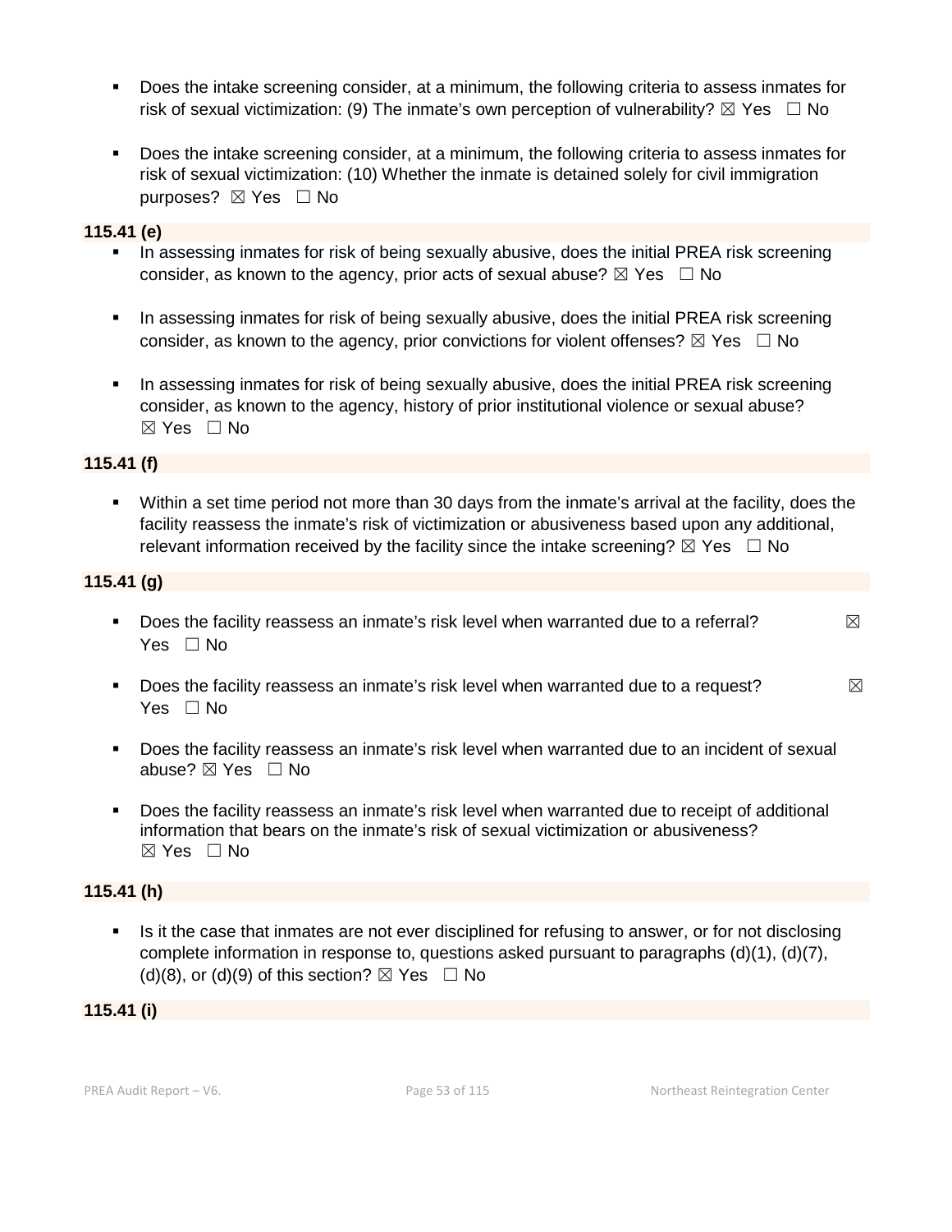- Does the intake screening consider, at a minimum, the following criteria to assess inmates for risk of sexual victimization: (9) The inmate's own perception of vulnerability? ☒ Yes ☐ No

- Does the intake screening consider, at a minimum, the following criteria to assess inmates for risk of sexual victimization: (10) Whether the inmate is detained solely for civil immigration purposes? ☒ Yes ☐ No

**115.41 (e)**

- In assessing inmates for risk of being sexually abusive, does the initial PREA risk screening consider, as known to the agency, prior acts of sexual abuse? ☒ Yes ☐ No

- In assessing inmates for risk of being sexually abusive, does the initial PREA risk screening consider, as known to the agency, prior convictions for violent offenses? ☒ Yes ☐ No

- In assessing inmates for risk of being sexually abusive, does the initial PREA risk screening consider, as known to the agency, history of prior institutional violence or sexual abuse? ☒ Yes ☐ No

**115.41 (f)**

- Within a set time period not more than 30 days from the inmate's arrival at the facility, does the facility reassess the inmate's risk of victimization or abusiveness based upon any additional, relevant information received by the facility since the intake screening? ☒ Yes ☐ No

**115.41 (g)**

- Does the facility reassess an inmate's risk level when warranted due to a referral? ☒ Yes ☐ No

- Does the facility reassess an inmate's risk level when warranted due to a request? ☒ Yes ☐ No

- Does the facility reassess an inmate's risk level when warranted due to an incident of sexual abuse? ☒ Yes ☐ No

- Does the facility reassess an inmate's risk level when warranted due to receipt of additional information that bears on the inmate's risk of sexual victimization or abusiveness? ☒ Yes ☐ No

**115.41 (h)**

- Is it the case that inmates are not ever disciplined for refusing to answer, or for not disclosing complete information in response to, questions asked pursuant to paragraphs (d)(1), (d)(7), (d)(8), or (d)(9) of this section? ☒ Yes ☐ No

**115.41 (i)**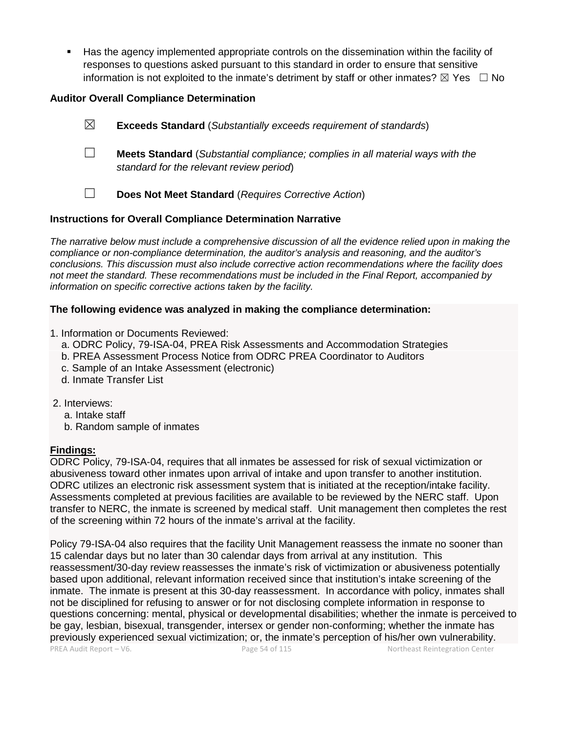- Has the agency implemented appropriate controls on the dissemination within the facility of responses to questions asked pursuant to this standard in order to ensure that sensitive information is not exploited to the inmate's detriment by staff or other inmates? ☒ Yes ☐ No

**Auditor Overall Compliance Determination**

☒ **Exceeds Standard** (*Substantially exceeds requirement of standards*)

☐ **Meets Standard** (*Substantial compliance; complies in all material ways with the standard for the relevant review period*)

☐ **Does Not Meet Standard** (*Requires Corrective Action*)

**Instructions for Overall Compliance Determination Narrative**

*The narrative below must include a comprehensive discussion of all the evidence relied upon in making the compliance or non-compliance determination, the auditor's analysis and reasoning, and the auditor's conclusions. This discussion must also include corrective action recommendations where the facility does not meet the standard. These recommendations must be included in the Final Report, accompanied by information on specific corrective actions taken by the facility.*

**The following evidence was analyzed in making the compliance determination:**

1. Information or Documents Reviewed:
   a. ODRC Policy, 79-ISA-04, PREA Risk Assessments and Accommodation Strategies
   b. PREA Assessment Process Notice from ODRC PREA Coordinator to Auditors
   c. Sample of an Intake Assessment (electronic)
   d. Inmate Transfer List

2. Interviews:
   a. Intake staff
   b. Random sample of inmates

**Findings:**

ODRC Policy, 79-ISA-04, requires that all inmates be assessed for risk of sexual victimization or abusiveness toward other inmates upon arrival of intake and upon transfer to another institution. ODRC utilizes an electronic risk assessment system that is initiated at the reception/intake facility. Assessments completed at previous facilities are available to be reviewed by the NERC staff. Upon transfer to NERC, the inmate is screened by medical staff. Unit management then completes the rest of the screening within 72 hours of the inmate's arrival at the facility.

Policy 79-ISA-04 also requires that the facility Unit Management reassess the inmate no sooner than 15 calendar days but no later than 30 calendar days from arrival at any institution. This reassessment/30-day review reassesses the inmate's risk of victimization or abusiveness potentially based upon additional, relevant information received since that institution's intake screening of the inmate. The inmate is present at this 30-day reassessment. In accordance with policy, inmates shall not be disciplined for refusing to answer or for not disclosing complete information in response to questions concerning: mental, physical or developmental disabilities; whether the inmate is perceived to be gay, lesbian, bisexual, transgender, intersex or gender non-conforming; whether the inmate has previously experienced sexual victimization; or, the inmate's perception of his/her own vulnerability.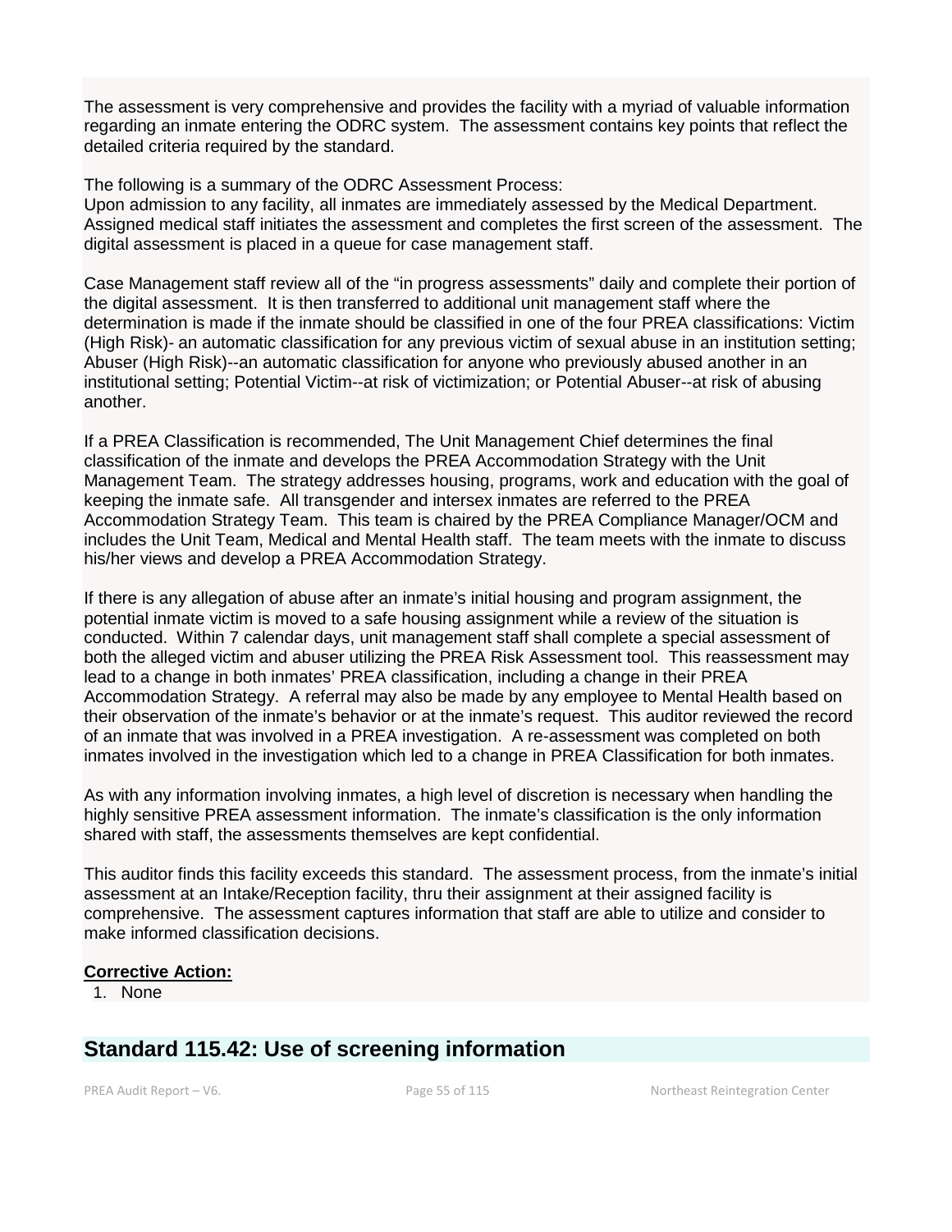The assessment is very comprehensive and provides the facility with a myriad of valuable information regarding an inmate entering the ODRC system. The assessment contains key points that reflect the detailed criteria required by the standard.

The following is a summary of the ODRC Assessment Process:
Upon admission to any facility, all inmates are immediately assessed by the Medical Department. Assigned medical staff initiates the assessment and completes the first screen of the assessment. The digital assessment is placed in a queue for case management staff.

Case Management staff review all of the "in progress assessments" daily and complete their portion of the digital assessment. It is then transferred to additional unit management staff where the determination is made if the inmate should be classified in one of the four PREA classifications: Victim (High Risk)- an automatic classification for any previous victim of sexual abuse in an institution setting; Abuser (High Risk)--an automatic classification for anyone who previously abused another in an institutional setting; Potential Victim--at risk of victimization; or Potential Abuser--at risk of abusing another.

If a PREA Classification is recommended, The Unit Management Chief determines the final classification of the inmate and develops the PREA Accommodation Strategy with the Unit Management Team. The strategy addresses housing, programs, work and education with the goal of keeping the inmate safe. All transgender and intersex inmates are referred to the PREA Accommodation Strategy Team. This team is chaired by the PREA Compliance Manager/OCM and includes the Unit Team, Medical and Mental Health staff. The team meets with the inmate to discuss his/her views and develop a PREA Accommodation Strategy.

If there is any allegation of abuse after an inmate's initial housing and program assignment, the potential inmate victim is moved to a safe housing assignment while a review of the situation is conducted. Within 7 calendar days, unit management staff shall complete a special assessment of both the alleged victim and abuser utilizing the PREA Risk Assessment tool. This reassessment may lead to a change in both inmates' PREA classification, including a change in their PREA Accommodation Strategy. A referral may also be made by any employee to Mental Health based on their observation of the inmate's behavior or at the inmate's request. This auditor reviewed the record of an inmate that was involved in a PREA investigation. A re-assessment was completed on both inmates involved in the investigation which led to a change in PREA Classification for both inmates.

As with any information involving inmates, a high level of discretion is necessary when handling the highly sensitive PREA assessment information. The inmate's classification is the only information shared with staff, the assessments themselves are kept confidential.

This auditor finds this facility exceeds this standard. The assessment process, from the inmate's initial assessment at an Intake/Reception facility, thru their assignment at their assigned facility is comprehensive. The assessment captures information that staff are able to utilize and consider to make informed classification decisions.

**Corrective Action:**

1. None

## Standard 115.42: Use of screening information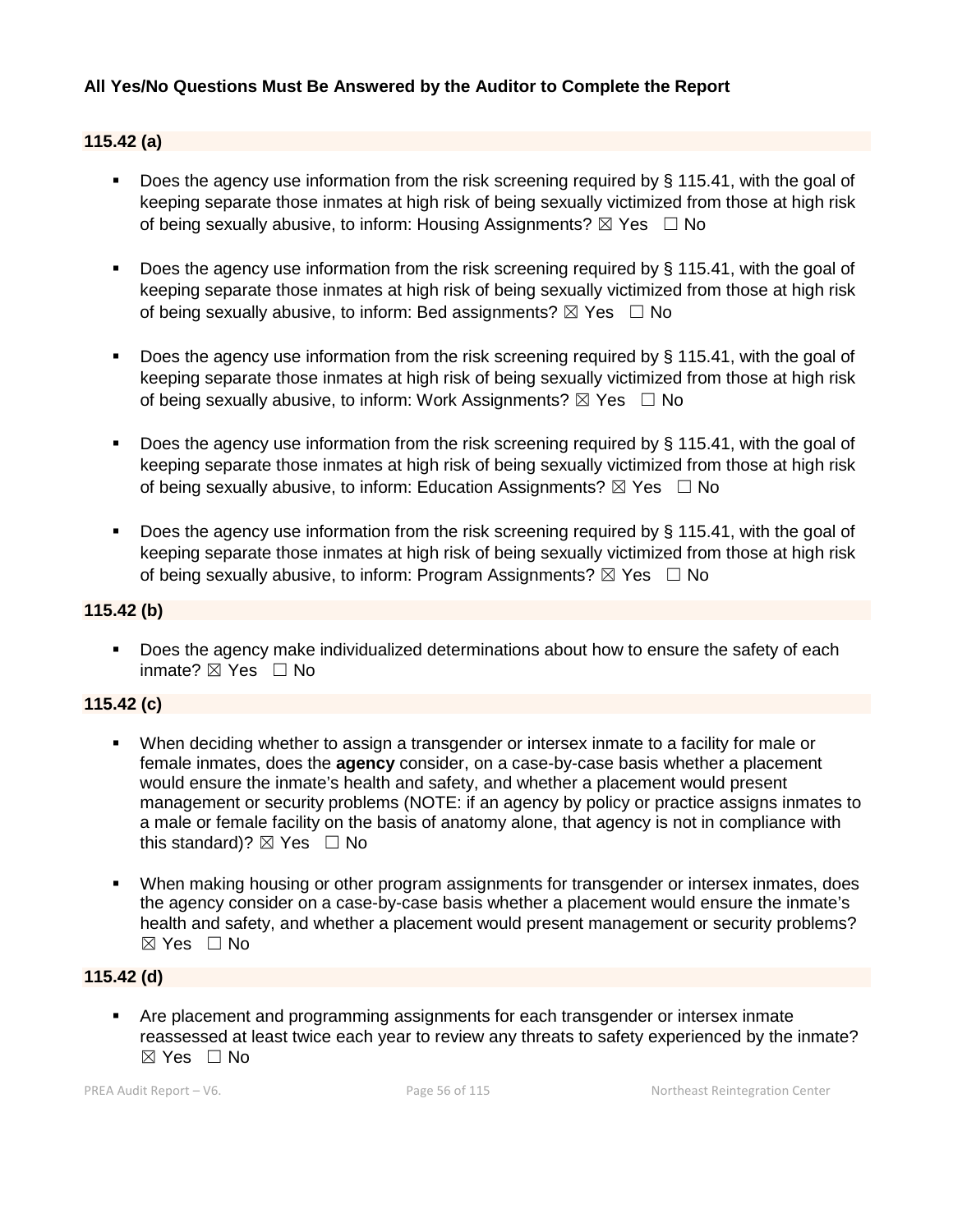**All Yes/No Questions Must Be Answered by the Auditor to Complete the Report**

**115.42 (a)**

- Does the agency use information from the risk screening required by § 115.41, with the goal of keeping separate those inmates at high risk of being sexually victimized from those at high risk of being sexually abusive, to inform: Housing Assignments? ☒ Yes ☐ No

- Does the agency use information from the risk screening required by § 115.41, with the goal of keeping separate those inmates at high risk of being sexually victimized from those at high risk of being sexually abusive, to inform: Bed assignments? ☒ Yes ☐ No

- Does the agency use information from the risk screening required by § 115.41, with the goal of keeping separate those inmates at high risk of being sexually victimized from those at high risk of being sexually abusive, to inform: Work Assignments? ☒ Yes ☐ No

- Does the agency use information from the risk screening required by § 115.41, with the goal of keeping separate those inmates at high risk of being sexually victimized from those at high risk of being sexually abusive, to inform: Education Assignments? ☒ Yes ☐ No

- Does the agency use information from the risk screening required by § 115.41, with the goal of keeping separate those inmates at high risk of being sexually victimized from those at high risk of being sexually abusive, to inform: Program Assignments? ☒ Yes ☐ No

**115.42 (b)**

- Does the agency make individualized determinations about how to ensure the safety of each inmate? ☒ Yes ☐ No

**115.42 (c)**

- When deciding whether to assign a transgender or intersex inmate to a facility for male or female inmates, does the **agency** consider, on a case-by-case basis whether a placement would ensure the inmate's health and safety, and whether a placement would present management or security problems (NOTE: if an agency by policy or practice assigns inmates to a male or female facility on the basis of anatomy alone, that agency is not in compliance with this standard)? ☒ Yes ☐ No

- When making housing or other program assignments for transgender or intersex inmates, does the agency consider on a case-by-case basis whether a placement would ensure the inmate's health and safety, and whether a placement would present management or security problems? ☒ Yes ☐ No

**115.42 (d)**

- Are placement and programming assignments for each transgender or intersex inmate reassessed at least twice each year to review any threats to safety experienced by the inmate? ☒ Yes ☐ No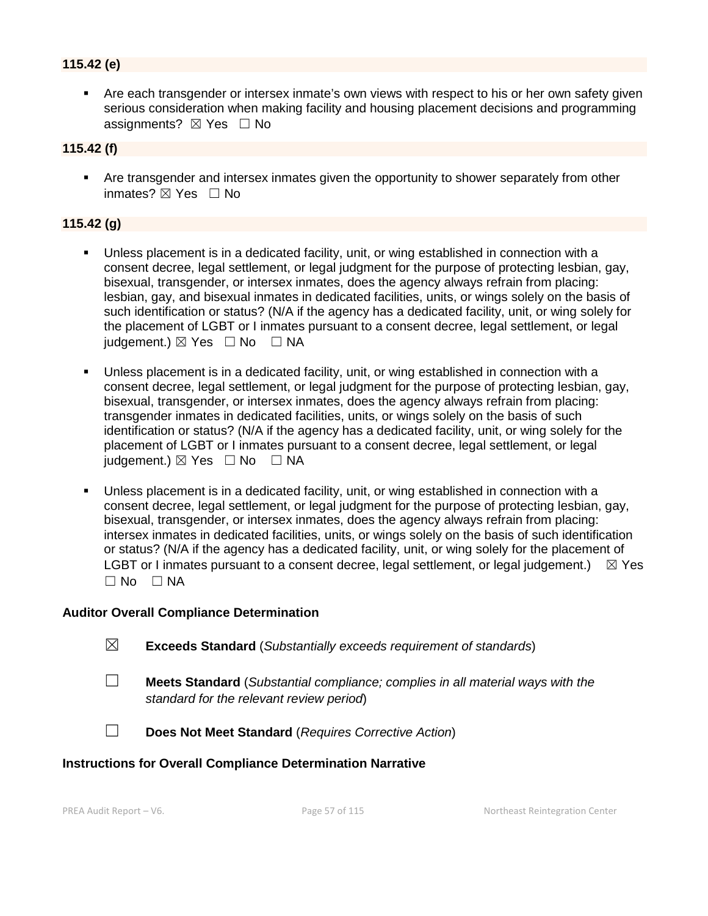**115.42 (e)**

- Are each transgender or intersex inmate's own views with respect to his or her own safety given serious consideration when making facility and housing placement decisions and programming assignments? ☒ Yes ☐ No

**115.42 (f)**

- Are transgender and intersex inmates given the opportunity to shower separately from other inmates? ☒ Yes ☐ No

**115.42 (g)**

- Unless placement is in a dedicated facility, unit, or wing established in connection with a consent decree, legal settlement, or legal judgment for the purpose of protecting lesbian, gay, bisexual, transgender, or intersex inmates, does the agency always refrain from placing: lesbian, gay, and bisexual inmates in dedicated facilities, units, or wings solely on the basis of such identification or status? (N/A if the agency has a dedicated facility, unit, or wing solely for the placement of LGBT or I inmates pursuant to a consent decree, legal settlement, or legal judgement.) ☒ Yes ☐ No ☐ NA

- Unless placement is in a dedicated facility, unit, or wing established in connection with a consent decree, legal settlement, or legal judgment for the purpose of protecting lesbian, gay, bisexual, transgender, or intersex inmates, does the agency always refrain from placing: transgender inmates in dedicated facilities, units, or wings solely on the basis of such identification or status? (N/A if the agency has a dedicated facility, unit, or wing solely for the placement of LGBT or I inmates pursuant to a consent decree, legal settlement, or legal judgement.) ☒ Yes ☐ No ☐ NA

- Unless placement is in a dedicated facility, unit, or wing established in connection with a consent decree, legal settlement, or legal judgment for the purpose of protecting lesbian, gay, bisexual, transgender, or intersex inmates, does the agency always refrain from placing: intersex inmates in dedicated facilities, units, or wings solely on the basis of such identification or status? (N/A if the agency has a dedicated facility, unit, or wing solely for the placement of LGBT or I inmates pursuant to a consent decree, legal settlement, or legal judgement.) ☒ Yes ☐ No ☐ NA

**Auditor Overall Compliance Determination**

☒ **Exceeds Standard** (*Substantially exceeds requirement of standards*)

☐ **Meets Standard** (*Substantial compliance; complies in all material ways with the standard for the relevant review period*)

☐ **Does Not Meet Standard** (*Requires Corrective Action*)

**Instructions for Overall Compliance Determination Narrative**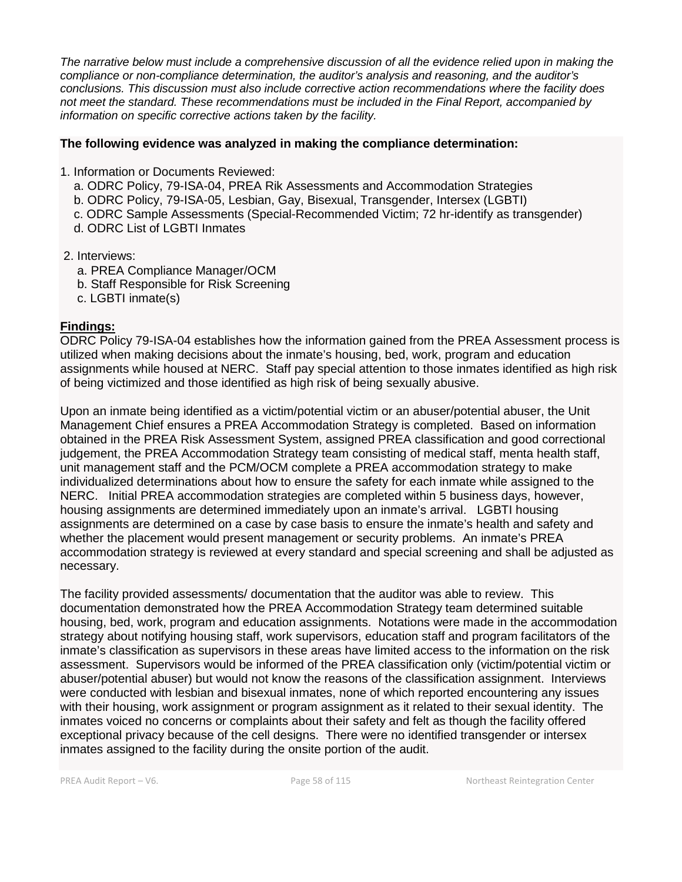*The narrative below must include a comprehensive discussion of all the evidence relied upon in making the compliance or non-compliance determination, the auditor's analysis and reasoning, and the auditor's conclusions. This discussion must also include corrective action recommendations where the facility does not meet the standard. These recommendations must be included in the Final Report, accompanied by information on specific corrective actions taken by the facility.*

**The following evidence was analyzed in making the compliance determination:**

1. Information or Documents Reviewed:
   a. ODRC Policy, 79-ISA-04, PREA Rik Assessments and Accommodation Strategies
   b. ODRC Policy, 79-ISA-05, Lesbian, Gay, Bisexual, Transgender, Intersex (LGBTI)
   c. ODRC Sample Assessments (Special-Recommended Victim; 72 hr-identify as transgender)
   d. ODRC List of LGBTI Inmates

2. Interviews:
   a. PREA Compliance Manager/OCM
   b. Staff Responsible for Risk Screening
   c. LGBTI inmate(s)

**Findings:**

ODRC Policy 79-ISA-04 establishes how the information gained from the PREA Assessment process is utilized when making decisions about the inmate's housing, bed, work, program and education assignments while housed at NERC. Staff pay special attention to those inmates identified as high risk of being victimized and those identified as high risk of being sexually abusive.

Upon an inmate being identified as a victim/potential victim or an abuser/potential abuser, the Unit Management Chief ensures a PREA Accommodation Strategy is completed. Based on information obtained in the PREA Risk Assessment System, assigned PREA classification and good correctional judgement, the PREA Accommodation Strategy team consisting of medical staff, menta health staff, unit management staff and the PCM/OCM complete a PREA accommodation strategy to make individualized determinations about how to ensure the safety for each inmate while assigned to the NERC. Initial PREA accommodation strategies are completed within 5 business days, however, housing assignments are determined immediately upon an inmate's arrival. LGBTI housing assignments are determined on a case by case basis to ensure the inmate's health and safety and whether the placement would present management or security problems. An inmate's PREA accommodation strategy is reviewed at every standard and special screening and shall be adjusted as necessary.

The facility provided assessments/ documentation that the auditor was able to review. This documentation demonstrated how the PREA Accommodation Strategy team determined suitable housing, bed, work, program and education assignments. Notations were made in the accommodation strategy about notifying housing staff, work supervisors, education staff and program facilitators of the inmate's classification as supervisors in these areas have limited access to the information on the risk assessment. Supervisors would be informed of the PREA classification only (victim/potential victim or abuser/potential abuser) but would not know the reasons of the classification assignment. Interviews were conducted with lesbian and bisexual inmates, none of which reported encountering any issues with their housing, work assignment or program assignment as it related to their sexual identity. The inmates voiced no concerns or complaints about their safety and felt as though the facility offered exceptional privacy because of the cell designs. There were no identified transgender or intersex inmates assigned to the facility during the onsite portion of the audit.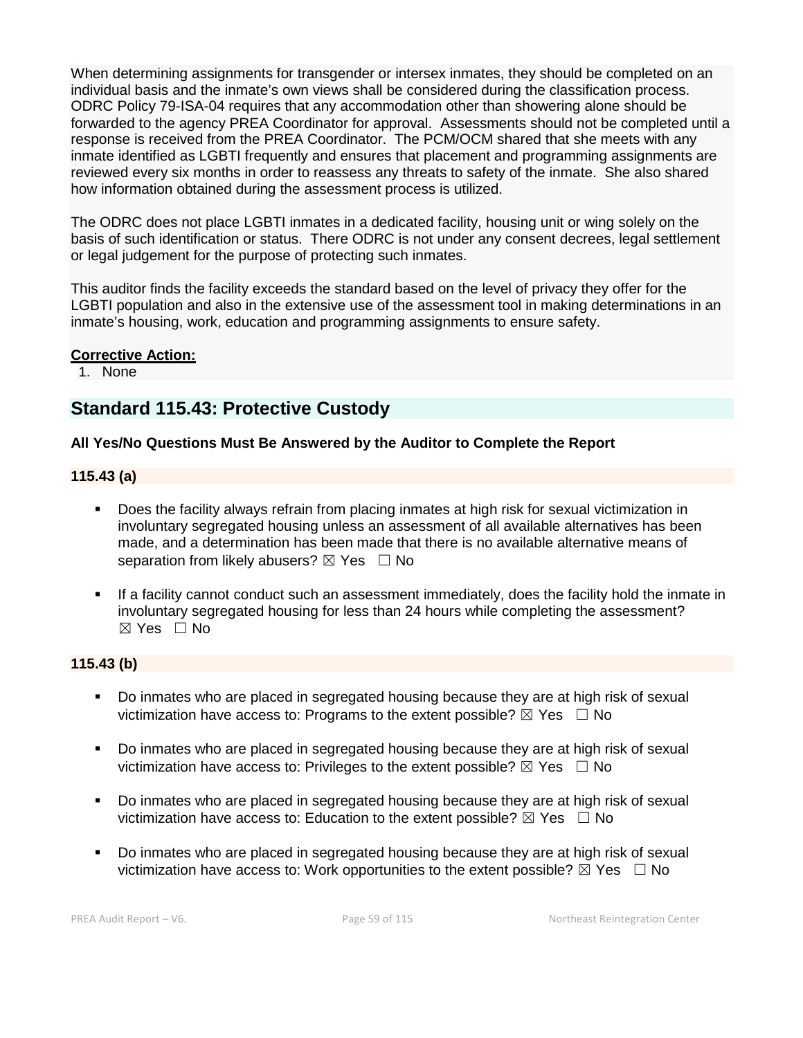When determining assignments for transgender or intersex inmates, they should be completed on an individual basis and the inmate's own views shall be considered during the classification process. ODRC Policy 79-ISA-04 requires that any accommodation other than showering alone should be forwarded to the agency PREA Coordinator for approval. Assessments should not be completed until a response is received from the PREA Coordinator. The PCM/OCM shared that she meets with any inmate identified as LGBTI frequently and ensures that placement and programming assignments are reviewed every six months in order to reassess any threats to safety of the inmate. She also shared how information obtained during the assessment process is utilized.

The ODRC does not place LGBTI inmates in a dedicated facility, housing unit or wing solely on the basis of such identification or status. There ODRC is not under any consent decrees, legal settlement or legal judgement for the purpose of protecting such inmates.

This auditor finds the facility exceeds the standard based on the level of privacy they offer for the LGBTI population and also in the extensive use of the assessment tool in making determinations in an inmate's housing, work, education and programming assignments to ensure safety.

**Corrective Action:**

1. None

## Standard 115.43: Protective Custody

**All Yes/No Questions Must Be Answered by the Auditor to Complete the Report**

### 115.43 (a)

- Does the facility always refrain from placing inmates at high risk for sexual victimization in involuntary segregated housing unless an assessment of all available alternatives has been made, and a determination has been made that there is no available alternative means of separation from likely abusers? ☒ Yes ☐ No
- If a facility cannot conduct such an assessment immediately, does the facility hold the inmate in involuntary segregated housing for less than 24 hours while completing the assessment? ☒ Yes ☐ No

### 115.43 (b)

- Do inmates who are placed in segregated housing because they are at high risk of sexual victimization have access to: Programs to the extent possible? ☒ Yes ☐ No
- Do inmates who are placed in segregated housing because they are at high risk of sexual victimization have access to: Privileges to the extent possible? ☒ Yes ☐ No
- Do inmates who are placed in segregated housing because they are at high risk of sexual victimization have access to: Education to the extent possible? ☒ Yes ☐ No
- Do inmates who are placed in segregated housing because they are at high risk of sexual victimization have access to: Work opportunities to the extent possible? ☒ Yes ☐ No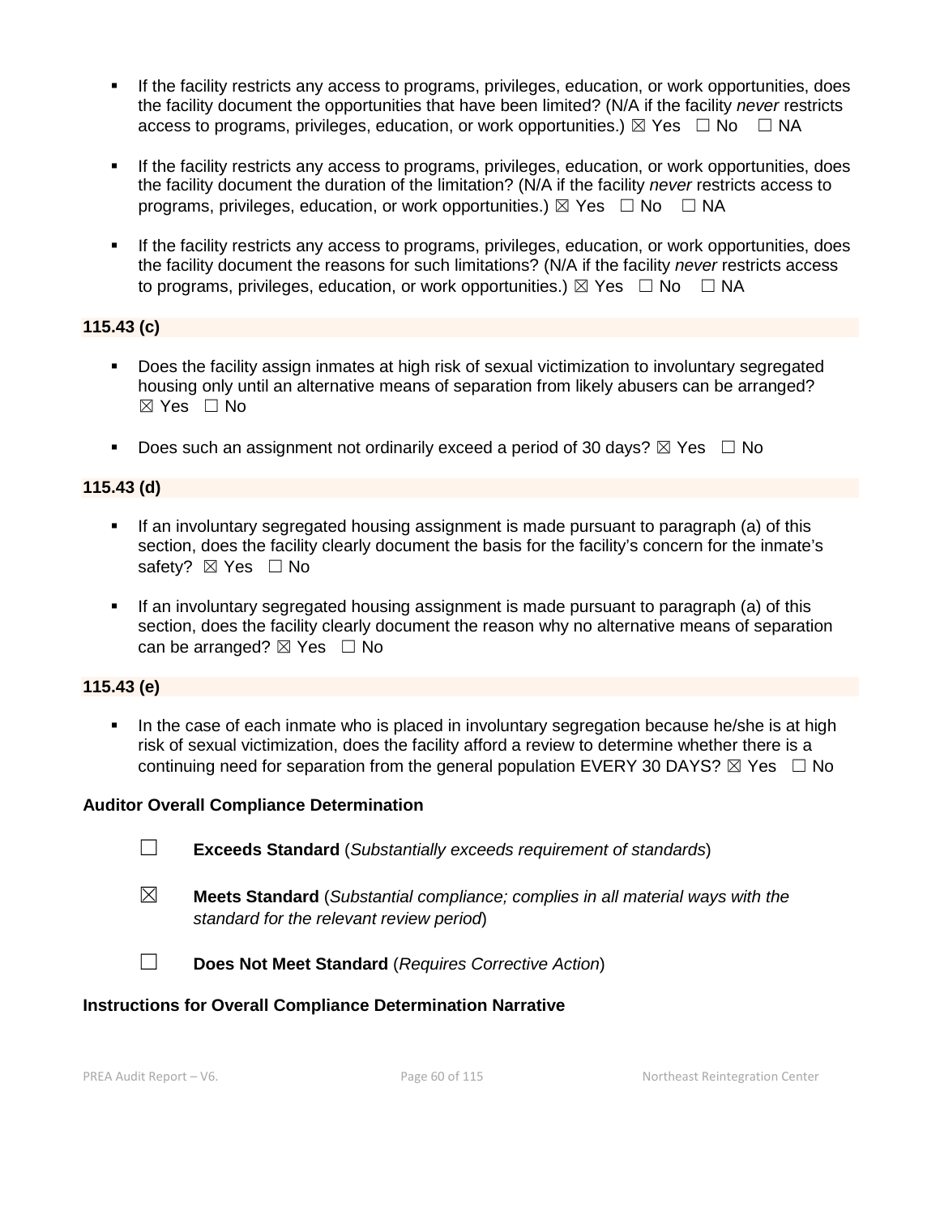- If the facility restricts any access to programs, privileges, education, or work opportunities, does the facility document the opportunities that have been limited? (N/A if the facility *never* restricts access to programs, privileges, education, or work opportunities.) ☒ Yes ☐ No ☐ NA

- If the facility restricts any access to programs, privileges, education, or work opportunities, does the facility document the duration of the limitation? (N/A if the facility *never* restricts access to programs, privileges, education, or work opportunities.) ☒ Yes ☐ No ☐ NA

- If the facility restricts any access to programs, privileges, education, or work opportunities, does the facility document the reasons for such limitations? (N/A if the facility *never* restricts access to programs, privileges, education, or work opportunities.) ☒ Yes ☐ No ☐ NA

**115.43 (c)**

- Does the facility assign inmates at high risk of sexual victimization to involuntary segregated housing only until an alternative means of separation from likely abusers can be arranged? ☒ Yes ☐ No

- Does such an assignment not ordinarily exceed a period of 30 days? ☒ Yes ☐ No

**115.43 (d)**

- If an involuntary segregated housing assignment is made pursuant to paragraph (a) of this section, does the facility clearly document the basis for the facility's concern for the inmate's safety? ☒ Yes ☐ No

- If an involuntary segregated housing assignment is made pursuant to paragraph (a) of this section, does the facility clearly document the reason why no alternative means of separation can be arranged? ☒ Yes ☐ No

**115.43 (e)**

- In the case of each inmate who is placed in involuntary segregation because he/she is at high risk of sexual victimization, does the facility afford a review to determine whether there is a continuing need for separation from the general population EVERY 30 DAYS? ☒ Yes ☐ No

**Auditor Overall Compliance Determination**

☐ **Exceeds Standard** (*Substantially exceeds requirement of standards*)

☒ **Meets Standard** (*Substantial compliance; complies in all material ways with the standard for the relevant review period*)

☐ **Does Not Meet Standard** (*Requires Corrective Action*)

**Instructions for Overall Compliance Determination Narrative**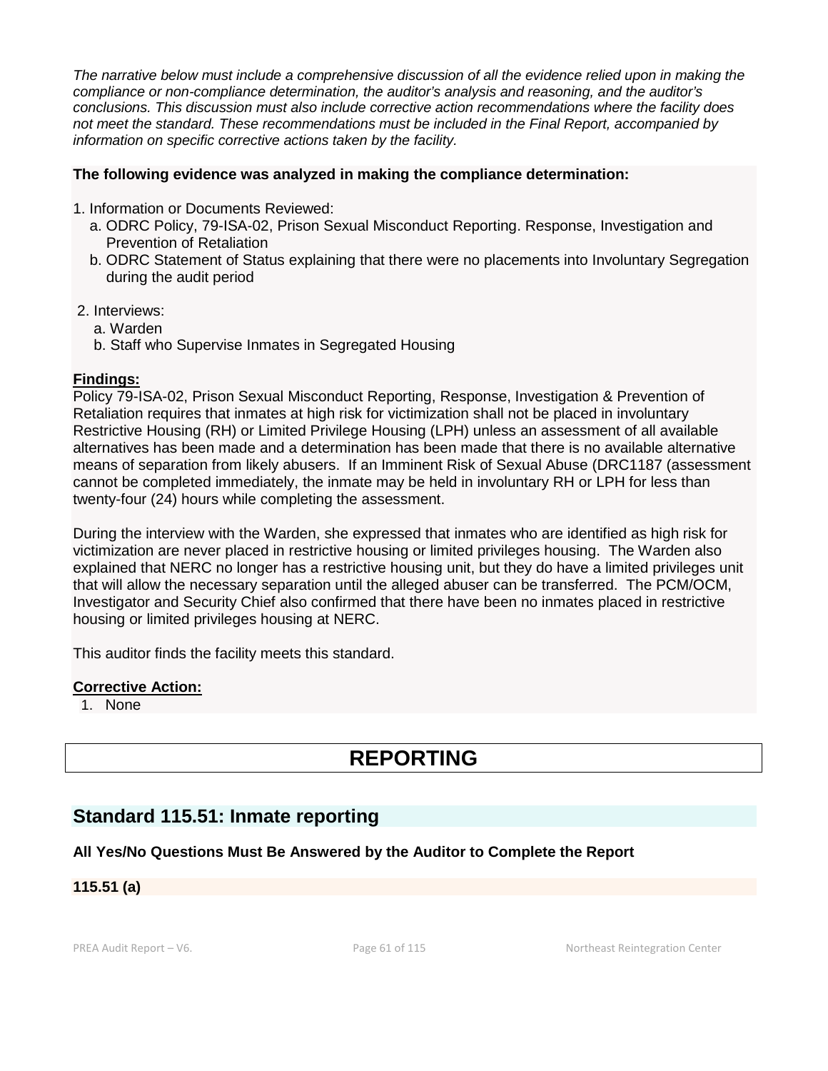*The narrative below must include a comprehensive discussion of all the evidence relied upon in making the compliance or non-compliance determination, the auditor's analysis and reasoning, and the auditor's conclusions. This discussion must also include corrective action recommendations where the facility does not meet the standard. These recommendations must be included in the Final Report, accompanied by information on specific corrective actions taken by the facility.*

**The following evidence was analyzed in making the compliance determination:**

1. Information or Documents Reviewed:
   a. ODRC Policy, 79-ISA-02, Prison Sexual Misconduct Reporting. Response, Investigation and Prevention of Retaliation
   b. ODRC Statement of Status explaining that there were no placements into Involuntary Segregation during the audit period

2. Interviews:
   a. Warden
   b. Staff who Supervise Inmates in Segregated Housing

**Findings:**

Policy 79-ISA-02, Prison Sexual Misconduct Reporting, Response, Investigation & Prevention of Retaliation requires that inmates at high risk for victimization shall not be placed in involuntary Restrictive Housing (RH) or Limited Privilege Housing (LPH) unless an assessment of all available alternatives has been made and a determination has been made that there is no available alternative means of separation from likely abusers. If an Imminent Risk of Sexual Abuse (DRC1187 (assessment cannot be completed immediately, the inmate may be held in involuntary RH or LPH for less than twenty-four (24) hours while completing the assessment.

During the interview with the Warden, she expressed that inmates who are identified as high risk for victimization are never placed in restrictive housing or limited privileges housing. The Warden also explained that NERC no longer has a restrictive housing unit, but they do have a limited privileges unit that will allow the necessary separation until the alleged abuser can be transferred. The PCM/OCM, Investigator and Security Chief also confirmed that there have been no inmates placed in restrictive housing or limited privileges housing at NERC.

This auditor finds the facility meets this standard.

**Corrective Action:**

1. None

# REPORTING

## Standard 115.51: Inmate reporting

**All Yes/No Questions Must Be Answered by the Auditor to Complete the Report**

**115.51 (a)**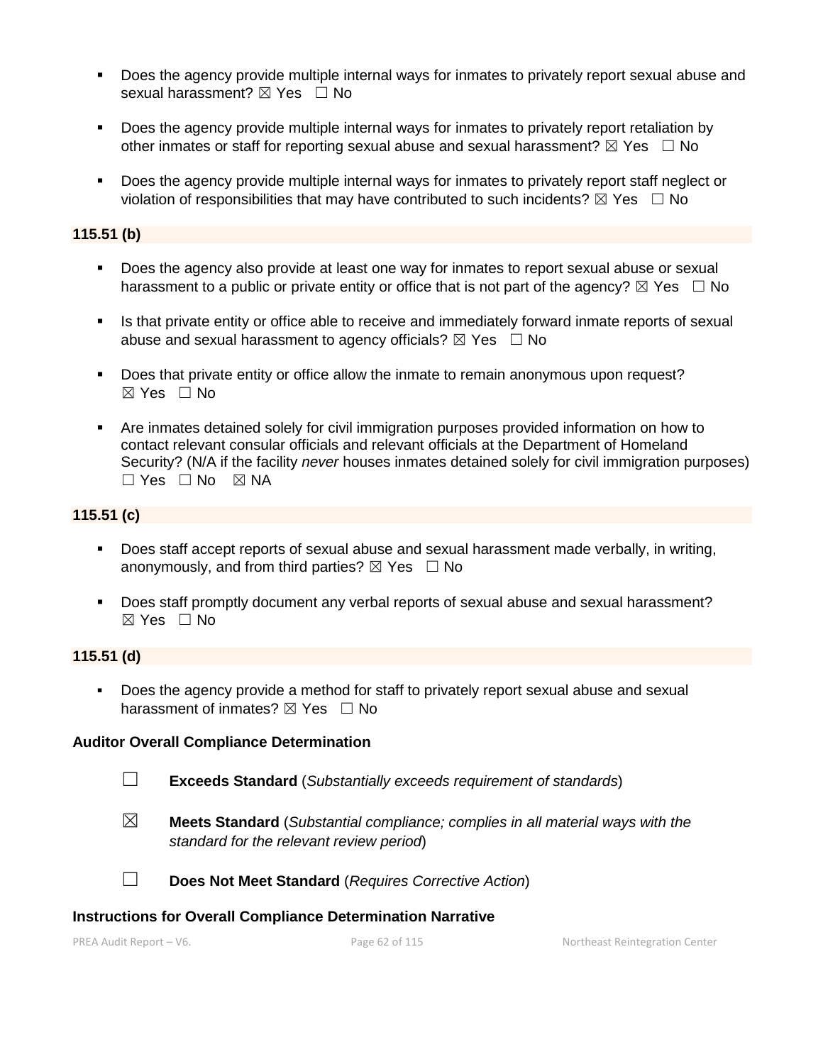- Does the agency provide multiple internal ways for inmates to privately report sexual abuse and sexual harassment? ☒ Yes ☐ No

- Does the agency provide multiple internal ways for inmates to privately report retaliation by other inmates or staff for reporting sexual abuse and sexual harassment? ☒ Yes ☐ No

- Does the agency provide multiple internal ways for inmates to privately report staff neglect or violation of responsibilities that may have contributed to such incidents? ☒ Yes ☐ No

**115.51 (b)**

- Does the agency also provide at least one way for inmates to report sexual abuse or sexual harassment to a public or private entity or office that is not part of the agency? ☒ Yes ☐ No

- Is that private entity or office able to receive and immediately forward inmate reports of sexual abuse and sexual harassment to agency officials? ☒ Yes ☐ No

- Does that private entity or office allow the inmate to remain anonymous upon request? ☒ Yes ☐ No

- Are inmates detained solely for civil immigration purposes provided information on how to contact relevant consular officials and relevant officials at the Department of Homeland Security? (N/A if the facility *never* houses inmates detained solely for civil immigration purposes) ☐ Yes ☐ No ☒ NA

**115.51 (c)**

- Does staff accept reports of sexual abuse and sexual harassment made verbally, in writing, anonymously, and from third parties? ☒ Yes ☐ No

- Does staff promptly document any verbal reports of sexual abuse and sexual harassment? ☒ Yes ☐ No

**115.51 (d)**

- Does the agency provide a method for staff to privately report sexual abuse and sexual harassment of inmates? ☒ Yes ☐ No

**Auditor Overall Compliance Determination**

☐ **Exceeds Standard** (*Substantially exceeds requirement of standards*)

☒ **Meets Standard** (*Substantial compliance; complies in all material ways with the standard for the relevant review period*)

☐ **Does Not Meet Standard** (*Requires Corrective Action*)

**Instructions for Overall Compliance Determination Narrative**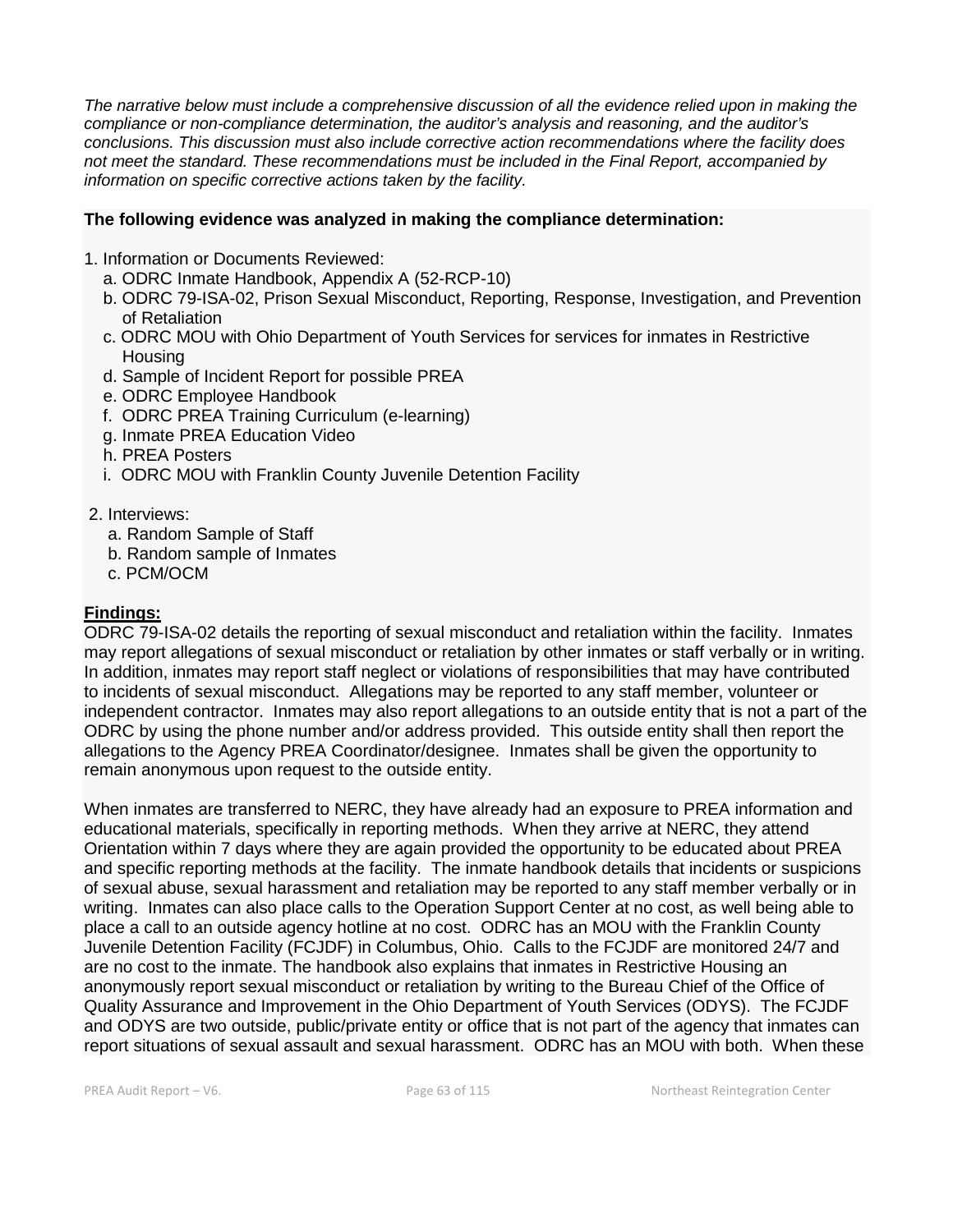*The narrative below must include a comprehensive discussion of all the evidence relied upon in making the compliance or non-compliance determination, the auditor's analysis and reasoning, and the auditor's conclusions. This discussion must also include corrective action recommendations where the facility does not meet the standard. These recommendations must be included in the Final Report, accompanied by information on specific corrective actions taken by the facility.*

**The following evidence was analyzed in making the compliance determination:**

1. Information or Documents Reviewed:
   a. ODRC Inmate Handbook, Appendix A (52-RCP-10)
   b. ODRC 79-ISA-02, Prison Sexual Misconduct, Reporting, Response, Investigation, and Prevention of Retaliation
   c. ODRC MOU with Ohio Department of Youth Services for services for inmates in Restrictive Housing
   d. Sample of Incident Report for possible PREA
   e. ODRC Employee Handbook
   f. ODRC PREA Training Curriculum (e-learning)
   g. Inmate PREA Education Video
   h. PREA Posters
   i. ODRC MOU with Franklin County Juvenile Detention Facility

2. Interviews:
   a. Random Sample of Staff
   b. Random sample of Inmates
   c. PCM/OCM

**Findings:**

ODRC 79-ISA-02 details the reporting of sexual misconduct and retaliation within the facility. Inmates may report allegations of sexual misconduct or retaliation by other inmates or staff verbally or in writing. In addition, inmates may report staff neglect or violations of responsibilities that may have contributed to incidents of sexual misconduct. Allegations may be reported to any staff member, volunteer or independent contractor. Inmates may also report allegations to an outside entity that is not a part of the ODRC by using the phone number and/or address provided. This outside entity shall then report the allegations to the Agency PREA Coordinator/designee. Inmates shall be given the opportunity to remain anonymous upon request to the outside entity.

When inmates are transferred to NERC, they have already had an exposure to PREA information and educational materials, specifically in reporting methods. When they arrive at NERC, they attend Orientation within 7 days where they are again provided the opportunity to be educated about PREA and specific reporting methods at the facility. The inmate handbook details that incidents or suspicions of sexual abuse, sexual harassment and retaliation may be reported to any staff member verbally or in writing. Inmates can also place calls to the Operation Support Center at no cost, as well being able to place a call to an outside agency hotline at no cost. ODRC has an MOU with the Franklin County Juvenile Detention Facility (FCJDF) in Columbus, Ohio. Calls to the FCJDF are monitored 24/7 and are no cost to the inmate. The handbook also explains that inmates in Restrictive Housing an anonymously report sexual misconduct or retaliation by writing to the Bureau Chief of the Office of Quality Assurance and Improvement in the Ohio Department of Youth Services (ODYS). The FCJDF and ODYS are two outside, public/private entity or office that is not part of the agency that inmates can report situations of sexual assault and sexual harassment. ODRC has an MOU with both. When these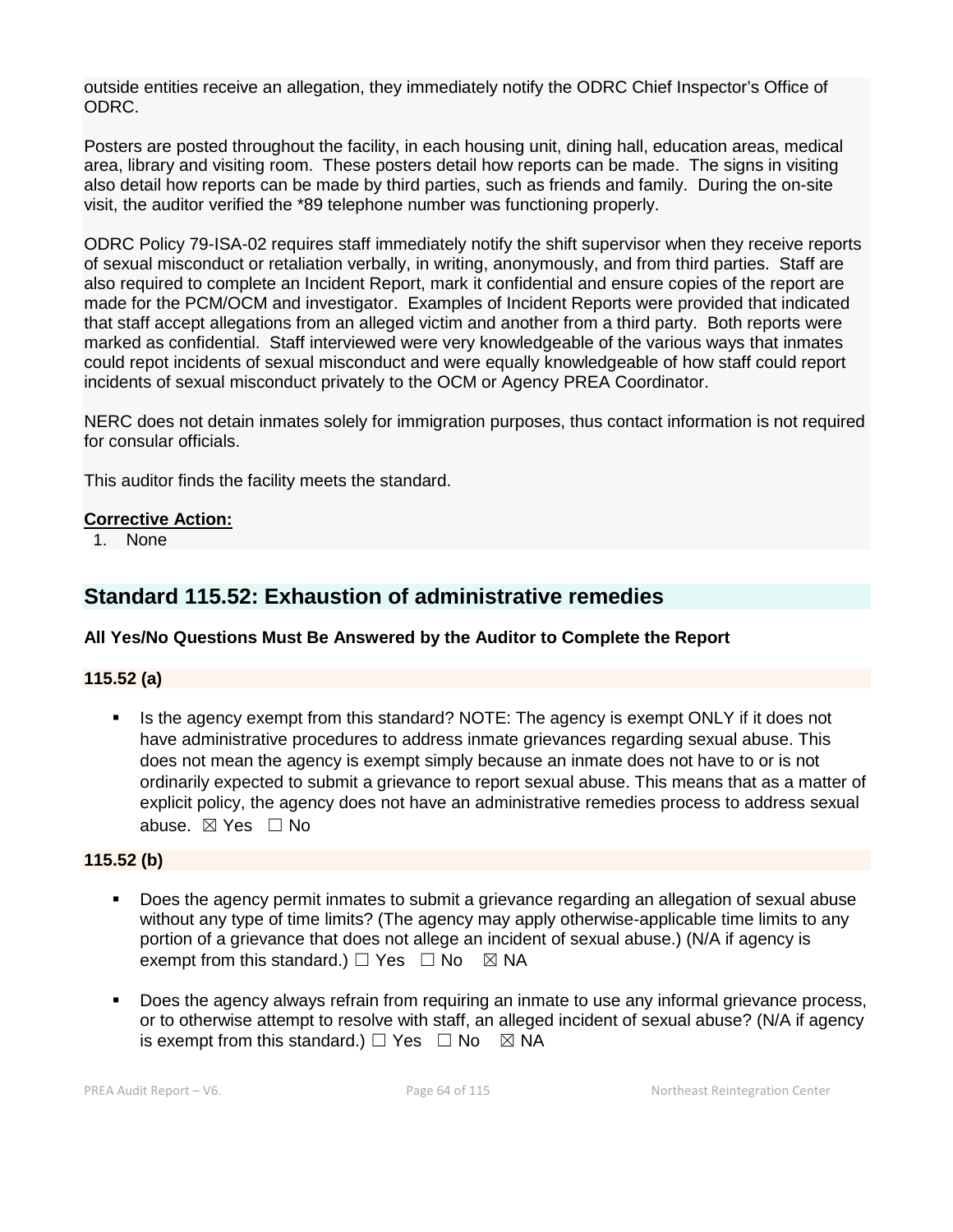outside entities receive an allegation, they immediately notify the ODRC Chief Inspector's Office of ODRC.

Posters are posted throughout the facility, in each housing unit, dining hall, education areas, medical area, library and visiting room. These posters detail how reports can be made. The signs in visiting also detail how reports can be made by third parties, such as friends and family. During the on-site visit, the auditor verified the *89 telephone number was functioning properly.

ODRC Policy 79-ISA-02 requires staff immediately notify the shift supervisor when they receive reports of sexual misconduct or retaliation verbally, in writing, anonymously, and from third parties. Staff are also required to complete an Incident Report, mark it confidential and ensure copies of the report are made for the PCM/OCM and investigator. Examples of Incident Reports were provided that indicated that staff accept allegations from an alleged victim and another from a third party. Both reports were marked as confidential. Staff interviewed were very knowledgeable of the various ways that inmates could repot incidents of sexual misconduct and were equally knowledgeable of how staff could report incidents of sexual misconduct privately to the OCM or Agency PREA Coordinator.

NERC does not detain inmates solely for immigration purposes, thus contact information is not required for consular officials.

This auditor finds the facility meets the standard.

**Corrective Action:**

1. None

## Standard 115.52: Exhaustion of administrative remedies

**All Yes/No Questions Must Be Answered by the Auditor to Complete the Report**

**115.52 (a)**

- Is the agency exempt from this standard? NOTE: The agency is exempt ONLY if it does not have administrative procedures to address inmate grievances regarding sexual abuse. This does not mean the agency is exempt simply because an inmate does not have to or is not ordinarily expected to submit a grievance to report sexual abuse. This means that as a matter of explicit policy, the agency does not have an administrative remedies process to address sexual abuse. ☒ Yes ☐ No

**115.52 (b)**

- Does the agency permit inmates to submit a grievance regarding an allegation of sexual abuse without any type of time limits? (The agency may apply otherwise-applicable time limits to any portion of a grievance that does not allege an incident of sexual abuse.) (N/A if agency is exempt from this standard.) ☐ Yes ☐ No ☒ NA
- Does the agency always refrain from requiring an inmate to use any informal grievance process, or to otherwise attempt to resolve with staff, an alleged incident of sexual abuse? (N/A if agency is exempt from this standard.) ☐ Yes ☐ No ☒ NA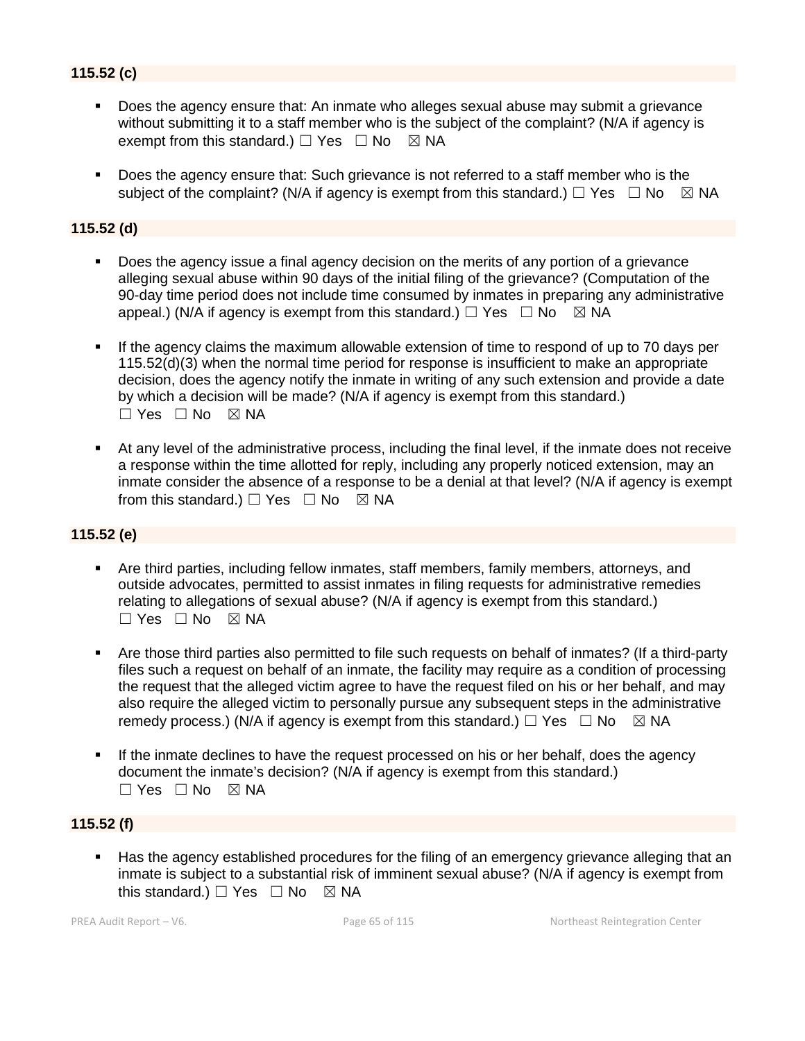**115.52 (c)**

- Does the agency ensure that: An inmate who alleges sexual abuse may submit a grievance without submitting it to a staff member who is the subject of the complaint? (N/A if agency is exempt from this standard.) ☐ Yes ☐ No ☒ NA

- Does the agency ensure that: Such grievance is not referred to a staff member who is the subject of the complaint? (N/A if agency is exempt from this standard.) ☐ Yes ☐ No ☒ NA

**115.52 (d)**

- Does the agency issue a final agency decision on the merits of any portion of a grievance alleging sexual abuse within 90 days of the initial filing of the grievance? (Computation of the 90-day time period does not include time consumed by inmates in preparing any administrative appeal.) (N/A if agency is exempt from this standard.) ☐ Yes ☐ No ☒ NA

- If the agency claims the maximum allowable extension of time to respond of up to 70 days per 115.52(d)(3) when the normal time period for response is insufficient to make an appropriate decision, does the agency notify the inmate in writing of any such extension and provide a date by which a decision will be made? (N/A if agency is exempt from this standard.) ☐ Yes ☐ No ☒ NA

- At any level of the administrative process, including the final level, if the inmate does not receive a response within the time allotted for reply, including any properly noticed extension, may an inmate consider the absence of a response to be a denial at that level? (N/A if agency is exempt from this standard.) ☐ Yes ☐ No ☒ NA

**115.52 (e)**

- Are third parties, including fellow inmates, staff members, family members, attorneys, and outside advocates, permitted to assist inmates in filing requests for administrative remedies relating to allegations of sexual abuse? (N/A if agency is exempt from this standard.) ☐ Yes ☐ No ☒ NA

- Are those third parties also permitted to file such requests on behalf of inmates? (If a third-party files such a request on behalf of an inmate, the facility may require as a condition of processing the request that the alleged victim agree to have the request filed on his or her behalf, and may also require the alleged victim to personally pursue any subsequent steps in the administrative remedy process.) (N/A if agency is exempt from this standard.) ☐ Yes ☐ No ☒ NA

- If the inmate declines to have the request processed on his or her behalf, does the agency document the inmate's decision? (N/A if agency is exempt from this standard.) ☐ Yes ☐ No ☒ NA

**115.52 (f)**

- Has the agency established procedures for the filing of an emergency grievance alleging that an inmate is subject to a substantial risk of imminent sexual abuse? (N/A if agency is exempt from this standard.) ☐ Yes ☐ No ☒ NA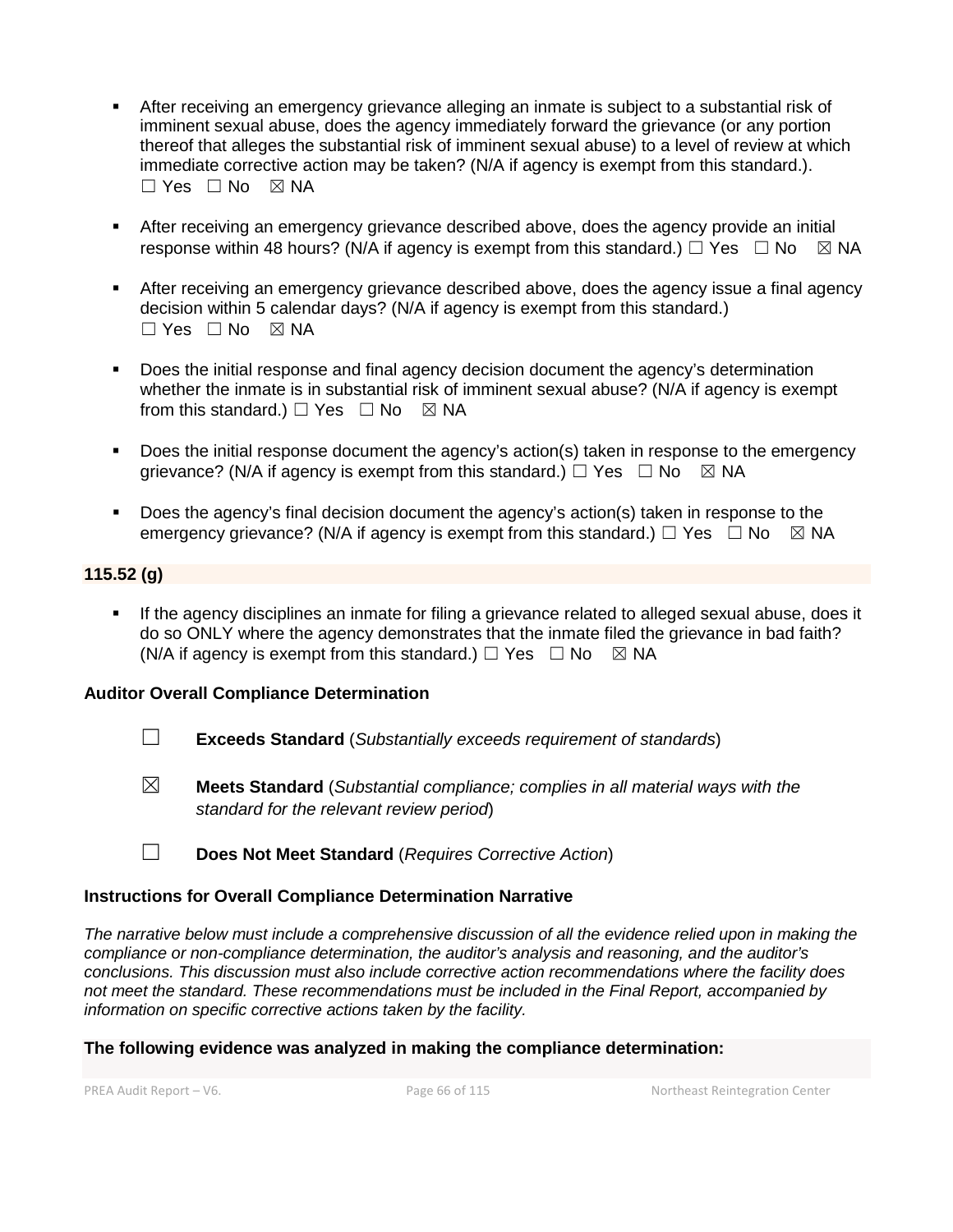- After receiving an emergency grievance alleging an inmate is subject to a substantial risk of imminent sexual abuse, does the agency immediately forward the grievance (or any portion thereof that alleges the substantial risk of imminent sexual abuse) to a level of review at which immediate corrective action may be taken? (N/A if agency is exempt from this standard.). ☐ Yes ☐ No ☒ NA

- After receiving an emergency grievance described above, does the agency provide an initial response within 48 hours? (N/A if agency is exempt from this standard.) ☐ Yes ☐ No ☒ NA

- After receiving an emergency grievance described above, does the agency issue a final agency decision within 5 calendar days? (N/A if agency is exempt from this standard.) ☐ Yes ☐ No ☒ NA

- Does the initial response and final agency decision document the agency's determination whether the inmate is in substantial risk of imminent sexual abuse? (N/A if agency is exempt from this standard.) ☐ Yes ☐ No ☒ NA

- Does the initial response document the agency's action(s) taken in response to the emergency grievance? (N/A if agency is exempt from this standard.) ☐ Yes ☐ No ☒ NA

- Does the agency's final decision document the agency's action(s) taken in response to the emergency grievance? (N/A if agency is exempt from this standard.) ☐ Yes ☐ No ☒ NA

**115.52 (g)**

- If the agency disciplines an inmate for filing a grievance related to alleged sexual abuse, does it do so ONLY where the agency demonstrates that the inmate filed the grievance in bad faith? (N/A if agency is exempt from this standard.) ☐ Yes ☐ No ☒ NA

**Auditor Overall Compliance Determination**

☐ **Exceeds Standard** (*Substantially exceeds requirement of standards*)

☒ **Meets Standard** (*Substantial compliance; complies in all material ways with the standard for the relevant review period*)

☐ **Does Not Meet Standard** (*Requires Corrective Action*)

**Instructions for Overall Compliance Determination Narrative**

*The narrative below must include a comprehensive discussion of all the evidence relied upon in making the compliance or non-compliance determination, the auditor's analysis and reasoning, and the auditor's conclusions. This discussion must also include corrective action recommendations where the facility does not meet the standard. These recommendations must be included in the Final Report, accompanied by information on specific corrective actions taken by the facility.*

**The following evidence was analyzed in making the compliance determination:**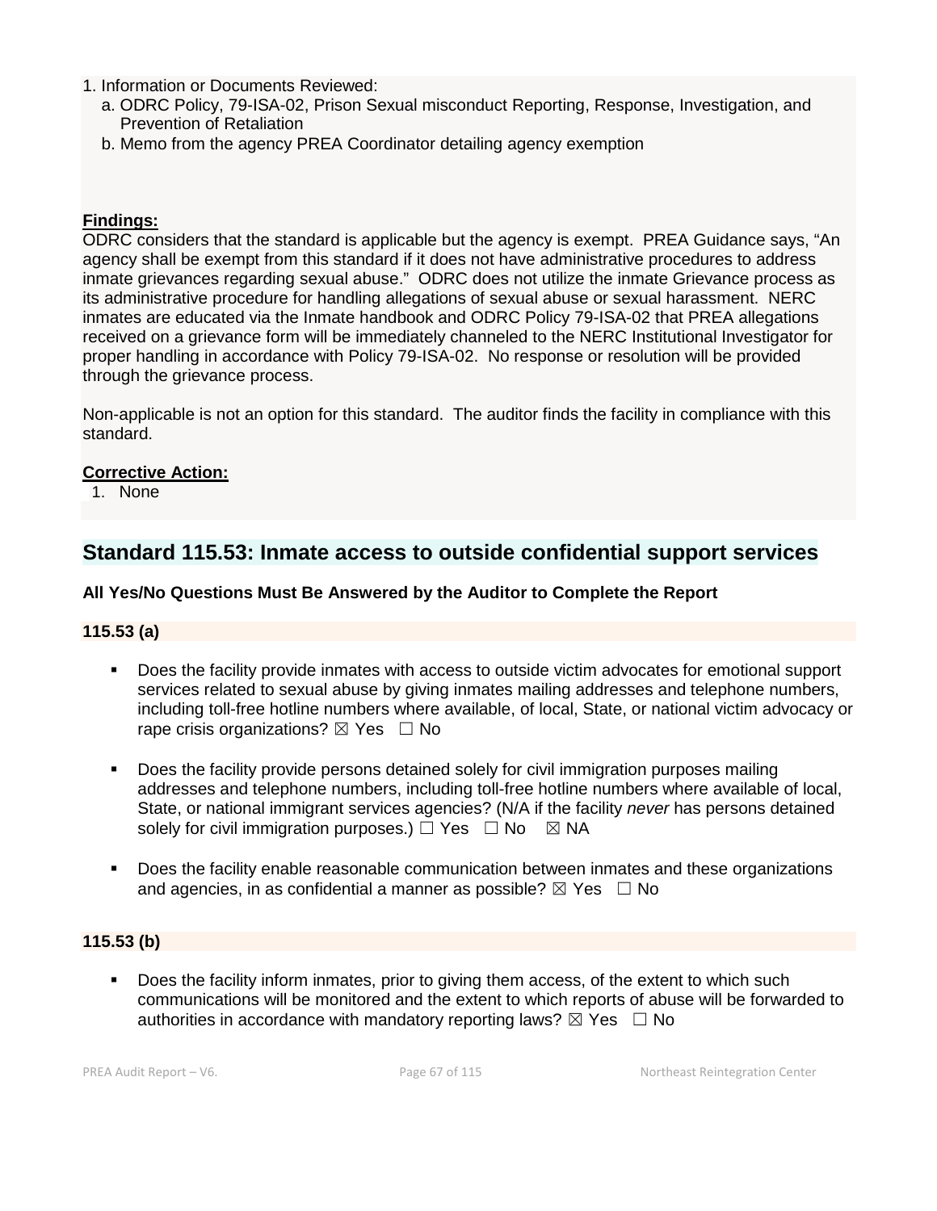1. Information or Documents Reviewed:
   a. ODRC Policy, 79-ISA-02, Prison Sexual misconduct Reporting, Response, Investigation, and Prevention of Retaliation
   b. Memo from the agency PREA Coordinator detailing agency exemption

**Findings:**

ODRC considers that the standard is applicable but the agency is exempt. PREA Guidance says, "An agency shall be exempt from this standard if it does not have administrative procedures to address inmate grievances regarding sexual abuse." ODRC does not utilize the inmate Grievance process as its administrative procedure for handling allegations of sexual abuse or sexual harassment. NERC inmates are educated via the Inmate handbook and ODRC Policy 79-ISA-02 that PREA allegations received on a grievance form will be immediately channeled to the NERC Institutional Investigator for proper handling in accordance with Policy 79-ISA-02. No response or resolution will be provided through the grievance process.

Non-applicable is not an option for this standard. The auditor finds the facility in compliance with this standard.

**Corrective Action:**

1. None

## Standard 115.53: Inmate access to outside confidential support services

**All Yes/No Questions Must Be Answered by the Auditor to Complete the Report**

**115.53 (a)**

- Does the facility provide inmates with access to outside victim advocates for emotional support services related to sexual abuse by giving inmates mailing addresses and telephone numbers, including toll-free hotline numbers where available, of local, State, or national victim advocacy or rape crisis organizations? ☒ Yes ☐ No
- Does the facility provide persons detained solely for civil immigration purposes mailing addresses and telephone numbers, including toll-free hotline numbers where available of local, State, or national immigrant services agencies? (N/A if the facility *never* has persons detained solely for civil immigration purposes.) ☐ Yes ☐ No ☒ NA
- Does the facility enable reasonable communication between inmates and these organizations and agencies, in as confidential a manner as possible? ☒ Yes ☐ No

**115.53 (b)**

- Does the facility inform inmates, prior to giving them access, of the extent to which such communications will be monitored and the extent to which reports of abuse will be forwarded to authorities in accordance with mandatory reporting laws? ☒ Yes ☐ No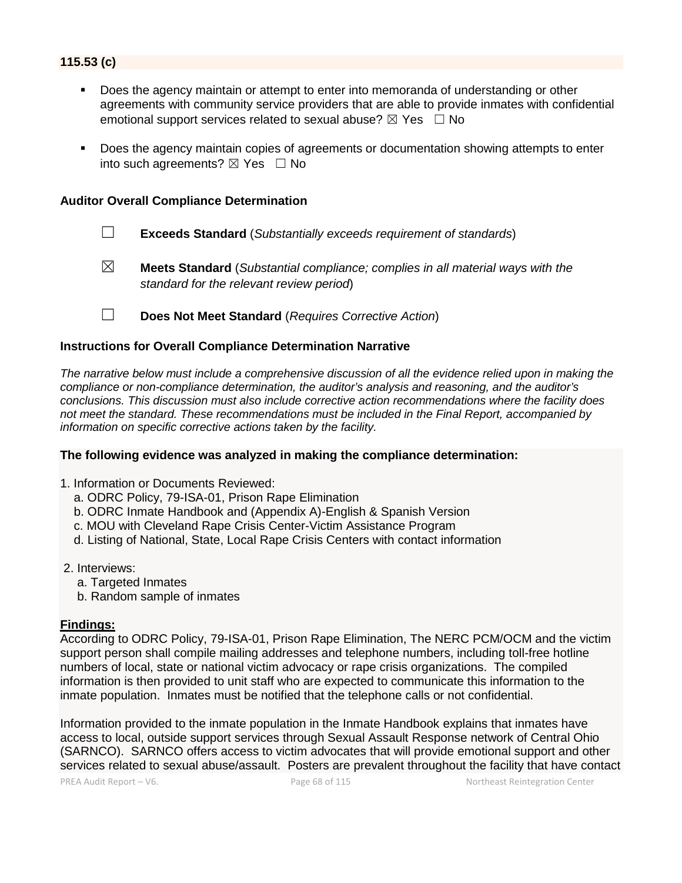**115.53 (c)**

- Does the agency maintain or attempt to enter into memoranda of understanding or other agreements with community service providers that are able to provide inmates with confidential emotional support services related to sexual abuse? ☒ Yes ☐ No

- Does the agency maintain copies of agreements or documentation showing attempts to enter into such agreements? ☒ Yes ☐ No

**Auditor Overall Compliance Determination**

☐ **Exceeds Standard** (*Substantially exceeds requirement of standards*)

☒ **Meets Standard** (*Substantial compliance; complies in all material ways with the standard for the relevant review period*)

☐ **Does Not Meet Standard** (*Requires Corrective Action*)

**Instructions for Overall Compliance Determination Narrative**

*The narrative below must include a comprehensive discussion of all the evidence relied upon in making the compliance or non-compliance determination, the auditor's analysis and reasoning, and the auditor's conclusions. This discussion must also include corrective action recommendations where the facility does not meet the standard. These recommendations must be included in the Final Report, accompanied by information on specific corrective actions taken by the facility.*

**The following evidence was analyzed in making the compliance determination:**

1. Information or Documents Reviewed:
   a. ODRC Policy, 79-ISA-01, Prison Rape Elimination
   b. ODRC Inmate Handbook and (Appendix A)-English & Spanish Version
   c. MOU with Cleveland Rape Crisis Center-Victim Assistance Program
   d. Listing of National, State, Local Rape Crisis Centers with contact information

2. Interviews:
   a. Targeted Inmates
   b. Random sample of inmates

**Findings:**

According to ODRC Policy, 79-ISA-01, Prison Rape Elimination, The NERC PCM/OCM and the victim support person shall compile mailing addresses and telephone numbers, including toll-free hotline numbers of local, state or national victim advocacy or rape crisis organizations. The compiled information is then provided to unit staff who are expected to communicate this information to the inmate population. Inmates must be notified that the telephone calls or not confidential.

Information provided to the inmate population in the Inmate Handbook explains that inmates have access to local, outside support services through Sexual Assault Response network of Central Ohio (SARNCO). SARNCO offers access to victim advocates that will provide emotional support and other services related to sexual abuse/assault. Posters are prevalent throughout the facility that have contact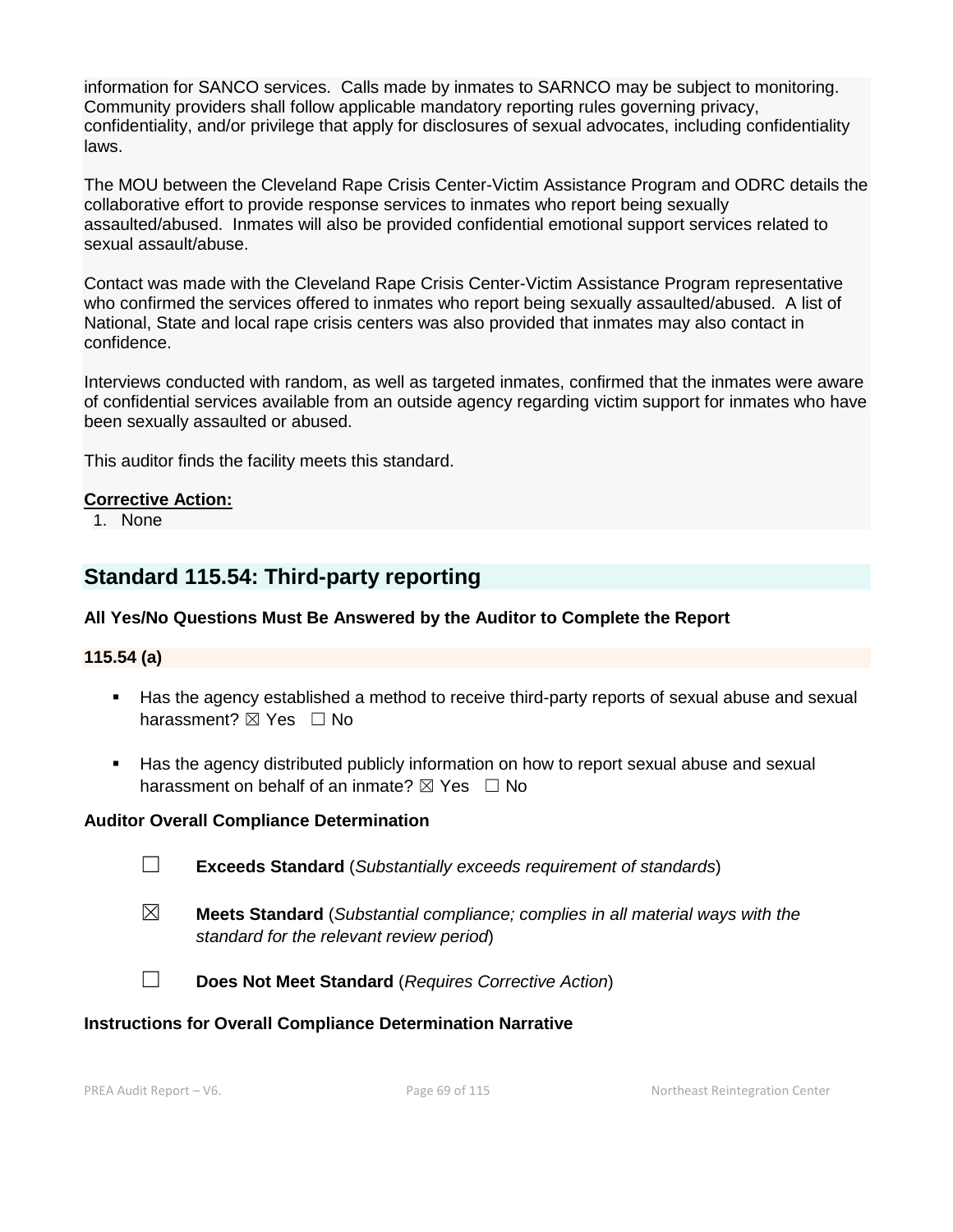information for SANCO services. Calls made by inmates to SARNCO may be subject to monitoring. Community providers shall follow applicable mandatory reporting rules governing privacy, confidentiality, and/or privilege that apply for disclosures of sexual advocates, including confidentiality laws.

The MOU between the Cleveland Rape Crisis Center-Victim Assistance Program and ODRC details the collaborative effort to provide response services to inmates who report being sexually assaulted/abused. Inmates will also be provided confidential emotional support services related to sexual assault/abuse.

Contact was made with the Cleveland Rape Crisis Center-Victim Assistance Program representative who confirmed the services offered to inmates who report being sexually assaulted/abused. A list of National, State and local rape crisis centers was also provided that inmates may also contact in confidence.

Interviews conducted with random, as well as targeted inmates, confirmed that the inmates were aware of confidential services available from an outside agency regarding victim support for inmates who have been sexually assaulted or abused.

This auditor finds the facility meets this standard.

**Corrective Action:**

1. None

## Standard 115.54: Third-party reporting

**All Yes/No Questions Must Be Answered by the Auditor to Complete the Report**

**115.54 (a)**

- Has the agency established a method to receive third-party reports of sexual abuse and sexual harassment? ☒ Yes ☐ No
- Has the agency distributed publicly information on how to report sexual abuse and sexual harassment on behalf of an inmate? ☒ Yes ☐ No

**Auditor Overall Compliance Determination**

☐ **Exceeds Standard** (*Substantially exceeds requirement of standards*)

☒ **Meets Standard** (*Substantial compliance; complies in all material ways with the standard for the relevant review period*)

☐ **Does Not Meet Standard** (*Requires Corrective Action*)

**Instructions for Overall Compliance Determination Narrative**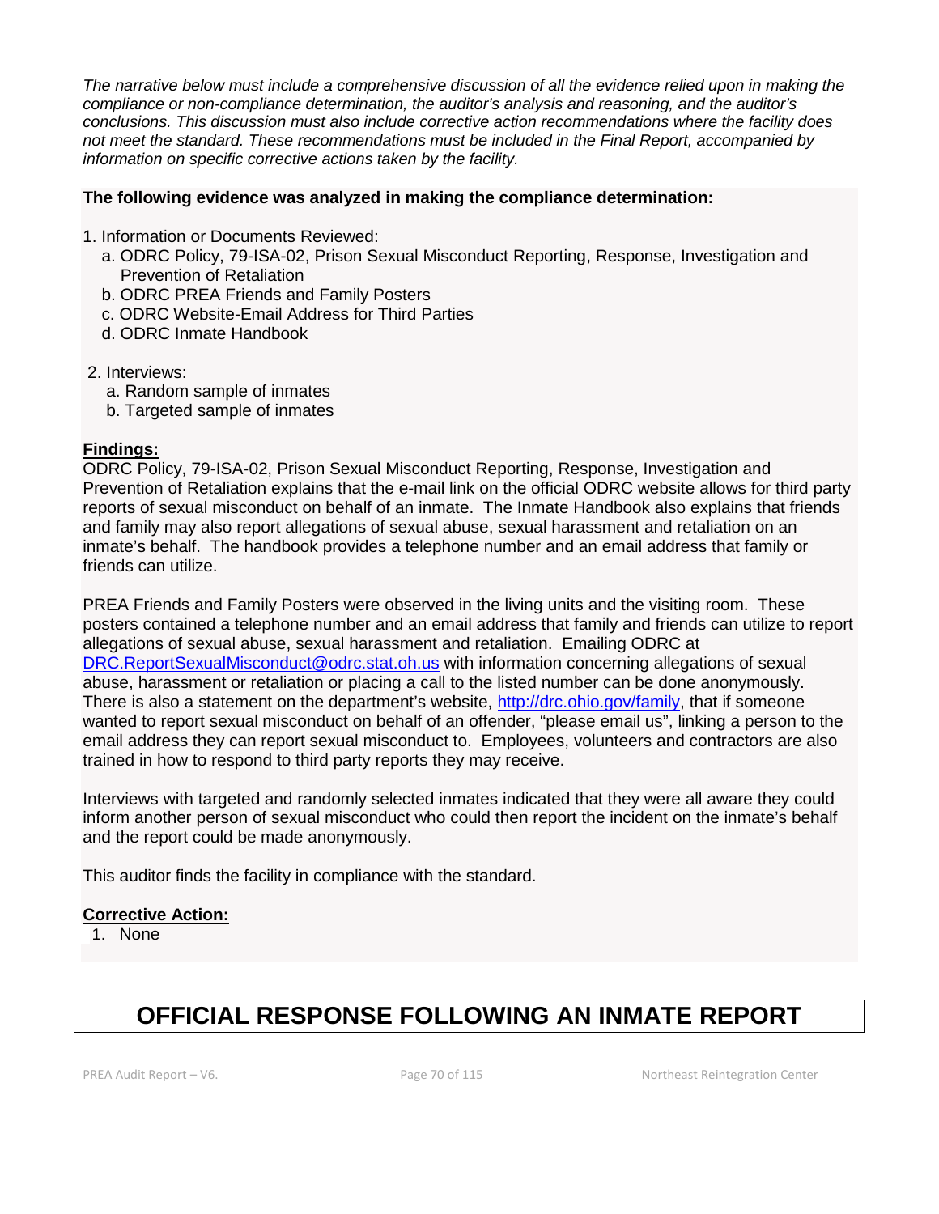*The narrative below must include a comprehensive discussion of all the evidence relied upon in making the compliance or non-compliance determination, the auditor's analysis and reasoning, and the auditor's conclusions. This discussion must also include corrective action recommendations where the facility does not meet the standard. These recommendations must be included in the Final Report, accompanied by information on specific corrective actions taken by the facility.*

**The following evidence was analyzed in making the compliance determination:**

1. Information or Documents Reviewed:
   a. ODRC Policy, 79-ISA-02, Prison Sexual Misconduct Reporting, Response, Investigation and Prevention of Retaliation
   b. ODRC PREA Friends and Family Posters
   c. ODRC Website-Email Address for Third Parties
   d. ODRC Inmate Handbook

2. Interviews:
   a. Random sample of inmates
   b. Targeted sample of inmates

**Findings:**

ODRC Policy, 79-ISA-02, Prison Sexual Misconduct Reporting, Response, Investigation and Prevention of Retaliation explains that the e-mail link on the official ODRC website allows for third party reports of sexual misconduct on behalf of an inmate. The Inmate Handbook also explains that friends and family may also report allegations of sexual abuse, sexual harassment and retaliation on an inmate's behalf. The handbook provides a telephone number and an email address that family or friends can utilize.

PREA Friends and Family Posters were observed in the living units and the visiting room. These posters contained a telephone number and an email address that family and friends can utilize to report allegations of sexual abuse, sexual harassment and retaliation. Emailing ODRC at DRC.ReportSexualMisconduct@odrc.stat.oh.us with information concerning allegations of sexual abuse, harassment or retaliation or placing a call to the listed number can be done anonymously. There is also a statement on the department's website, http://drc.ohio.gov/family, that if someone wanted to report sexual misconduct on behalf of an offender, "please email us", linking a person to the email address they can report sexual misconduct to. Employees, volunteers and contractors are also trained in how to respond to third party reports they may receive.

Interviews with targeted and randomly selected inmates indicated that they were all aware they could inform another person of sexual misconduct who could then report the incident on the inmate's behalf and the report could be made anonymously.

This auditor finds the facility in compliance with the standard.

**Corrective Action:**

1. None

# OFFICIAL RESPONSE FOLLOWING AN INMATE REPORT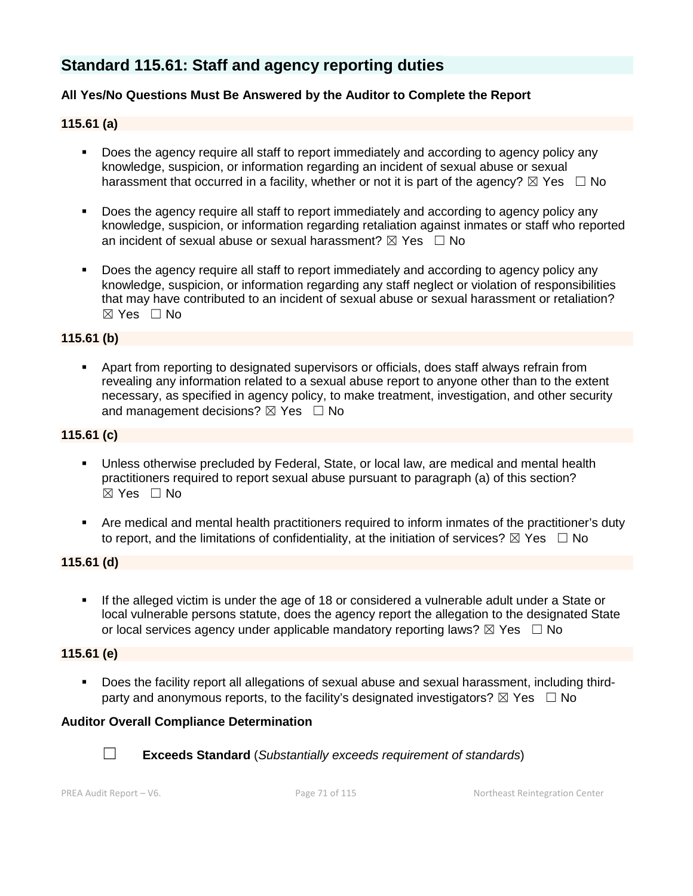## Standard 115.61: Staff and agency reporting duties

**All Yes/No Questions Must Be Answered by the Auditor to Complete the Report**

**115.61 (a)**

- Does the agency require all staff to report immediately and according to agency policy any knowledge, suspicion, or information regarding an incident of sexual abuse or sexual harassment that occurred in a facility, whether or not it is part of the agency? ☒ Yes ☐ No
- Does the agency require all staff to report immediately and according to agency policy any knowledge, suspicion, or information regarding retaliation against inmates or staff who reported an incident of sexual abuse or sexual harassment? ☒ Yes ☐ No
- Does the agency require all staff to report immediately and according to agency policy any knowledge, suspicion, or information regarding any staff neglect or violation of responsibilities that may have contributed to an incident of sexual abuse or sexual harassment or retaliation? ☒ Yes ☐ No

**115.61 (b)**

- Apart from reporting to designated supervisors or officials, does staff always refrain from revealing any information related to a sexual abuse report to anyone other than to the extent necessary, as specified in agency policy, to make treatment, investigation, and other security and management decisions? ☒ Yes ☐ No

**115.61 (c)**

- Unless otherwise precluded by Federal, State, or local law, are medical and mental health practitioners required to report sexual abuse pursuant to paragraph (a) of this section? ☒ Yes ☐ No
- Are medical and mental health practitioners required to inform inmates of the practitioner's duty to report, and the limitations of confidentiality, at the initiation of services? ☒ Yes ☐ No

**115.61 (d)**

- If the alleged victim is under the age of 18 or considered a vulnerable adult under a State or local vulnerable persons statute, does the agency report the allegation to the designated State or local services agency under applicable mandatory reporting laws? ☒ Yes ☐ No

**115.61 (e)**

- Does the facility report all allegations of sexual abuse and sexual harassment, including third-party and anonymous reports, to the facility's designated investigators? ☒ Yes ☐ No

**Auditor Overall Compliance Determination**

☐ **Exceeds Standard** (*Substantially exceeds requirement of standards*)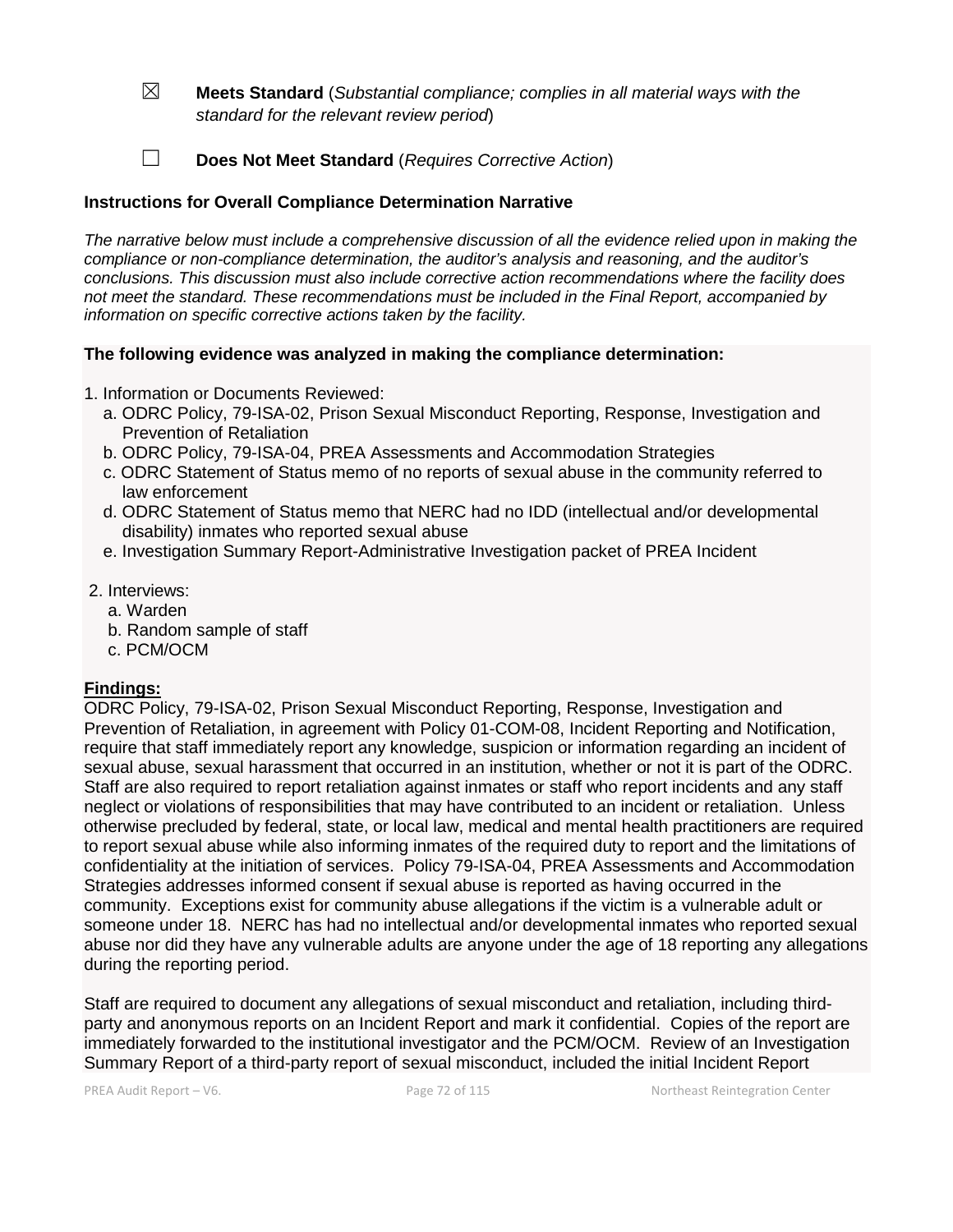☒ **Meets Standard** (*Substantial compliance; complies in all material ways with the standard for the relevant review period*)

☐ **Does Not Meet Standard** (*Requires Corrective Action*)

**Instructions for Overall Compliance Determination Narrative**

*The narrative below must include a comprehensive discussion of all the evidence relied upon in making the compliance or non-compliance determination, the auditor's analysis and reasoning, and the auditor's conclusions. This discussion must also include corrective action recommendations where the facility does not meet the standard. These recommendations must be included in the Final Report, accompanied by information on specific corrective actions taken by the facility.*

**The following evidence was analyzed in making the compliance determination:**

1. Information or Documents Reviewed:
   a. ODRC Policy, 79-ISA-02, Prison Sexual Misconduct Reporting, Response, Investigation and Prevention of Retaliation
   b. ODRC Policy, 79-ISA-04, PREA Assessments and Accommodation Strategies
   c. ODRC Statement of Status memo of no reports of sexual abuse in the community referred to law enforcement
   d. ODRC Statement of Status memo that NERC had no IDD (intellectual and/or developmental disability) inmates who reported sexual abuse
   e. Investigation Summary Report-Administrative Investigation packet of PREA Incident

2. Interviews:
   a. Warden
   b. Random sample of staff
   c. PCM/OCM

**Findings:**

ODRC Policy, 79-ISA-02, Prison Sexual Misconduct Reporting, Response, Investigation and Prevention of Retaliation, in agreement with Policy 01-COM-08, Incident Reporting and Notification, require that staff immediately report any knowledge, suspicion or information regarding an incident of sexual abuse, sexual harassment that occurred in an institution, whether or not it is part of the ODRC. Staff are also required to report retaliation against inmates or staff who report incidents and any staff neglect or violations of responsibilities that may have contributed to an incident or retaliation. Unless otherwise precluded by federal, state, or local law, medical and mental health practitioners are required to report sexual abuse while also informing inmates of the required duty to report and the limitations of confidentiality at the initiation of services. Policy 79-ISA-04, PREA Assessments and Accommodation Strategies addresses informed consent if sexual abuse is reported as having occurred in the community. Exceptions exist for community abuse allegations if the victim is a vulnerable adult or someone under 18. NERC has had no intellectual and/or developmental inmates who reported sexual abuse nor did they have any vulnerable adults are anyone under the age of 18 reporting any allegations during the reporting period.

Staff are required to document any allegations of sexual misconduct and retaliation, including third-party and anonymous reports on an Incident Report and mark it confidential. Copies of the report are immediately forwarded to the institutional investigator and the PCM/OCM. Review of an Investigation Summary Report of a third-party report of sexual misconduct, included the initial Incident Report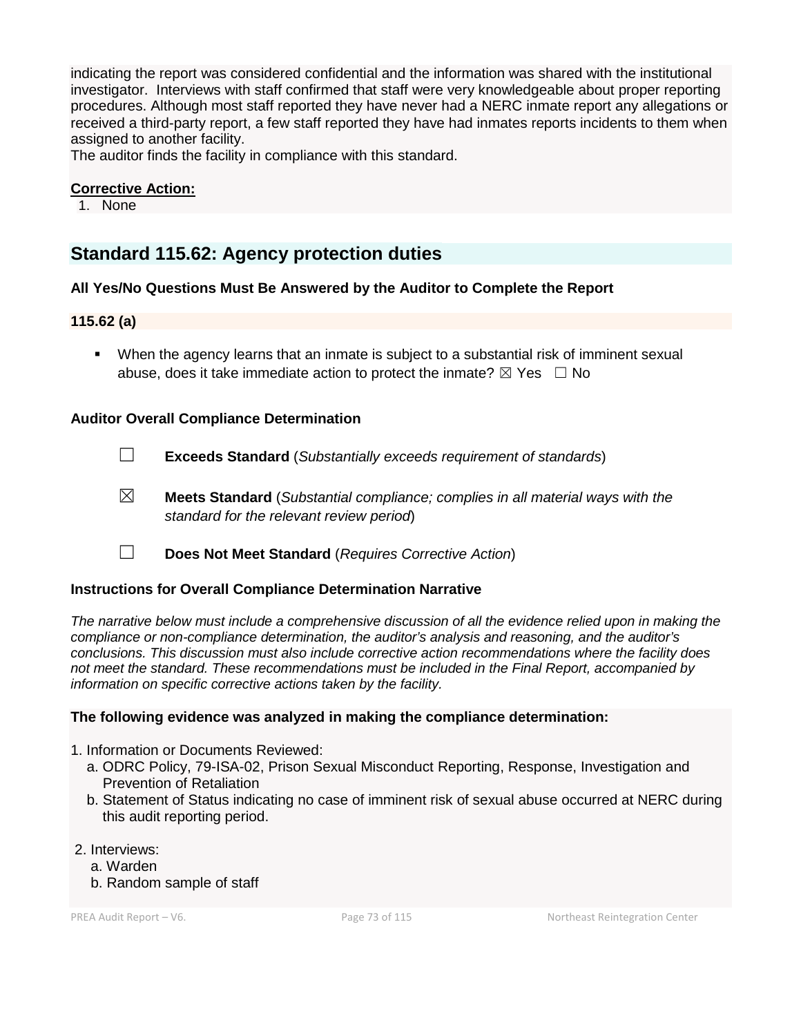indicating the report was considered confidential and the information was shared with the institutional investigator. Interviews with staff confirmed that staff were very knowledgeable about proper reporting procedures. Although most staff reported they have never had a NERC inmate report any allegations or received a third-party report, a few staff reported they have had inmates reports incidents to them when assigned to another facility.
The auditor finds the facility in compliance with this standard.

**Corrective Action:**

1. None

## Standard 115.62: Agency protection duties

**All Yes/No Questions Must Be Answered by the Auditor to Complete the Report**

**115.62 (a)**

- When the agency learns that an inmate is subject to a substantial risk of imminent sexual abuse, does it take immediate action to protect the inmate? ☒ Yes ☐ No

**Auditor Overall Compliance Determination**

☐ **Exceeds Standard** (*Substantially exceeds requirement of standards*)

☒ **Meets Standard** (*Substantial compliance; complies in all material ways with the standard for the relevant review period*)

☐ **Does Not Meet Standard** (*Requires Corrective Action*)

**Instructions for Overall Compliance Determination Narrative**

*The narrative below must include a comprehensive discussion of all the evidence relied upon in making the compliance or non-compliance determination, the auditor's analysis and reasoning, and the auditor's conclusions. This discussion must also include corrective action recommendations where the facility does not meet the standard. These recommendations must be included in the Final Report, accompanied by information on specific corrective actions taken by the facility.*

**The following evidence was analyzed in making the compliance determination:**

1. Information or Documents Reviewed:
   a. ODRC Policy, 79-ISA-02, Prison Sexual Misconduct Reporting, Response, Investigation and Prevention of Retaliation
   b. Statement of Status indicating no case of imminent risk of sexual abuse occurred at NERC during this audit reporting period.

2. Interviews:
   a. Warden
   b. Random sample of staff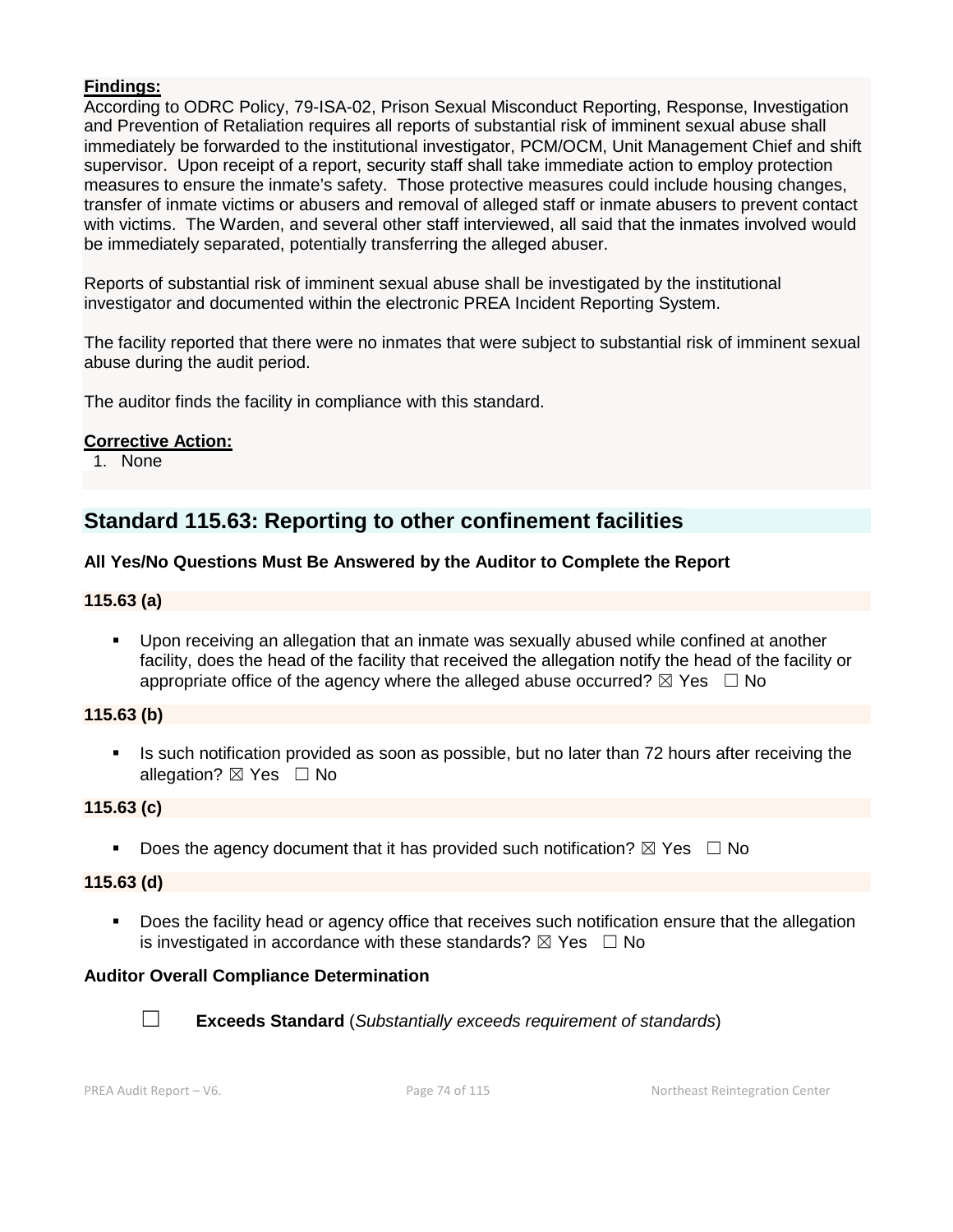**Findings:**

According to ODRC Policy, 79-ISA-02, Prison Sexual Misconduct Reporting, Response, Investigation and Prevention of Retaliation requires all reports of substantial risk of imminent sexual abuse shall immediately be forwarded to the institutional investigator, PCM/OCM, Unit Management Chief and shift supervisor. Upon receipt of a report, security staff shall take immediate action to employ protection measures to ensure the inmate's safety. Those protective measures could include housing changes, transfer of inmate victims or abusers and removal of alleged staff or inmate abusers to prevent contact with victims. The Warden, and several other staff interviewed, all said that the inmates involved would be immediately separated, potentially transferring the alleged abuser.

Reports of substantial risk of imminent sexual abuse shall be investigated by the institutional investigator and documented within the electronic PREA Incident Reporting System.

The facility reported that there were no inmates that were subject to substantial risk of imminent sexual abuse during the audit period.

The auditor finds the facility in compliance with this standard.

**Corrective Action:**

1. None

## Standard 115.63: Reporting to other confinement facilities

**All Yes/No Questions Must Be Answered by the Auditor to Complete the Report**

**115.63 (a)**

- Upon receiving an allegation that an inmate was sexually abused while confined at another facility, does the head of the facility that received the allegation notify the head of the facility or appropriate office of the agency where the alleged abuse occurred? ☒ Yes ☐ No

**115.63 (b)**

- Is such notification provided as soon as possible, but no later than 72 hours after receiving the allegation? ☒ Yes ☐ No

**115.63 (c)**

- Does the agency document that it has provided such notification? ☒ Yes ☐ No

**115.63 (d)**

- Does the facility head or agency office that receives such notification ensure that the allegation is investigated in accordance with these standards? ☒ Yes ☐ No

**Auditor Overall Compliance Determination**

☐ **Exceeds Standard** (*Substantially exceeds requirement of standards*)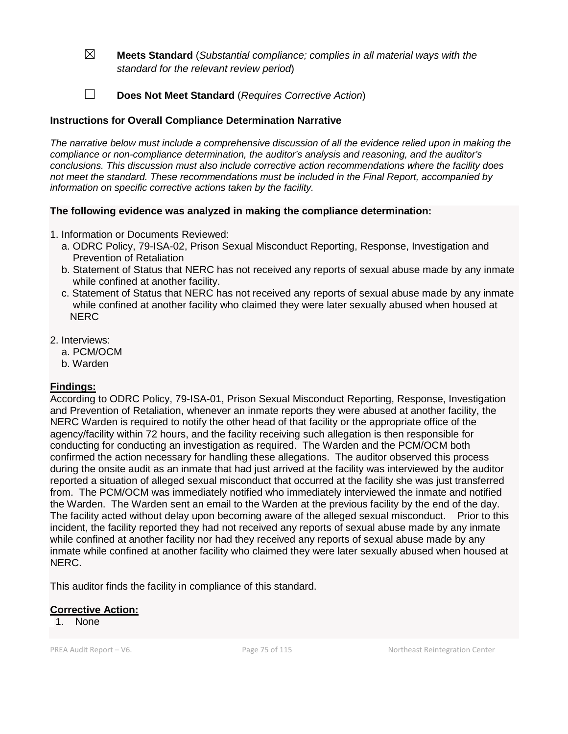☒ **Meets Standard** (*Substantial compliance; complies in all material ways with the standard for the relevant review period*)

☐ **Does Not Meet Standard** (*Requires Corrective Action*)

**Instructions for Overall Compliance Determination Narrative**

*The narrative below must include a comprehensive discussion of all the evidence relied upon in making the compliance or non-compliance determination, the auditor's analysis and reasoning, and the auditor's conclusions. This discussion must also include corrective action recommendations where the facility does not meet the standard. These recommendations must be included in the Final Report, accompanied by information on specific corrective actions taken by the facility.*

**The following evidence was analyzed in making the compliance determination:**

1. Information or Documents Reviewed:
   a. ODRC Policy, 79-ISA-02, Prison Sexual Misconduct Reporting, Response, Investigation and Prevention of Retaliation
   b. Statement of Status that NERC has not received any reports of sexual abuse made by any inmate while confined at another facility.
   c. Statement of Status that NERC has not received any reports of sexual abuse made by any inmate while confined at another facility who claimed they were later sexually abused when housed at NERC

2. Interviews:
   a. PCM/OCM
   b. Warden

**Findings:**

According to ODRC Policy, 79-ISA-01, Prison Sexual Misconduct Reporting, Response, Investigation and Prevention of Retaliation, whenever an inmate reports they were abused at another facility, the NERC Warden is required to notify the other head of that facility or the appropriate office of the agency/facility within 72 hours, and the facility receiving such allegation is then responsible for conducting for conducting an investigation as required. The Warden and the PCM/OCM both confirmed the action necessary for handling these allegations. The auditor observed this process during the onsite audit as an inmate that had just arrived at the facility was interviewed by the auditor reported a situation of alleged sexual misconduct that occurred at the facility she was just transferred from. The PCM/OCM was immediately notified who immediately interviewed the inmate and notified the Warden. The Warden sent an email to the Warden at the previous facility by the end of the day. The facility acted without delay upon becoming aware of the alleged sexual misconduct. Prior to this incident, the facility reported they had not received any reports of sexual abuse made by any inmate while confined at another facility nor had they received any reports of sexual abuse made by any inmate while confined at another facility who claimed they were later sexually abused when housed at NERC.

This auditor finds the facility in compliance of this standard.

**Corrective Action:**

1. None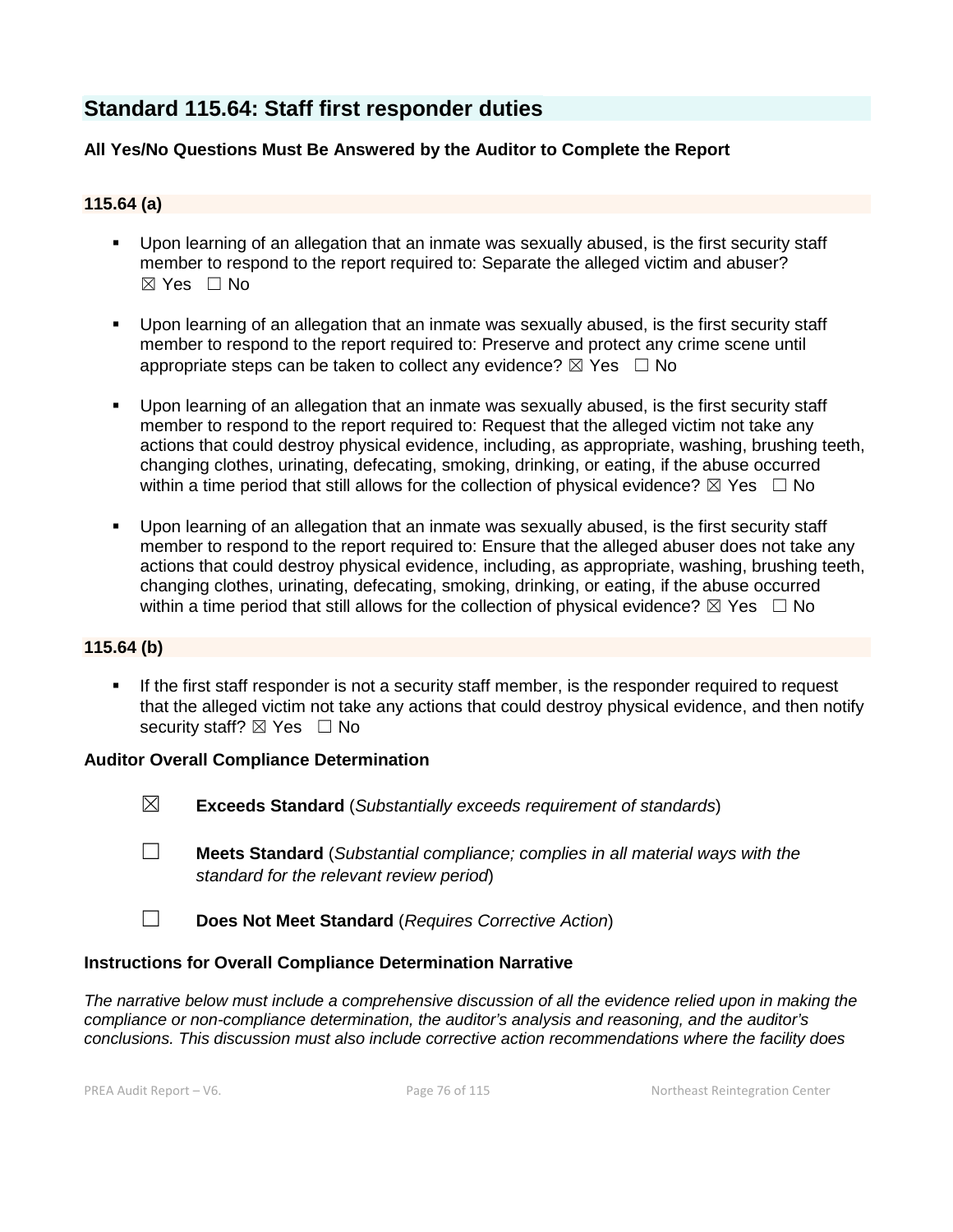## Standard 115.64: Staff first responder duties

**All Yes/No Questions Must Be Answered by the Auditor to Complete the Report**

### 115.64 (a)

- Upon learning of an allegation that an inmate was sexually abused, is the first security staff member to respond to the report required to: Separate the alleged victim and abuser? ☒ Yes ☐ No
- Upon learning of an allegation that an inmate was sexually abused, is the first security staff member to respond to the report required to: Preserve and protect any crime scene until appropriate steps can be taken to collect any evidence? ☒ Yes ☐ No
- Upon learning of an allegation that an inmate was sexually abused, is the first security staff member to respond to the report required to: Request that the alleged victim not take any actions that could destroy physical evidence, including, as appropriate, washing, brushing teeth, changing clothes, urinating, defecating, smoking, drinking, or eating, if the abuse occurred within a time period that still allows for the collection of physical evidence? ☒ Yes ☐ No
- Upon learning of an allegation that an inmate was sexually abused, is the first security staff member to respond to the report required to: Ensure that the alleged abuser does not take any actions that could destroy physical evidence, including, as appropriate, washing, brushing teeth, changing clothes, urinating, defecating, smoking, drinking, or eating, if the abuse occurred within a time period that still allows for the collection of physical evidence? ☒ Yes ☐ No

### 115.64 (b)

- If the first staff responder is not a security staff member, is the responder required to request that the alleged victim not take any actions that could destroy physical evidence, and then notify security staff? ☒ Yes ☐ No

**Auditor Overall Compliance Determination**

☒ **Exceeds Standard** (*Substantially exceeds requirement of standards*)

☐ **Meets Standard** (*Substantial compliance; complies in all material ways with the standard for the relevant review period*)

☐ **Does Not Meet Standard** (*Requires Corrective Action*)

**Instructions for Overall Compliance Determination Narrative**

*The narrative below must include a comprehensive discussion of all the evidence relied upon in making the compliance or non-compliance determination, the auditor's analysis and reasoning, and the auditor's conclusions. This discussion must also include corrective action recommendations where the facility does*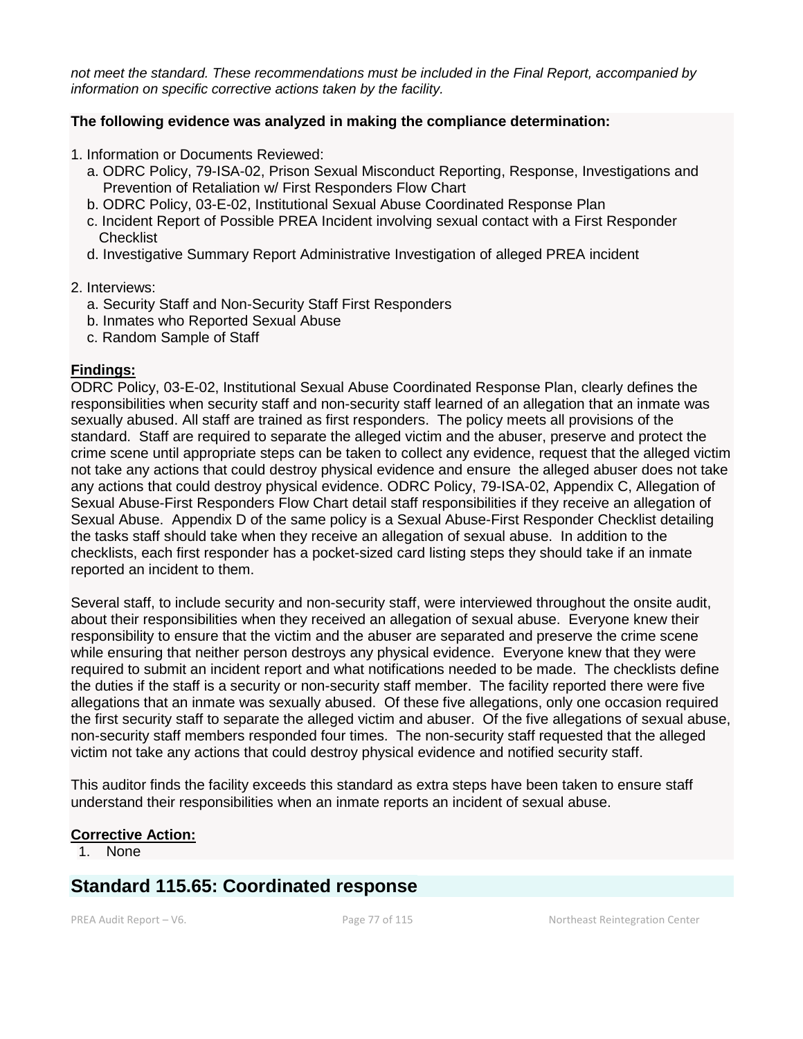*not meet the standard. These recommendations must be included in the Final Report, accompanied by information on specific corrective actions taken by the facility.*

**The following evidence was analyzed in making the compliance determination:**

1. Information or Documents Reviewed:
   a. ODRC Policy, 79-ISA-02, Prison Sexual Misconduct Reporting, Response, Investigations and Prevention of Retaliation w/ First Responders Flow Chart
   b. ODRC Policy, 03-E-02, Institutional Sexual Abuse Coordinated Response Plan
   c. Incident Report of Possible PREA Incident involving sexual contact with a First Responder Checklist
   d. Investigative Summary Report Administrative Investigation of alleged PREA incident

2. Interviews:
   a. Security Staff and Non-Security Staff First Responders
   b. Inmates who Reported Sexual Abuse
   c. Random Sample of Staff

**Findings:**

ODRC Policy, 03-E-02, Institutional Sexual Abuse Coordinated Response Plan, clearly defines the responsibilities when security staff and non-security staff learned of an allegation that an inmate was sexually abused. All staff are trained as first responders. The policy meets all provisions of the standard. Staff are required to separate the alleged victim and the abuser, preserve and protect the crime scene until appropriate steps can be taken to collect any evidence, request that the alleged victim not take any actions that could destroy physical evidence and ensure the alleged abuser does not take any actions that could destroy physical evidence. ODRC Policy, 79-ISA-02, Appendix C, Allegation of Sexual Abuse-First Responders Flow Chart detail staff responsibilities if they receive an allegation of Sexual Abuse. Appendix D of the same policy is a Sexual Abuse-First Responder Checklist detailing the tasks staff should take when they receive an allegation of sexual abuse. In addition to the checklists, each first responder has a pocket-sized card listing steps they should take if an inmate reported an incident to them.

Several staff, to include security and non-security staff, were interviewed throughout the onsite audit, about their responsibilities when they received an allegation of sexual abuse. Everyone knew their responsibility to ensure that the victim and the abuser are separated and preserve the crime scene while ensuring that neither person destroys any physical evidence. Everyone knew that they were required to submit an incident report and what notifications needed to be made. The checklists define the duties if the staff is a security or non-security staff member. The facility reported there were five allegations that an inmate was sexually abused. Of these five allegations, only one occasion required the first security staff to separate the alleged victim and abuser. Of the five allegations of sexual abuse, non-security staff members responded four times. The non-security staff requested that the alleged victim not take any actions that could destroy physical evidence and notified security staff.

This auditor finds the facility exceeds this standard as extra steps have been taken to ensure staff understand their responsibilities when an inmate reports an incident of sexual abuse.

**Corrective Action:**

1. None

## Standard 115.65: Coordinated response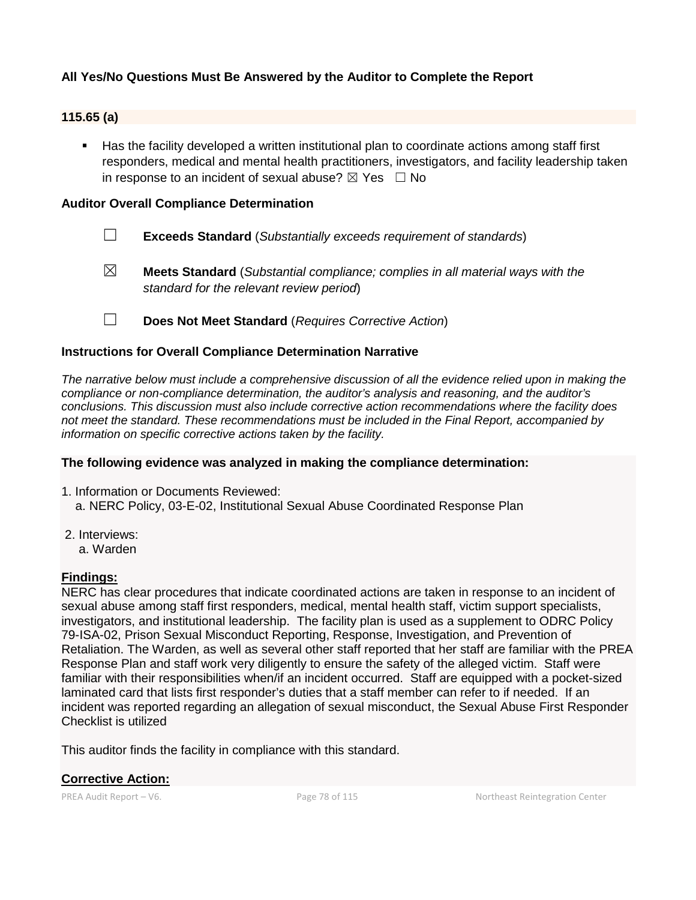**All Yes/No Questions Must Be Answered by the Auditor to Complete the Report**

**115.65 (a)**

- Has the facility developed a written institutional plan to coordinate actions among staff first responders, medical and mental health practitioners, investigators, and facility leadership taken in response to an incident of sexual abuse? ☒ Yes ☐ No

**Auditor Overall Compliance Determination**

☐ **Exceeds Standard** (*Substantially exceeds requirement of standards*)

☒ **Meets Standard** (*Substantial compliance; complies in all material ways with the standard for the relevant review period*)

☐ **Does Not Meet Standard** (*Requires Corrective Action*)

**Instructions for Overall Compliance Determination Narrative**

*The narrative below must include a comprehensive discussion of all the evidence relied upon in making the compliance or non-compliance determination, the auditor's analysis and reasoning, and the auditor's conclusions. This discussion must also include corrective action recommendations where the facility does not meet the standard. These recommendations must be included in the Final Report, accompanied by information on specific corrective actions taken by the facility.*

**The following evidence was analyzed in making the compliance determination:**

1. Information or Documents Reviewed:
   a. NERC Policy, 03-E-02, Institutional Sexual Abuse Coordinated Response Plan

2. Interviews:
   a. Warden

**Findings:**

NERC has clear procedures that indicate coordinated actions are taken in response to an incident of sexual abuse among staff first responders, medical, mental health staff, victim support specialists, investigators, and institutional leadership. The facility plan is used as a supplement to ODRC Policy 79-ISA-02, Prison Sexual Misconduct Reporting, Response, Investigation, and Prevention of Retaliation. The Warden, as well as several other staff reported that her staff are familiar with the PREA Response Plan and staff work very diligently to ensure the safety of the alleged victim. Staff were familiar with their responsibilities when/if an incident occurred. Staff are equipped with a pocket-sized laminated card that lists first responder's duties that a staff member can refer to if needed. If an incident was reported regarding an allegation of sexual misconduct, the Sexual Abuse First Responder Checklist is utilized

This auditor finds the facility in compliance with this standard.

**Corrective Action:**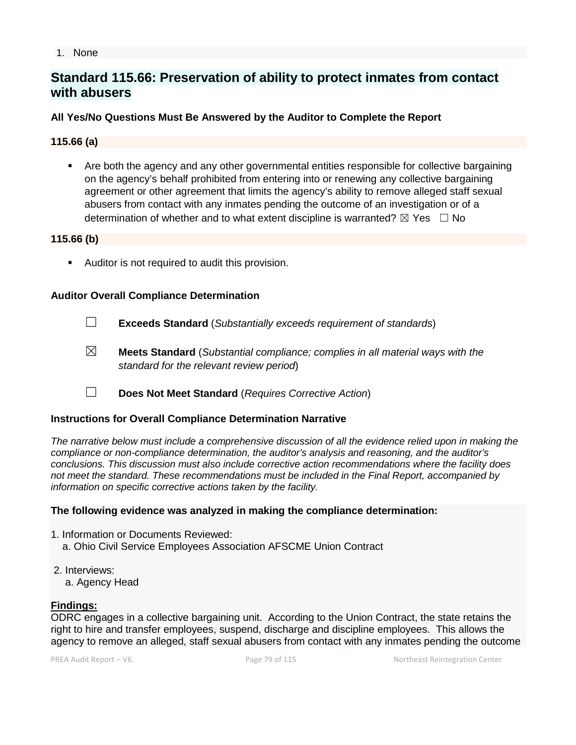1. None

## Standard 115.66: Preservation of ability to protect inmates from contact with abusers

**All Yes/No Questions Must Be Answered by the Auditor to Complete the Report**

**115.66 (a)**

- Are both the agency and any other governmental entities responsible for collective bargaining on the agency's behalf prohibited from entering into or renewing any collective bargaining agreement or other agreement that limits the agency's ability to remove alleged staff sexual abusers from contact with any inmates pending the outcome of an investigation or of a determination of whether and to what extent discipline is warranted? ☒ Yes ☐ No

**115.66 (b)**

- Auditor is not required to audit this provision.

**Auditor Overall Compliance Determination**

☐ **Exceeds Standard** (*Substantially exceeds requirement of standards*)

☒ **Meets Standard** (*Substantial compliance; complies in all material ways with the standard for the relevant review period*)

☐ **Does Not Meet Standard** (*Requires Corrective Action*)

**Instructions for Overall Compliance Determination Narrative**

*The narrative below must include a comprehensive discussion of all the evidence relied upon in making the compliance or non-compliance determination, the auditor's analysis and reasoning, and the auditor's conclusions. This discussion must also include corrective action recommendations where the facility does not meet the standard. These recommendations must be included in the Final Report, accompanied by information on specific corrective actions taken by the facility.*

**The following evidence was analyzed in making the compliance determination:**

1. Information or Documents Reviewed:
   a. Ohio Civil Service Employees Association AFSCME Union Contract

2. Interviews:
   a. Agency Head

**Findings:**

ODRC engages in a collective bargaining unit. According to the Union Contract, the state retains the right to hire and transfer employees, suspend, discharge and discipline employees. This allows the agency to remove an alleged, staff sexual abusers from contact with any inmates pending the outcome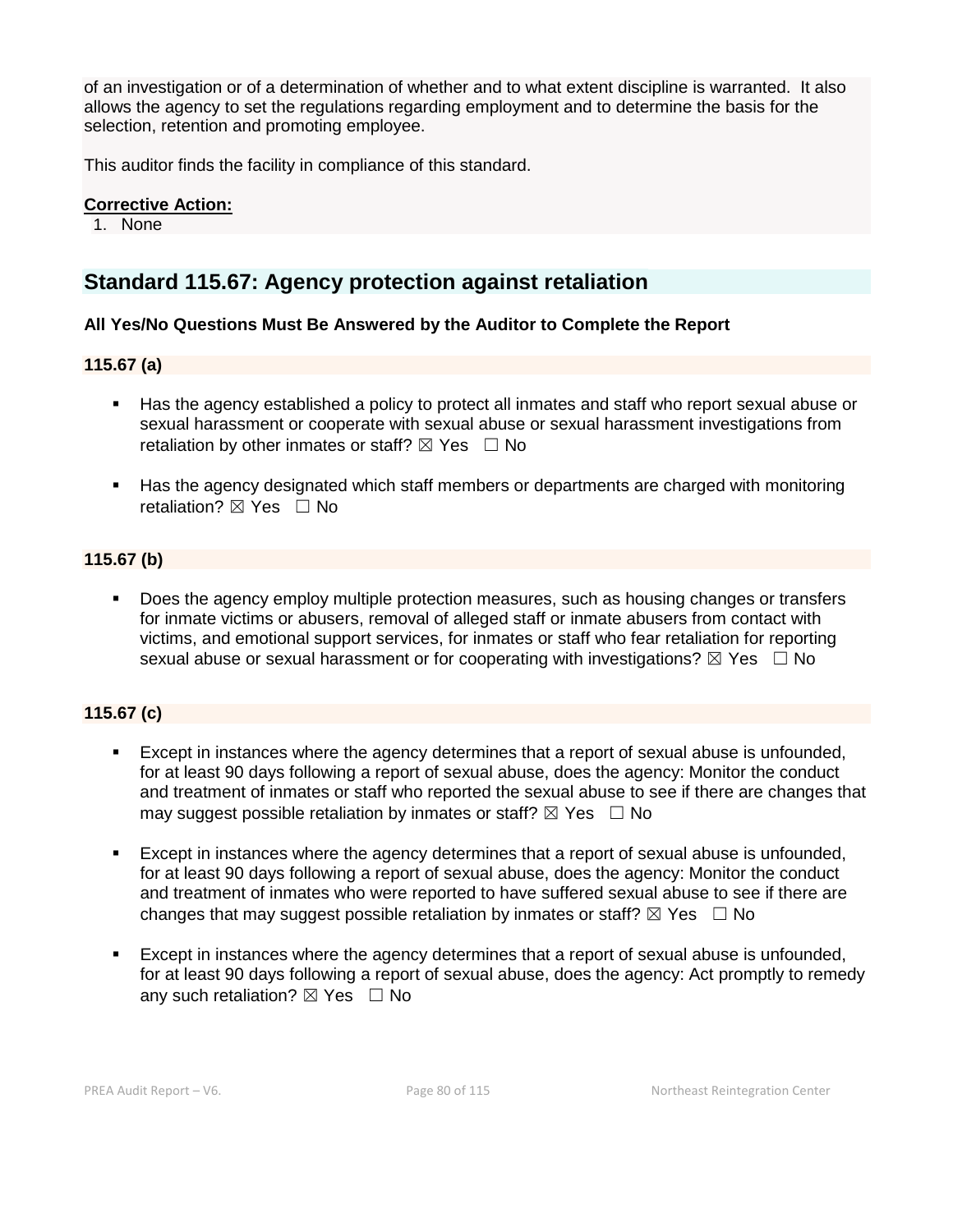of an investigation or of a determination of whether and to what extent discipline is warranted. It also allows the agency to set the regulations regarding employment and to determine the basis for the selection, retention and promoting employee.

This auditor finds the facility in compliance of this standard.

**Corrective Action:**

1. None

## Standard 115.67: Agency protection against retaliation

**All Yes/No Questions Must Be Answered by the Auditor to Complete the Report**

### 115.67 (a)

- Has the agency established a policy to protect all inmates and staff who report sexual abuse or sexual harassment or cooperate with sexual abuse or sexual harassment investigations from retaliation by other inmates or staff? ☒ Yes ☐ No

- Has the agency designated which staff members or departments are charged with monitoring retaliation? ☒ Yes ☐ No

### 115.67 (b)

- Does the agency employ multiple protection measures, such as housing changes or transfers for inmate victims or abusers, removal of alleged staff or inmate abusers from contact with victims, and emotional support services, for inmates or staff who fear retaliation for reporting sexual abuse or sexual harassment or for cooperating with investigations? ☒ Yes ☐ No

### 115.67 (c)

- Except in instances where the agency determines that a report of sexual abuse is unfounded, for at least 90 days following a report of sexual abuse, does the agency: Monitor the conduct and treatment of inmates or staff who reported the sexual abuse to see if there are changes that may suggest possible retaliation by inmates or staff? ☒ Yes ☐ No

- Except in instances where the agency determines that a report of sexual abuse is unfounded, for at least 90 days following a report of sexual abuse, does the agency: Monitor the conduct and treatment of inmates who were reported to have suffered sexual abuse to see if there are changes that may suggest possible retaliation by inmates or staff? ☒ Yes ☐ No

- Except in instances where the agency determines that a report of sexual abuse is unfounded, for at least 90 days following a report of sexual abuse, does the agency: Act promptly to remedy any such retaliation? ☒ Yes ☐ No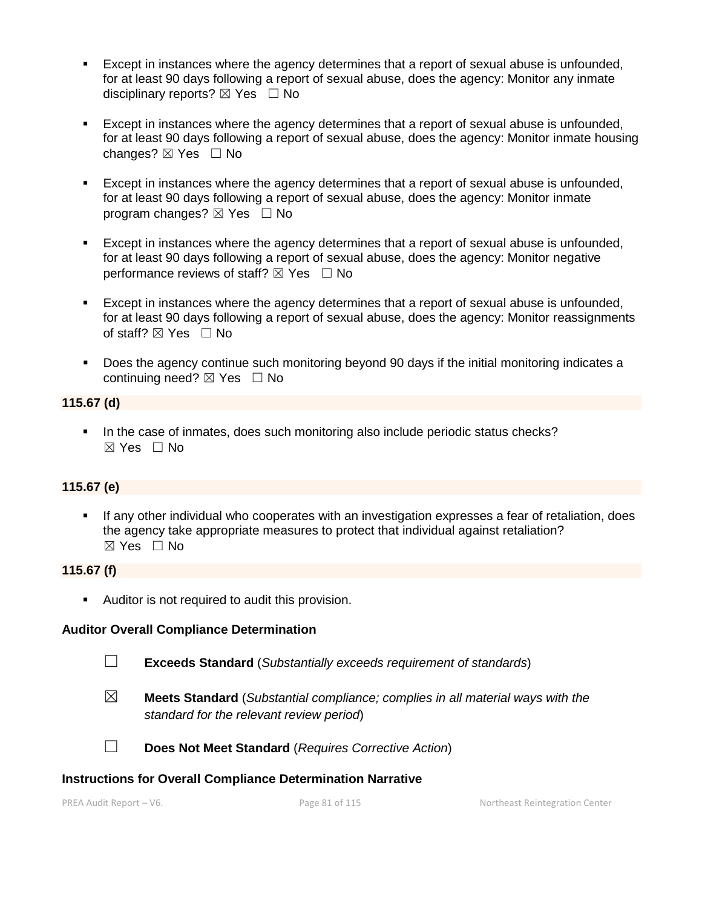- Except in instances where the agency determines that a report of sexual abuse is unfounded, for at least 90 days following a report of sexual abuse, does the agency: Monitor any inmate disciplinary reports? ☒ Yes ☐ No

- Except in instances where the agency determines that a report of sexual abuse is unfounded, for at least 90 days following a report of sexual abuse, does the agency: Monitor inmate housing changes? ☒ Yes ☐ No

- Except in instances where the agency determines that a report of sexual abuse is unfounded, for at least 90 days following a report of sexual abuse, does the agency: Monitor inmate program changes? ☒ Yes ☐ No

- Except in instances where the agency determines that a report of sexual abuse is unfounded, for at least 90 days following a report of sexual abuse, does the agency: Monitor negative performance reviews of staff? ☒ Yes ☐ No

- Except in instances where the agency determines that a report of sexual abuse is unfounded, for at least 90 days following a report of sexual abuse, does the agency: Monitor reassignments of staff? ☒ Yes ☐ No

- Does the agency continue such monitoring beyond 90 days if the initial monitoring indicates a continuing need? ☒ Yes ☐ No

**115.67 (d)**

- In the case of inmates, does such monitoring also include periodic status checks? ☒ Yes ☐ No

**115.67 (e)**

- If any other individual who cooperates with an investigation expresses a fear of retaliation, does the agency take appropriate measures to protect that individual against retaliation? ☒ Yes ☐ No

**115.67 (f)**

- Auditor is not required to audit this provision.

**Auditor Overall Compliance Determination**

☐ **Exceeds Standard** (*Substantially exceeds requirement of standards*)

☒ **Meets Standard** (*Substantial compliance; complies in all material ways with the standard for the relevant review period*)

☐ **Does Not Meet Standard** (*Requires Corrective Action*)

**Instructions for Overall Compliance Determination Narrative**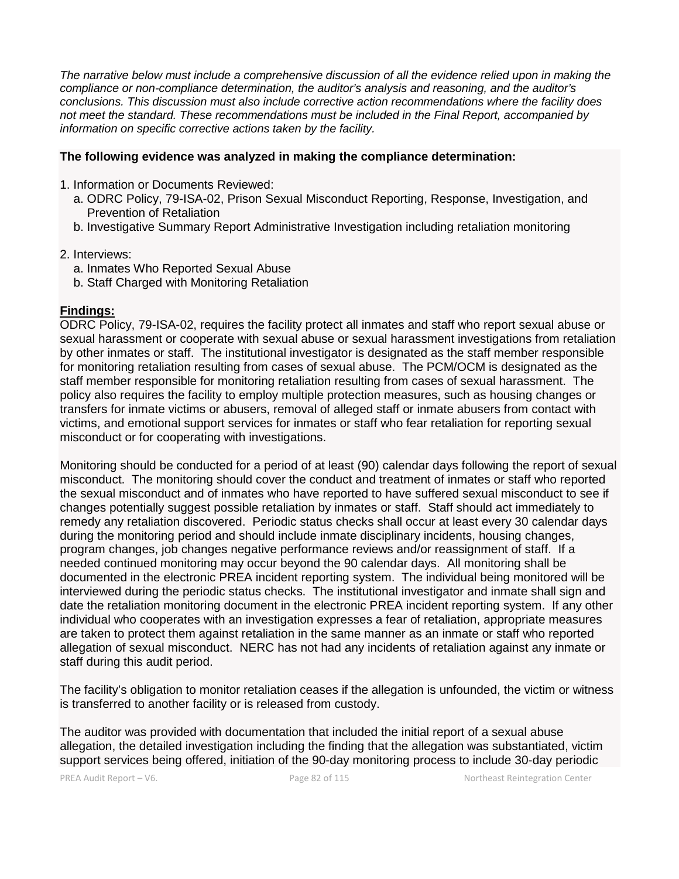*The narrative below must include a comprehensive discussion of all the evidence relied upon in making the compliance or non-compliance determination, the auditor's analysis and reasoning, and the auditor's conclusions. This discussion must also include corrective action recommendations where the facility does not meet the standard. These recommendations must be included in the Final Report, accompanied by information on specific corrective actions taken by the facility.*

**The following evidence was analyzed in making the compliance determination:**

1. Information or Documents Reviewed:
   a. ODRC Policy, 79-ISA-02, Prison Sexual Misconduct Reporting, Response, Investigation, and Prevention of Retaliation
   b. Investigative Summary Report Administrative Investigation including retaliation monitoring

2. Interviews:
   a. Inmates Who Reported Sexual Abuse
   b. Staff Charged with Monitoring Retaliation

**Findings:**

ODRC Policy, 79-ISA-02, requires the facility protect all inmates and staff who report sexual abuse or sexual harassment or cooperate with sexual abuse or sexual harassment investigations from retaliation by other inmates or staff. The institutional investigator is designated as the staff member responsible for monitoring retaliation resulting from cases of sexual abuse. The PCM/OCM is designated as the staff member responsible for monitoring retaliation resulting from cases of sexual harassment. The policy also requires the facility to employ multiple protection measures, such as housing changes or transfers for inmate victims or abusers, removal of alleged staff or inmate abusers from contact with victims, and emotional support services for inmates or staff who fear retaliation for reporting sexual misconduct or for cooperating with investigations.

Monitoring should be conducted for a period of at least (90) calendar days following the report of sexual misconduct. The monitoring should cover the conduct and treatment of inmates or staff who reported the sexual misconduct and of inmates who have reported to have suffered sexual misconduct to see if changes potentially suggest possible retaliation by inmates or staff. Staff should act immediately to remedy any retaliation discovered. Periodic status checks shall occur at least every 30 calendar days during the monitoring period and should include inmate disciplinary incidents, housing changes, program changes, job changes negative performance reviews and/or reassignment of staff. If a needed continued monitoring may occur beyond the 90 calendar days. All monitoring shall be documented in the electronic PREA incident reporting system. The individual being monitored will be interviewed during the periodic status checks. The institutional investigator and inmate shall sign and date the retaliation monitoring document in the electronic PREA incident reporting system. If any other individual who cooperates with an investigation expresses a fear of retaliation, appropriate measures are taken to protect them against retaliation in the same manner as an inmate or staff who reported allegation of sexual misconduct. NERC has not had any incidents of retaliation against any inmate or staff during this audit period.

The facility's obligation to monitor retaliation ceases if the allegation is unfounded, the victim or witness is transferred to another facility or is released from custody.

The auditor was provided with documentation that included the initial report of a sexual abuse allegation, the detailed investigation including the finding that the allegation was substantiated, victim support services being offered, initiation of the 90-day monitoring process to include 30-day periodic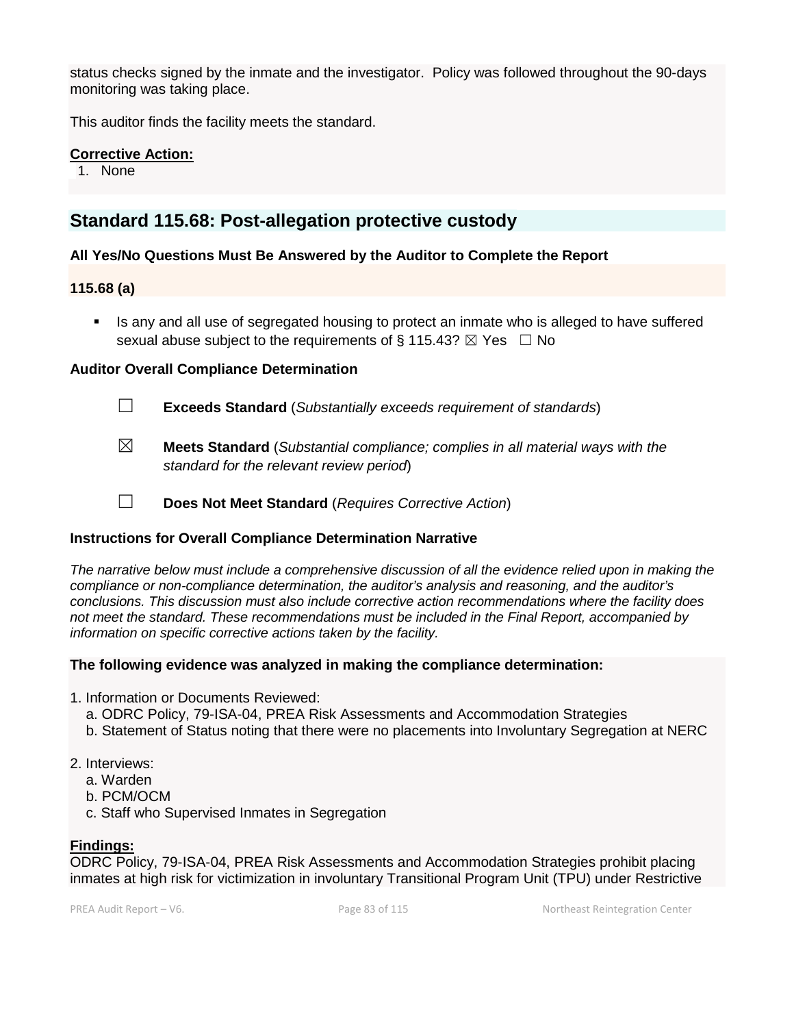status checks signed by the inmate and the investigator. Policy was followed throughout the 90-days monitoring was taking place.

This auditor finds the facility meets the standard.

**Corrective Action:**

1. None

## Standard 115.68: Post-allegation protective custody

**All Yes/No Questions Must Be Answered by the Auditor to Complete the Report**

**115.68 (a)**

- Is any and all use of segregated housing to protect an inmate who is alleged to have suffered sexual abuse subject to the requirements of § 115.43? ☒ Yes ☐ No

**Auditor Overall Compliance Determination**

☐ **Exceeds Standard** (*Substantially exceeds requirement of standards*)

☒ **Meets Standard** (*Substantial compliance; complies in all material ways with the standard for the relevant review period*)

☐ **Does Not Meet Standard** (*Requires Corrective Action*)

**Instructions for Overall Compliance Determination Narrative**

*The narrative below must include a comprehensive discussion of all the evidence relied upon in making the compliance or non-compliance determination, the auditor's analysis and reasoning, and the auditor's conclusions. This discussion must also include corrective action recommendations where the facility does not meet the standard. These recommendations must be included in the Final Report, accompanied by information on specific corrective actions taken by the facility.*

**The following evidence was analyzed in making the compliance determination:**

1. Information or Documents Reviewed:
   a. ODRC Policy, 79-ISA-04, PREA Risk Assessments and Accommodation Strategies
   b. Statement of Status noting that there were no placements into Involuntary Segregation at NERC

2. Interviews:
   a. Warden
   b. PCM/OCM
   c. Staff who Supervised Inmates in Segregation

**Findings:**
ODRC Policy, 79-ISA-04, PREA Risk Assessments and Accommodation Strategies prohibit placing inmates at high risk for victimization in involuntary Transitional Program Unit (TPU) under Restrictive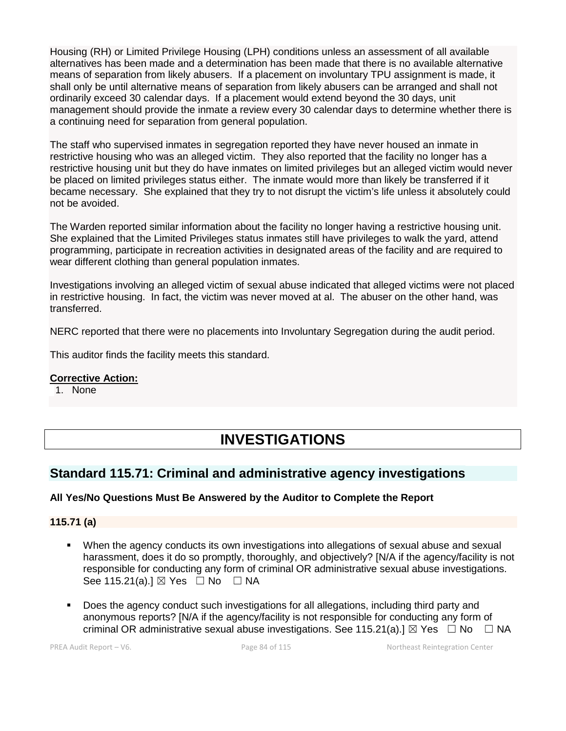Housing (RH) or Limited Privilege Housing (LPH) conditions unless an assessment of all available alternatives has been made and a determination has been made that there is no available alternative means of separation from likely abusers. If a placement on involuntary TPU assignment is made, it shall only be until alternative means of separation from likely abusers can be arranged and shall not ordinarily exceed 30 calendar days. If a placement would extend beyond the 30 days, unit management should provide the inmate a review every 30 calendar days to determine whether there is a continuing need for separation from general population.

The staff who supervised inmates in segregation reported they have never housed an inmate in restrictive housing who was an alleged victim. They also reported that the facility no longer has a restrictive housing unit but they do have inmates on limited privileges but an alleged victim would never be placed on limited privileges status either. The inmate would more than likely be transferred if it became necessary. She explained that they try to not disrupt the victim's life unless it absolutely could not be avoided.

The Warden reported similar information about the facility no longer having a restrictive housing unit. She explained that the Limited Privileges status inmates still have privileges to walk the yard, attend programming, participate in recreation activities in designated areas of the facility and are required to wear different clothing than general population inmates.

Investigations involving an alleged victim of sexual abuse indicated that alleged victims were not placed in restrictive housing. In fact, the victim was never moved at al. The abuser on the other hand, was transferred.

NERC reported that there were no placements into Involuntary Segregation during the audit period.

This auditor finds the facility meets this standard.

**Corrective Action:**

1. None

# INVESTIGATIONS

## Standard 115.71: Criminal and administrative agency investigations

**All Yes/No Questions Must Be Answered by the Auditor to Complete the Report**

**115.71 (a)**

- When the agency conducts its own investigations into allegations of sexual abuse and sexual harassment, does it do so promptly, thoroughly, and objectively? [N/A if the agency/facility is not responsible for conducting any form of criminal OR administrative sexual abuse investigations. See 115.21(a).] ☒ Yes ☐ No ☐ NA
- Does the agency conduct such investigations for all allegations, including third party and anonymous reports? [N/A if the agency/facility is not responsible for conducting any form of criminal OR administrative sexual abuse investigations. See 115.21(a).] ☒ Yes ☐ No ☐ NA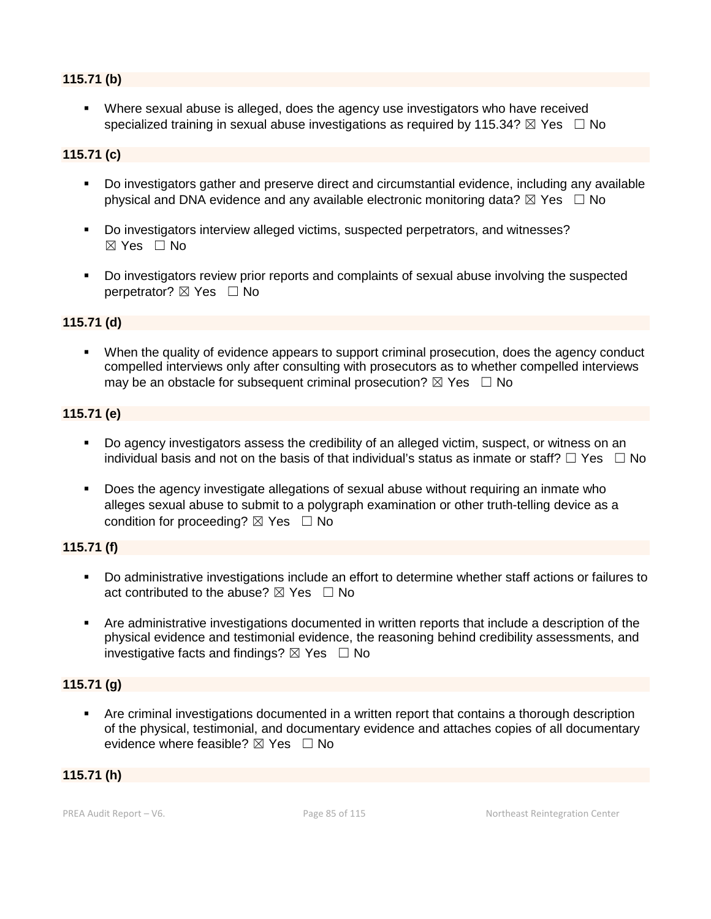**115.71 (b)**

- Where sexual abuse is alleged, does the agency use investigators who have received specialized training in sexual abuse investigations as required by 115.34? ☒ Yes ☐ No

**115.71 (c)**

- Do investigators gather and preserve direct and circumstantial evidence, including any available physical and DNA evidence and any available electronic monitoring data? ☒ Yes ☐ No
- Do investigators interview alleged victims, suspected perpetrators, and witnesses? ☒ Yes ☐ No
- Do investigators review prior reports and complaints of sexual abuse involving the suspected perpetrator? ☒ Yes ☐ No

**115.71 (d)**

- When the quality of evidence appears to support criminal prosecution, does the agency conduct compelled interviews only after consulting with prosecutors as to whether compelled interviews may be an obstacle for subsequent criminal prosecution? ☒ Yes ☐ No

**115.71 (e)**

- Do agency investigators assess the credibility of an alleged victim, suspect, or witness on an individual basis and not on the basis of that individual's status as inmate or staff? ☐ Yes ☐ No
- Does the agency investigate allegations of sexual abuse without requiring an inmate who alleges sexual abuse to submit to a polygraph examination or other truth-telling device as a condition for proceeding? ☒ Yes ☐ No

**115.71 (f)**

- Do administrative investigations include an effort to determine whether staff actions or failures to act contributed to the abuse? ☒ Yes ☐ No
- Are administrative investigations documented in written reports that include a description of the physical evidence and testimonial evidence, the reasoning behind credibility assessments, and investigative facts and findings? ☒ Yes ☐ No

**115.71 (g)**

- Are criminal investigations documented in a written report that contains a thorough description of the physical, testimonial, and documentary evidence and attaches copies of all documentary evidence where feasible? ☒ Yes ☐ No

**115.71 (h)**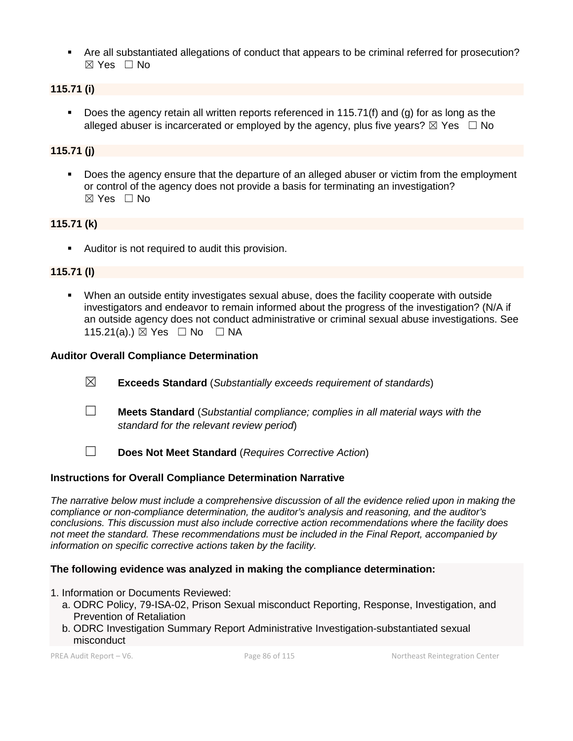- Are all substantiated allegations of conduct that appears to be criminal referred for prosecution? ☒ Yes ☐ No

**115.71 (i)**

- Does the agency retain all written reports referenced in 115.71(f) and (g) for as long as the alleged abuser is incarcerated or employed by the agency, plus five years? ☒ Yes ☐ No

**115.71 (j)**

- Does the agency ensure that the departure of an alleged abuser or victim from the employment or control of the agency does not provide a basis for terminating an investigation? ☒ Yes ☐ No

**115.71 (k)**

- Auditor is not required to audit this provision.

**115.71 (l)**

- When an outside entity investigates sexual abuse, does the facility cooperate with outside investigators and endeavor to remain informed about the progress of the investigation? (N/A if an outside agency does not conduct administrative or criminal sexual abuse investigations. See 115.21(a).) ☒ Yes ☐ No ☐ NA

**Auditor Overall Compliance Determination**

☒ **Exceeds Standard** (*Substantially exceeds requirement of standards*)

☐ **Meets Standard** (*Substantial compliance; complies in all material ways with the standard for the relevant review period*)

☐ **Does Not Meet Standard** (*Requires Corrective Action*)

**Instructions for Overall Compliance Determination Narrative**

*The narrative below must include a comprehensive discussion of all the evidence relied upon in making the compliance or non-compliance determination, the auditor's analysis and reasoning, and the auditor's conclusions. This discussion must also include corrective action recommendations where the facility does not meet the standard. These recommendations must be included in the Final Report, accompanied by information on specific corrective actions taken by the facility.*

**The following evidence was analyzed in making the compliance determination:**

1. Information or Documents Reviewed:
   a. ODRC Policy, 79-ISA-02, Prison Sexual misconduct Reporting, Response, Investigation, and Prevention of Retaliation
   b. ODRC Investigation Summary Report Administrative Investigation-substantiated sexual misconduct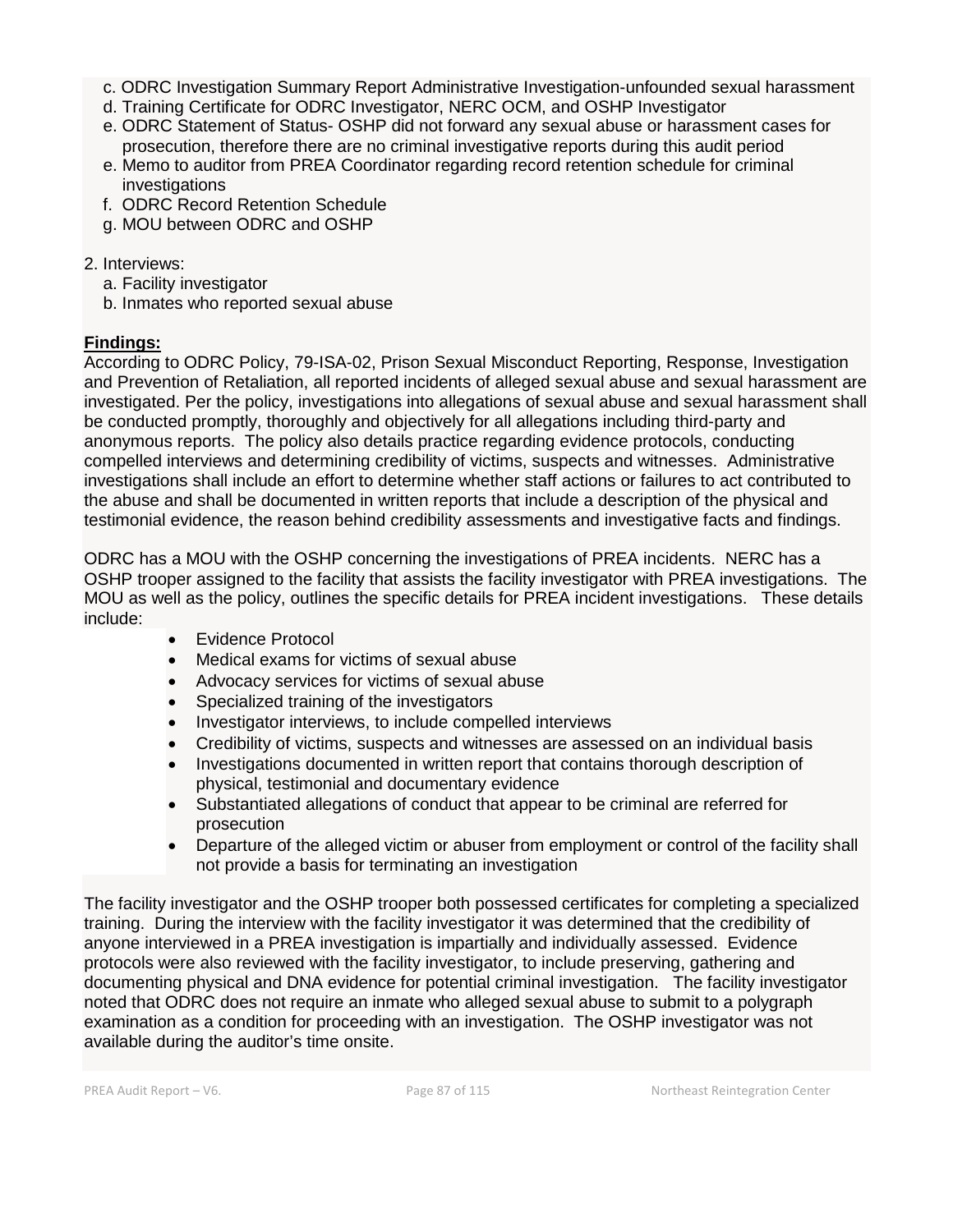c. ODRC Investigation Summary Report Administrative Investigation-unfounded sexual harassment
d. Training Certificate for ODRC Investigator, NERC OCM, and OSHP Investigator
e. ODRC Statement of Status- OSHP did not forward any sexual abuse or harassment cases for prosecution, therefore there are no criminal investigative reports during this audit period
e. Memo to auditor from PREA Coordinator regarding record retention schedule for criminal investigations
f. ODRC Record Retention Schedule
g. MOU between ODRC and OSHP

2. Interviews:
   a. Facility investigator
   b. Inmates who reported sexual abuse

**Findings:**
According to ODRC Policy, 79-ISA-02, Prison Sexual Misconduct Reporting, Response, Investigation and Prevention of Retaliation, all reported incidents of alleged sexual abuse and sexual harassment are investigated. Per the policy, investigations into allegations of sexual abuse and sexual harassment shall be conducted promptly, thoroughly and objectively for all allegations including third-party and anonymous reports. The policy also details practice regarding evidence protocols, conducting compelled interviews and determining credibility of victims, suspects and witnesses. Administrative investigations shall include an effort to determine whether staff actions or failures to act contributed to the abuse and shall be documented in written reports that include a description of the physical and testimonial evidence, the reason behind credibility assessments and investigative facts and findings.

ODRC has a MOU with the OSHP concerning the investigations of PREA incidents. NERC has a OSHP trooper assigned to the facility that assists the facility investigator with PREA investigations. The MOU as well as the policy, outlines the specific details for PREA incident investigations. These details include:

- Evidence Protocol
- Medical exams for victims of sexual abuse
- Advocacy services for victims of sexual abuse
- Specialized training of the investigators
- Investigator interviews, to include compelled interviews
- Credibility of victims, suspects and witnesses are assessed on an individual basis
- Investigations documented in written report that contains thorough description of physical, testimonial and documentary evidence
- Substantiated allegations of conduct that appear to be criminal are referred for prosecution
- Departure of the alleged victim or abuser from employment or control of the facility shall not provide a basis for terminating an investigation

The facility investigator and the OSHP trooper both possessed certificates for completing a specialized training. During the interview with the facility investigator it was determined that the credibility of anyone interviewed in a PREA investigation is impartially and individually assessed. Evidence protocols were also reviewed with the facility investigator, to include preserving, gathering and documenting physical and DNA evidence for potential criminal investigation. The facility investigator noted that ODRC does not require an inmate who alleged sexual abuse to submit to a polygraph examination as a condition for proceeding with an investigation. The OSHP investigator was not available during the auditor's time onsite.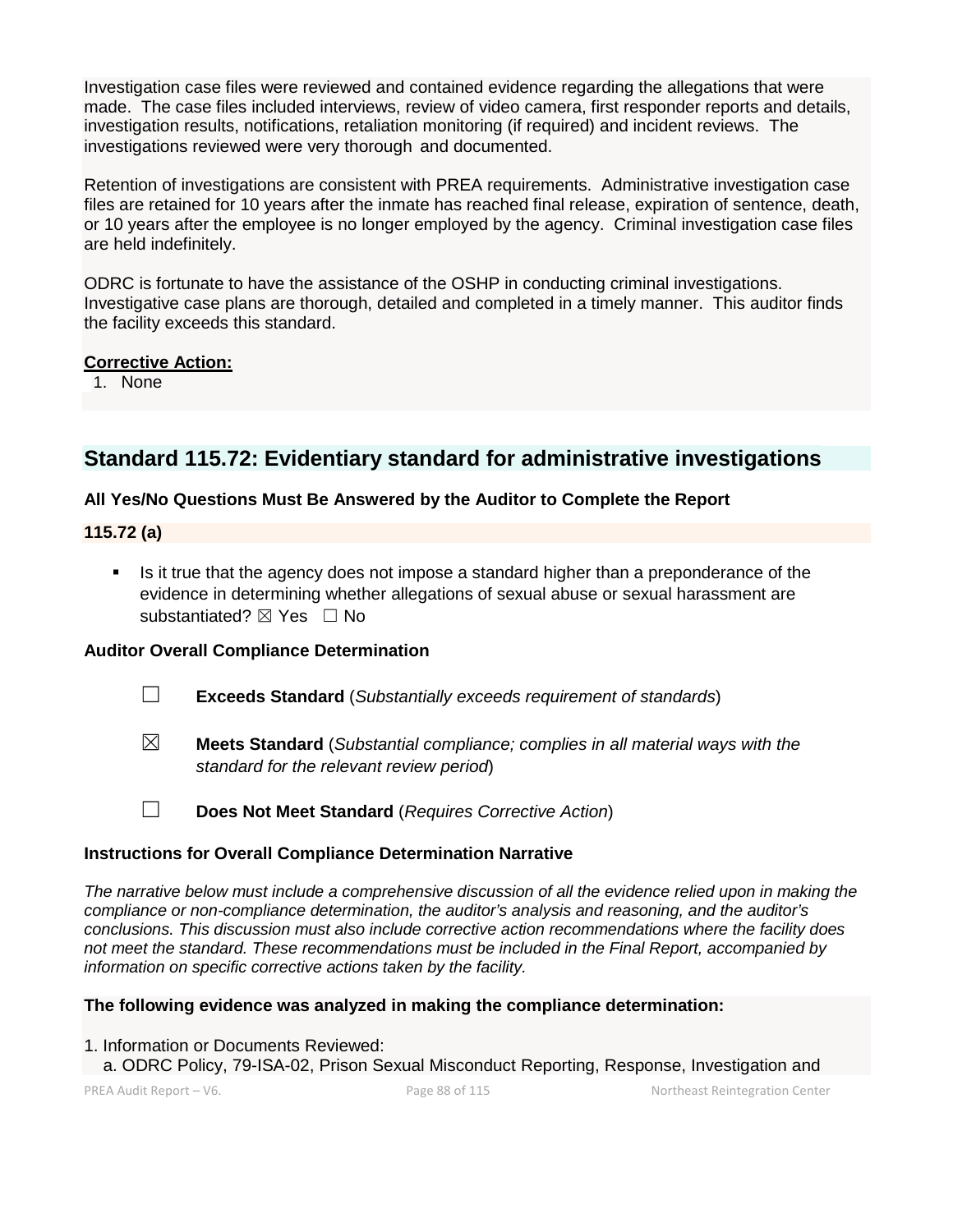Investigation case files were reviewed and contained evidence regarding the allegations that were made. The case files included interviews, review of video camera, first responder reports and details, investigation results, notifications, retaliation monitoring (if required) and incident reviews. The investigations reviewed were very thorough and documented.

Retention of investigations are consistent with PREA requirements. Administrative investigation case files are retained for 10 years after the inmate has reached final release, expiration of sentence, death, or 10 years after the employee is no longer employed by the agency. Criminal investigation case files are held indefinitely.

ODRC is fortunate to have the assistance of the OSHP in conducting criminal investigations. Investigative case plans are thorough, detailed and completed in a timely manner. This auditor finds the facility exceeds this standard.

**Corrective Action:**

1. None

## Standard 115.72: Evidentiary standard for administrative investigations

**All Yes/No Questions Must Be Answered by the Auditor to Complete the Report**

**115.72 (a)**

- Is it true that the agency does not impose a standard higher than a preponderance of the evidence in determining whether allegations of sexual abuse or sexual harassment are substantiated? ☒ Yes ☐ No

**Auditor Overall Compliance Determination**

☐ **Exceeds Standard** (*Substantially exceeds requirement of standards*)

☒ **Meets Standard** (*Substantial compliance; complies in all material ways with the standard for the relevant review period*)

☐ **Does Not Meet Standard** (*Requires Corrective Action*)

**Instructions for Overall Compliance Determination Narrative**

*The narrative below must include a comprehensive discussion of all the evidence relied upon in making the compliance or non-compliance determination, the auditor's analysis and reasoning, and the auditor's conclusions. This discussion must also include corrective action recommendations where the facility does not meet the standard. These recommendations must be included in the Final Report, accompanied by information on specific corrective actions taken by the facility.*

**The following evidence was analyzed in making the compliance determination:**

1. Information or Documents Reviewed:
   a. ODRC Policy, 79-ISA-02, Prison Sexual Misconduct Reporting, Response, Investigation and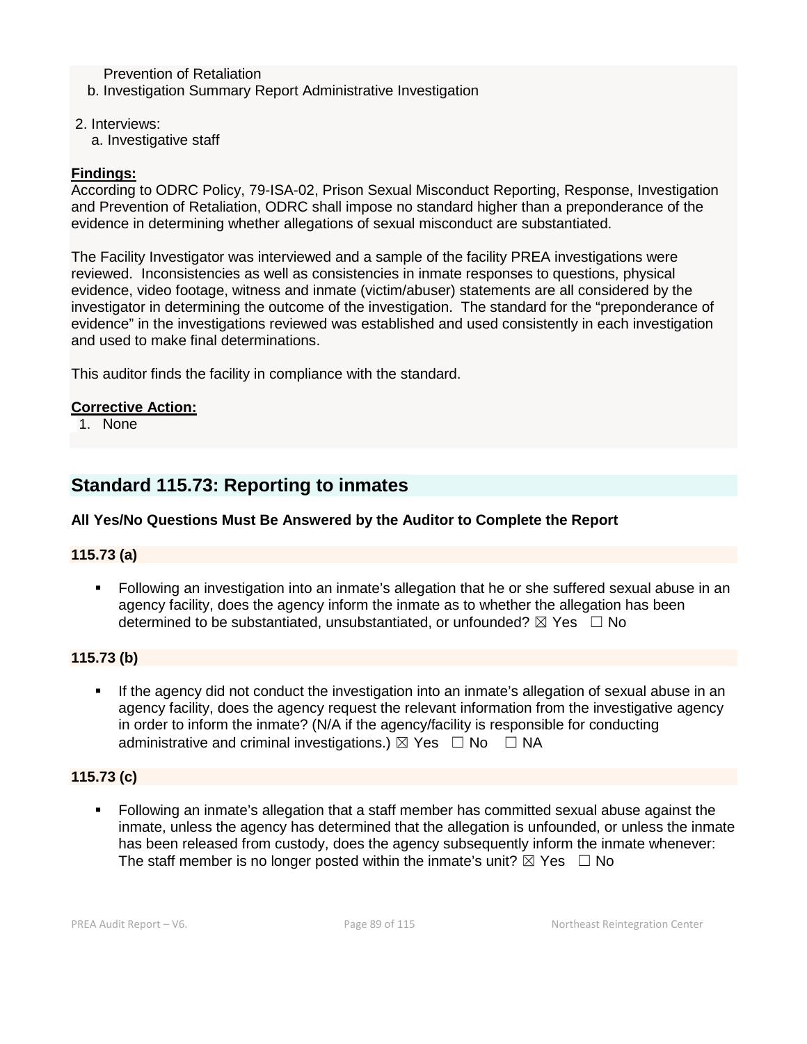Prevention of Retaliation
   b. Investigation Summary Report Administrative Investigation

2. Interviews:
   a. Investigative staff

**Findings:**
According to ODRC Policy, 79-ISA-02, Prison Sexual Misconduct Reporting, Response, Investigation and Prevention of Retaliation, ODRC shall impose no standard higher than a preponderance of the evidence in determining whether allegations of sexual misconduct are substantiated.

The Facility Investigator was interviewed and a sample of the facility PREA investigations were reviewed. Inconsistencies as well as consistencies in inmate responses to questions, physical evidence, video footage, witness and inmate (victim/abuser) statements are all considered by the investigator in determining the outcome of the investigation. The standard for the "preponderance of evidence" in the investigations reviewed was established and used consistently in each investigation and used to make final determinations.

This auditor finds the facility in compliance with the standard.

**Corrective Action:**
1. None

## Standard 115.73: Reporting to inmates

**All Yes/No Questions Must Be Answered by the Auditor to Complete the Report**

**115.73 (a)**

- Following an investigation into an inmate's allegation that he or she suffered sexual abuse in an agency facility, does the agency inform the inmate as to whether the allegation has been determined to be substantiated, unsubstantiated, or unfounded? ☒ Yes ☐ No

**115.73 (b)**

- If the agency did not conduct the investigation into an inmate's allegation of sexual abuse in an agency facility, does the agency request the relevant information from the investigative agency in order to inform the inmate? (N/A if the agency/facility is responsible for conducting administrative and criminal investigations.) ☒ Yes ☐ No ☐ NA

**115.73 (c)**

- Following an inmate's allegation that a staff member has committed sexual abuse against the inmate, unless the agency has determined that the allegation is unfounded, or unless the inmate has been released from custody, does the agency subsequently inform the inmate whenever: The staff member is no longer posted within the inmate's unit? ☒ Yes ☐ No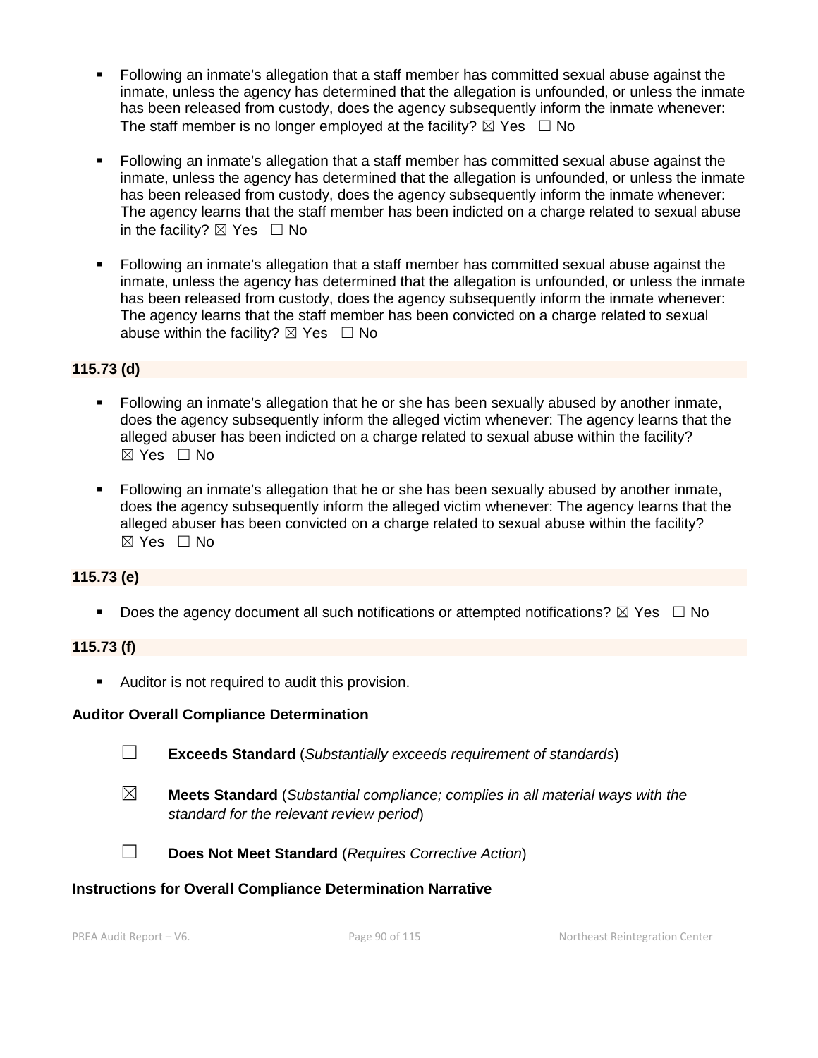- Following an inmate's allegation that a staff member has committed sexual abuse against the inmate, unless the agency has determined that the allegation is unfounded, or unless the inmate has been released from custody, does the agency subsequently inform the inmate whenever: The staff member is no longer employed at the facility? ☒ Yes ☐ No

- Following an inmate's allegation that a staff member has committed sexual abuse against the inmate, unless the agency has determined that the allegation is unfounded, or unless the inmate has been released from custody, does the agency subsequently inform the inmate whenever: The agency learns that the staff member has been indicted on a charge related to sexual abuse in the facility? ☒ Yes ☐ No

- Following an inmate's allegation that a staff member has committed sexual abuse against the inmate, unless the agency has determined that the allegation is unfounded, or unless the inmate has been released from custody, does the agency subsequently inform the inmate whenever: The agency learns that the staff member has been convicted on a charge related to sexual abuse within the facility? ☒ Yes ☐ No

**115.73 (d)**

- Following an inmate's allegation that he or she has been sexually abused by another inmate, does the agency subsequently inform the alleged victim whenever: The agency learns that the alleged abuser has been indicted on a charge related to sexual abuse within the facility? ☒ Yes ☐ No

- Following an inmate's allegation that he or she has been sexually abused by another inmate, does the agency subsequently inform the alleged victim whenever: The agency learns that the alleged abuser has been convicted on a charge related to sexual abuse within the facility? ☒ Yes ☐ No

**115.73 (e)**

- Does the agency document all such notifications or attempted notifications? ☒ Yes ☐ No

**115.73 (f)**

- Auditor is not required to audit this provision.

**Auditor Overall Compliance Determination**

☐ **Exceeds Standard** (*Substantially exceeds requirement of standards*)

☒ **Meets Standard** (*Substantial compliance; complies in all material ways with the standard for the relevant review period*)

☐ **Does Not Meet Standard** (*Requires Corrective Action*)

**Instructions for Overall Compliance Determination Narrative**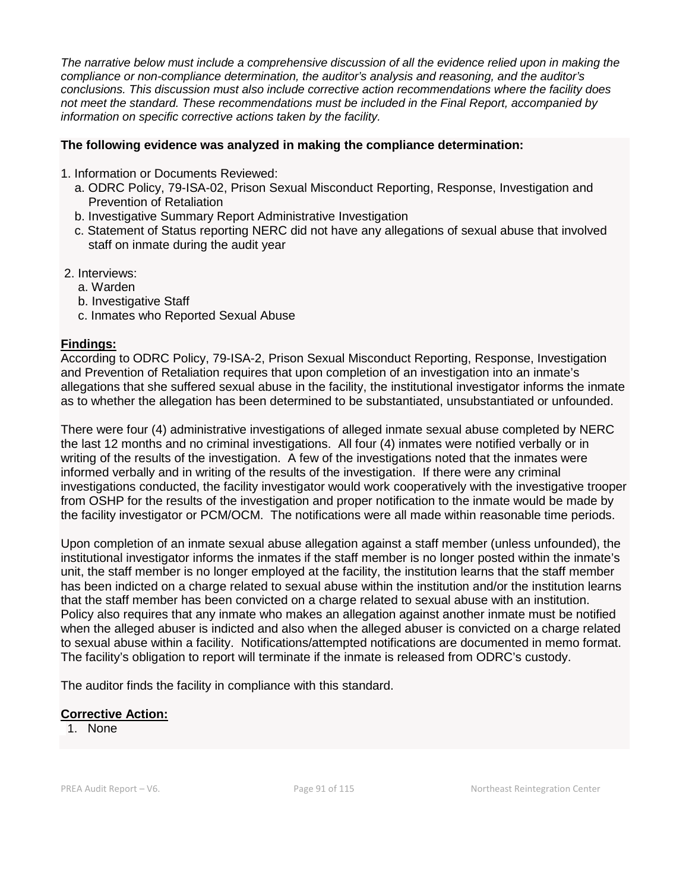*The narrative below must include a comprehensive discussion of all the evidence relied upon in making the compliance or non-compliance determination, the auditor's analysis and reasoning, and the auditor's conclusions. This discussion must also include corrective action recommendations where the facility does not meet the standard. These recommendations must be included in the Final Report, accompanied by information on specific corrective actions taken by the facility.*

**The following evidence was analyzed in making the compliance determination:**

1. Information or Documents Reviewed:
   a. ODRC Policy, 79-ISA-02, Prison Sexual Misconduct Reporting, Response, Investigation and Prevention of Retaliation
   b. Investigative Summary Report Administrative Investigation
   c. Statement of Status reporting NERC did not have any allegations of sexual abuse that involved staff on inmate during the audit year

2. Interviews:
   a. Warden
   b. Investigative Staff
   c. Inmates who Reported Sexual Abuse

**Findings:**

According to ODRC Policy, 79-ISA-2, Prison Sexual Misconduct Reporting, Response, Investigation and Prevention of Retaliation requires that upon completion of an investigation into an inmate's allegations that she suffered sexual abuse in the facility, the institutional investigator informs the inmate as to whether the allegation has been determined to be substantiated, unsubstantiated or unfounded.

There were four (4) administrative investigations of alleged inmate sexual abuse completed by NERC the last 12 months and no criminal investigations. All four (4) inmates were notified verbally or in writing of the results of the investigation. A few of the investigations noted that the inmates were informed verbally and in writing of the results of the investigation. If there were any criminal investigations conducted, the facility investigator would work cooperatively with the investigative trooper from OSHP for the results of the investigation and proper notification to the inmate would be made by the facility investigator or PCM/OCM. The notifications were all made within reasonable time periods.

Upon completion of an inmate sexual abuse allegation against a staff member (unless unfounded), the institutional investigator informs the inmates if the staff member is no longer posted within the inmate's unit, the staff member is no longer employed at the facility, the institution learns that the staff member has been indicted on a charge related to sexual abuse within the institution and/or the institution learns that the staff member has been convicted on a charge related to sexual abuse with an institution. Policy also requires that any inmate who makes an allegation against another inmate must be notified when the alleged abuser is indicted and also when the alleged abuser is convicted on a charge related to sexual abuse within a facility. Notifications/attempted notifications are documented in memo format. The facility's obligation to report will terminate if the inmate is released from ODRC's custody.

The auditor finds the facility in compliance with this standard.

**Corrective Action:**

1. None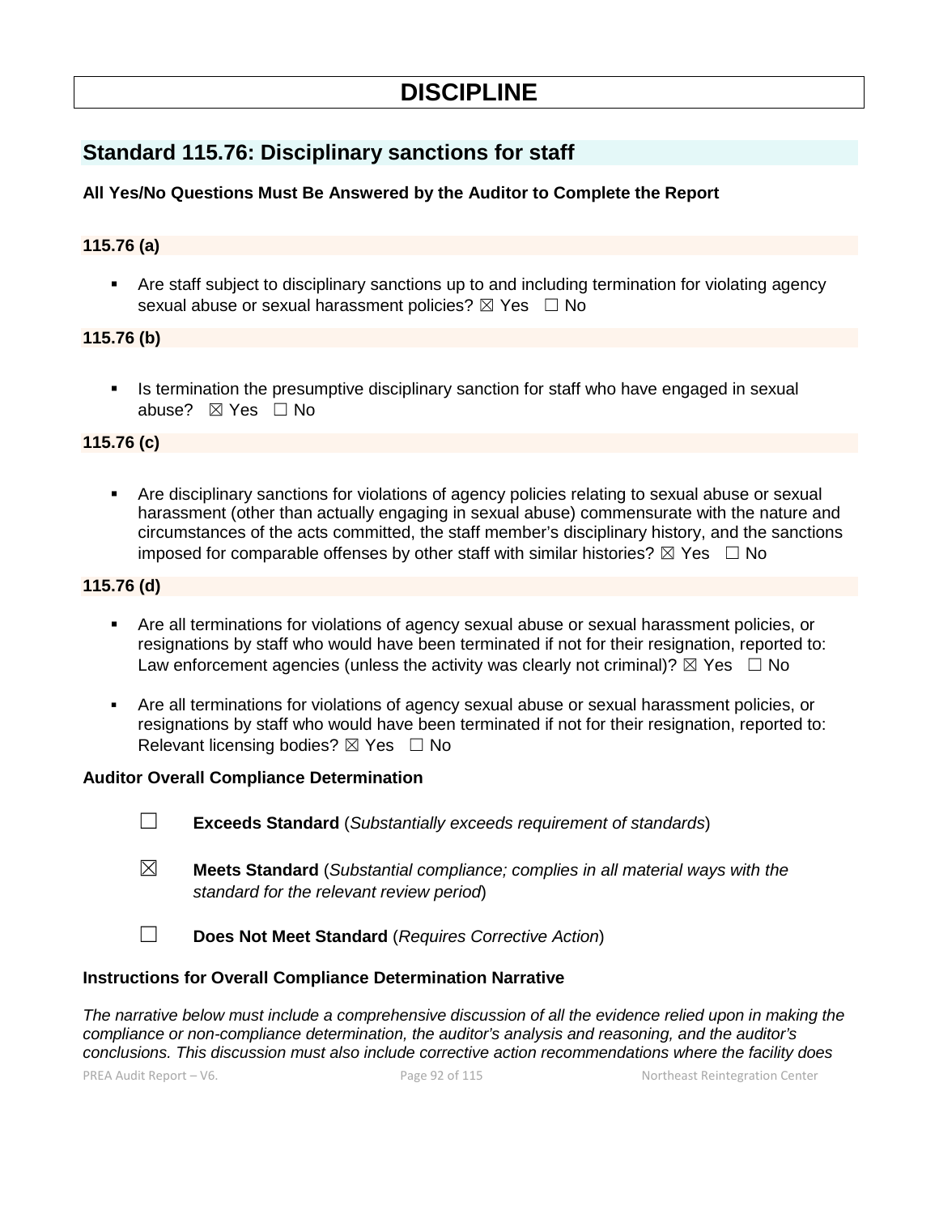# DISCIPLINE

## Standard 115.76: Disciplinary sanctions for staff

**All Yes/No Questions Must Be Answered by the Auditor to Complete the Report**

**115.76 (a)**

- Are staff subject to disciplinary sanctions up to and including termination for violating agency sexual abuse or sexual harassment policies? ☒ Yes ☐ No

**115.76 (b)**

- Is termination the presumptive disciplinary sanction for staff who have engaged in sexual abuse? ☒ Yes ☐ No

**115.76 (c)**

- Are disciplinary sanctions for violations of agency policies relating to sexual abuse or sexual harassment (other than actually engaging in sexual abuse) commensurate with the nature and circumstances of the acts committed, the staff member's disciplinary history, and the sanctions imposed for comparable offenses by other staff with similar histories? ☒ Yes ☐ No

**115.76 (d)**

- Are all terminations for violations of agency sexual abuse or sexual harassment policies, or resignations by staff who would have been terminated if not for their resignation, reported to: Law enforcement agencies (unless the activity was clearly not criminal)? ☒ Yes ☐ No
- Are all terminations for violations of agency sexual abuse or sexual harassment policies, or resignations by staff who would have been terminated if not for their resignation, reported to: Relevant licensing bodies? ☒ Yes ☐ No

**Auditor Overall Compliance Determination**

☐ **Exceeds Standard** (*Substantially exceeds requirement of standards*)

☒ **Meets Standard** (*Substantial compliance; complies in all material ways with the standard for the relevant review period*)

☐ **Does Not Meet Standard** (*Requires Corrective Action*)

**Instructions for Overall Compliance Determination Narrative**

*The narrative below must include a comprehensive discussion of all the evidence relied upon in making the compliance or non-compliance determination, the auditor's analysis and reasoning, and the auditor's conclusions. This discussion must also include corrective action recommendations where the facility does*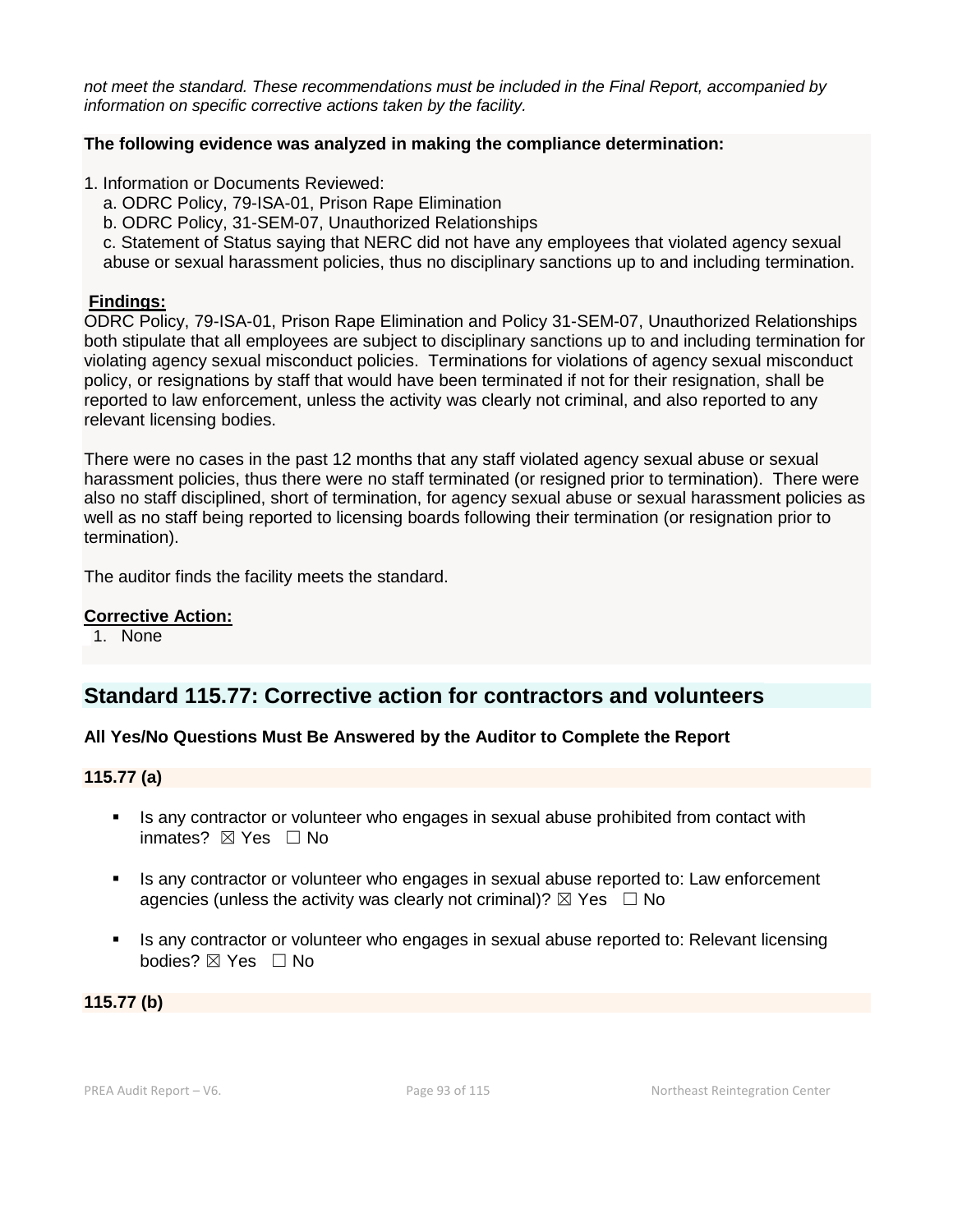*not meet the standard. These recommendations must be included in the Final Report, accompanied by information on specific corrective actions taken by the facility.*

**The following evidence was analyzed in making the compliance determination:**

1. Information or Documents Reviewed:
   a. ODRC Policy, 79-ISA-01, Prison Rape Elimination
   b. ODRC Policy, 31-SEM-07, Unauthorized Relationships
   c. Statement of Status saying that NERC did not have any employees that violated agency sexual abuse or sexual harassment policies, thus no disciplinary sanctions up to and including termination.

**Findings:**

ODRC Policy, 79-ISA-01, Prison Rape Elimination and Policy 31-SEM-07, Unauthorized Relationships both stipulate that all employees are subject to disciplinary sanctions up to and including termination for violating agency sexual misconduct policies. Terminations for violations of agency sexual misconduct policy, or resignations by staff that would have been terminated if not for their resignation, shall be reported to law enforcement, unless the activity was clearly not criminal, and also reported to any relevant licensing bodies.

There were no cases in the past 12 months that any staff violated agency sexual abuse or sexual harassment policies, thus there were no staff terminated (or resigned prior to termination). There were also no staff disciplined, short of termination, for agency sexual abuse or sexual harassment policies as well as no staff being reported to licensing boards following their termination (or resignation prior to termination).

The auditor finds the facility meets the standard.

**Corrective Action:**

1. None

## Standard 115.77: Corrective action for contractors and volunteers

**All Yes/No Questions Must Be Answered by the Auditor to Complete the Report**

**115.77 (a)**

- Is any contractor or volunteer who engages in sexual abuse prohibited from contact with inmates? ☒ Yes ☐ No
- Is any contractor or volunteer who engages in sexual abuse reported to: Law enforcement agencies (unless the activity was clearly not criminal)? ☒ Yes ☐ No
- Is any contractor or volunteer who engages in sexual abuse reported to: Relevant licensing bodies? ☒ Yes ☐ No

**115.77 (b)**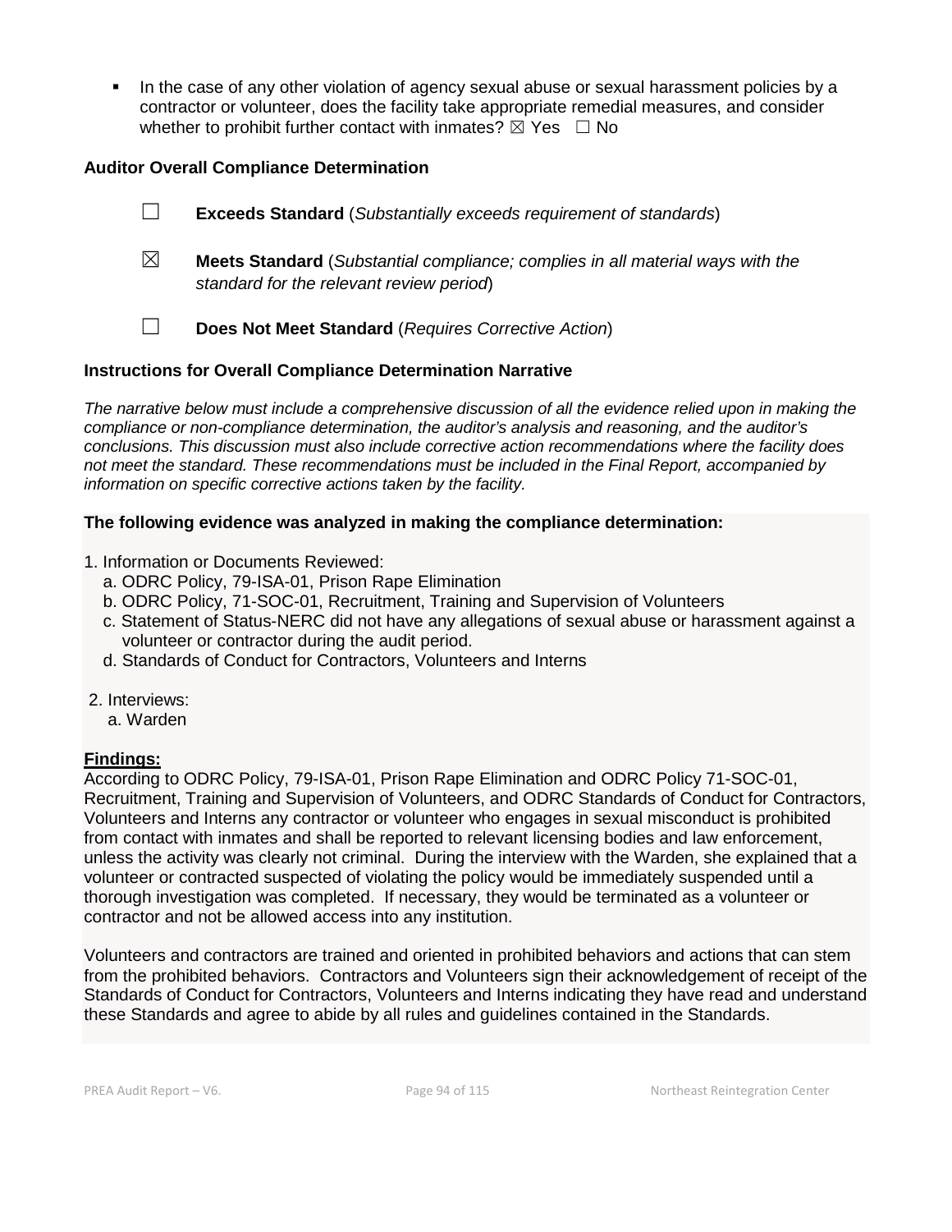- In the case of any other violation of agency sexual abuse or sexual harassment policies by a contractor or volunteer, does the facility take appropriate remedial measures, and consider whether to prohibit further contact with inmates? ☒ Yes ☐ No

**Auditor Overall Compliance Determination**

☐ **Exceeds Standard** (*Substantially exceeds requirement of standards*)

☒ **Meets Standard** (*Substantial compliance; complies in all material ways with the standard for the relevant review period*)

☐ **Does Not Meet Standard** (*Requires Corrective Action*)

**Instructions for Overall Compliance Determination Narrative**

*The narrative below must include a comprehensive discussion of all the evidence relied upon in making the compliance or non-compliance determination, the auditor's analysis and reasoning, and the auditor's conclusions. This discussion must also include corrective action recommendations where the facility does not meet the standard. These recommendations must be included in the Final Report, accompanied by information on specific corrective actions taken by the facility.*

**The following evidence was analyzed in making the compliance determination:**

1. Information or Documents Reviewed:
   a. ODRC Policy, 79-ISA-01, Prison Rape Elimination
   b. ODRC Policy, 71-SOC-01, Recruitment, Training and Supervision of Volunteers
   c. Statement of Status-NERC did not have any allegations of sexual abuse or harassment against a volunteer or contractor during the audit period.
   d. Standards of Conduct for Contractors, Volunteers and Interns

2. Interviews:
   a. Warden

**Findings:**

According to ODRC Policy, 79-ISA-01, Prison Rape Elimination and ODRC Policy 71-SOC-01, Recruitment, Training and Supervision of Volunteers, and ODRC Standards of Conduct for Contractors, Volunteers and Interns any contractor or volunteer who engages in sexual misconduct is prohibited from contact with inmates and shall be reported to relevant licensing bodies and law enforcement, unless the activity was clearly not criminal. During the interview with the Warden, she explained that a volunteer or contracted suspected of violating the policy would be immediately suspended until a thorough investigation was completed. If necessary, they would be terminated as a volunteer or contractor and not be allowed access into any institution.

Volunteers and contractors are trained and oriented in prohibited behaviors and actions that can stem from the prohibited behaviors. Contractors and Volunteers sign their acknowledgement of receipt of the Standards of Conduct for Contractors, Volunteers and Interns indicating they have read and understand these Standards and agree to abide by all rules and guidelines contained in the Standards.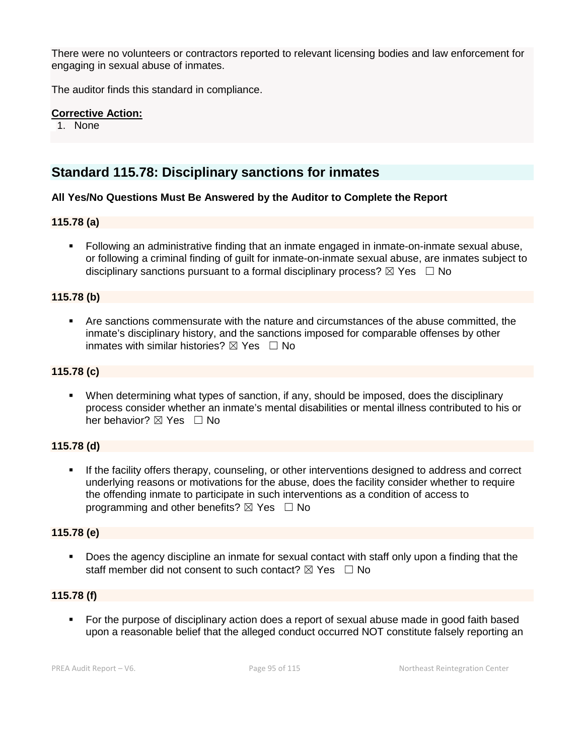There were no volunteers or contractors reported to relevant licensing bodies and law enforcement for engaging in sexual abuse of inmates.

The auditor finds this standard in compliance.

**Corrective Action:**

1. None

## Standard 115.78: Disciplinary sanctions for inmates

**All Yes/No Questions Must Be Answered by the Auditor to Complete the Report**

**115.78 (a)**

- Following an administrative finding that an inmate engaged in inmate-on-inmate sexual abuse, or following a criminal finding of guilt for inmate-on-inmate sexual abuse, are inmates subject to disciplinary sanctions pursuant to a formal disciplinary process? ☒ Yes ☐ No

**115.78 (b)**

- Are sanctions commensurate with the nature and circumstances of the abuse committed, the inmate's disciplinary history, and the sanctions imposed for comparable offenses by other inmates with similar histories? ☒ Yes ☐ No

**115.78 (c)**

- When determining what types of sanction, if any, should be imposed, does the disciplinary process consider whether an inmate's mental disabilities or mental illness contributed to his or her behavior? ☒ Yes ☐ No

**115.78 (d)**

- If the facility offers therapy, counseling, or other interventions designed to address and correct underlying reasons or motivations for the abuse, does the facility consider whether to require the offending inmate to participate in such interventions as a condition of access to programming and other benefits? ☒ Yes ☐ No

**115.78 (e)**

- Does the agency discipline an inmate for sexual contact with staff only upon a finding that the staff member did not consent to such contact? ☒ Yes ☐ No

**115.78 (f)**

- For the purpose of disciplinary action does a report of sexual abuse made in good faith based upon a reasonable belief that the alleged conduct occurred NOT constitute falsely reporting an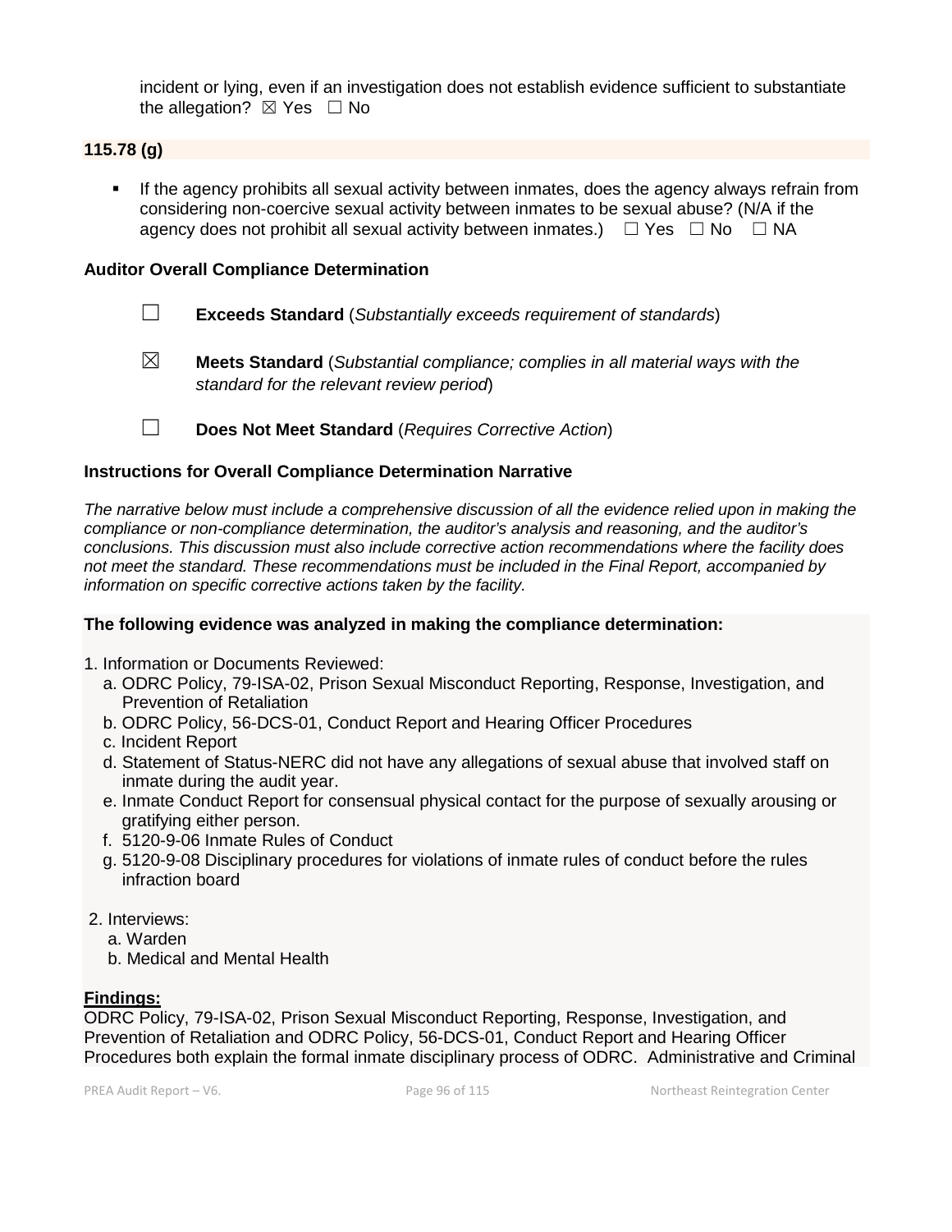incident or lying, even if an investigation does not establish evidence sufficient to substantiate the allegation? ☒ Yes ☐ No

**115.78 (g)**

- If the agency prohibits all sexual activity between inmates, does the agency always refrain from considering non-coercive sexual activity between inmates to be sexual abuse? (N/A if the agency does not prohibit all sexual activity between inmates.) ☐ Yes ☐ No ☐ NA

**Auditor Overall Compliance Determination**

☐ **Exceeds Standard** (*Substantially exceeds requirement of standards*)

☒ **Meets Standard** (*Substantial compliance; complies in all material ways with the standard for the relevant review period*)

☐ **Does Not Meet Standard** (*Requires Corrective Action*)

**Instructions for Overall Compliance Determination Narrative**

*The narrative below must include a comprehensive discussion of all the evidence relied upon in making the compliance or non-compliance determination, the auditor's analysis and reasoning, and the auditor's conclusions. This discussion must also include corrective action recommendations where the facility does not meet the standard. These recommendations must be included in the Final Report, accompanied by information on specific corrective actions taken by the facility.*

**The following evidence was analyzed in making the compliance determination:**

1. Information or Documents Reviewed:
   a. ODRC Policy, 79-ISA-02, Prison Sexual Misconduct Reporting, Response, Investigation, and Prevention of Retaliation
   b. ODRC Policy, 56-DCS-01, Conduct Report and Hearing Officer Procedures
   c. Incident Report
   d. Statement of Status-NERC did not have any allegations of sexual abuse that involved staff on inmate during the audit year.
   e. Inmate Conduct Report for consensual physical contact for the purpose of sexually arousing or gratifying either person.
   f. 5120-9-06 Inmate Rules of Conduct
   g. 5120-9-08 Disciplinary procedures for violations of inmate rules of conduct before the rules infraction board

2. Interviews:
   a. Warden
   b. Medical and Mental Health

**Findings:**
ODRC Policy, 79-ISA-02, Prison Sexual Misconduct Reporting, Response, Investigation, and Prevention of Retaliation and ODRC Policy, 56-DCS-01, Conduct Report and Hearing Officer Procedures both explain the formal inmate disciplinary process of ODRC. Administrative and Criminal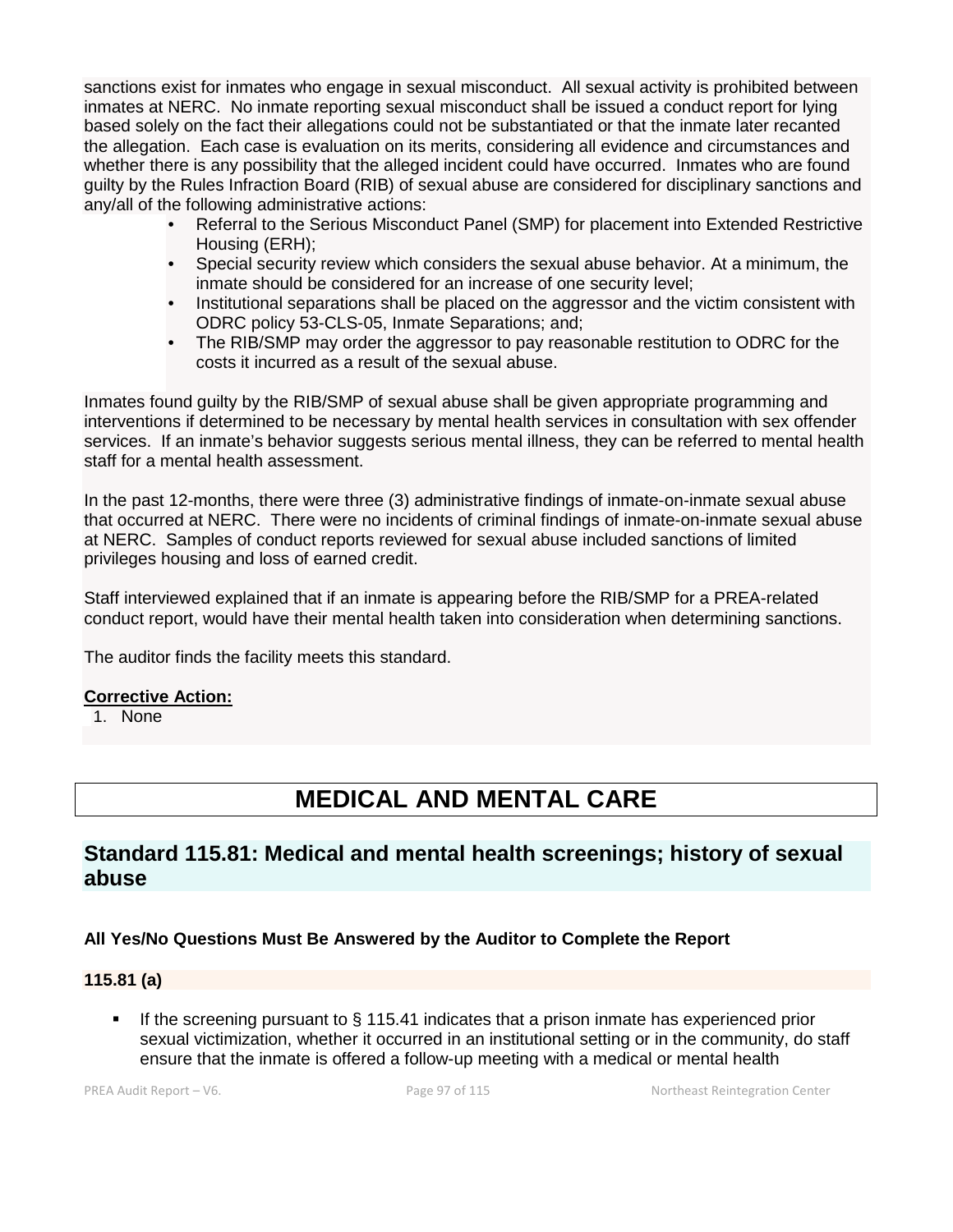sanctions exist for inmates who engage in sexual misconduct. All sexual activity is prohibited between inmates at NERC. No inmate reporting sexual misconduct shall be issued a conduct report for lying based solely on the fact their allegations could not be substantiated or that the inmate later recanted the allegation. Each case is evaluation on its merits, considering all evidence and circumstances and whether there is any possibility that the alleged incident could have occurred. Inmates who are found guilty by the Rules Infraction Board (RIB) of sexual abuse are considered for disciplinary sanctions and any/all of the following administrative actions:

- Referral to the Serious Misconduct Panel (SMP) for placement into Extended Restrictive Housing (ERH);
- Special security review which considers the sexual abuse behavior. At a minimum, the inmate should be considered for an increase of one security level;
- Institutional separations shall be placed on the aggressor and the victim consistent with ODRC policy 53-CLS-05, Inmate Separations; and;
- The RIB/SMP may order the aggressor to pay reasonable restitution to ODRC for the costs it incurred as a result of the sexual abuse.

Inmates found guilty by the RIB/SMP of sexual abuse shall be given appropriate programming and interventions if determined to be necessary by mental health services in consultation with sex offender services. If an inmate's behavior suggests serious mental illness, they can be referred to mental health staff for a mental health assessment.

In the past 12-months, there were three (3) administrative findings of inmate-on-inmate sexual abuse that occurred at NERC. There were no incidents of criminal findings of inmate-on-inmate sexual abuse at NERC. Samples of conduct reports reviewed for sexual abuse included sanctions of limited privileges housing and loss of earned credit.

Staff interviewed explained that if an inmate is appearing before the RIB/SMP for a PREA-related conduct report, would have their mental health taken into consideration when determining sanctions.

The auditor finds the facility meets this standard.

**Corrective Action:**

1. None

# MEDICAL AND MENTAL CARE

## Standard 115.81: Medical and mental health screenings; history of sexual abuse

**All Yes/No Questions Must Be Answered by the Auditor to Complete the Report**

**115.81 (a)**

- If the screening pursuant to § 115.41 indicates that a prison inmate has experienced prior sexual victimization, whether it occurred in an institutional setting or in the community, do staff ensure that the inmate is offered a follow-up meeting with a medical or mental health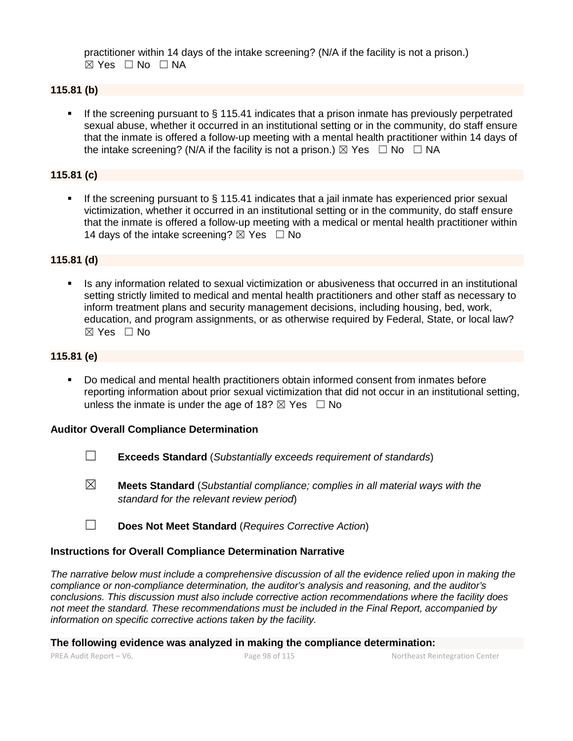practitioner within 14 days of the intake screening? (N/A if the facility is not a prison.)
☒ Yes ☐ No ☐ NA

**115.81 (b)**

- If the screening pursuant to § 115.41 indicates that a prison inmate has previously perpetrated sexual abuse, whether it occurred in an institutional setting or in the community, do staff ensure that the inmate is offered a follow-up meeting with a mental health practitioner within 14 days of the intake screening? (N/A if the facility is not a prison.) ☒ Yes ☐ No ☐ NA

**115.81 (c)**

- If the screening pursuant to § 115.41 indicates that a jail inmate has experienced prior sexual victimization, whether it occurred in an institutional setting or in the community, do staff ensure that the inmate is offered a follow-up meeting with a medical or mental health practitioner within 14 days of the intake screening? ☒ Yes ☐ No

**115.81 (d)**

- Is any information related to sexual victimization or abusiveness that occurred in an institutional setting strictly limited to medical and mental health practitioners and other staff as necessary to inform treatment plans and security management decisions, including housing, bed, work, education, and program assignments, or as otherwise required by Federal, State, or local law? ☒ Yes ☐ No

**115.81 (e)**

- Do medical and mental health practitioners obtain informed consent from inmates before reporting information about prior sexual victimization that did not occur in an institutional setting, unless the inmate is under the age of 18? ☒ Yes ☐ No

**Auditor Overall Compliance Determination**

☐ **Exceeds Standard** (*Substantially exceeds requirement of standards*)

☒ **Meets Standard** (*Substantial compliance; complies in all material ways with the standard for the relevant review period*)

☐ **Does Not Meet Standard** (*Requires Corrective Action*)

**Instructions for Overall Compliance Determination Narrative**

*The narrative below must include a comprehensive discussion of all the evidence relied upon in making the compliance or non-compliance determination, the auditor's analysis and reasoning, and the auditor's conclusions. This discussion must also include corrective action recommendations where the facility does not meet the standard. These recommendations must be included in the Final Report, accompanied by information on specific corrective actions taken by the facility.*

**The following evidence was analyzed in making the compliance determination:**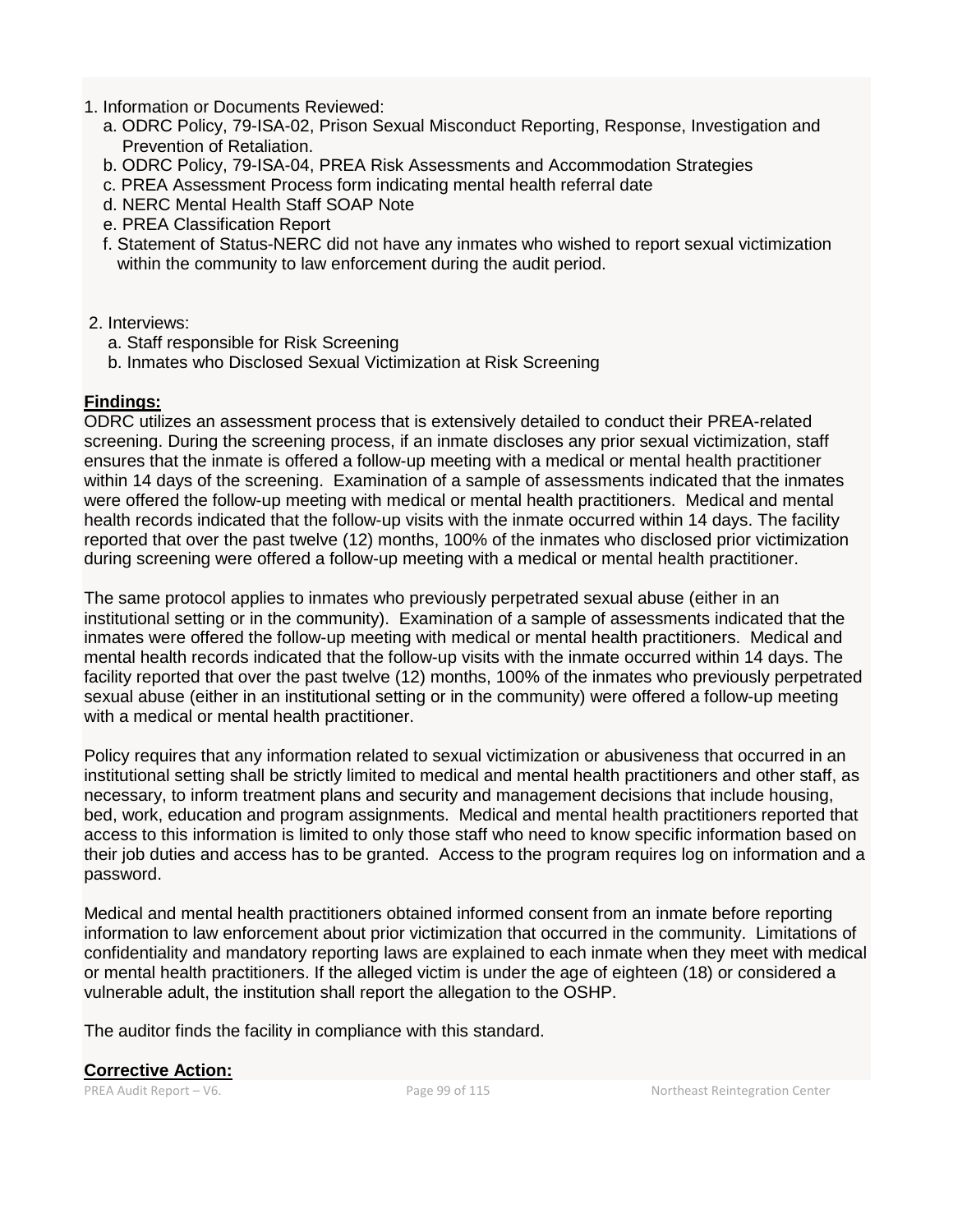1. Information or Documents Reviewed:
   a. ODRC Policy, 79-ISA-02, Prison Sexual Misconduct Reporting, Response, Investigation and Prevention of Retaliation.
   b. ODRC Policy, 79-ISA-04, PREA Risk Assessments and Accommodation Strategies
   c. PREA Assessment Process form indicating mental health referral date
   d. NERC Mental Health Staff SOAP Note
   e. PREA Classification Report
   f. Statement of Status-NERC did not have any inmates who wished to report sexual victimization within the community to law enforcement during the audit period.

2. Interviews:
   a. Staff responsible for Risk Screening
   b. Inmates who Disclosed Sexual Victimization at Risk Screening

**Findings:**

ODRC utilizes an assessment process that is extensively detailed to conduct their PREA-related screening. During the screening process, if an inmate discloses any prior sexual victimization, staff ensures that the inmate is offered a follow-up meeting with a medical or mental health practitioner within 14 days of the screening. Examination of a sample of assessments indicated that the inmates were offered the follow-up meeting with medical or mental health practitioners. Medical and mental health records indicated that the follow-up visits with the inmate occurred within 14 days. The facility reported that over the past twelve (12) months, 100% of the inmates who disclosed prior victimization during screening were offered a follow-up meeting with a medical or mental health practitioner.

The same protocol applies to inmates who previously perpetrated sexual abuse (either in an institutional setting or in the community). Examination of a sample of assessments indicated that the inmates were offered the follow-up meeting with medical or mental health practitioners. Medical and mental health records indicated that the follow-up visits with the inmate occurred within 14 days. The facility reported that over the past twelve (12) months, 100% of the inmates who previously perpetrated sexual abuse (either in an institutional setting or in the community) were offered a follow-up meeting with a medical or mental health practitioner.

Policy requires that any information related to sexual victimization or abusiveness that occurred in an institutional setting shall be strictly limited to medical and mental health practitioners and other staff, as necessary, to inform treatment plans and security and management decisions that include housing, bed, work, education and program assignments. Medical and mental health practitioners reported that access to this information is limited to only those staff who need to know specific information based on their job duties and access has to be granted. Access to the program requires log on information and a password.

Medical and mental health practitioners obtained informed consent from an inmate before reporting information to law enforcement about prior victimization that occurred in the community. Limitations of confidentiality and mandatory reporting laws are explained to each inmate when they meet with medical or mental health practitioners. If the alleged victim is under the age of eighteen (18) or considered a vulnerable adult, the institution shall report the allegation to the OSHP.

The auditor finds the facility in compliance with this standard.

**Corrective Action:**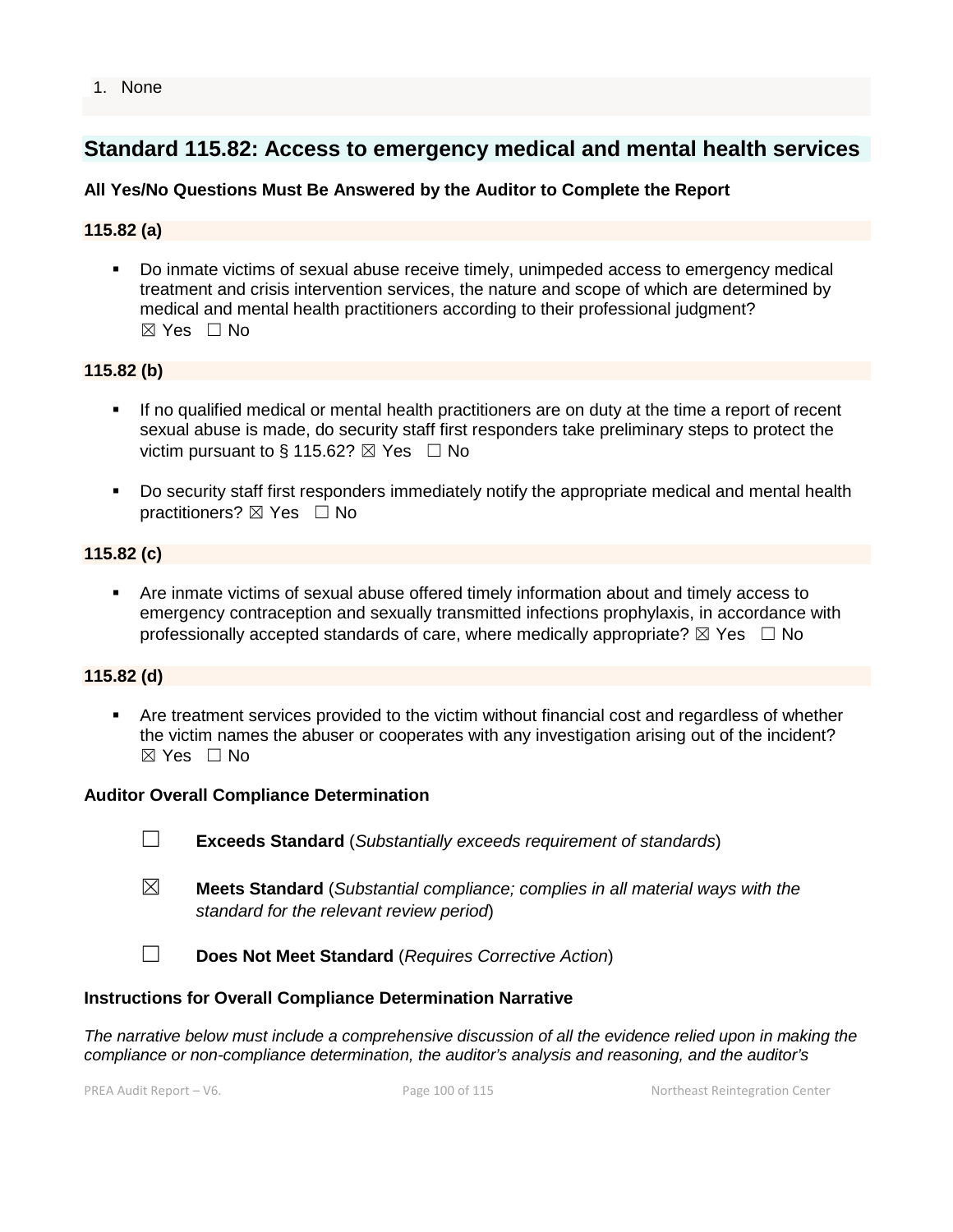1. None

## Standard 115.82: Access to emergency medical and mental health services

**All Yes/No Questions Must Be Answered by the Auditor to Complete the Report**

**115.82 (a)**

- Do inmate victims of sexual abuse receive timely, unimpeded access to emergency medical treatment and crisis intervention services, the nature and scope of which are determined by medical and mental health practitioners according to their professional judgment?
  ☒ Yes ☐ No

**115.82 (b)**

- If no qualified medical or mental health practitioners are on duty at the time a report of recent sexual abuse is made, do security staff first responders take preliminary steps to protect the victim pursuant to § 115.62? ☒ Yes ☐ No

- Do security staff first responders immediately notify the appropriate medical and mental health practitioners? ☒ Yes ☐ No

**115.82 (c)**

- Are inmate victims of sexual abuse offered timely information about and timely access to emergency contraception and sexually transmitted infections prophylaxis, in accordance with professionally accepted standards of care, where medically appropriate? ☒ Yes ☐ No

**115.82 (d)**

- Are treatment services provided to the victim without financial cost and regardless of whether the victim names the abuser or cooperates with any investigation arising out of the incident?
  ☒ Yes ☐ No

**Auditor Overall Compliance Determination**

☐ **Exceeds Standard** (*Substantially exceeds requirement of standards*)

☒ **Meets Standard** (*Substantial compliance; complies in all material ways with the standard for the relevant review period*)

☐ **Does Not Meet Standard** (*Requires Corrective Action*)

**Instructions for Overall Compliance Determination Narrative**

*The narrative below must include a comprehensive discussion of all the evidence relied upon in making the compliance or non-compliance determination, the auditor's analysis and reasoning, and the auditor's*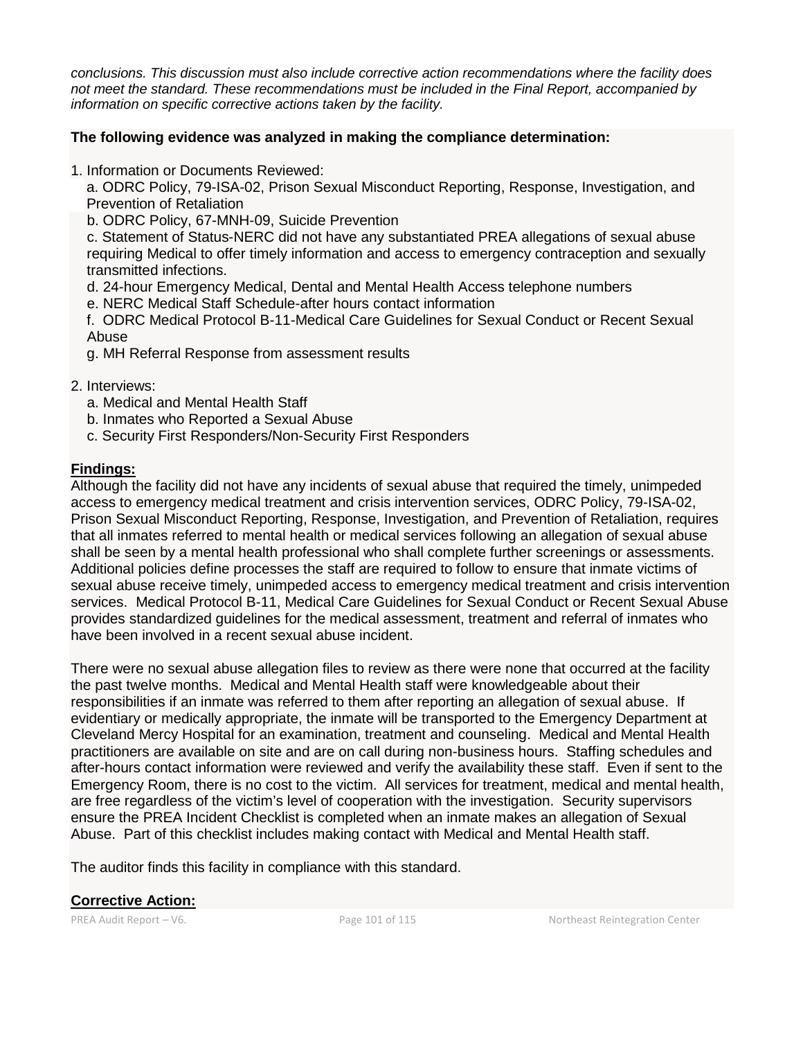*conclusions. This discussion must also include corrective action recommendations where the facility does not meet the standard. These recommendations must be included in the Final Report, accompanied by information on specific corrective actions taken by the facility.*

**The following evidence was analyzed in making the compliance determination:**

1. Information or Documents Reviewed:
   a. ODRC Policy, 79-ISA-02, Prison Sexual Misconduct Reporting, Response, Investigation, and Prevention of Retaliation
   b. ODRC Policy, 67-MNH-09, Suicide Prevention
   c. Statement of Status-NERC did not have any substantiated PREA allegations of sexual abuse requiring Medical to offer timely information and access to emergency contraception and sexually transmitted infections.
   d. 24-hour Emergency Medical, Dental and Mental Health Access telephone numbers
   e. NERC Medical Staff Schedule-after hours contact information
   f. ODRC Medical Protocol B-11-Medical Care Guidelines for Sexual Conduct or Recent Sexual Abuse
   g. MH Referral Response from assessment results

2. Interviews:
   a. Medical and Mental Health Staff
   b. Inmates who Reported a Sexual Abuse
   c. Security First Responders/Non-Security First Responders

**Findings:**

Although the facility did not have any incidents of sexual abuse that required the timely, unimpeded access to emergency medical treatment and crisis intervention services, ODRC Policy, 79-ISA-02, Prison Sexual Misconduct Reporting, Response, Investigation, and Prevention of Retaliation, requires that all inmates referred to mental health or medical services following an allegation of sexual abuse shall be seen by a mental health professional who shall complete further screenings or assessments. Additional policies define processes the staff are required to follow to ensure that inmate victims of sexual abuse receive timely, unimpeded access to emergency medical treatment and crisis intervention services. Medical Protocol B-11, Medical Care Guidelines for Sexual Conduct or Recent Sexual Abuse provides standardized guidelines for the medical assessment, treatment and referral of inmates who have been involved in a recent sexual abuse incident.

There were no sexual abuse allegation files to review as there were none that occurred at the facility the past twelve months. Medical and Mental Health staff were knowledgeable about their responsibilities if an inmate was referred to them after reporting an allegation of sexual abuse. If evidentiary or medically appropriate, the inmate will be transported to the Emergency Department at Cleveland Mercy Hospital for an examination, treatment and counseling. Medical and Mental Health practitioners are available on site and are on call during non-business hours. Staffing schedules and after-hours contact information were reviewed and verify the availability these staff. Even if sent to the Emergency Room, there is no cost to the victim. All services for treatment, medical and mental health, are free regardless of the victim's level of cooperation with the investigation. Security supervisors ensure the PREA Incident Checklist is completed when an inmate makes an allegation of Sexual Abuse. Part of this checklist includes making contact with Medical and Mental Health staff.

The auditor finds this facility in compliance with this standard.

**Corrective Action:**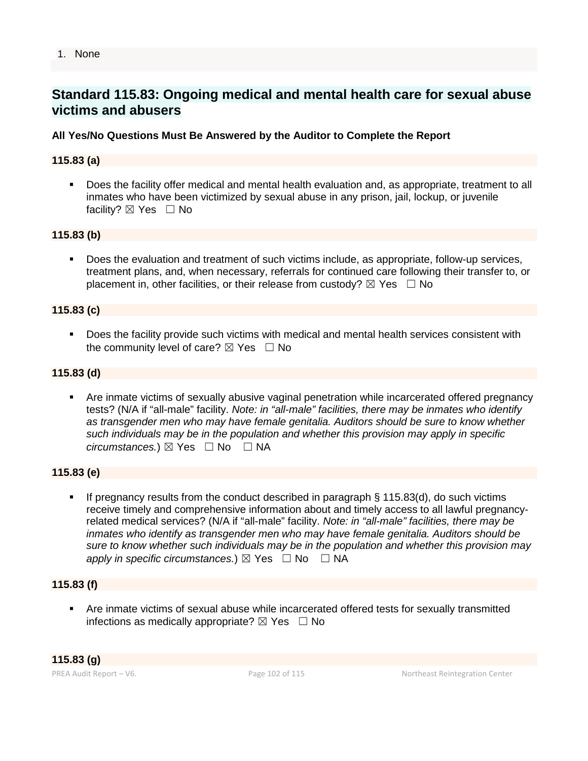1. None

## Standard 115.83: Ongoing medical and mental health care for sexual abuse victims and abusers

**All Yes/No Questions Must Be Answered by the Auditor to Complete the Report**

**115.83 (a)**

- Does the facility offer medical and mental health evaluation and, as appropriate, treatment to all inmates who have been victimized by sexual abuse in any prison, jail, lockup, or juvenile facility? ☒ Yes ☐ No

**115.83 (b)**

- Does the evaluation and treatment of such victims include, as appropriate, follow-up services, treatment plans, and, when necessary, referrals for continued care following their transfer to, or placement in, other facilities, or their release from custody? ☒ Yes ☐ No

**115.83 (c)**

- Does the facility provide such victims with medical and mental health services consistent with the community level of care? ☒ Yes ☐ No

**115.83 (d)**

- Are inmate victims of sexually abusive vaginal penetration while incarcerated offered pregnancy tests? (N/A if "all-male" facility. *Note: in "all-male" facilities, there may be inmates who identify as transgender men who may have female genitalia. Auditors should be sure to know whether such individuals may be in the population and whether this provision may apply in specific circumstances.*) ☒ Yes ☐ No ☐ NA

**115.83 (e)**

- If pregnancy results from the conduct described in paragraph § 115.83(d), do such victims receive timely and comprehensive information about and timely access to all lawful pregnancy-related medical services? (N/A if "all-male" facility. *Note: in "all-male" facilities, there may be inmates who identify as transgender men who may have female genitalia. Auditors should be sure to know whether such individuals may be in the population and whether this provision may apply in specific circumstances.*) ☒ Yes ☐ No ☐ NA

**115.83 (f)**

- Are inmate victims of sexual abuse while incarcerated offered tests for sexually transmitted infections as medically appropriate? ☒ Yes ☐ No

**115.83 (g)**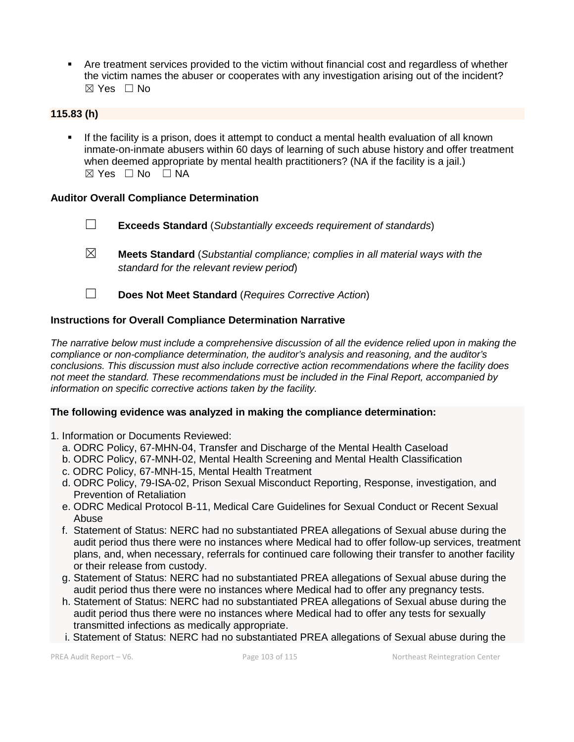- Are treatment services provided to the victim without financial cost and regardless of whether the victim names the abuser or cooperates with any investigation arising out of the incident?
  ☒ Yes ☐ No

**115.83 (h)**

- If the facility is a prison, does it attempt to conduct a mental health evaluation of all known inmate-on-inmate abusers within 60 days of learning of such abuse history and offer treatment when deemed appropriate by mental health practitioners? (NA if the facility is a jail.)
  ☒ Yes ☐ No ☐ NA

**Auditor Overall Compliance Determination**

☐ **Exceeds Standard** (*Substantially exceeds requirement of standards*)

☒ **Meets Standard** (*Substantial compliance; complies in all material ways with the standard for the relevant review period*)

☐ **Does Not Meet Standard** (*Requires Corrective Action*)

**Instructions for Overall Compliance Determination Narrative**

*The narrative below must include a comprehensive discussion of all the evidence relied upon in making the compliance or non-compliance determination, the auditor's analysis and reasoning, and the auditor's conclusions. This discussion must also include corrective action recommendations where the facility does not meet the standard. These recommendations must be included in the Final Report, accompanied by information on specific corrective actions taken by the facility.*

**The following evidence was analyzed in making the compliance determination:**

1. Information or Documents Reviewed:
   a. ODRC Policy, 67-MHN-04, Transfer and Discharge of the Mental Health Caseload
   b. ODRC Policy, 67-MNH-02, Mental Health Screening and Mental Health Classification
   c. ODRC Policy, 67-MNH-15, Mental Health Treatment
   d. ODRC Policy, 79-ISA-02, Prison Sexual Misconduct Reporting, Response, investigation, and Prevention of Retaliation
   e. ODRC Medical Protocol B-11, Medical Care Guidelines for Sexual Conduct or Recent Sexual Abuse
   f. Statement of Status: NERC had no substantiated PREA allegations of Sexual abuse during the audit period thus there were no instances where Medical had to offer follow-up services, treatment plans, and, when necessary, referrals for continued care following their transfer to another facility or their release from custody.
   g. Statement of Status: NERC had no substantiated PREA allegations of Sexual abuse during the audit period thus there were no instances where Medical had to offer any pregnancy tests.
   h. Statement of Status: NERC had no substantiated PREA allegations of Sexual abuse during the audit period thus there were no instances where Medical had to offer any tests for sexually transmitted infections as medically appropriate.
   i. Statement of Status: NERC had no substantiated PREA allegations of Sexual abuse during the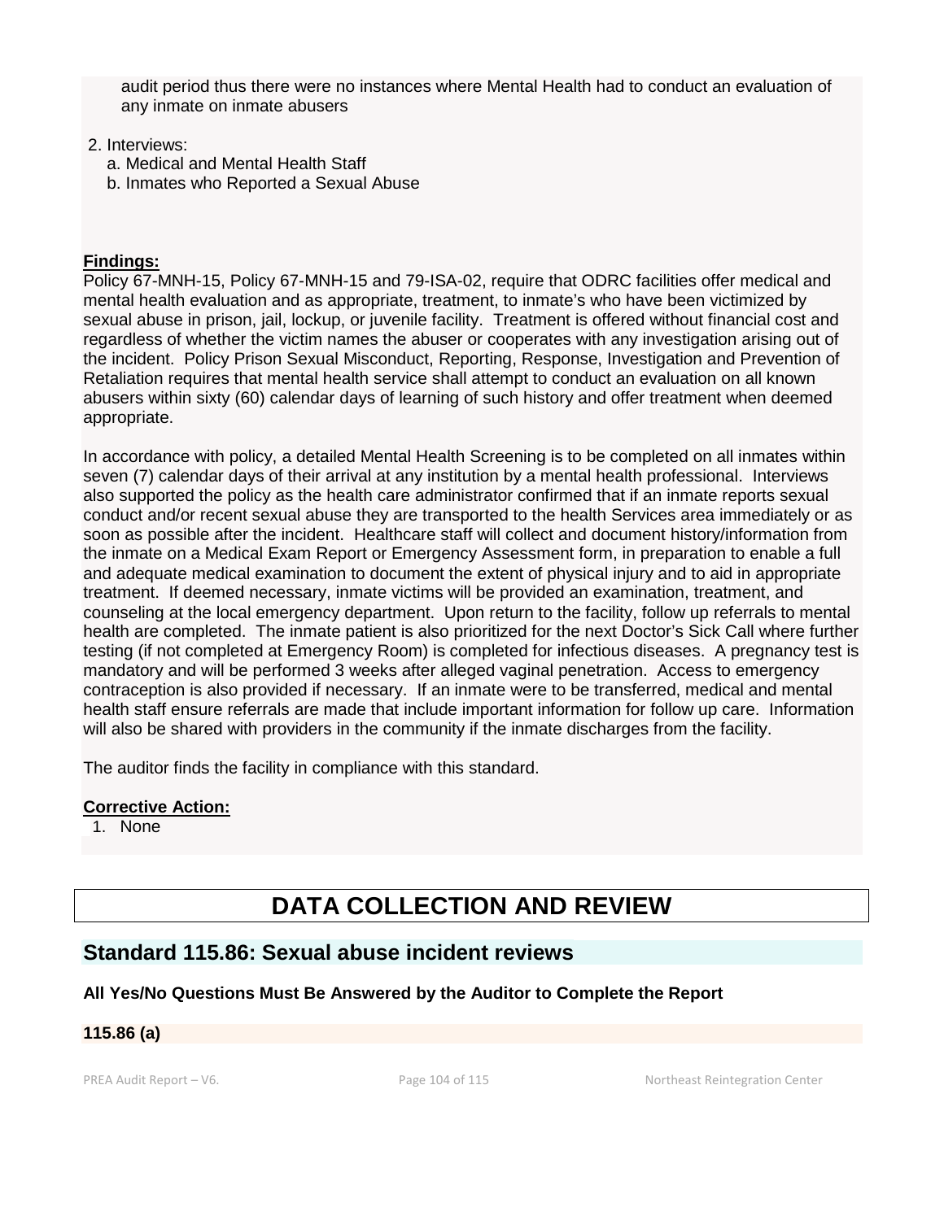audit period thus there were no instances where Mental Health had to conduct an evaluation of any inmate on inmate abusers

2. Interviews:
   a. Medical and Mental Health Staff
   b. Inmates who Reported a Sexual Abuse

**Findings:**

Policy 67-MNH-15, Policy 67-MNH-15 and 79-ISA-02, require that ODRC facilities offer medical and mental health evaluation and as appropriate, treatment, to inmate's who have been victimized by sexual abuse in prison, jail, lockup, or juvenile facility. Treatment is offered without financial cost and regardless of whether the victim names the abuser or cooperates with any investigation arising out of the incident. Policy Prison Sexual Misconduct, Reporting, Response, Investigation and Prevention of Retaliation requires that mental health service shall attempt to conduct an evaluation on all known abusers within sixty (60) calendar days of learning of such history and offer treatment when deemed appropriate.

In accordance with policy, a detailed Mental Health Screening is to be completed on all inmates within seven (7) calendar days of their arrival at any institution by a mental health professional. Interviews also supported the policy as the health care administrator confirmed that if an inmate reports sexual conduct and/or recent sexual abuse they are transported to the health Services area immediately or as soon as possible after the incident. Healthcare staff will collect and document history/information from the inmate on a Medical Exam Report or Emergency Assessment form, in preparation to enable a full and adequate medical examination to document the extent of physical injury and to aid in appropriate treatment. If deemed necessary, inmate victims will be provided an examination, treatment, and counseling at the local emergency department. Upon return to the facility, follow up referrals to mental health are completed. The inmate patient is also prioritized for the next Doctor's Sick Call where further testing (if not completed at Emergency Room) is completed for infectious diseases. A pregnancy test is mandatory and will be performed 3 weeks after alleged vaginal penetration. Access to emergency contraception is also provided if necessary. If an inmate were to be transferred, medical and mental health staff ensure referrals are made that include important information for follow up care. Information will also be shared with providers in the community if the inmate discharges from the facility.

The auditor finds the facility in compliance with this standard.

**Corrective Action:**

1. None

# DATA COLLECTION AND REVIEW

## Standard 115.86: Sexual abuse incident reviews

**All Yes/No Questions Must Be Answered by the Auditor to Complete the Report**

**115.86 (a)**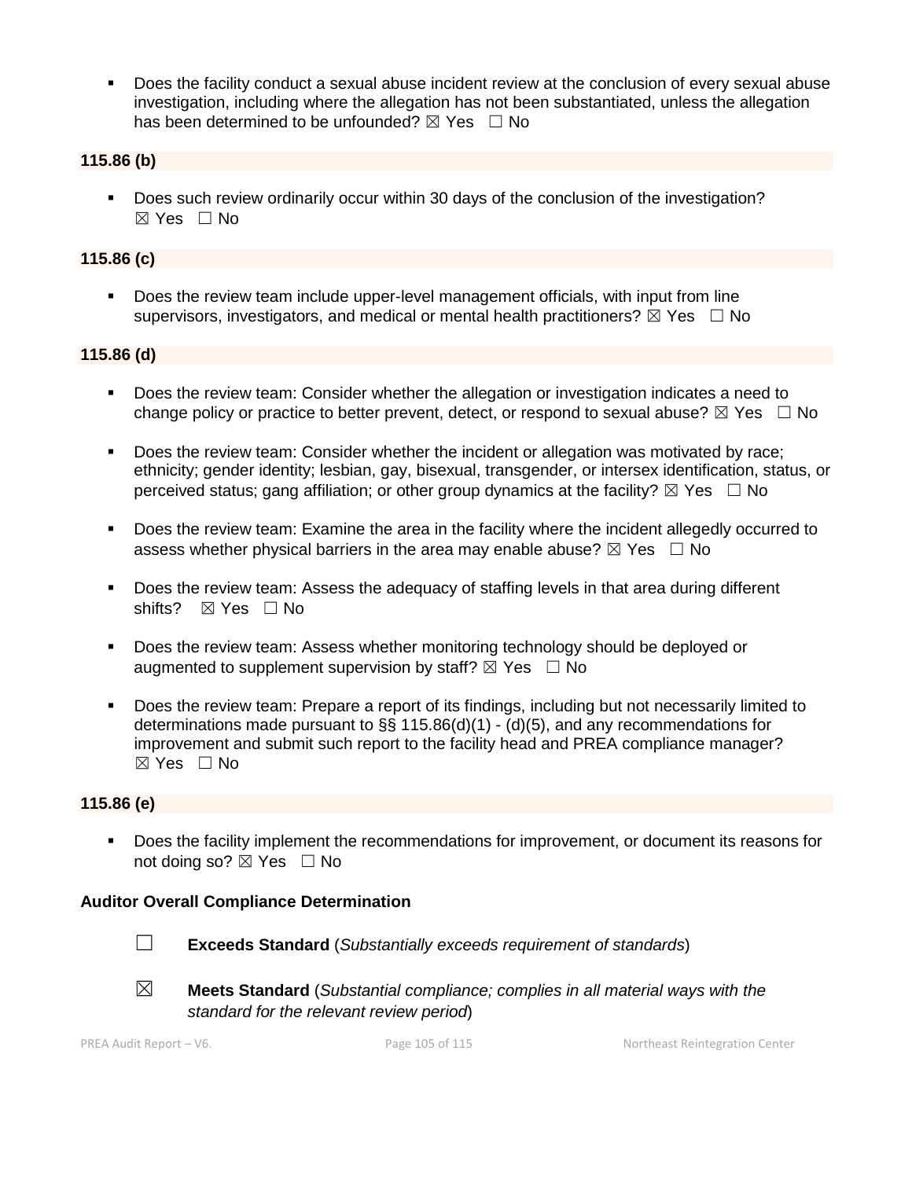- Does the facility conduct a sexual abuse incident review at the conclusion of every sexual abuse investigation, including where the allegation has not been substantiated, unless the allegation has been determined to be unfounded? ☒ Yes ☐ No

**115.86 (b)**

- Does such review ordinarily occur within 30 days of the conclusion of the investigation? ☒ Yes ☐ No

**115.86 (c)**

- Does the review team include upper-level management officials, with input from line supervisors, investigators, and medical or mental health practitioners? ☒ Yes ☐ No

**115.86 (d)**

- Does the review team: Consider whether the allegation or investigation indicates a need to change policy or practice to better prevent, detect, or respond to sexual abuse? ☒ Yes ☐ No
- Does the review team: Consider whether the incident or allegation was motivated by race; ethnicity; gender identity; lesbian, gay, bisexual, transgender, or intersex identification, status, or perceived status; gang affiliation; or other group dynamics at the facility? ☒ Yes ☐ No
- Does the review team: Examine the area in the facility where the incident allegedly occurred to assess whether physical barriers in the area may enable abuse? ☒ Yes ☐ No
- Does the review team: Assess the adequacy of staffing levels in that area during different shifts? ☒ Yes ☐ No
- Does the review team: Assess whether monitoring technology should be deployed or augmented to supplement supervision by staff? ☒ Yes ☐ No
- Does the review team: Prepare a report of its findings, including but not necessarily limited to determinations made pursuant to §§ 115.86(d)(1) - (d)(5), and any recommendations for improvement and submit such report to the facility head and PREA compliance manager? ☒ Yes ☐ No

**115.86 (e)**

- Does the facility implement the recommendations for improvement, or document its reasons for not doing so? ☒ Yes ☐ No

**Auditor Overall Compliance Determination**

☐ **Exceeds Standard** (*Substantially exceeds requirement of standards*)

☒ **Meets Standard** (*Substantial compliance; complies in all material ways with the standard for the relevant review period*)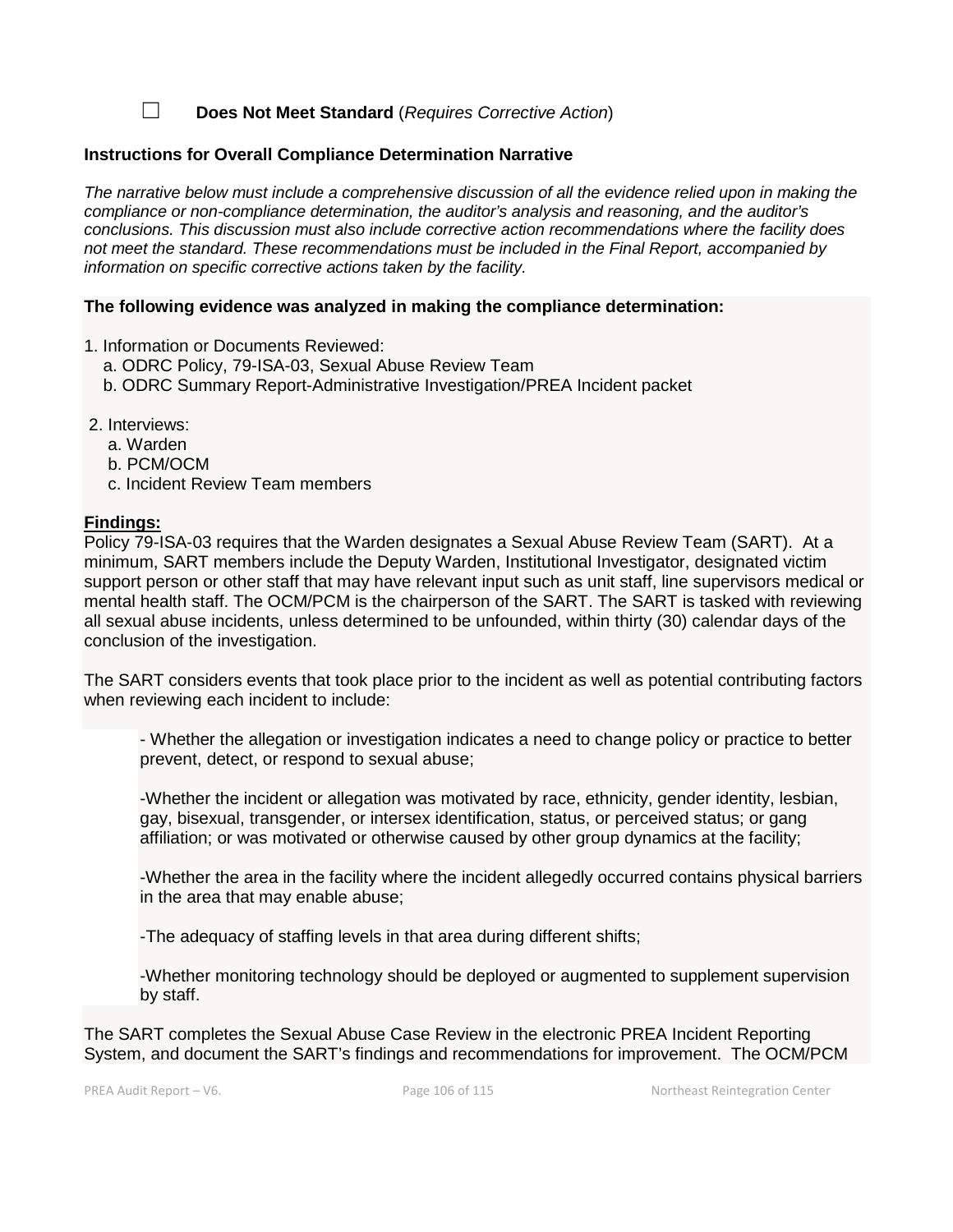☐ **Does Not Meet Standard** (*Requires Corrective Action*)

**Instructions for Overall Compliance Determination Narrative**

*The narrative below must include a comprehensive discussion of all the evidence relied upon in making the compliance or non-compliance determination, the auditor's analysis and reasoning, and the auditor's conclusions. This discussion must also include corrective action recommendations where the facility does not meet the standard. These recommendations must be included in the Final Report, accompanied by information on specific corrective actions taken by the facility.*

**The following evidence was analyzed in making the compliance determination:**

1. Information or Documents Reviewed:
   a. ODRC Policy, 79-ISA-03, Sexual Abuse Review Team
   b. ODRC Summary Report-Administrative Investigation/PREA Incident packet

2. Interviews:
   a. Warden
   b. PCM/OCM
   c. Incident Review Team members

**Findings:**

Policy 79-ISA-03 requires that the Warden designates a Sexual Abuse Review Team (SART). At a minimum, SART members include the Deputy Warden, Institutional Investigator, designated victim support person or other staff that may have relevant input such as unit staff, line supervisors medical or mental health staff. The OCM/PCM is the chairperson of the SART. The SART is tasked with reviewing all sexual abuse incidents, unless determined to be unfounded, within thirty (30) calendar days of the conclusion of the investigation.

The SART considers events that took place prior to the incident as well as potential contributing factors when reviewing each incident to include:

- Whether the allegation or investigation indicates a need to change policy or practice to better prevent, detect, or respond to sexual abuse;

- Whether the incident or allegation was motivated by race, ethnicity, gender identity, lesbian, gay, bisexual, transgender, or intersex identification, status, or perceived status; or gang affiliation; or was motivated or otherwise caused by other group dynamics at the facility;

- Whether the area in the facility where the incident allegedly occurred contains physical barriers in the area that may enable abuse;

- The adequacy of staffing levels in that area during different shifts;

- Whether monitoring technology should be deployed or augmented to supplement supervision by staff.

The SART completes the Sexual Abuse Case Review in the electronic PREA Incident Reporting System, and document the SART's findings and recommendations for improvement. The OCM/PCM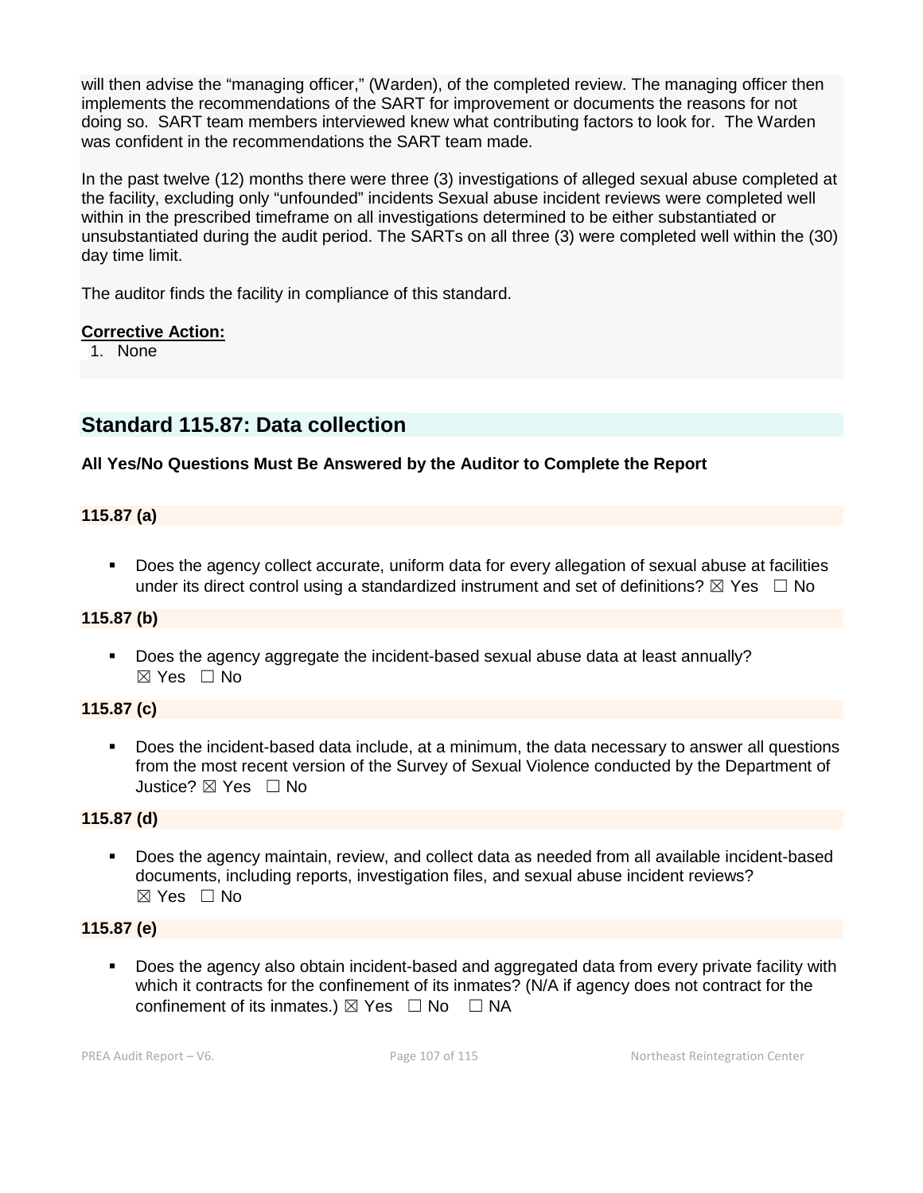will then advise the "managing officer," (Warden), of the completed review. The managing officer then implements the recommendations of the SART for improvement or documents the reasons for not doing so. SART team members interviewed knew what contributing factors to look for. The Warden was confident in the recommendations the SART team made.

In the past twelve (12) months there were three (3) investigations of alleged sexual abuse completed at the facility, excluding only "unfounded" incidents Sexual abuse incident reviews were completed well within in the prescribed timeframe on all investigations determined to be either substantiated or unsubstantiated during the audit period. The SARTs on all three (3) were completed well within the (30) day time limit.

The auditor finds the facility in compliance of this standard.

**Corrective Action:**

1. None

## Standard 115.87: Data collection

**All Yes/No Questions Must Be Answered by the Auditor to Complete the Report**

**115.87 (a)**

- Does the agency collect accurate, uniform data for every allegation of sexual abuse at facilities under its direct control using a standardized instrument and set of definitions? ☒ Yes ☐ No

**115.87 (b)**

- Does the agency aggregate the incident-based sexual abuse data at least annually? ☒ Yes ☐ No

**115.87 (c)**

- Does the incident-based data include, at a minimum, the data necessary to answer all questions from the most recent version of the Survey of Sexual Violence conducted by the Department of Justice? ☒ Yes ☐ No

**115.87 (d)**

- Does the agency maintain, review, and collect data as needed from all available incident-based documents, including reports, investigation files, and sexual abuse incident reviews? ☒ Yes ☐ No

**115.87 (e)**

- Does the agency also obtain incident-based and aggregated data from every private facility with which it contracts for the confinement of its inmates? (N/A if agency does not contract for the confinement of its inmates.) ☒ Yes ☐ No ☐ NA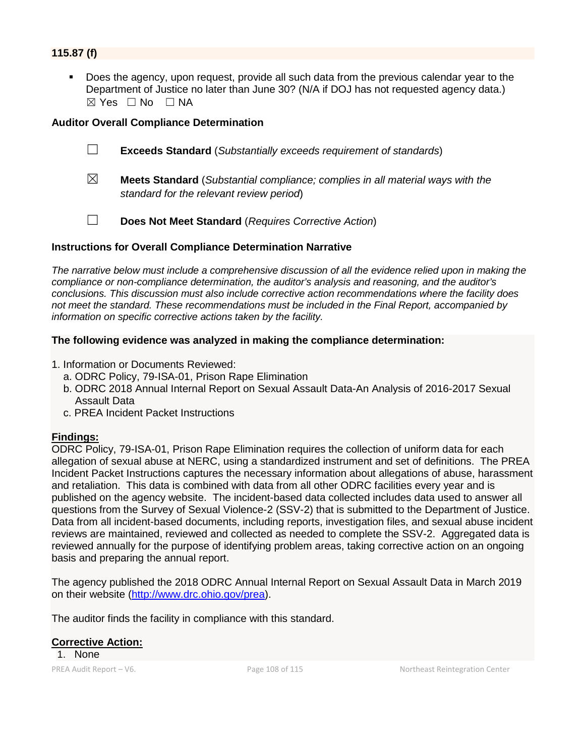### 115.87 (f)

- Does the agency, upon request, provide all such data from the previous calendar year to the Department of Justice no later than June 30? (N/A if DOJ has not requested agency data.)
  ☒ Yes ☐ No ☐ NA

### Auditor Overall Compliance Determination

☐ **Exceeds Standard** (*Substantially exceeds requirement of standards*)

☒ **Meets Standard** (*Substantial compliance; complies in all material ways with the standard for the relevant review period*)

☐ **Does Not Meet Standard** (*Requires Corrective Action*)

### Instructions for Overall Compliance Determination Narrative

*The narrative below must include a comprehensive discussion of all the evidence relied upon in making the compliance or non-compliance determination, the auditor's analysis and reasoning, and the auditor's conclusions. This discussion must also include corrective action recommendations where the facility does not meet the standard. These recommendations must be included in the Final Report, accompanied by information on specific corrective actions taken by the facility.*

**The following evidence was analyzed in making the compliance determination:**

1. Information or Documents Reviewed:
   a. ODRC Policy, 79-ISA-01, Prison Rape Elimination
   b. ODRC 2018 Annual Internal Report on Sexual Assault Data-An Analysis of 2016-2017 Sexual Assault Data
   c. PREA Incident Packet Instructions

**Findings:**

ODRC Policy, 79-ISA-01, Prison Rape Elimination requires the collection of uniform data for each allegation of sexual abuse at NERC, using a standardized instrument and set of definitions. The PREA Incident Packet Instructions captures the necessary information about allegations of abuse, harassment and retaliation. This data is combined with data from all other ODRC facilities every year and is published on the agency website. The incident-based data collected includes data used to answer all questions from the Survey of Sexual Violence-2 (SSV-2) that is submitted to the Department of Justice. Data from all incident-based documents, including reports, investigation files, and sexual abuse incident reviews are maintained, reviewed and collected as needed to complete the SSV-2. Aggregated data is reviewed annually for the purpose of identifying problem areas, taking corrective action on an ongoing basis and preparing the annual report.

The agency published the 2018 ODRC Annual Internal Report on Sexual Assault Data in March 2019 on their website (http://www.drc.ohio.gov/prea).

The auditor finds the facility in compliance with this standard.

**Corrective Action:**

1. None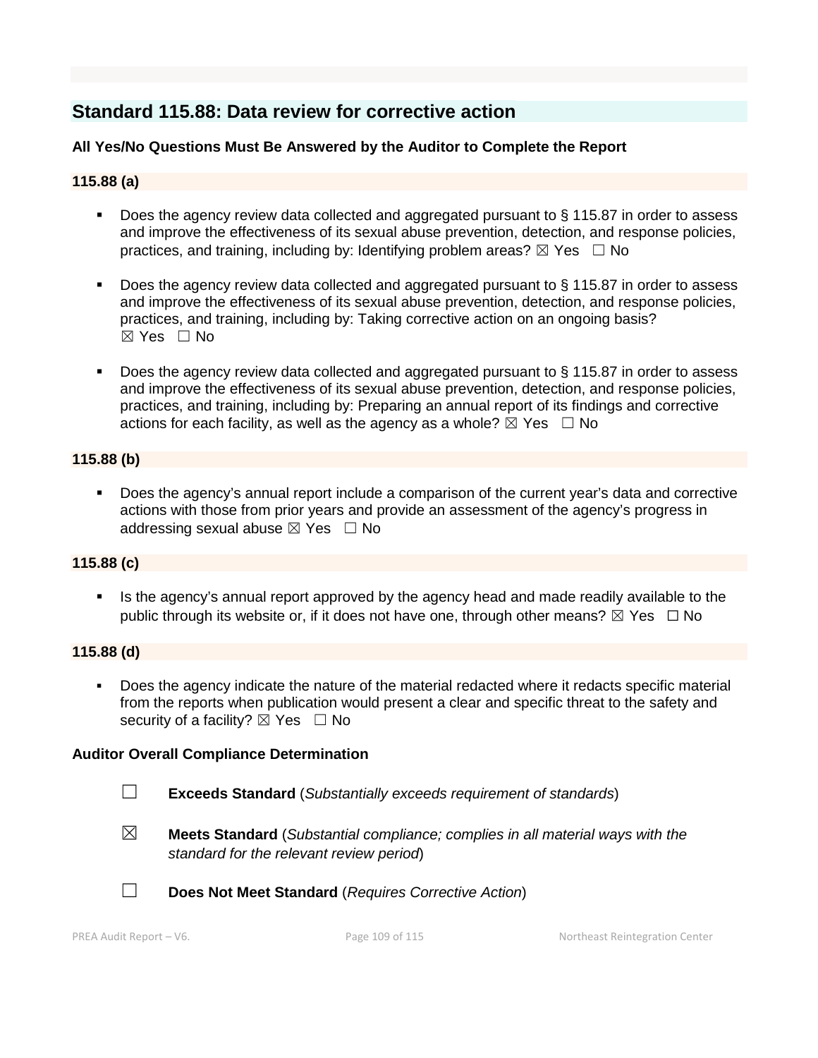## Standard 115.88: Data review for corrective action

**All Yes/No Questions Must Be Answered by the Auditor to Complete the Report**

**115.88 (a)**

- Does the agency review data collected and aggregated pursuant to § 115.87 in order to assess and improve the effectiveness of its sexual abuse prevention, detection, and response policies, practices, and training, including by: Identifying problem areas? ☒ Yes ☐ No
- Does the agency review data collected and aggregated pursuant to § 115.87 in order to assess and improve the effectiveness of its sexual abuse prevention, detection, and response policies, practices, and training, including by: Taking corrective action on an ongoing basis? ☒ Yes ☐ No
- Does the agency review data collected and aggregated pursuant to § 115.87 in order to assess and improve the effectiveness of its sexual abuse prevention, detection, and response policies, practices, and training, including by: Preparing an annual report of its findings and corrective actions for each facility, as well as the agency as a whole? ☒ Yes ☐ No

**115.88 (b)**

- Does the agency's annual report include a comparison of the current year's data and corrective actions with those from prior years and provide an assessment of the agency's progress in addressing sexual abuse ☒ Yes ☐ No

**115.88 (c)**

- Is the agency's annual report approved by the agency head and made readily available to the public through its website or, if it does not have one, through other means? ☒ Yes ☐ No

**115.88 (d)**

- Does the agency indicate the nature of the material redacted where it redacts specific material from the reports when publication would present a clear and specific threat to the safety and security of a facility? ☒ Yes ☐ No

**Auditor Overall Compliance Determination**

☐ **Exceeds Standard** (*Substantially exceeds requirement of standards*)

☒ **Meets Standard** (*Substantial compliance; complies in all material ways with the standard for the relevant review period*)

☐ **Does Not Meet Standard** (*Requires Corrective Action*)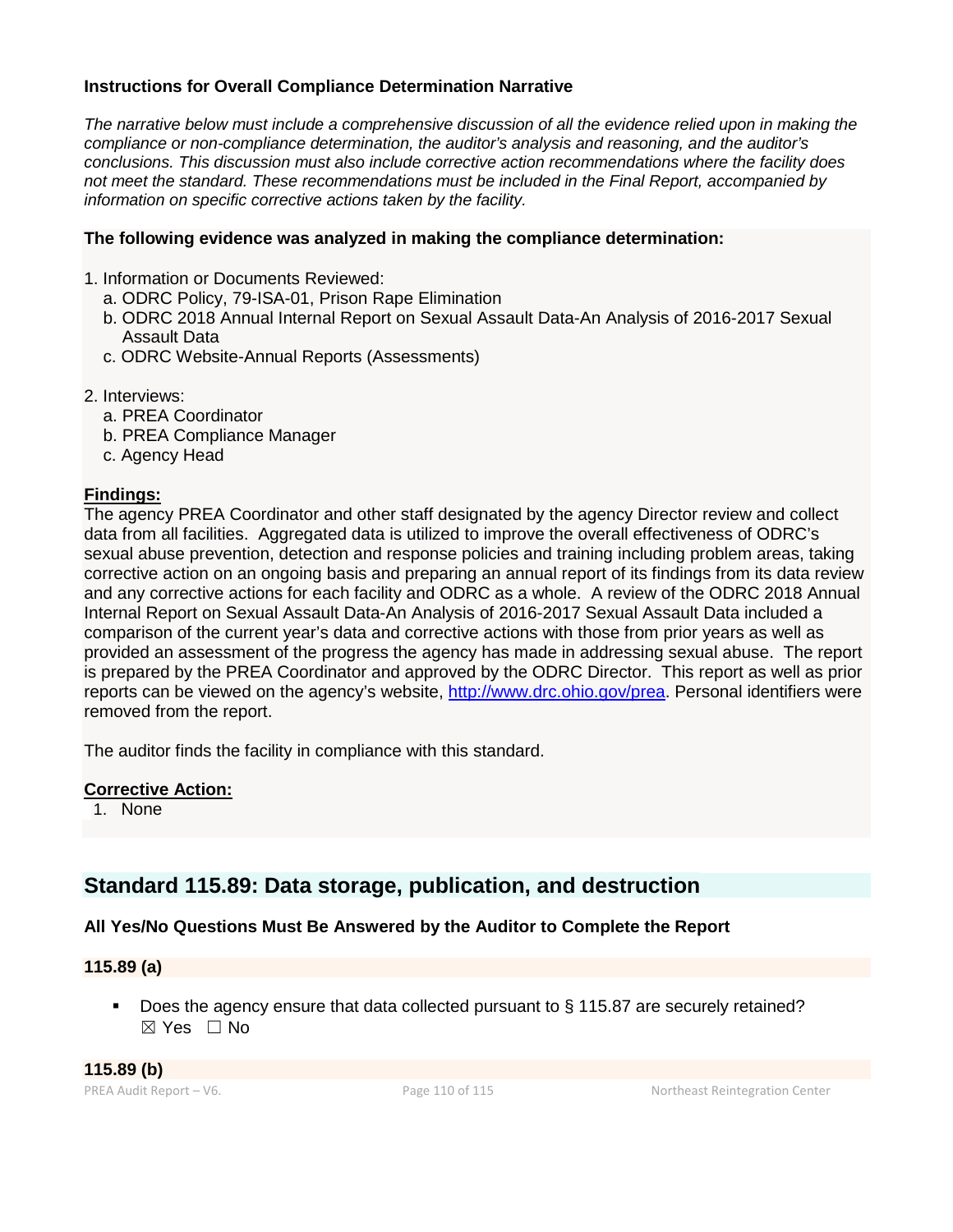**Instructions for Overall Compliance Determination Narrative**

*The narrative below must include a comprehensive discussion of all the evidence relied upon in making the compliance or non-compliance determination, the auditor's analysis and reasoning, and the auditor's conclusions. This discussion must also include corrective action recommendations where the facility does not meet the standard. These recommendations must be included in the Final Report, accompanied by information on specific corrective actions taken by the facility.*

**The following evidence was analyzed in making the compliance determination:**

1. Information or Documents Reviewed:
   a. ODRC Policy, 79-ISA-01, Prison Rape Elimination
   b. ODRC 2018 Annual Internal Report on Sexual Assault Data-An Analysis of 2016-2017 Sexual Assault Data
   c. ODRC Website-Annual Reports (Assessments)

2. Interviews:
   a. PREA Coordinator
   b. PREA Compliance Manager
   c. Agency Head

**Findings:**

The agency PREA Coordinator and other staff designated by the agency Director review and collect data from all facilities. Aggregated data is utilized to improve the overall effectiveness of ODRC's sexual abuse prevention, detection and response policies and training including problem areas, taking corrective action on an ongoing basis and preparing an annual report of its findings from its data review and any corrective actions for each facility and ODRC as a whole. A review of the ODRC 2018 Annual Internal Report on Sexual Assault Data-An Analysis of 2016-2017 Sexual Assault Data included a comparison of the current year's data and corrective actions with those from prior years as well as provided an assessment of the progress the agency has made in addressing sexual abuse. The report is prepared by the PREA Coordinator and approved by the ODRC Director. This report as well as prior reports can be viewed on the agency's website, http://www.drc.ohio.gov/prea. Personal identifiers were removed from the report.

The auditor finds the facility in compliance with this standard.

**Corrective Action:**

1. None

## Standard 115.89: Data storage, publication, and destruction

**All Yes/No Questions Must Be Answered by the Auditor to Complete the Report**

**115.89 (a)**

- Does the agency ensure that data collected pursuant to § 115.87 are securely retained?
  ☒ Yes ☐ No

**115.89 (b)**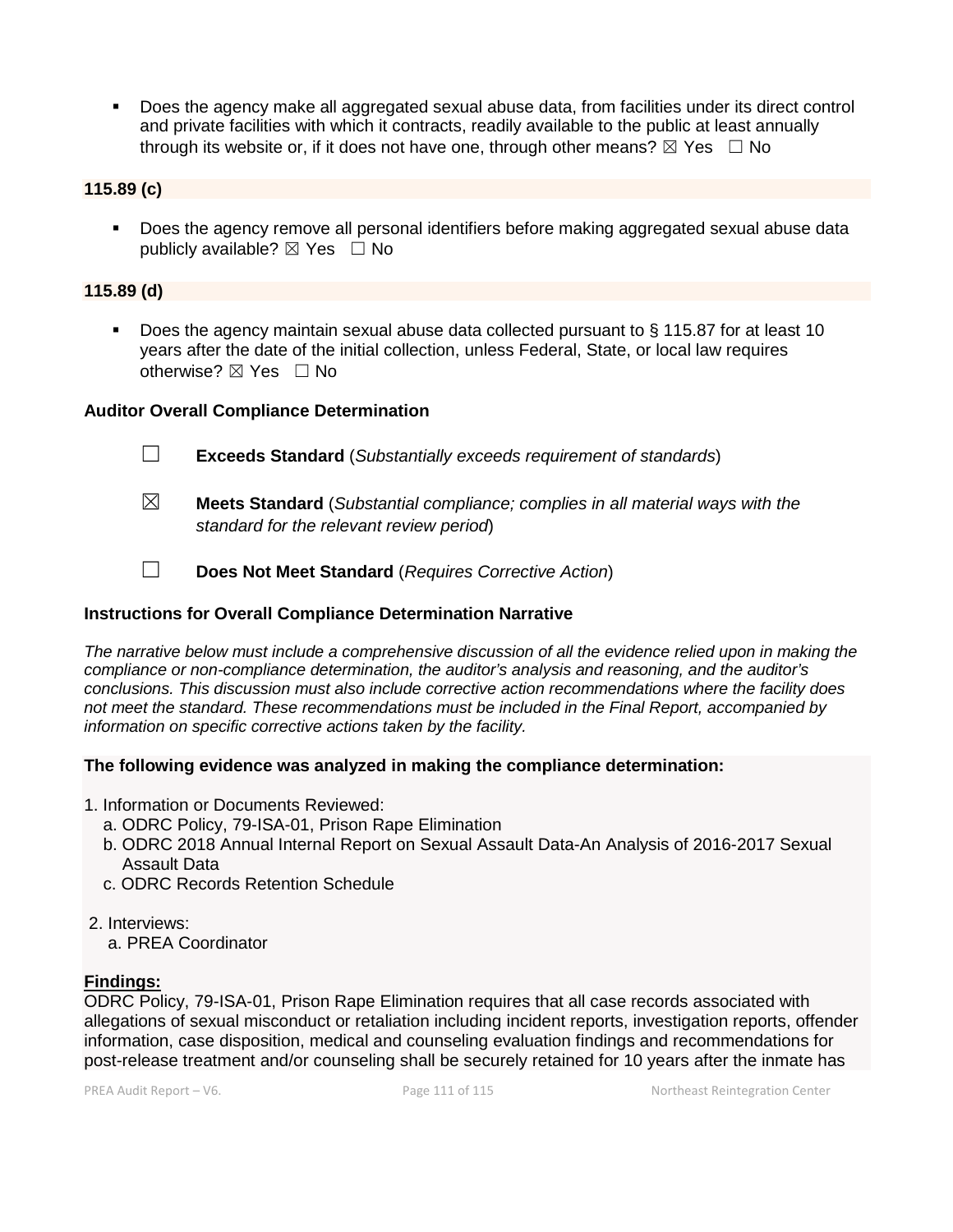- Does the agency make all aggregated sexual abuse data, from facilities under its direct control and private facilities with which it contracts, readily available to the public at least annually through its website or, if it does not have one, through other means? ☒ Yes ☐ No

**115.89 (c)**

- Does the agency remove all personal identifiers before making aggregated sexual abuse data publicly available? ☒ Yes ☐ No

**115.89 (d)**

- Does the agency maintain sexual abuse data collected pursuant to § 115.87 for at least 10 years after the date of the initial collection, unless Federal, State, or local law requires otherwise? ☒ Yes ☐ No

**Auditor Overall Compliance Determination**

☐ **Exceeds Standard** (*Substantially exceeds requirement of standards*)

☒ **Meets Standard** (*Substantial compliance; complies in all material ways with the standard for the relevant review period*)

☐ **Does Not Meet Standard** (*Requires Corrective Action*)

**Instructions for Overall Compliance Determination Narrative**

*The narrative below must include a comprehensive discussion of all the evidence relied upon in making the compliance or non-compliance determination, the auditor's analysis and reasoning, and the auditor's conclusions. This discussion must also include corrective action recommendations where the facility does not meet the standard. These recommendations must be included in the Final Report, accompanied by information on specific corrective actions taken by the facility.*

**The following evidence was analyzed in making the compliance determination:**

1. Information or Documents Reviewed:
   a. ODRC Policy, 79-ISA-01, Prison Rape Elimination
   b. ODRC 2018 Annual Internal Report on Sexual Assault Data-An Analysis of 2016-2017 Sexual Assault Data
   c. ODRC Records Retention Schedule

2. Interviews:
   a. PREA Coordinator

**Findings:**

ODRC Policy, 79-ISA-01, Prison Rape Elimination requires that all case records associated with allegations of sexual misconduct or retaliation including incident reports, investigation reports, offender information, case disposition, medical and counseling evaluation findings and recommendations for post-release treatment and/or counseling shall be securely retained for 10 years after the inmate has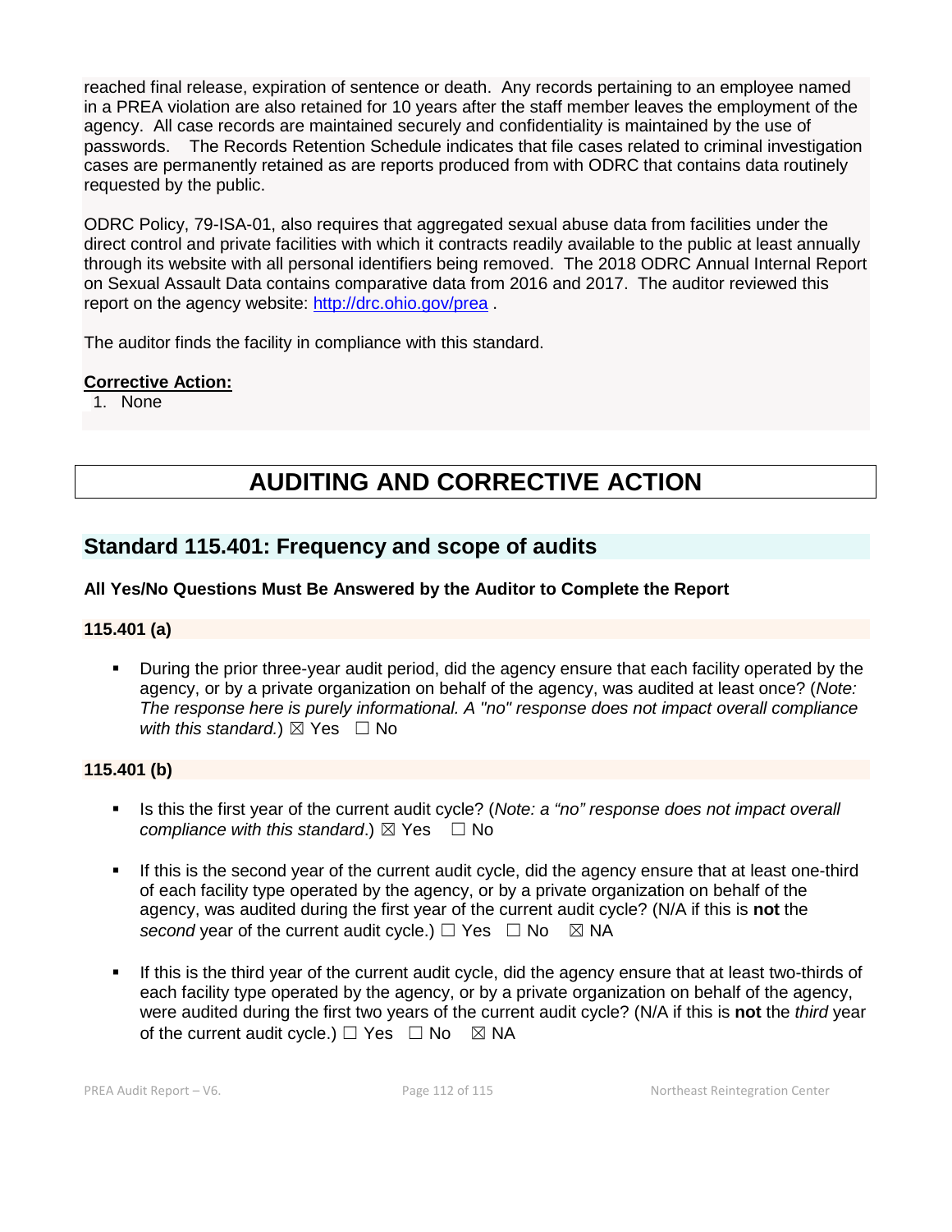reached final release, expiration of sentence or death. Any records pertaining to an employee named in a PREA violation are also retained for 10 years after the staff member leaves the employment of the agency. All case records are maintained securely and confidentiality is maintained by the use of passwords. The Records Retention Schedule indicates that file cases related to criminal investigation cases are permanently retained as are reports produced from with ODRC that contains data routinely requested by the public.

ODRC Policy, 79-ISA-01, also requires that aggregated sexual abuse data from facilities under the direct control and private facilities with which it contracts readily available to the public at least annually through its website with all personal identifiers being removed. The 2018 ODRC Annual Internal Report on Sexual Assault Data contains comparative data from 2016 and 2017. The auditor reviewed this report on the agency website: http://drc.ohio.gov/prea .

The auditor finds the facility in compliance with this standard.

**Corrective Action:**

1. None

# AUDITING AND CORRECTIVE ACTION

## Standard 115.401: Frequency and scope of audits

**All Yes/No Questions Must Be Answered by the Auditor to Complete the Report**

### 115.401 (a)

- During the prior three-year audit period, did the agency ensure that each facility operated by the agency, or by a private organization on behalf of the agency, was audited at least once? (*Note: The response here is purely informational. A "no" response does not impact overall compliance with this standard.*) ☒ Yes ☐ No

### 115.401 (b)

- Is this the first year of the current audit cycle? (*Note: a "no" response does not impact overall compliance with this standard*.) ☒ Yes ☐ No

- If this is the second year of the current audit cycle, did the agency ensure that at least one-third of each facility type operated by the agency, or by a private organization on behalf of the agency, was audited during the first year of the current audit cycle? (N/A if this is **not** the *second* year of the current audit cycle.) ☐ Yes ☐ No ☒ NA

- If this is the third year of the current audit cycle, did the agency ensure that at least two-thirds of each facility type operated by the agency, or by a private organization on behalf of the agency, were audited during the first two years of the current audit cycle? (N/A if this is **not** the *third* year of the current audit cycle.) ☐ Yes ☐ No ☒ NA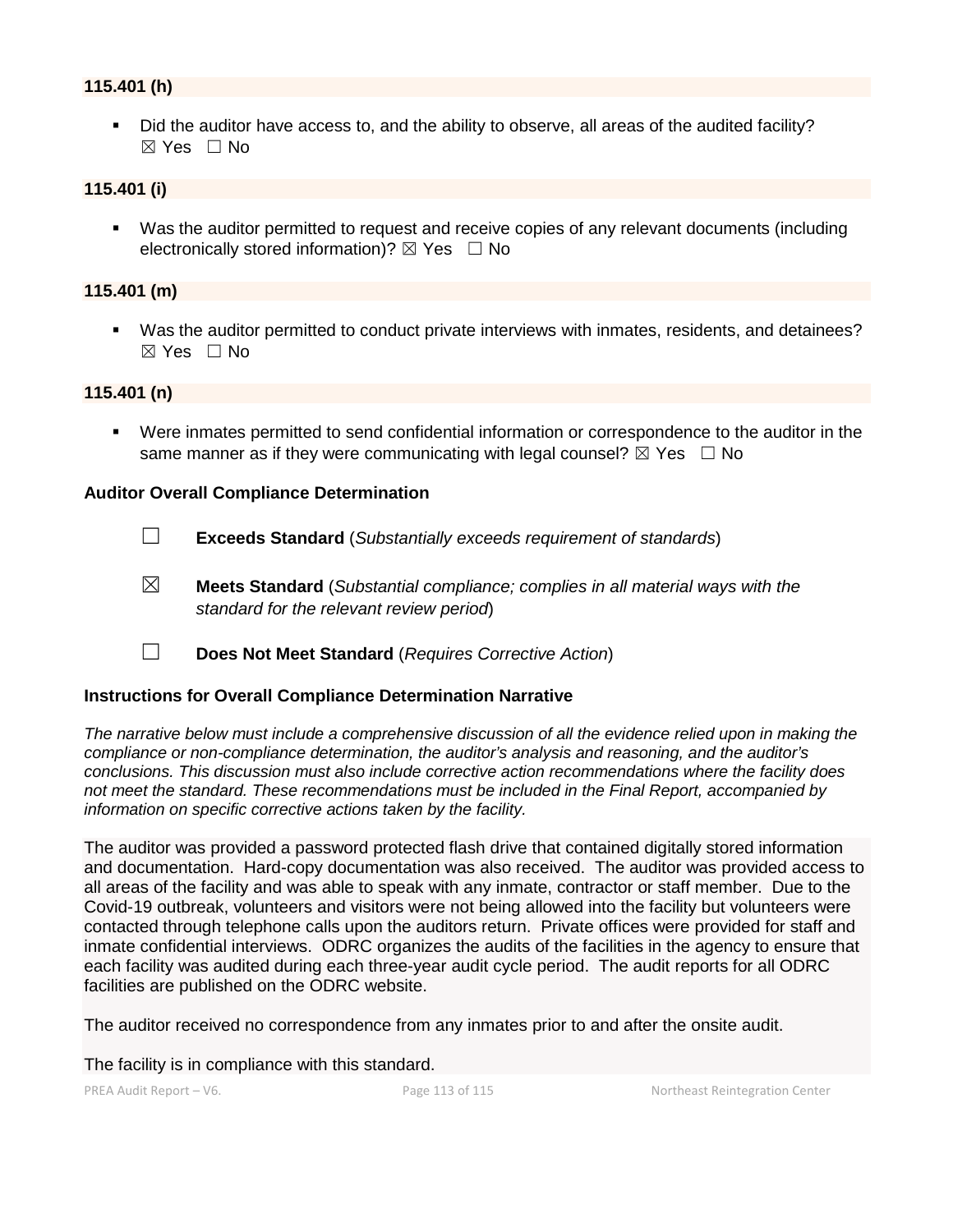**115.401 (h)**

- Did the auditor have access to, and the ability to observe, all areas of the audited facility? ☒ Yes ☐ No

**115.401 (i)**

- Was the auditor permitted to request and receive copies of any relevant documents (including electronically stored information)? ☒ Yes ☐ No

**115.401 (m)**

- Was the auditor permitted to conduct private interviews with inmates, residents, and detainees? ☒ Yes ☐ No

**115.401 (n)**

- Were inmates permitted to send confidential information or correspondence to the auditor in the same manner as if they were communicating with legal counsel? ☒ Yes ☐ No

**Auditor Overall Compliance Determination**

☐ **Exceeds Standard** (*Substantially exceeds requirement of standards*)

☒ **Meets Standard** (*Substantial compliance; complies in all material ways with the standard for the relevant review period*)

☐ **Does Not Meet Standard** (*Requires Corrective Action*)

**Instructions for Overall Compliance Determination Narrative**

*The narrative below must include a comprehensive discussion of all the evidence relied upon in making the compliance or non-compliance determination, the auditor's analysis and reasoning, and the auditor's conclusions. This discussion must also include corrective action recommendations where the facility does not meet the standard. These recommendations must be included in the Final Report, accompanied by information on specific corrective actions taken by the facility.*

The auditor was provided a password protected flash drive that contained digitally stored information and documentation. Hard-copy documentation was also received. The auditor was provided access to all areas of the facility and was able to speak with any inmate, contractor or staff member. Due to the Covid-19 outbreak, volunteers and visitors were not being allowed into the facility but volunteers were contacted through telephone calls upon the auditors return. Private offices were provided for staff and inmate confidential interviews. ODRC organizes the audits of the facilities in the agency to ensure that each facility was audited during each three-year audit cycle period. The audit reports for all ODRC facilities are published on the ODRC website.

The auditor received no correspondence from any inmates prior to and after the onsite audit.

The facility is in compliance with this standard.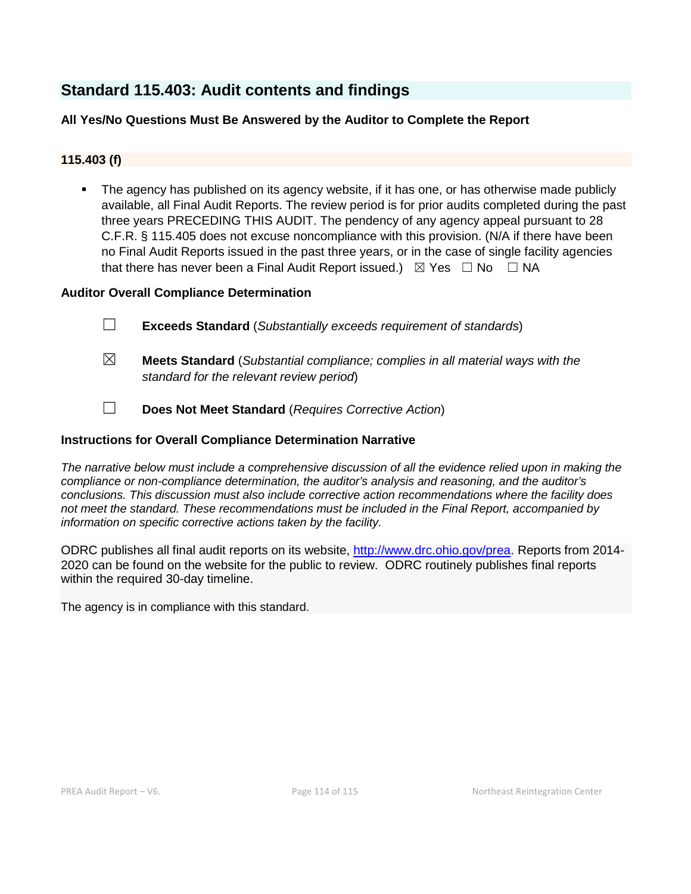## Standard 115.403: Audit contents and findings

**All Yes/No Questions Must Be Answered by the Auditor to Complete the Report**

### 115.403 (f)

- The agency has published on its agency website, if it has one, or has otherwise made publicly available, all Final Audit Reports. The review period is for prior audits completed during the past three years PRECEDING THIS AUDIT. The pendency of any agency appeal pursuant to 28 C.F.R. § 115.405 does not excuse noncompliance with this provision. (N/A if there have been no Final Audit Reports issued in the past three years, or in the case of single facility agencies that there has never been a Final Audit Report issued.) ☒ Yes ☐ No ☐ NA

### Auditor Overall Compliance Determination

☐ **Exceeds Standard** (*Substantially exceeds requirement of standards*)

☒ **Meets Standard** (*Substantial compliance; complies in all material ways with the standard for the relevant review period*)

☐ **Does Not Meet Standard** (*Requires Corrective Action*)

### Instructions for Overall Compliance Determination Narrative

*The narrative below must include a comprehensive discussion of all the evidence relied upon in making the compliance or non-compliance determination, the auditor's analysis and reasoning, and the auditor's conclusions. This discussion must also include corrective action recommendations where the facility does not meet the standard. These recommendations must be included in the Final Report, accompanied by information on specific corrective actions taken by the facility.*

ODRC publishes all final audit reports on its website, http://www.drc.ohio.gov/prea. Reports from 2014-2020 can be found on the website for the public to review. ODRC routinely publishes final reports within the required 30-day timeline.

The agency is in compliance with this standard.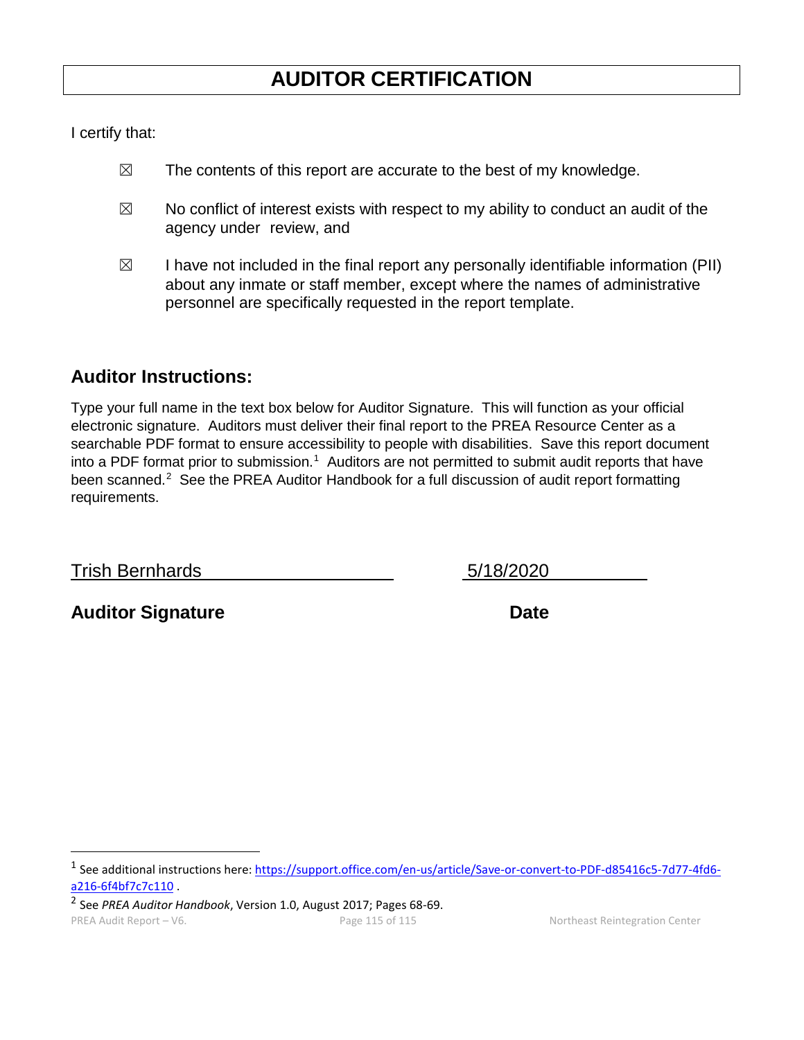# AUDITOR CERTIFICATION

I certify that:

☒ The contents of this report are accurate to the best of my knowledge.

☒ No conflict of interest exists with respect to my ability to conduct an audit of the agency under review, and

☒ I have not included in the final report any personally identifiable information (PII) about any inmate or staff member, except where the names of administrative personnel are specifically requested in the report template.

## Auditor Instructions:

Type your full name in the text box below for Auditor Signature. This will function as your official electronic signature. Auditors must deliver their final report to the PREA Resource Center as a searchable PDF format to ensure accessibility to people with disabilities. Save this report document into a PDF format prior to submission.[1] Auditors are not permitted to submit audit reports that have been scanned.[2] See the PREA Auditor Handbook for a full discussion of audit report formatting requirements.

Trish Bernhards 5/18/2020

**Auditor Signature** **Date**

---

[1] See additional instructions here: https://support.office.com/en-us/article/Save-or-convert-to-PDF-d85416c5-7d77-4fd6-a216-6f4bf7c7c110 .

[2] See *PREA Auditor Handbook*, Version 1.0, August 2017; Pages 68-69.